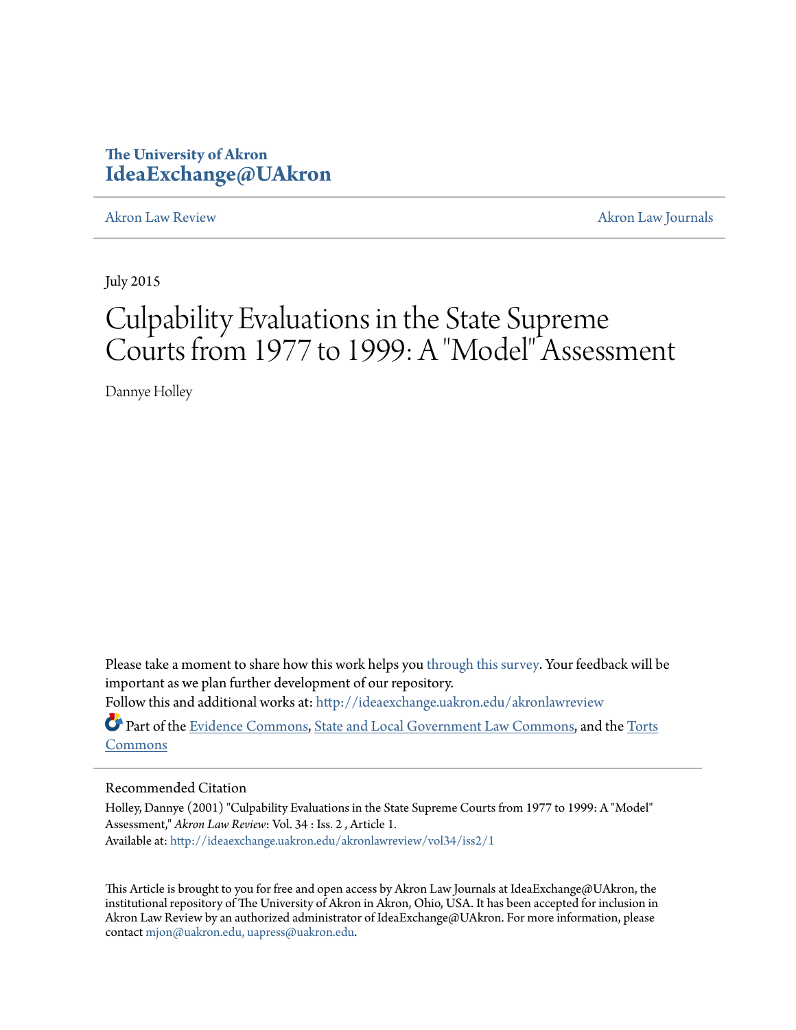The University of Akron
**IdeaExchange@UAkron**

Akron Law Review | Akron Law Journals

July 2015

# Culpability Evaluations in the State Supreme Courts from 1977 to 1999: A "Model" Assessment

Dannye Holley

Please take a moment to share how this work helps you through this survey. Your feedback will be important as we plan further development of our repository.

Follow this and additional works at: http://ideaexchange.uakron.edu/akronlawreview

Part of the Evidence Commons, State and Local Government Law Commons, and the Torts Commons

## Recommended Citation

Holley, Dannye (2001) "Culpability Evaluations in the State Supreme Courts from 1977 to 1999: A "Model" Assessment," *Akron Law Review*: Vol. 34 : Iss. 2 , Article 1.
Available at: http://ideaexchange.uakron.edu/akronlawreview/vol34/iss2/1

This Article is brought to you for free and open access by Akron Law Journals at IdeaExchange@UAkron, the institutional repository of The University of Akron in Akron, Ohio, USA. It has been accepted for inclusion in Akron Law Review by an authorized administrator of IdeaExchange@UAkron. For more information, please contact mjon@uakron.edu, uapress@uakron.edu.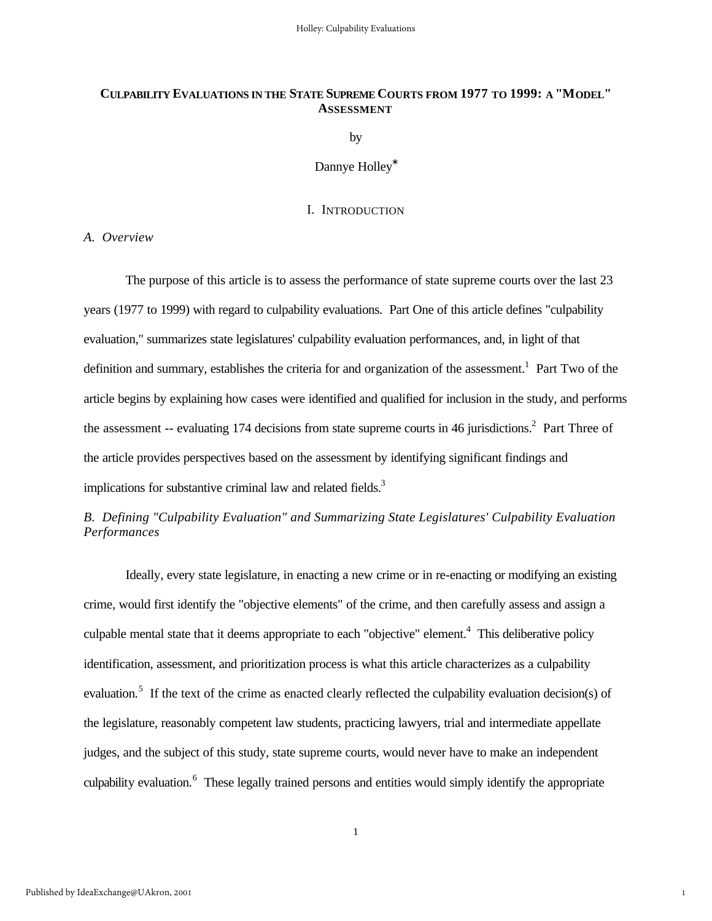# CULPABILITY EVALUATIONS IN THE STATE SUPREME COURTS FROM 1977 TO 1999: A "MODEL" ASSESSMENT

by

Dannye Holley*

## I. INTRODUCTION

### *A. Overview*

The purpose of this article is to assess the performance of state supreme courts over the last 23 years (1977 to 1999) with regard to culpability evaluations. Part One of this article defines "culpability evaluation," summarizes state legislatures' culpability evaluation performances, and, in light of that definition and summary, establishes the criteria for and organization of the assessment.[1] Part Two of the article begins by explaining how cases were identified and qualified for inclusion in the study, and performs the assessment -- evaluating 174 decisions from state supreme courts in 46 jurisdictions.[2] Part Three of the article provides perspectives based on the assessment by identifying significant findings and implications for substantive criminal law and related fields.[3]

### *B. Defining "Culpability Evaluation" and Summarizing State Legislatures' Culpability Evaluation Performances*

Ideally, every state legislature, in enacting a new crime or in re-enacting or modifying an existing crime, would first identify the "objective elements" of the crime, and then carefully assess and assign a culpable mental state that it deems appropriate to each "objective" element.[4] This deliberative policy identification, assessment, and prioritization process is what this article characterizes as a culpability evaluation.[5] If the text of the crime as enacted clearly reflected the culpability evaluation decision(s) of the legislature, reasonably competent law students, practicing lawyers, trial and intermediate appellate judges, and the subject of this study, state supreme courts, would never have to make an independent culpability evaluation.[6] These legally trained persons and entities would simply identify the appropriate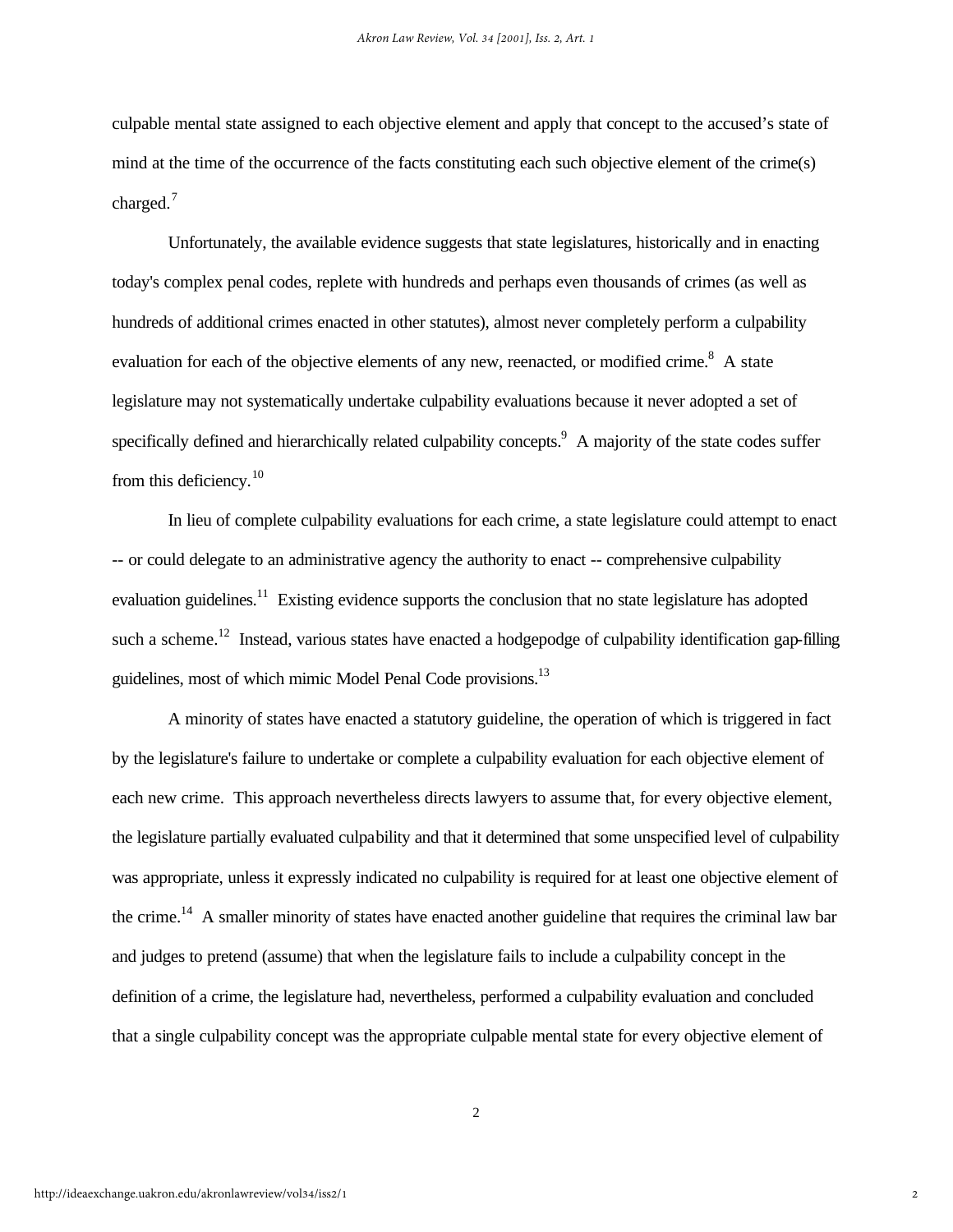culpable mental state assigned to each objective element and apply that concept to the accused's state of mind at the time of the occurrence of the facts constituting each such objective element of the crime(s) charged.[7]

Unfortunately, the available evidence suggests that state legislatures, historically and in enacting today's complex penal codes, replete with hundreds and perhaps even thousands of crimes (as well as hundreds of additional crimes enacted in other statutes), almost never completely perform a culpability evaluation for each of the objective elements of any new, reenacted, or modified crime.[8] A state legislature may not systematically undertake culpability evaluations because it never adopted a set of specifically defined and hierarchically related culpability concepts.[9] A majority of the state codes suffer from this deficiency.[10]

In lieu of complete culpability evaluations for each crime, a state legislature could attempt to enact -- or could delegate to an administrative agency the authority to enact -- comprehensive culpability evaluation guidelines.[11] Existing evidence supports the conclusion that no state legislature has adopted such a scheme.[12] Instead, various states have enacted a hodgepodge of culpability identification gap-filling guidelines, most of which mimic Model Penal Code provisions.[13]

A minority of states have enacted a statutory guideline, the operation of which is triggered in fact by the legislature's failure to undertake or complete a culpability evaluation for each objective element of each new crime. This approach nevertheless directs lawyers to assume that, for every objective element, the legislature partially evaluated culpability and that it determined that some unspecified level of culpability was appropriate, unless it expressly indicated no culpability is required for at least one objective element of the crime.[14] A smaller minority of states have enacted another guideline that requires the criminal law bar and judges to pretend (assume) that when the legislature fails to include a culpability concept in the definition of a crime, the legislature had, nevertheless, performed a culpability evaluation and concluded that a single culpability concept was the appropriate culpable mental state for every objective element of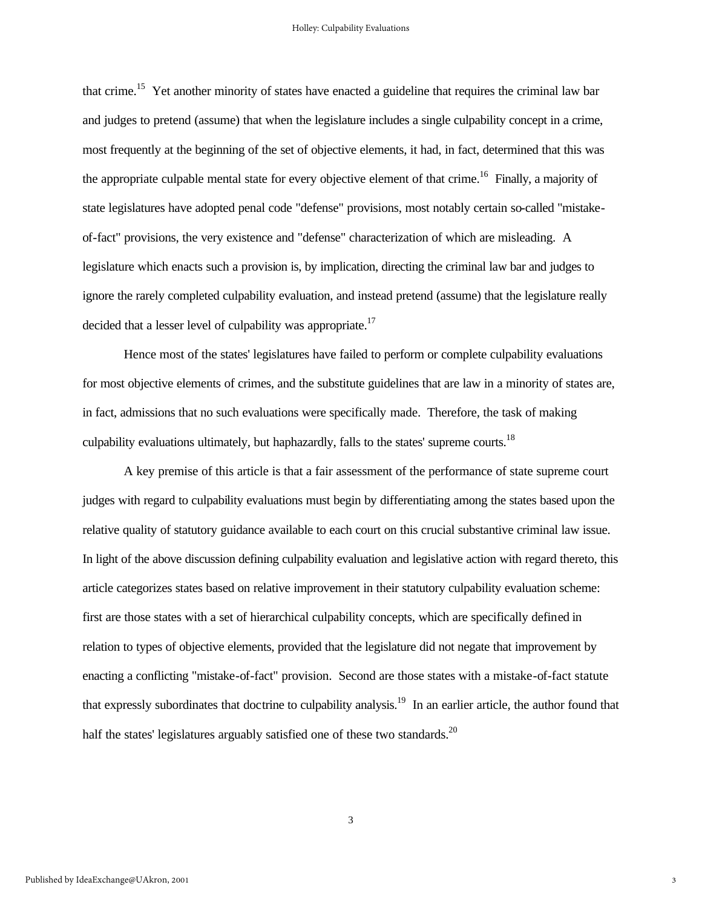that crime.[15] Yet another minority of states have enacted a guideline that requires the criminal law bar and judges to pretend (assume) that when the legislature includes a single culpability concept in a crime, most frequently at the beginning of the set of objective elements, it had, in fact, determined that this was the appropriate culpable mental state for every objective element of that crime.[16] Finally, a majority of state legislatures have adopted penal code "defense" provisions, most notably certain so-called "mistake-of-fact" provisions, the very existence and "defense" characterization of which are misleading. A legislature which enacts such a provision is, by implication, directing the criminal law bar and judges to ignore the rarely completed culpability evaluation, and instead pretend (assume) that the legislature really decided that a lesser level of culpability was appropriate.[17]

Hence most of the states' legislatures have failed to perform or complete culpability evaluations for most objective elements of crimes, and the substitute guidelines that are law in a minority of states are, in fact, admissions that no such evaluations were specifically made. Therefore, the task of making culpability evaluations ultimately, but haphazardly, falls to the states' supreme courts.[18]

A key premise of this article is that a fair assessment of the performance of state supreme court judges with regard to culpability evaluations must begin by differentiating among the states based upon the relative quality of statutory guidance available to each court on this crucial substantive criminal law issue. In light of the above discussion defining culpability evaluation and legislative action with regard thereto, this article categorizes states based on relative improvement in their statutory culpability evaluation scheme: first are those states with a set of hierarchical culpability concepts, which are specifically defined in relation to types of objective elements, provided that the legislature did not negate that improvement by enacting a conflicting "mistake-of-fact" provision. Second are those states with a mistake-of-fact statute that expressly subordinates that doctrine to culpability analysis.[19] In an earlier article, the author found that half the states' legislatures arguably satisfied one of these two standards.[20]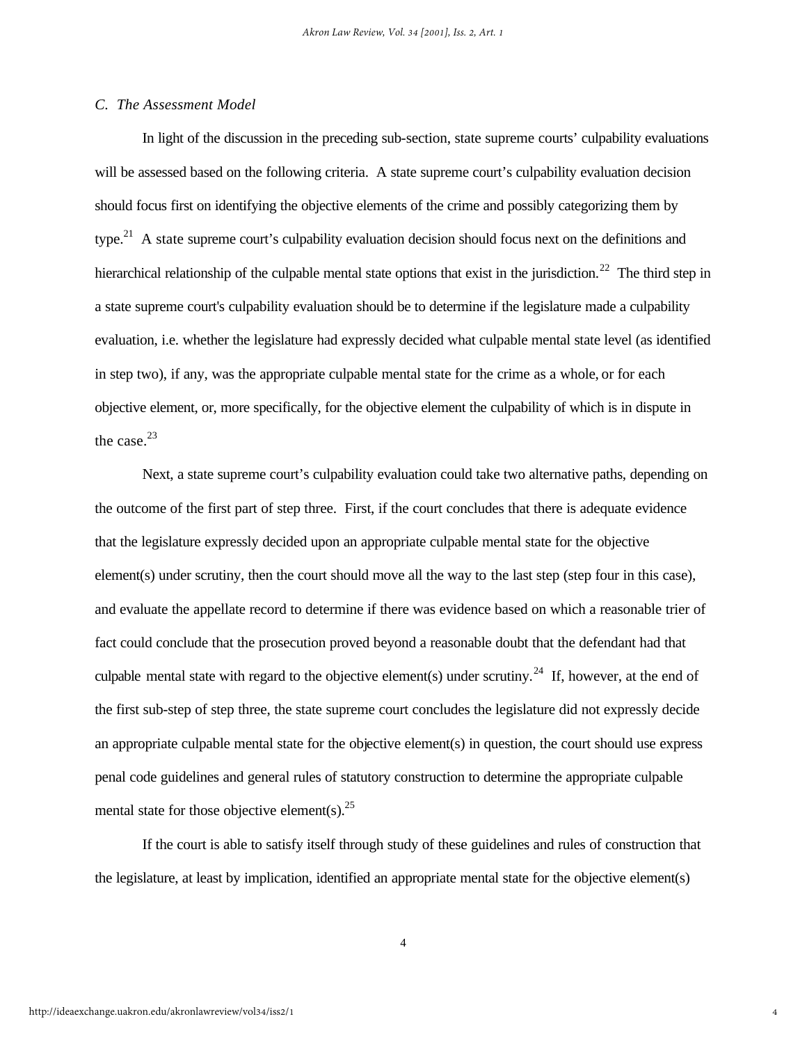### *C. The Assessment Model*

In light of the discussion in the preceding sub-section, state supreme courts' culpability evaluations will be assessed based on the following criteria. A state supreme court's culpability evaluation decision should focus first on identifying the objective elements of the crime and possibly categorizing them by type.[21] A state supreme court's culpability evaluation decision should focus next on the definitions and hierarchical relationship of the culpable mental state options that exist in the jurisdiction.[22] The third step in a state supreme court's culpability evaluation should be to determine if the legislature made a culpability evaluation, i.e. whether the legislature had expressly decided what culpable mental state level (as identified in step two), if any, was the appropriate culpable mental state for the crime as a whole, or for each objective element, or, more specifically, for the objective element the culpability of which is in dispute in the case.[23]

Next, a state supreme court's culpability evaluation could take two alternative paths, depending on the outcome of the first part of step three. First, if the court concludes that there is adequate evidence that the legislature expressly decided upon an appropriate culpable mental state for the objective element(s) under scrutiny, then the court should move all the way to the last step (step four in this case), and evaluate the appellate record to determine if there was evidence based on which a reasonable trier of fact could conclude that the prosecution proved beyond a reasonable doubt that the defendant had that culpable mental state with regard to the objective element(s) under scrutiny.[24] If, however, at the end of the first sub-step of step three, the state supreme court concludes the legislature did not expressly decide an appropriate culpable mental state for the objective element(s) in question, the court should use express penal code guidelines and general rules of statutory construction to determine the appropriate culpable mental state for those objective element(s).[25]

If the court is able to satisfy itself through study of these guidelines and rules of construction that the legislature, at least by implication, identified an appropriate mental state for the objective element(s)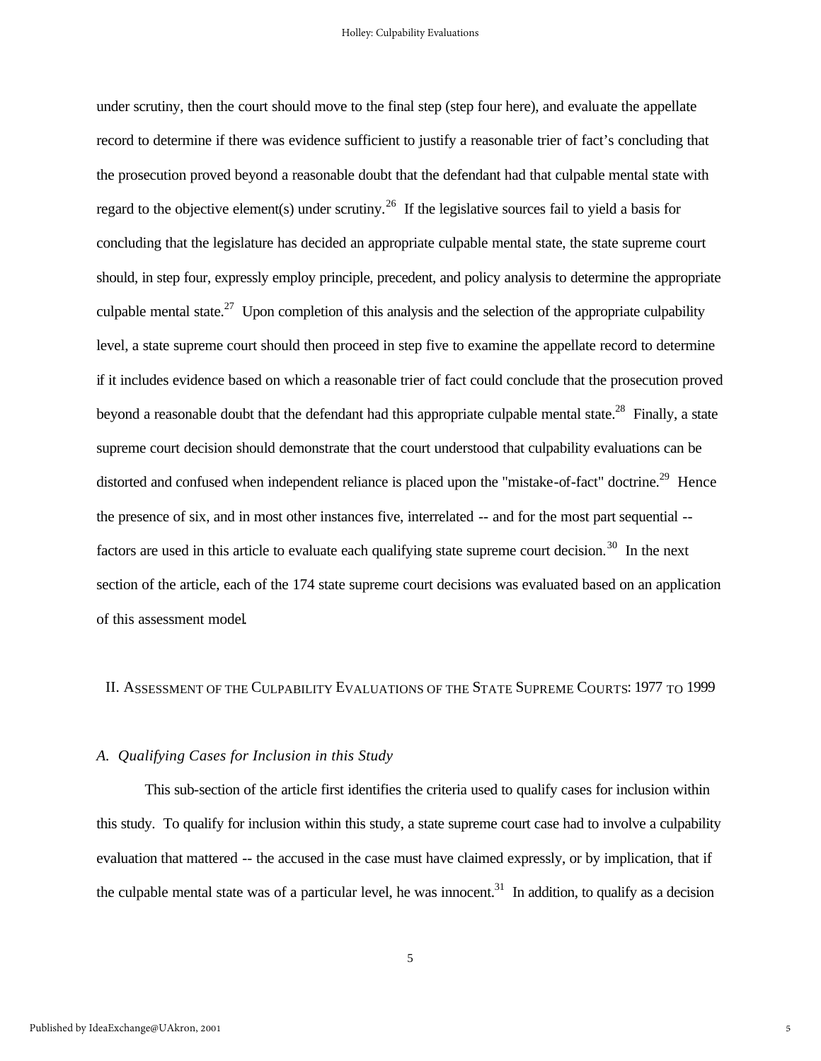under scrutiny, then the court should move to the final step (step four here), and evaluate the appellate record to determine if there was evidence sufficient to justify a reasonable trier of fact's concluding that the prosecution proved beyond a reasonable doubt that the defendant had that culpable mental state with regard to the objective element(s) under scrutiny.[26] If the legislative sources fail to yield a basis for concluding that the legislature has decided an appropriate culpable mental state, the state supreme court should, in step four, expressly employ principle, precedent, and policy analysis to determine the appropriate culpable mental state.[27] Upon completion of this analysis and the selection of the appropriate culpability level, a state supreme court should then proceed in step five to examine the appellate record to determine if it includes evidence based on which a reasonable trier of fact could conclude that the prosecution proved beyond a reasonable doubt that the defendant had this appropriate culpable mental state.[28] Finally, a state supreme court decision should demonstrate that the court understood that culpability evaluations can be distorted and confused when independent reliance is placed upon the "mistake-of-fact" doctrine.[29] Hence the presence of six, and in most other instances five, interrelated -- and for the most part sequential -- factors are used in this article to evaluate each qualifying state supreme court decision.[30] In the next section of the article, each of the 174 state supreme court decisions was evaluated based on an application of this assessment model.

## II. Assessment of the Culpability Evaluations of the State Supreme Courts: 1977 to 1999

### *A. Qualifying Cases for Inclusion in this Study*

This sub-section of the article first identifies the criteria used to qualify cases for inclusion within this study. To qualify for inclusion within this study, a state supreme court case had to involve a culpability evaluation that mattered -- the accused in the case must have claimed expressly, or by implication, that if the culpable mental state was of a particular level, he was innocent.[31] In addition, to qualify as a decision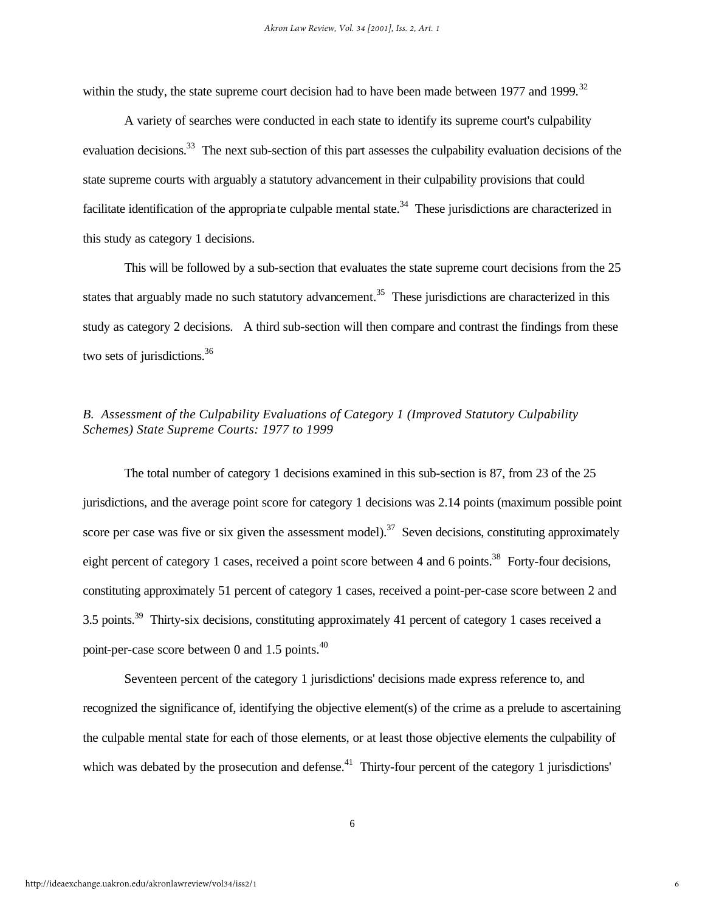within the study, the state supreme court decision had to have been made between 1977 and 1999.[32]

A variety of searches were conducted in each state to identify its supreme court's culpability evaluation decisions.[33] The next sub-section of this part assesses the culpability evaluation decisions of the state supreme courts with arguably a statutory advancement in their culpability provisions that could facilitate identification of the appropriate culpable mental state.[34] These jurisdictions are characterized in this study as category 1 decisions.

This will be followed by a sub-section that evaluates the state supreme court decisions from the 25 states that arguably made no such statutory advancement.[35] These jurisdictions are characterized in this study as category 2 decisions. A third sub-section will then compare and contrast the findings from these two sets of jurisdictions.[36]

### *B. Assessment of the Culpability Evaluations of Category 1 (Improved Statutory Culpability Schemes) State Supreme Courts: 1977 to 1999*

The total number of category 1 decisions examined in this sub-section is 87, from 23 of the 25 jurisdictions, and the average point score for category 1 decisions was 2.14 points (maximum possible point score per case was five or six given the assessment model).[37] Seven decisions, constituting approximately eight percent of category 1 cases, received a point score between 4 and 6 points.[38] Forty-four decisions, constituting approximately 51 percent of category 1 cases, received a point-per-case score between 2 and 3.5 points.[39] Thirty-six decisions, constituting approximately 41 percent of category 1 cases received a point-per-case score between 0 and 1.5 points.[40]

Seventeen percent of the category 1 jurisdictions' decisions made express reference to, and recognized the significance of, identifying the objective element(s) of the crime as a prelude to ascertaining the culpable mental state for each of those elements, or at least those objective elements the culpability of which was debated by the prosecution and defense.[41] Thirty-four percent of the category 1 jurisdictions'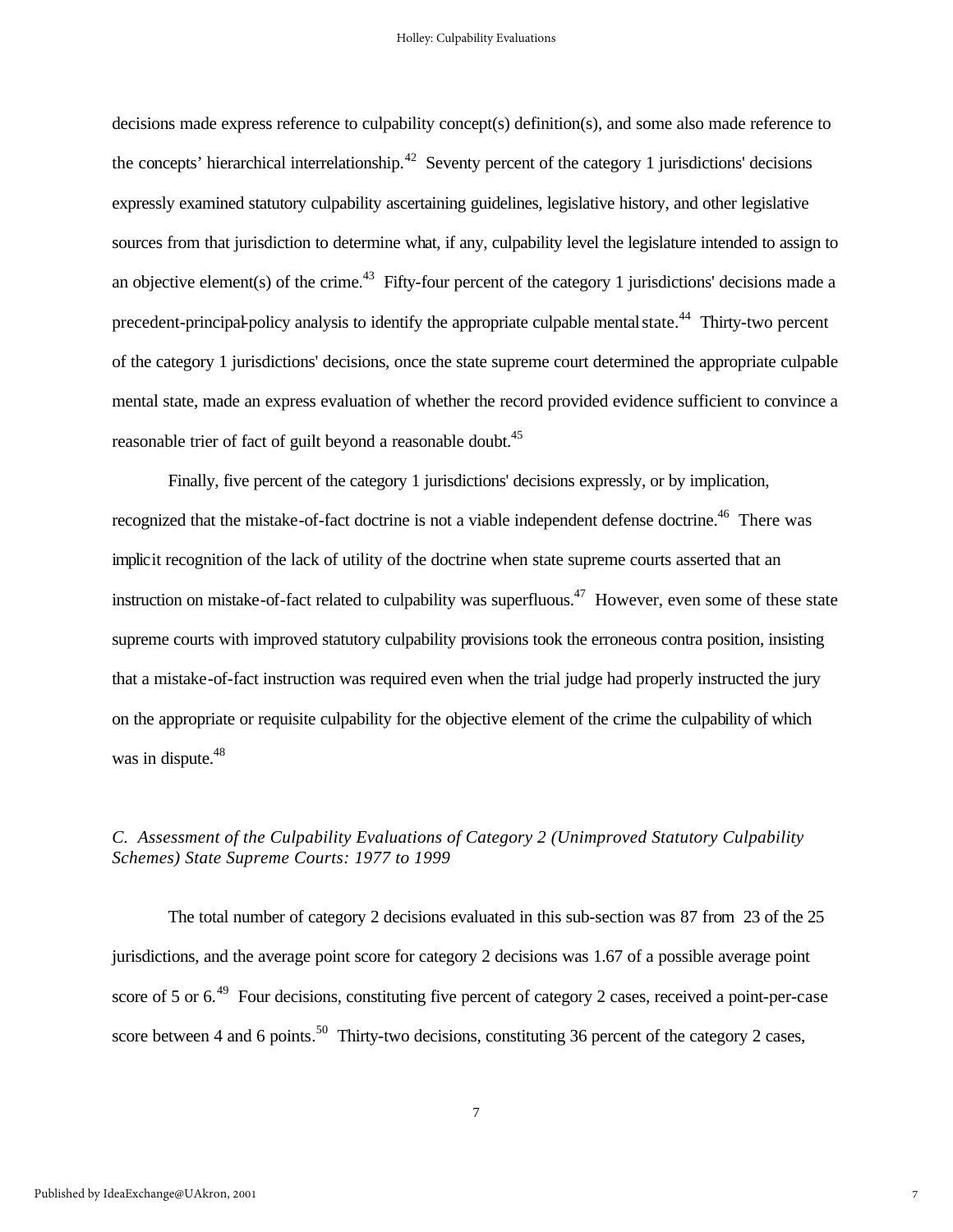decisions made express reference to culpability concept(s) definition(s), and some also made reference to the concepts' hierarchical interrelationship.[42] Seventy percent of the category 1 jurisdictions' decisions expressly examined statutory culpability ascertaining guidelines, legislative history, and other legislative sources from that jurisdiction to determine what, if any, culpability level the legislature intended to assign to an objective element(s) of the crime.[43] Fifty-four percent of the category 1 jurisdictions' decisions made a precedent-principal-policy analysis to identify the appropriate culpable mental state.[44] Thirty-two percent of the category 1 jurisdictions' decisions, once the state supreme court determined the appropriate culpable mental state, made an express evaluation of whether the record provided evidence sufficient to convince a reasonable trier of fact of guilt beyond a reasonable doubt.[45]

Finally, five percent of the category 1 jurisdictions' decisions expressly, or by implication, recognized that the mistake-of-fact doctrine is not a viable independent defense doctrine.[46] There was implicit recognition of the lack of utility of the doctrine when state supreme courts asserted that an instruction on mistake-of-fact related to culpability was superfluous.[47] However, even some of these state supreme courts with improved statutory culpability provisions took the erroneous contra position, insisting that a mistake-of-fact instruction was required even when the trial judge had properly instructed the jury on the appropriate or requisite culpability for the objective element of the crime the culpability of which was in dispute.[48]

### *C. Assessment of the Culpability Evaluations of Category 2 (Unimproved Statutory Culpability Schemes) State Supreme Courts: 1977 to 1999*

The total number of category 2 decisions evaluated in this sub-section was 87 from 23 of the 25 jurisdictions, and the average point score for category 2 decisions was 1.67 of a possible average point score of 5 or 6.[49] Four decisions, constituting five percent of category 2 cases, received a point-per-case score between 4 and 6 points.[50] Thirty-two decisions, constituting 36 percent of the category 2 cases,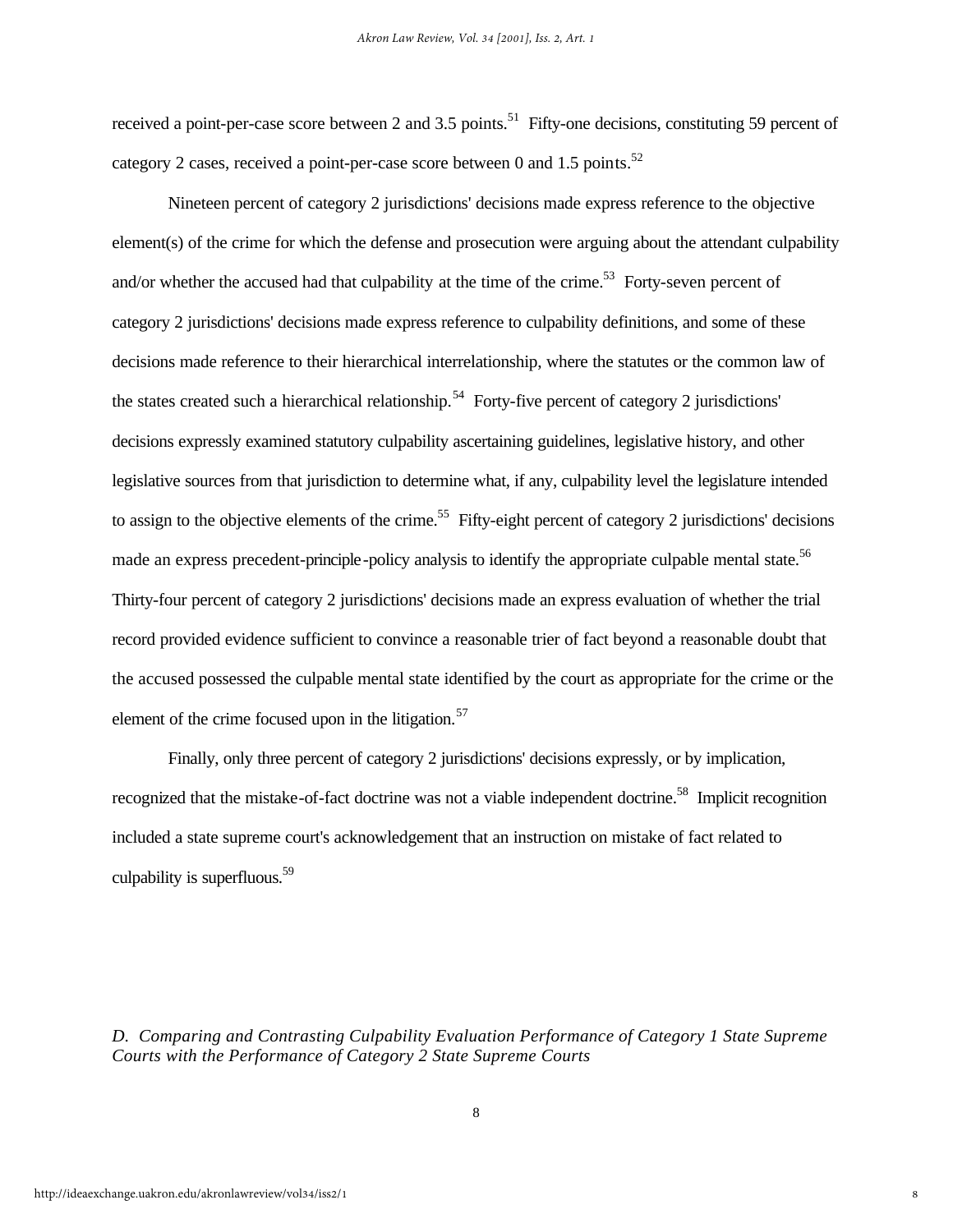received a point-per-case score between 2 and 3.5 points.[51] Fifty-one decisions, constituting 59 percent of category 2 cases, received a point-per-case score between 0 and 1.5 points.[52]

Nineteen percent of category 2 jurisdictions' decisions made express reference to the objective element(s) of the crime for which the defense and prosecution were arguing about the attendant culpability and/or whether the accused had that culpability at the time of the crime.[53] Forty-seven percent of category 2 jurisdictions' decisions made express reference to culpability definitions, and some of these decisions made reference to their hierarchical interrelationship, where the statutes or the common law of the states created such a hierarchical relationship.[54] Forty-five percent of category 2 jurisdictions' decisions expressly examined statutory culpability ascertaining guidelines, legislative history, and other legislative sources from that jurisdiction to determine what, if any, culpability level the legislature intended to assign to the objective elements of the crime.[55] Fifty-eight percent of category 2 jurisdictions' decisions made an express precedent-principle-policy analysis to identify the appropriate culpable mental state.[56] Thirty-four percent of category 2 jurisdictions' decisions made an express evaluation of whether the trial record provided evidence sufficient to convince a reasonable trier of fact beyond a reasonable doubt that the accused possessed the culpable mental state identified by the court as appropriate for the crime or the element of the crime focused upon in the litigation.[57]

Finally, only three percent of category 2 jurisdictions' decisions expressly, or by implication, recognized that the mistake-of-fact doctrine was not a viable independent doctrine.[58] Implicit recognition included a state supreme court's acknowledgement that an instruction on mistake of fact related to culpability is superfluous.[59]

### *D. Comparing and Contrasting Culpability Evaluation Performance of Category 1 State Supreme Courts with the Performance of Category 2 State Supreme Courts*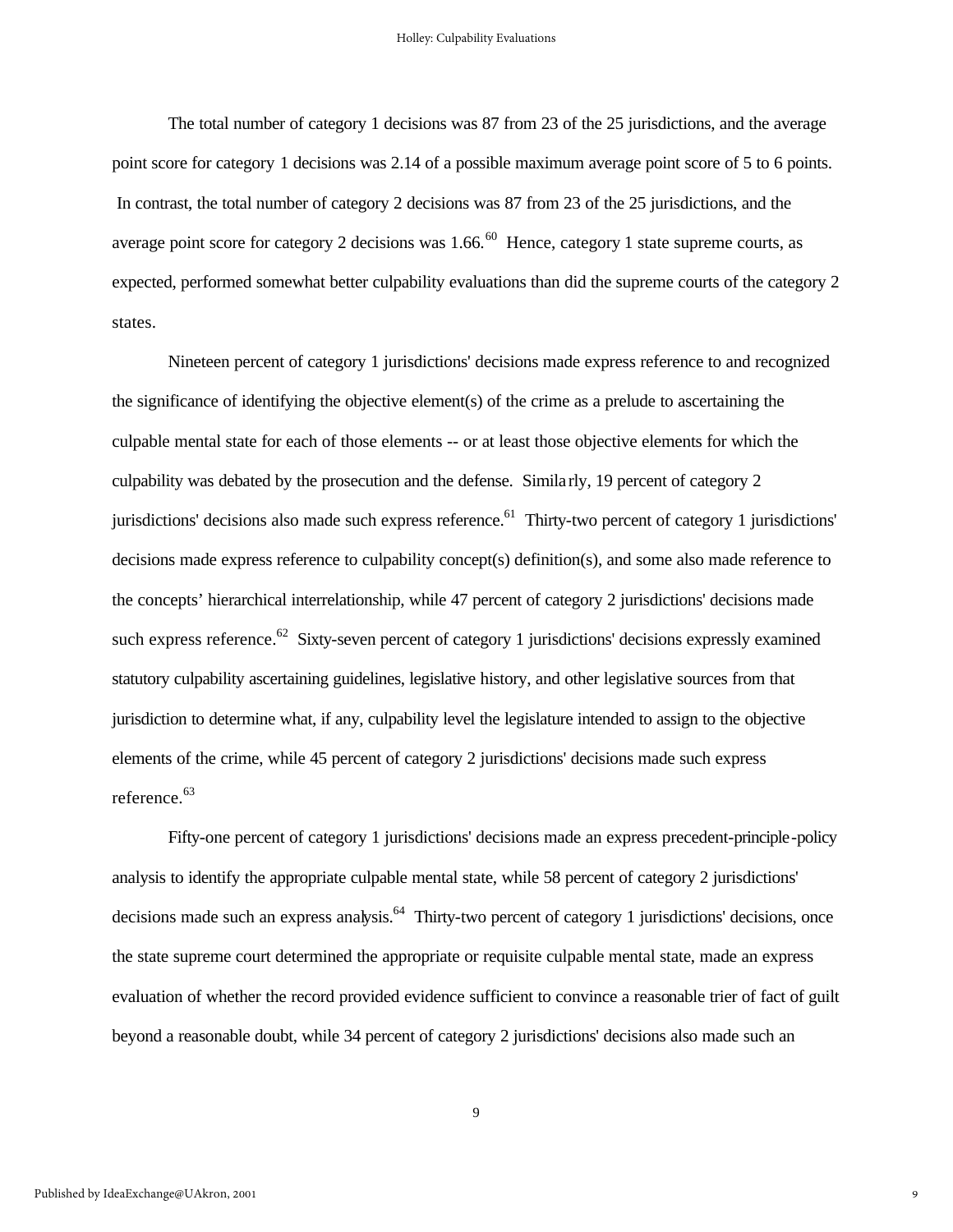The total number of category 1 decisions was 87 from 23 of the 25 jurisdictions, and the average point score for category 1 decisions was 2.14 of a possible maximum average point score of 5 to 6 points. In contrast, the total number of category 2 decisions was 87 from 23 of the 25 jurisdictions, and the average point score for category 2 decisions was 1.66.[60] Hence, category 1 state supreme courts, as expected, performed somewhat better culpability evaluations than did the supreme courts of the category 2 states.

Nineteen percent of category 1 jurisdictions' decisions made express reference to and recognized the significance of identifying the objective element(s) of the crime as a prelude to ascertaining the culpable mental state for each of those elements -- or at least those objective elements for which the culpability was debated by the prosecution and the defense. Similarly, 19 percent of category 2 jurisdictions' decisions also made such express reference.[61] Thirty-two percent of category 1 jurisdictions' decisions made express reference to culpability concept(s) definition(s), and some also made reference to the concepts' hierarchical interrelationship, while 47 percent of category 2 jurisdictions' decisions made such express reference.[62] Sixty-seven percent of category 1 jurisdictions' decisions expressly examined statutory culpability ascertaining guidelines, legislative history, and other legislative sources from that jurisdiction to determine what, if any, culpability level the legislature intended to assign to the objective elements of the crime, while 45 percent of category 2 jurisdictions' decisions made such express reference.[63]

Fifty-one percent of category 1 jurisdictions' decisions made an express precedent-principle-policy analysis to identify the appropriate culpable mental state, while 58 percent of category 2 jurisdictions' decisions made such an express analysis.[64] Thirty-two percent of category 1 jurisdictions' decisions, once the state supreme court determined the appropriate or requisite culpable mental state, made an express evaluation of whether the record provided evidence sufficient to convince a reasonable trier of fact of guilt beyond a reasonable doubt, while 34 percent of category 2 jurisdictions' decisions also made such an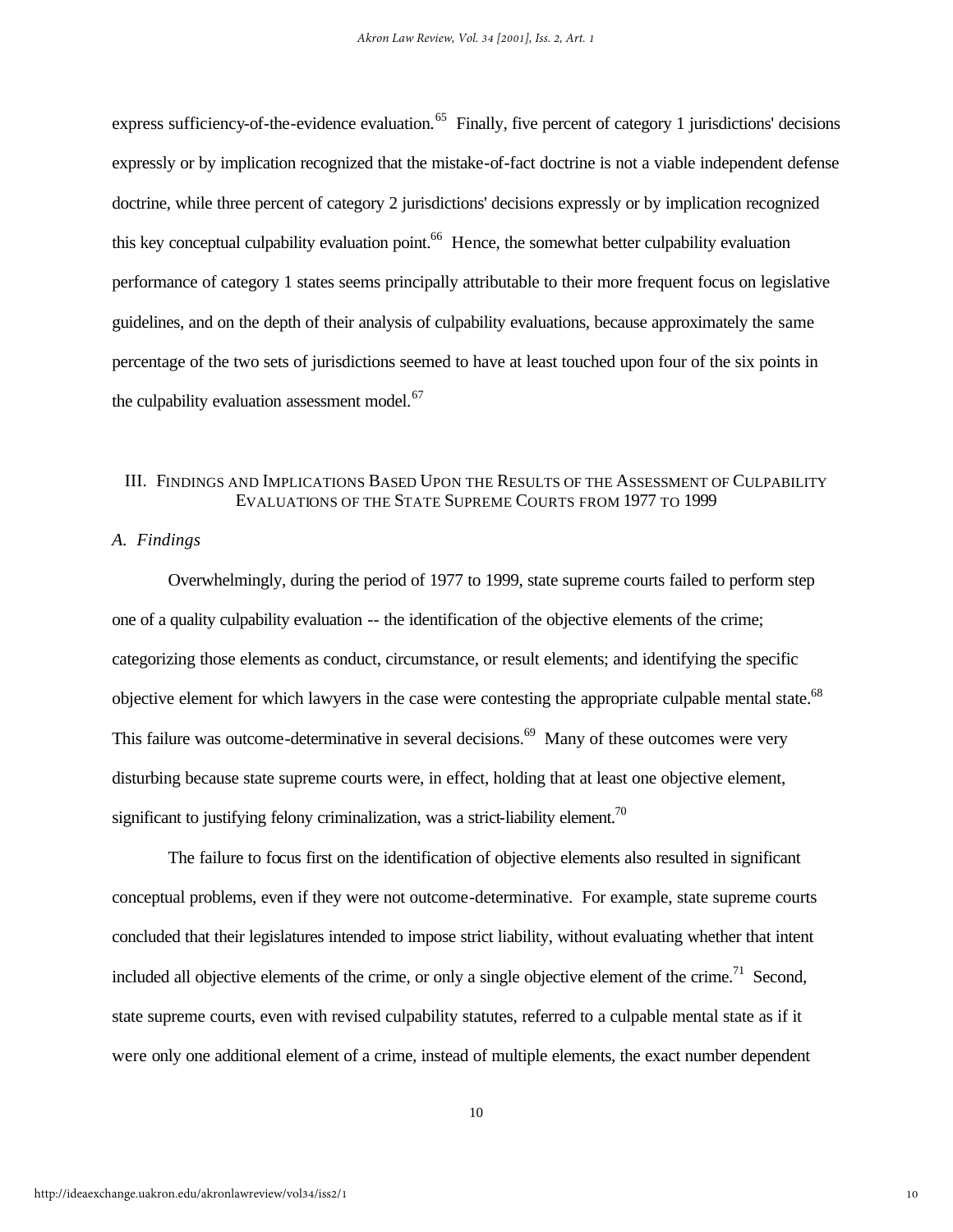express sufficiency-of-the-evidence evaluation.[65] Finally, five percent of category 1 jurisdictions' decisions expressly or by implication recognized that the mistake-of-fact doctrine is not a viable independent defense doctrine, while three percent of category 2 jurisdictions' decisions expressly or by implication recognized this key conceptual culpability evaluation point.[66] Hence, the somewhat better culpability evaluation performance of category 1 states seems principally attributable to their more frequent focus on legislative guidelines, and on the depth of their analysis of culpability evaluations, because approximately the same percentage of the two sets of jurisdictions seemed to have at least touched upon four of the six points in the culpability evaluation assessment model.[67]

## III. Findings and Implications Based Upon the Results of the Assessment of Culpability Evaluations of the State Supreme Courts from 1977 to 1999

### *A. Findings*

Overwhelmingly, during the period of 1977 to 1999, state supreme courts failed to perform step one of a quality culpability evaluation -- the identification of the objective elements of the crime; categorizing those elements as conduct, circumstance, or result elements; and identifying the specific objective element for which lawyers in the case were contesting the appropriate culpable mental state.[68] This failure was outcome-determinative in several decisions.[69] Many of these outcomes were very disturbing because state supreme courts were, in effect, holding that at least one objective element, significant to justifying felony criminalization, was a strict-liability element.[70]

The failure to focus first on the identification of objective elements also resulted in significant conceptual problems, even if they were not outcome-determinative. For example, state supreme courts concluded that their legislatures intended to impose strict liability, without evaluating whether that intent included all objective elements of the crime, or only a single objective element of the crime.[71] Second, state supreme courts, even with revised culpability statutes, referred to a culpable mental state as if it were only one additional element of a crime, instead of multiple elements, the exact number dependent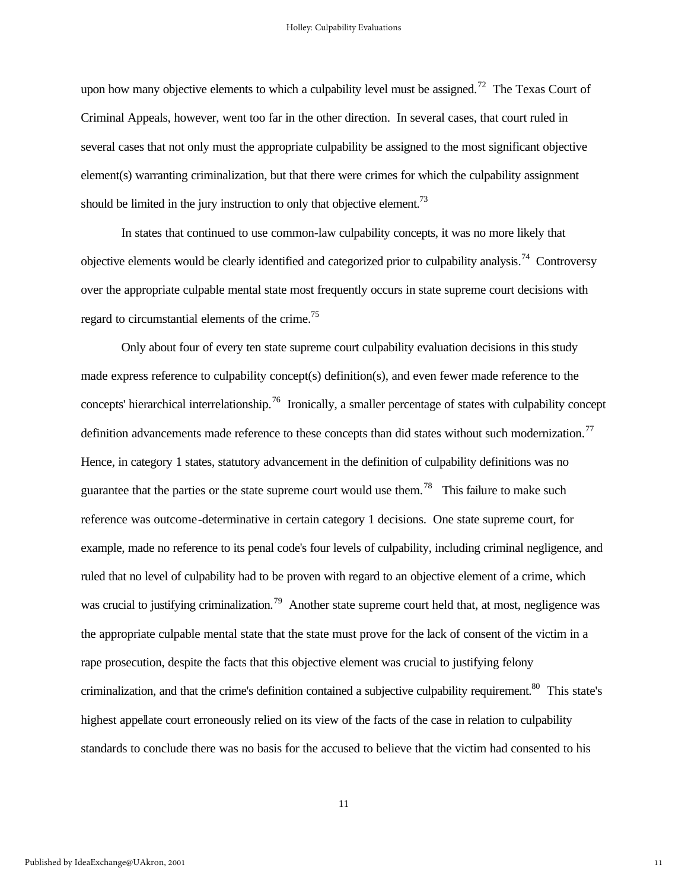upon how many objective elements to which a culpability level must be assigned.[72] The Texas Court of Criminal Appeals, however, went too far in the other direction. In several cases, that court ruled in several cases that not only must the appropriate culpability be assigned to the most significant objective element(s) warranting criminalization, but that there were crimes for which the culpability assignment should be limited in the jury instruction to only that objective element.[73]

In states that continued to use common-law culpability concepts, it was no more likely that objective elements would be clearly identified and categorized prior to culpability analysis.[74] Controversy over the appropriate culpable mental state most frequently occurs in state supreme court decisions with regard to circumstantial elements of the crime.[75]

Only about four of every ten state supreme court culpability evaluation decisions in this study made express reference to culpability concept(s) definition(s), and even fewer made reference to the concepts' hierarchical interrelationship.[76] Ironically, a smaller percentage of states with culpability concept definition advancements made reference to these concepts than did states without such modernization.[77] Hence, in category 1 states, statutory advancement in the definition of culpability definitions was no guarantee that the parties or the state supreme court would use them.[78] This failure to make such reference was outcome-determinative in certain category 1 decisions. One state supreme court, for example, made no reference to its penal code's four levels of culpability, including criminal negligence, and ruled that no level of culpability had to be proven with regard to an objective element of a crime, which was crucial to justifying criminalization.[79] Another state supreme court held that, at most, negligence was the appropriate culpable mental state that the state must prove for the lack of consent of the victim in a rape prosecution, despite the facts that this objective element was crucial to justifying felony criminalization, and that the crime's definition contained a subjective culpability requirement.[80] This state's highest appellate court erroneously relied on its view of the facts of the case in relation to culpability standards to conclude there was no basis for the accused to believe that the victim had consented to his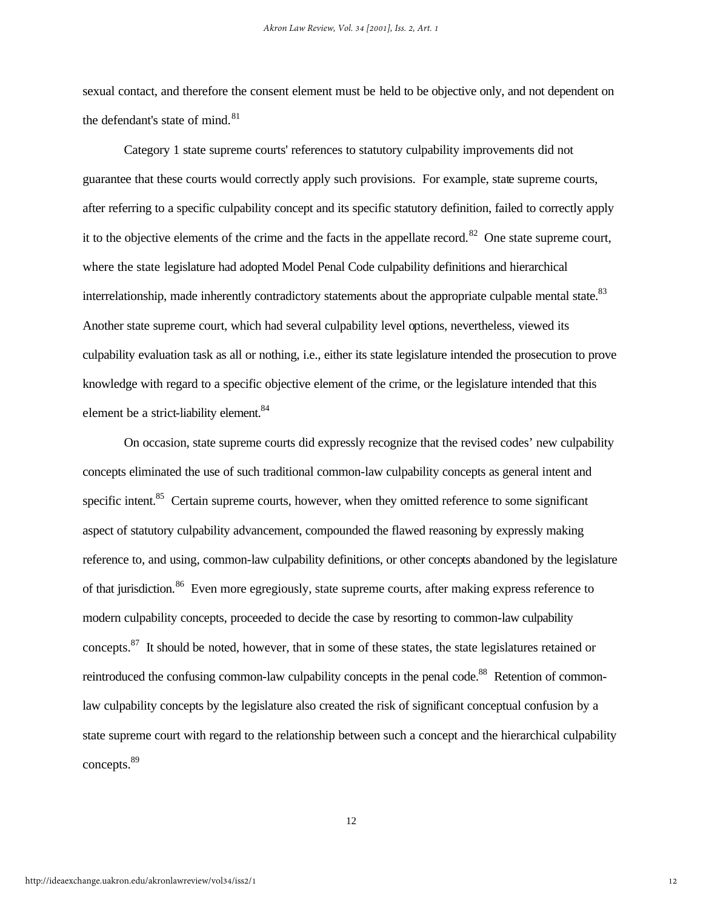sexual contact, and therefore the consent element must be held to be objective only, and not dependent on the defendant's state of mind.[81]

Category 1 state supreme courts' references to statutory culpability improvements did not guarantee that these courts would correctly apply such provisions. For example, state supreme courts, after referring to a specific culpability concept and its specific statutory definition, failed to correctly apply it to the objective elements of the crime and the facts in the appellate record.[82] One state supreme court, where the state legislature had adopted Model Penal Code culpability definitions and hierarchical interrelationship, made inherently contradictory statements about the appropriate culpable mental state.[83] Another state supreme court, which had several culpability level options, nevertheless, viewed its culpability evaluation task as all or nothing, i.e., either its state legislature intended the prosecution to prove knowledge with regard to a specific objective element of the crime, or the legislature intended that this element be a strict-liability element.[84]

On occasion, state supreme courts did expressly recognize that the revised codes' new culpability concepts eliminated the use of such traditional common-law culpability concepts as general intent and specific intent.[85] Certain supreme courts, however, when they omitted reference to some significant aspect of statutory culpability advancement, compounded the flawed reasoning by expressly making reference to, and using, common-law culpability definitions, or other concepts abandoned by the legislature of that jurisdiction.[86] Even more egregiously, state supreme courts, after making express reference to modern culpability concepts, proceeded to decide the case by resorting to common-law culpability concepts.[87] It should be noted, however, that in some of these states, the state legislatures retained or reintroduced the confusing common-law culpability concepts in the penal code.[88] Retention of common-law culpability concepts by the legislature also created the risk of significant conceptual confusion by a state supreme court with regard to the relationship between such a concept and the hierarchical culpability concepts.[89]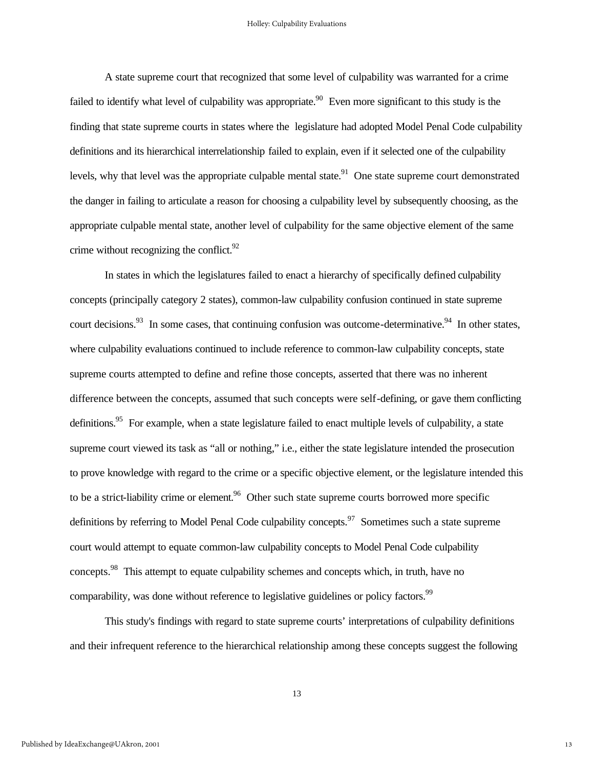A state supreme court that recognized that some level of culpability was warranted for a crime failed to identify what level of culpability was appropriate.[90] Even more significant to this study is the finding that state supreme courts in states where the legislature had adopted Model Penal Code culpability definitions and its hierarchical interrelationship failed to explain, even if it selected one of the culpability levels, why that level was the appropriate culpable mental state.[91] One state supreme court demonstrated the danger in failing to articulate a reason for choosing a culpability level by subsequently choosing, as the appropriate culpable mental state, another level of culpability for the same objective element of the same crime without recognizing the conflict.[92]

In states in which the legislatures failed to enact a hierarchy of specifically defined culpability concepts (principally category 2 states), common-law culpability confusion continued in state supreme court decisions.[93] In some cases, that continuing confusion was outcome-determinative.[94] In other states, where culpability evaluations continued to include reference to common-law culpability concepts, state supreme courts attempted to define and refine those concepts, asserted that there was no inherent difference between the concepts, assumed that such concepts were self-defining, or gave them conflicting definitions.[95] For example, when a state legislature failed to enact multiple levels of culpability, a state supreme court viewed its task as "all or nothing," i.e., either the state legislature intended the prosecution to prove knowledge with regard to the crime or a specific objective element, or the legislature intended this to be a strict-liability crime or element.[96] Other such state supreme courts borrowed more specific definitions by referring to Model Penal Code culpability concepts.[97] Sometimes such a state supreme court would attempt to equate common-law culpability concepts to Model Penal Code culpability concepts.[98] This attempt to equate culpability schemes and concepts which, in truth, have no comparability, was done without reference to legislative guidelines or policy factors.[99]

This study's findings with regard to state supreme courts' interpretations of culpability definitions and their infrequent reference to the hierarchical relationship among these concepts suggest the following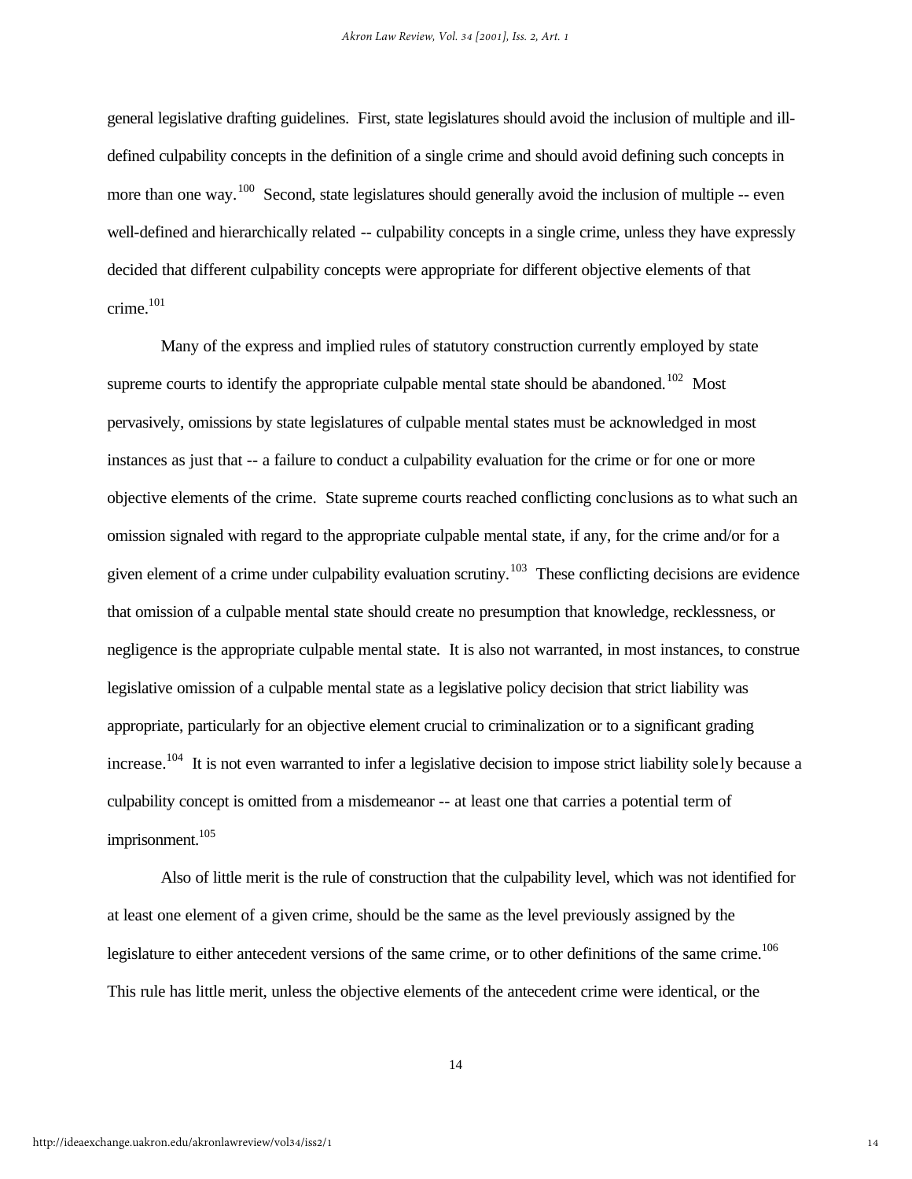general legislative drafting guidelines. First, state legislatures should avoid the inclusion of multiple and ill-defined culpability concepts in the definition of a single crime and should avoid defining such concepts in more than one way.[100] Second, state legislatures should generally avoid the inclusion of multiple -- even well-defined and hierarchically related -- culpability concepts in a single crime, unless they have expressly decided that different culpability concepts were appropriate for different objective elements of that crime.[101]

Many of the express and implied rules of statutory construction currently employed by state supreme courts to identify the appropriate culpable mental state should be abandoned.[102] Most pervasively, omissions by state legislatures of culpable mental states must be acknowledged in most instances as just that -- a failure to conduct a culpability evaluation for the crime or for one or more objective elements of the crime. State supreme courts reached conflicting conclusions as to what such an omission signaled with regard to the appropriate culpable mental state, if any, for the crime and/or for a given element of a crime under culpability evaluation scrutiny.[103] These conflicting decisions are evidence that omission of a culpable mental state should create no presumption that knowledge, recklessness, or negligence is the appropriate culpable mental state. It is also not warranted, in most instances, to construe legislative omission of a culpable mental state as a legislative policy decision that strict liability was appropriate, particularly for an objective element crucial to criminalization or to a significant grading increase.[104] It is not even warranted to infer a legislative decision to impose strict liability solely because a culpability concept is omitted from a misdemeanor -- at least one that carries a potential term of imprisonment.[105]

Also of little merit is the rule of construction that the culpability level, which was not identified for at least one element of a given crime, should be the same as the level previously assigned by the legislature to either antecedent versions of the same crime, or to other definitions of the same crime.[106] This rule has little merit, unless the objective elements of the antecedent crime were identical, or the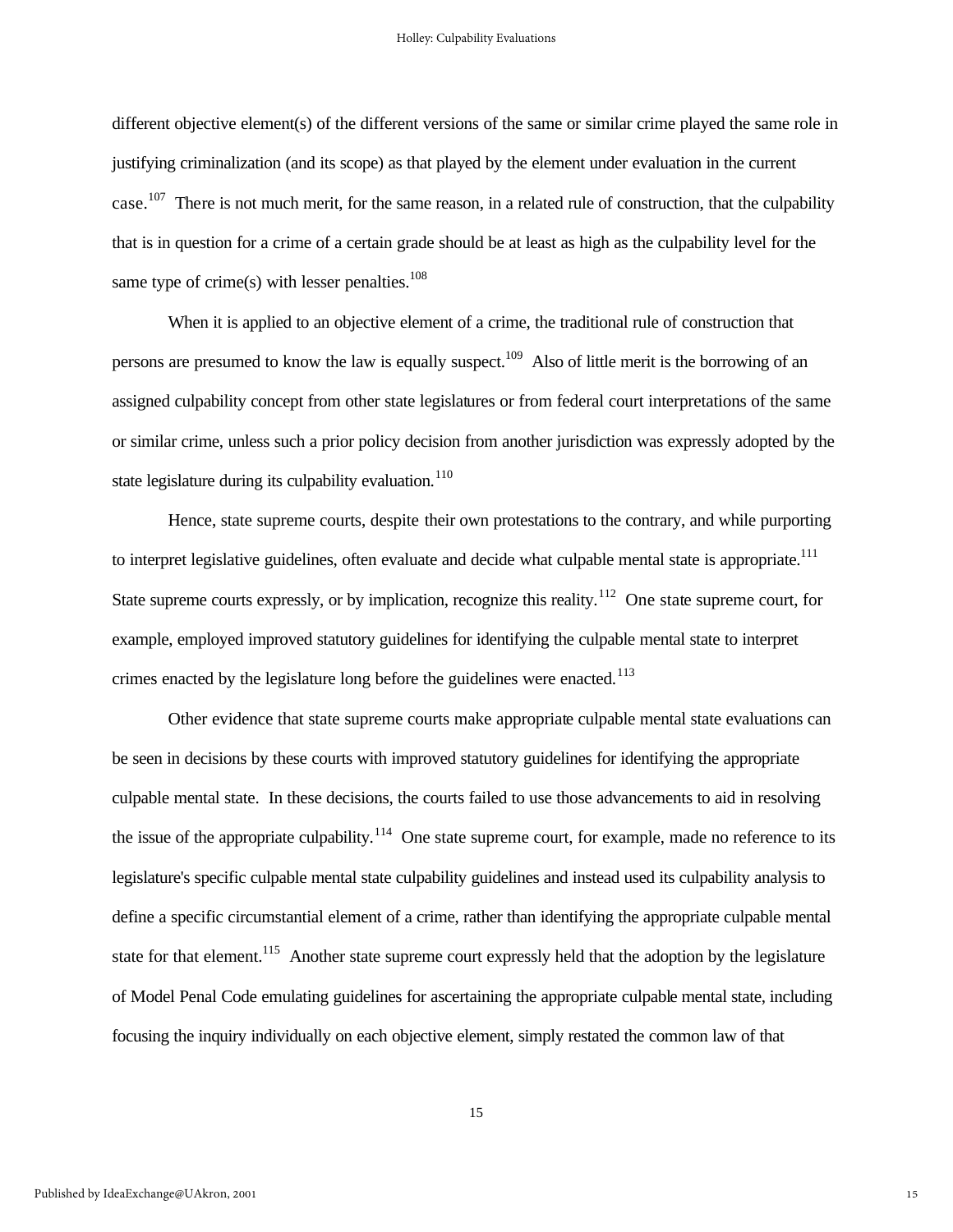different objective element(s) of the different versions of the same or similar crime played the same role in justifying criminalization (and its scope) as that played by the element under evaluation in the current case.[107] There is not much merit, for the same reason, in a related rule of construction, that the culpability that is in question for a crime of a certain grade should be at least as high as the culpability level for the same type of crime(s) with lesser penalties.[108]

When it is applied to an objective element of a crime, the traditional rule of construction that persons are presumed to know the law is equally suspect.[109] Also of little merit is the borrowing of an assigned culpability concept from other state legislatures or from federal court interpretations of the same or similar crime, unless such a prior policy decision from another jurisdiction was expressly adopted by the state legislature during its culpability evaluation.[110]

Hence, state supreme courts, despite their own protestations to the contrary, and while purporting to interpret legislative guidelines, often evaluate and decide what culpable mental state is appropriate.[111] State supreme courts expressly, or by implication, recognize this reality.[112] One state supreme court, for example, employed improved statutory guidelines for identifying the culpable mental state to interpret crimes enacted by the legislature long before the guidelines were enacted.[113]

Other evidence that state supreme courts make appropriate culpable mental state evaluations can be seen in decisions by these courts with improved statutory guidelines for identifying the appropriate culpable mental state. In these decisions, the courts failed to use those advancements to aid in resolving the issue of the appropriate culpability.[114] One state supreme court, for example, made no reference to its legislature's specific culpable mental state culpability guidelines and instead used its culpability analysis to define a specific circumstantial element of a crime, rather than identifying the appropriate culpable mental state for that element.[115] Another state supreme court expressly held that the adoption by the legislature of Model Penal Code emulating guidelines for ascertaining the appropriate culpable mental state, including focusing the inquiry individually on each objective element, simply restated the common law of that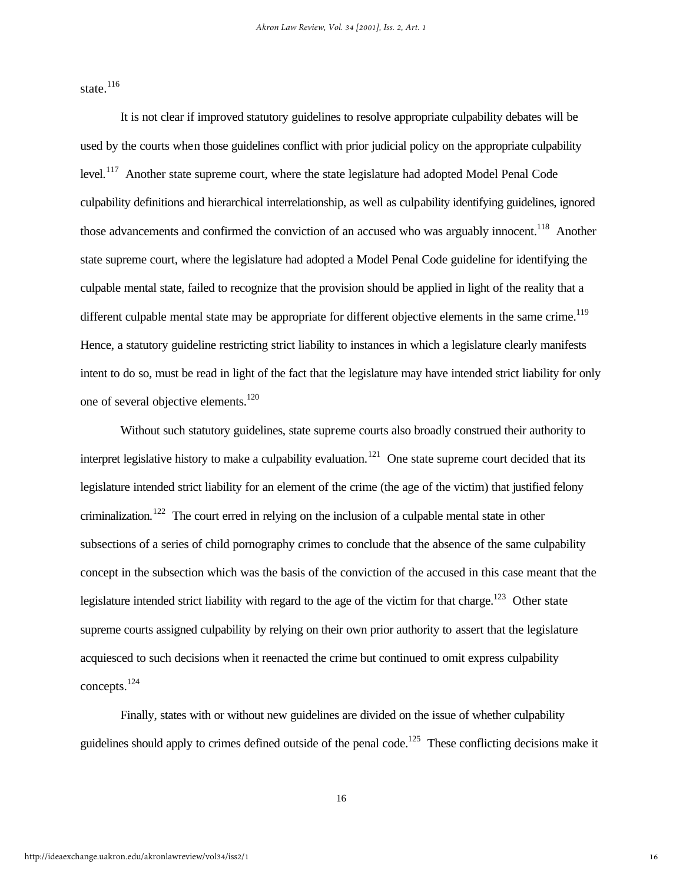state.[116]

It is not clear if improved statutory guidelines to resolve appropriate culpability debates will be used by the courts when those guidelines conflict with prior judicial policy on the appropriate culpability level.[117] Another state supreme court, where the state legislature had adopted Model Penal Code culpability definitions and hierarchical interrelationship, as well as culpability identifying guidelines, ignored those advancements and confirmed the conviction of an accused who was arguably innocent.[118] Another state supreme court, where the legislature had adopted a Model Penal Code guideline for identifying the culpable mental state, failed to recognize that the provision should be applied in light of the reality that a different culpable mental state may be appropriate for different objective elements in the same crime.[119] Hence, a statutory guideline restricting strict liability to instances in which a legislature clearly manifests intent to do so, must be read in light of the fact that the legislature may have intended strict liability for only one of several objective elements.[120]

Without such statutory guidelines, state supreme courts also broadly construed their authority to interpret legislative history to make a culpability evaluation.[121] One state supreme court decided that its legislature intended strict liability for an element of the crime (the age of the victim) that justified felony criminalization.[122] The court erred in relying on the inclusion of a culpable mental state in other subsections of a series of child pornography crimes to conclude that the absence of the same culpability concept in the subsection which was the basis of the conviction of the accused in this case meant that the legislature intended strict liability with regard to the age of the victim for that charge.[123] Other state supreme courts assigned culpability by relying on their own prior authority to assert that the legislature acquiesced to such decisions when it reenacted the crime but continued to omit express culpability concepts.[124]

Finally, states with or without new guidelines are divided on the issue of whether culpability guidelines should apply to crimes defined outside of the penal code.[125] These conflicting decisions make it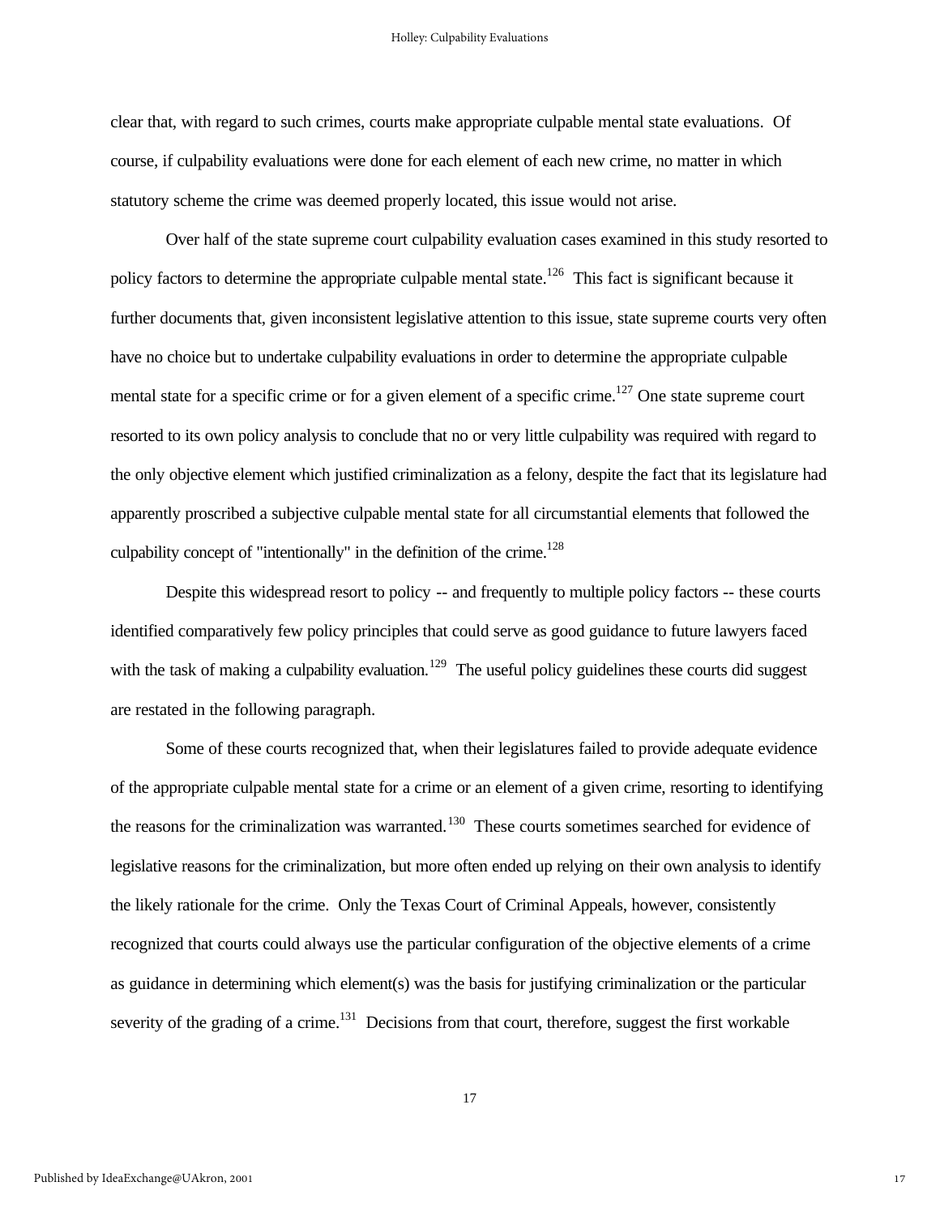clear that, with regard to such crimes, courts make appropriate culpable mental state evaluations. Of course, if culpability evaluations were done for each element of each new crime, no matter in which statutory scheme the crime was deemed properly located, this issue would not arise.

Over half of the state supreme court culpability evaluation cases examined in this study resorted to policy factors to determine the appropriate culpable mental state.[126] This fact is significant because it further documents that, given inconsistent legislative attention to this issue, state supreme courts very often have no choice but to undertake culpability evaluations in order to determine the appropriate culpable mental state for a specific crime or for a given element of a specific crime.[127] One state supreme court resorted to its own policy analysis to conclude that no or very little culpability was required with regard to the only objective element which justified criminalization as a felony, despite the fact that its legislature had apparently proscribed a subjective culpable mental state for all circumstantial elements that followed the culpability concept of "intentionally" in the definition of the crime.[128]

Despite this widespread resort to policy -- and frequently to multiple policy factors -- these courts identified comparatively few policy principles that could serve as good guidance to future lawyers faced with the task of making a culpability evaluation.[129] The useful policy guidelines these courts did suggest are restated in the following paragraph.

Some of these courts recognized that, when their legislatures failed to provide adequate evidence of the appropriate culpable mental state for a crime or an element of a given crime, resorting to identifying the reasons for the criminalization was warranted.[130] These courts sometimes searched for evidence of legislative reasons for the criminalization, but more often ended up relying on their own analysis to identify the likely rationale for the crime. Only the Texas Court of Criminal Appeals, however, consistently recognized that courts could always use the particular configuration of the objective elements of a crime as guidance in determining which element(s) was the basis for justifying criminalization or the particular severity of the grading of a crime.[131] Decisions from that court, therefore, suggest the first workable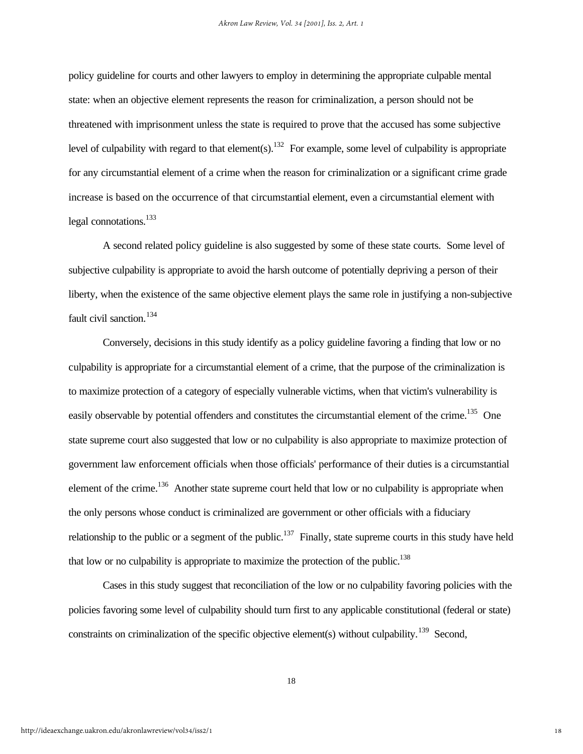policy guideline for courts and other lawyers to employ in determining the appropriate culpable mental state: when an objective element represents the reason for criminalization, a person should not be threatened with imprisonment unless the state is required to prove that the accused has some subjective level of culpability with regard to that element(s).[132] For example, some level of culpability is appropriate for any circumstantial element of a crime when the reason for criminalization or a significant crime grade increase is based on the occurrence of that circumstantial element, even a circumstantial element with legal connotations.[133]

A second related policy guideline is also suggested by some of these state courts. Some level of subjective culpability is appropriate to avoid the harsh outcome of potentially depriving a person of their liberty, when the existence of the same objective element plays the same role in justifying a non-subjective fault civil sanction.[134]

Conversely, decisions in this study identify as a policy guideline favoring a finding that low or no culpability is appropriate for a circumstantial element of a crime, that the purpose of the criminalization is to maximize protection of a category of especially vulnerable victims, when that victim's vulnerability is easily observable by potential offenders and constitutes the circumstantial element of the crime.[135] One state supreme court also suggested that low or no culpability is also appropriate to maximize protection of government law enforcement officials when those officials' performance of their duties is a circumstantial element of the crime.[136] Another state supreme court held that low or no culpability is appropriate when the only persons whose conduct is criminalized are government or other officials with a fiduciary relationship to the public or a segment of the public.[137] Finally, state supreme courts in this study have held that low or no culpability is appropriate to maximize the protection of the public.[138]

Cases in this study suggest that reconciliation of the low or no culpability favoring policies with the policies favoring some level of culpability should turn first to any applicable constitutional (federal or state) constraints on criminalization of the specific objective element(s) without culpability.[139] Second,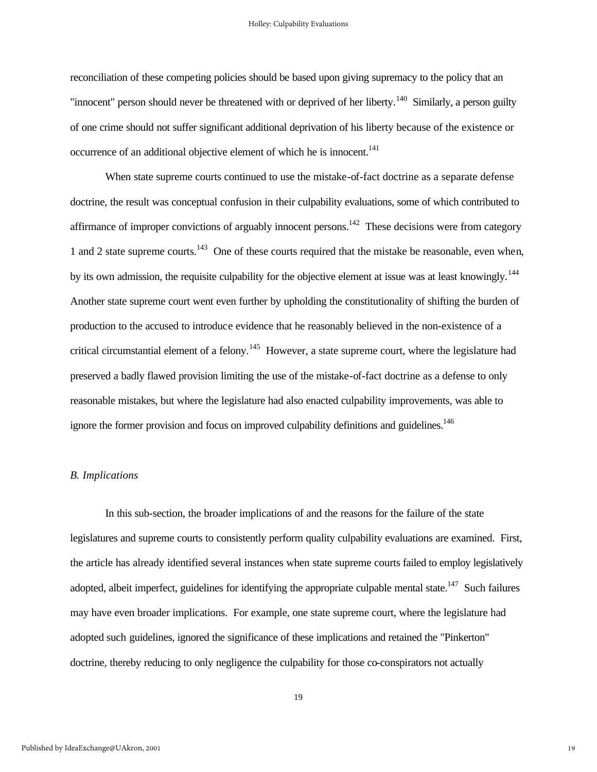reconciliation of these competing policies should be based upon giving supremacy to the policy that an "innocent" person should never be threatened with or deprived of her liberty.[140] Similarly, a person guilty of one crime should not suffer significant additional deprivation of his liberty because of the existence or occurrence of an additional objective element of which he is innocent.[141]

When state supreme courts continued to use the mistake-of-fact doctrine as a separate defense doctrine, the result was conceptual confusion in their culpability evaluations, some of which contributed to affirmance of improper convictions of arguably innocent persons.[142] These decisions were from category 1 and 2 state supreme courts.[143] One of these courts required that the mistake be reasonable, even when, by its own admission, the requisite culpability for the objective element at issue was at least knowingly.[144] Another state supreme court went even further by upholding the constitutionality of shifting the burden of production to the accused to introduce evidence that he reasonably believed in the non-existence of a critical circumstantial element of a felony.[145] However, a state supreme court, where the legislature had preserved a badly flawed provision limiting the use of the mistake-of-fact doctrine as a defense to only reasonable mistakes, but where the legislature had also enacted culpability improvements, was able to ignore the former provision and focus on improved culpability definitions and guidelines.[146]

### *B. Implications*

In this sub-section, the broader implications of and the reasons for the failure of the state legislatures and supreme courts to consistently perform quality culpability evaluations are examined. First, the article has already identified several instances when state supreme courts failed to employ legislatively adopted, albeit imperfect, guidelines for identifying the appropriate culpable mental state.[147] Such failures may have even broader implications. For example, one state supreme court, where the legislature had adopted such guidelines, ignored the significance of these implications and retained the "Pinkerton" doctrine, thereby reducing to only negligence the culpability for those co-conspirators not actually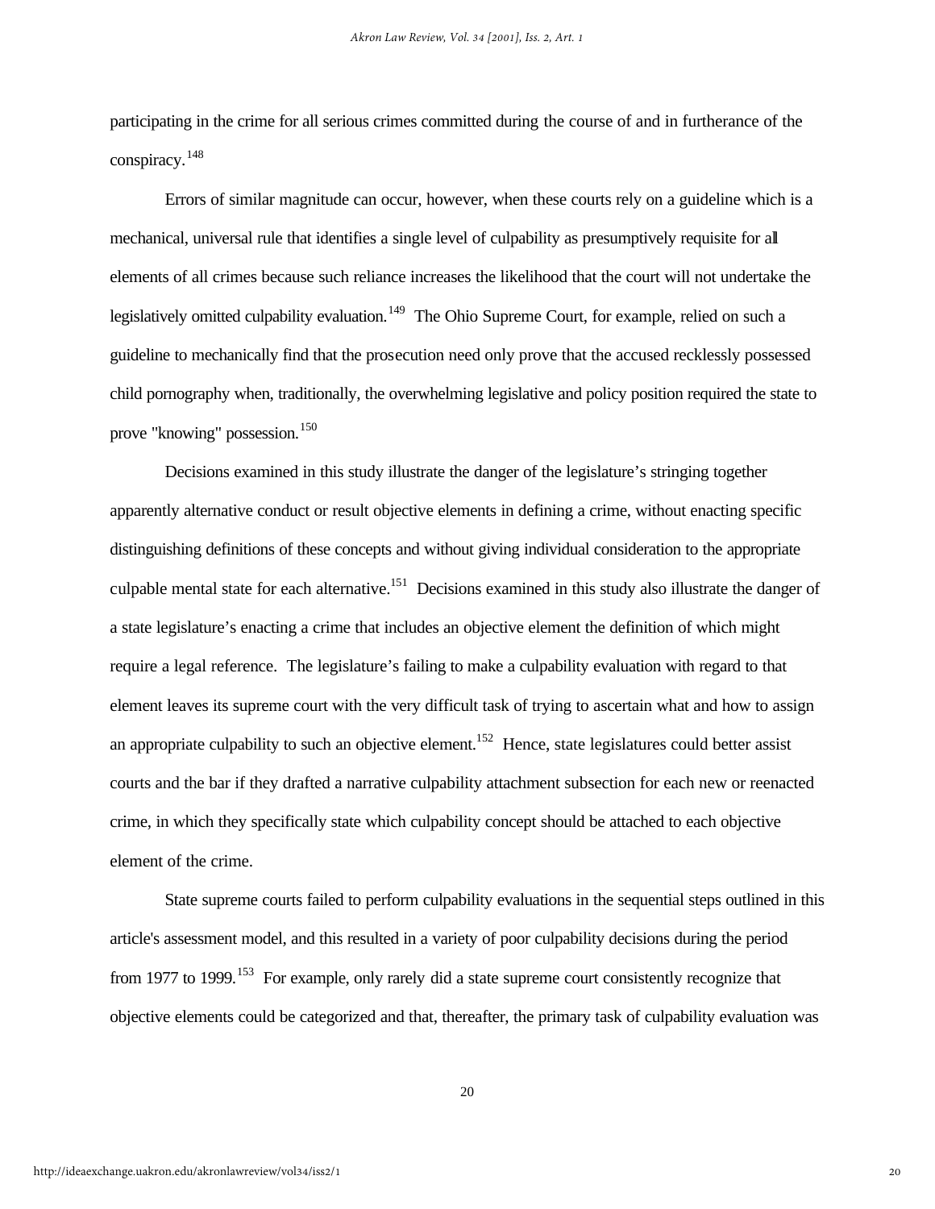participating in the crime for all serious crimes committed during the course of and in furtherance of the conspiracy.[148]

Errors of similar magnitude can occur, however, when these courts rely on a guideline which is a mechanical, universal rule that identifies a single level of culpability as presumptively requisite for all elements of all crimes because such reliance increases the likelihood that the court will not undertake the legislatively omitted culpability evaluation.[149] The Ohio Supreme Court, for example, relied on such a guideline to mechanically find that the prosecution need only prove that the accused recklessly possessed child pornography when, traditionally, the overwhelming legislative and policy position required the state to prove "knowing" possession.[150]

Decisions examined in this study illustrate the danger of the legislature's stringing together apparently alternative conduct or result objective elements in defining a crime, without enacting specific distinguishing definitions of these concepts and without giving individual consideration to the appropriate culpable mental state for each alternative.[151] Decisions examined in this study also illustrate the danger of a state legislature's enacting a crime that includes an objective element the definition of which might require a legal reference. The legislature's failing to make a culpability evaluation with regard to that element leaves its supreme court with the very difficult task of trying to ascertain what and how to assign an appropriate culpability to such an objective element.[152] Hence, state legislatures could better assist courts and the bar if they drafted a narrative culpability attachment subsection for each new or reenacted crime, in which they specifically state which culpability concept should be attached to each objective element of the crime.

State supreme courts failed to perform culpability evaluations in the sequential steps outlined in this article's assessment model, and this resulted in a variety of poor culpability decisions during the period from 1977 to 1999.[153] For example, only rarely did a state supreme court consistently recognize that objective elements could be categorized and that, thereafter, the primary task of culpability evaluation was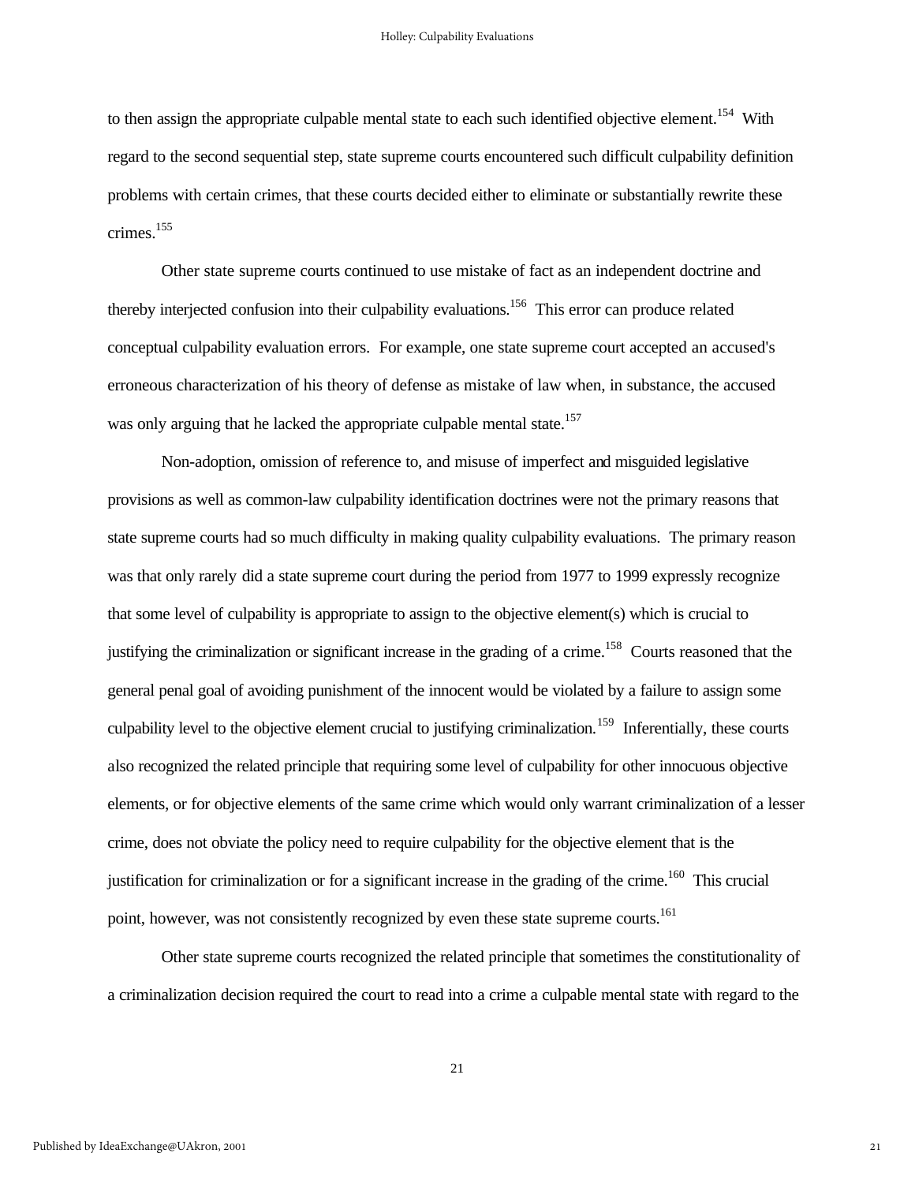to then assign the appropriate culpable mental state to each such identified objective element.[154] With regard to the second sequential step, state supreme courts encountered such difficult culpability definition problems with certain crimes, that these courts decided either to eliminate or substantially rewrite these crimes.[155]

Other state supreme courts continued to use mistake of fact as an independent doctrine and thereby interjected confusion into their culpability evaluations.[156] This error can produce related conceptual culpability evaluation errors. For example, one state supreme court accepted an accused's erroneous characterization of his theory of defense as mistake of law when, in substance, the accused was only arguing that he lacked the appropriate culpable mental state.[157]

Non-adoption, omission of reference to, and misuse of imperfect and misguided legislative provisions as well as common-law culpability identification doctrines were not the primary reasons that state supreme courts had so much difficulty in making quality culpability evaluations. The primary reason was that only rarely did a state supreme court during the period from 1977 to 1999 expressly recognize that some level of culpability is appropriate to assign to the objective element(s) which is crucial to justifying the criminalization or significant increase in the grading of a crime.[158] Courts reasoned that the general penal goal of avoiding punishment of the innocent would be violated by a failure to assign some culpability level to the objective element crucial to justifying criminalization.[159] Inferentially, these courts also recognized the related principle that requiring some level of culpability for other innocuous objective elements, or for objective elements of the same crime which would only warrant criminalization of a lesser crime, does not obviate the policy need to require culpability for the objective element that is the justification for criminalization or for a significant increase in the grading of the crime.[160] This crucial point, however, was not consistently recognized by even these state supreme courts.[161]

Other state supreme courts recognized the related principle that sometimes the constitutionality of a criminalization decision required the court to read into a crime a culpable mental state with regard to the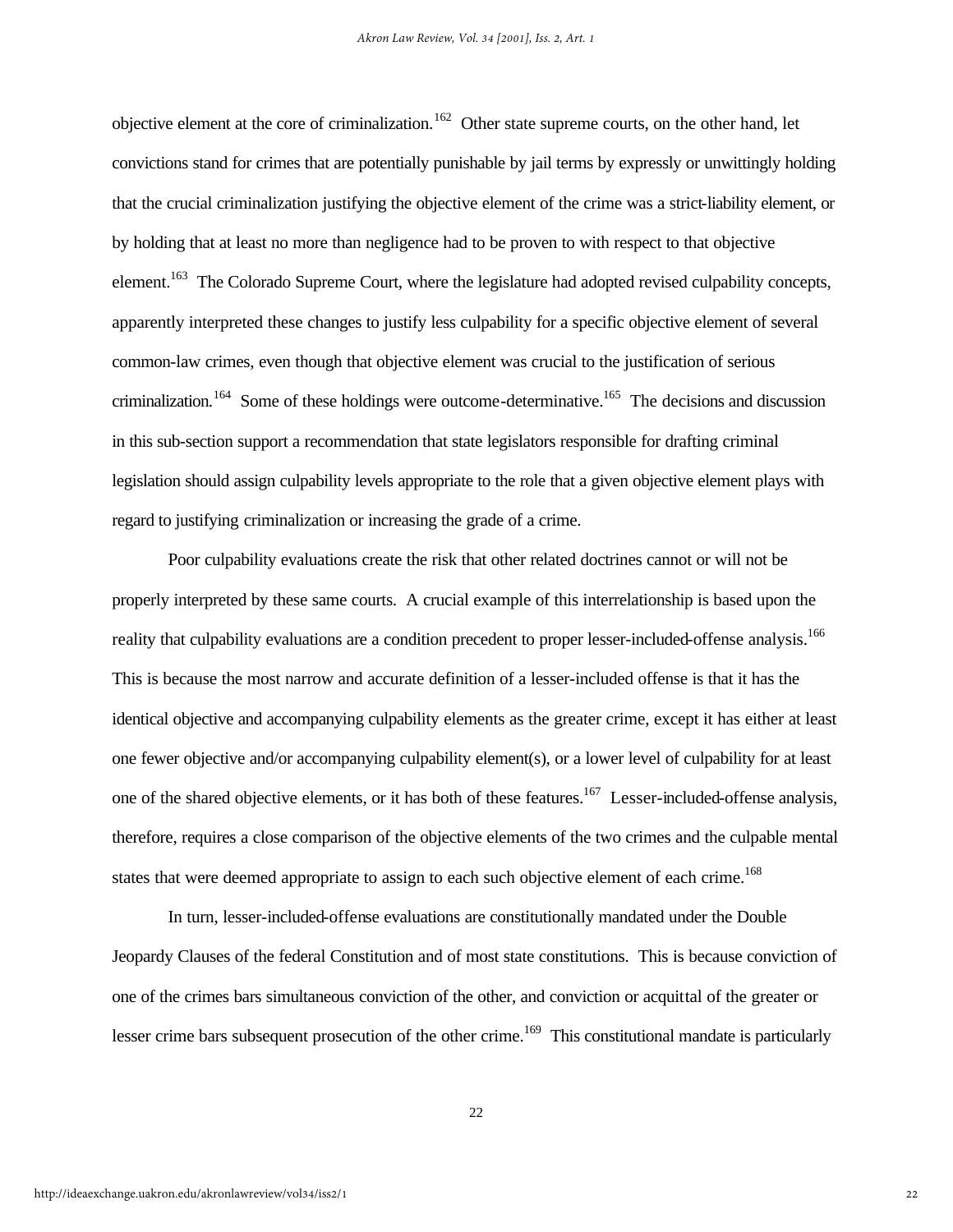objective element at the core of criminalization.[162] Other state supreme courts, on the other hand, let convictions stand for crimes that are potentially punishable by jail terms by expressly or unwittingly holding that the crucial criminalization justifying the objective element of the crime was a strict-liability element, or by holding that at least no more than negligence had to be proven to with respect to that objective element.[163] The Colorado Supreme Court, where the legislature had adopted revised culpability concepts, apparently interpreted these changes to justify less culpability for a specific objective element of several common-law crimes, even though that objective element was crucial to the justification of serious criminalization.[164] Some of these holdings were outcome-determinative.[165] The decisions and discussion in this sub-section support a recommendation that state legislators responsible for drafting criminal legislation should assign culpability levels appropriate to the role that a given objective element plays with regard to justifying criminalization or increasing the grade of a crime.

Poor culpability evaluations create the risk that other related doctrines cannot or will not be properly interpreted by these same courts. A crucial example of this interrelationship is based upon the reality that culpability evaluations are a condition precedent to proper lesser-included-offense analysis.[166] This is because the most narrow and accurate definition of a lesser-included offense is that it has the identical objective and accompanying culpability elements as the greater crime, except it has either at least one fewer objective and/or accompanying culpability element(s), or a lower level of culpability for at least one of the shared objective elements, or it has both of these features.[167] Lesser-included-offense analysis, therefore, requires a close comparison of the objective elements of the two crimes and the culpable mental states that were deemed appropriate to assign to each such objective element of each crime.[168]

In turn, lesser-included-offense evaluations are constitutionally mandated under the Double Jeopardy Clauses of the federal Constitution and of most state constitutions. This is because conviction of one of the crimes bars simultaneous conviction of the other, and conviction or acquittal of the greater or lesser crime bars subsequent prosecution of the other crime.[169] This constitutional mandate is particularly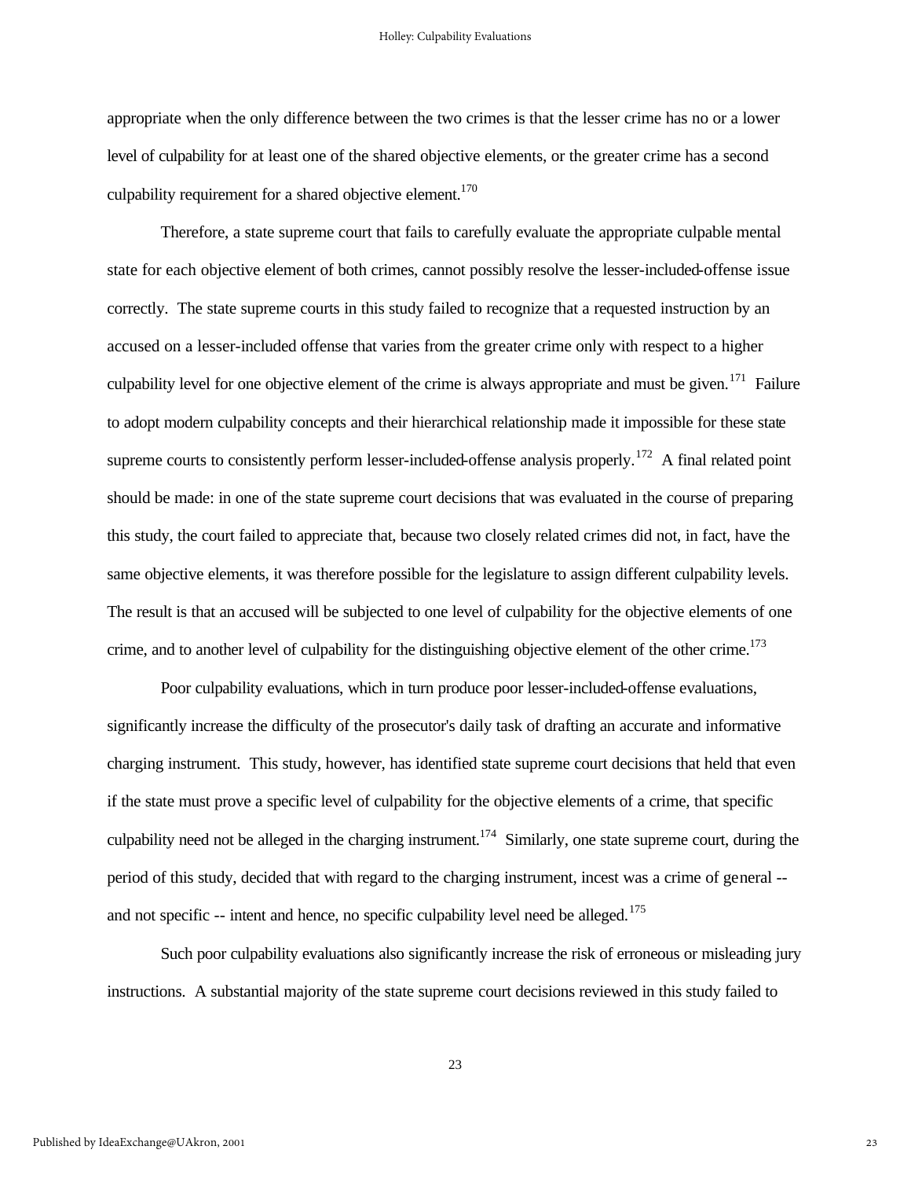appropriate when the only difference between the two crimes is that the lesser crime has no or a lower level of culpability for at least one of the shared objective elements, or the greater crime has a second culpability requirement for a shared objective element.[170]

Therefore, a state supreme court that fails to carefully evaluate the appropriate culpable mental state for each objective element of both crimes, cannot possibly resolve the lesser-included-offense issue correctly. The state supreme courts in this study failed to recognize that a requested instruction by an accused on a lesser-included offense that varies from the greater crime only with respect to a higher culpability level for one objective element of the crime is always appropriate and must be given.[171] Failure to adopt modern culpability concepts and their hierarchical relationship made it impossible for these state supreme courts to consistently perform lesser-included-offense analysis properly.[172] A final related point should be made: in one of the state supreme court decisions that was evaluated in the course of preparing this study, the court failed to appreciate that, because two closely related crimes did not, in fact, have the same objective elements, it was therefore possible for the legislature to assign different culpability levels. The result is that an accused will be subjected to one level of culpability for the objective elements of one crime, and to another level of culpability for the distinguishing objective element of the other crime.[173]

Poor culpability evaluations, which in turn produce poor lesser-included-offense evaluations, significantly increase the difficulty of the prosecutor's daily task of drafting an accurate and informative charging instrument. This study, however, has identified state supreme court decisions that held that even if the state must prove a specific level of culpability for the objective elements of a crime, that specific culpability need not be alleged in the charging instrument.[174] Similarly, one state supreme court, during the period of this study, decided that with regard to the charging instrument, incest was a crime of general -- and not specific -- intent and hence, no specific culpability level need be alleged.[175]

Such poor culpability evaluations also significantly increase the risk of erroneous or misleading jury instructions. A substantial majority of the state supreme court decisions reviewed in this study failed to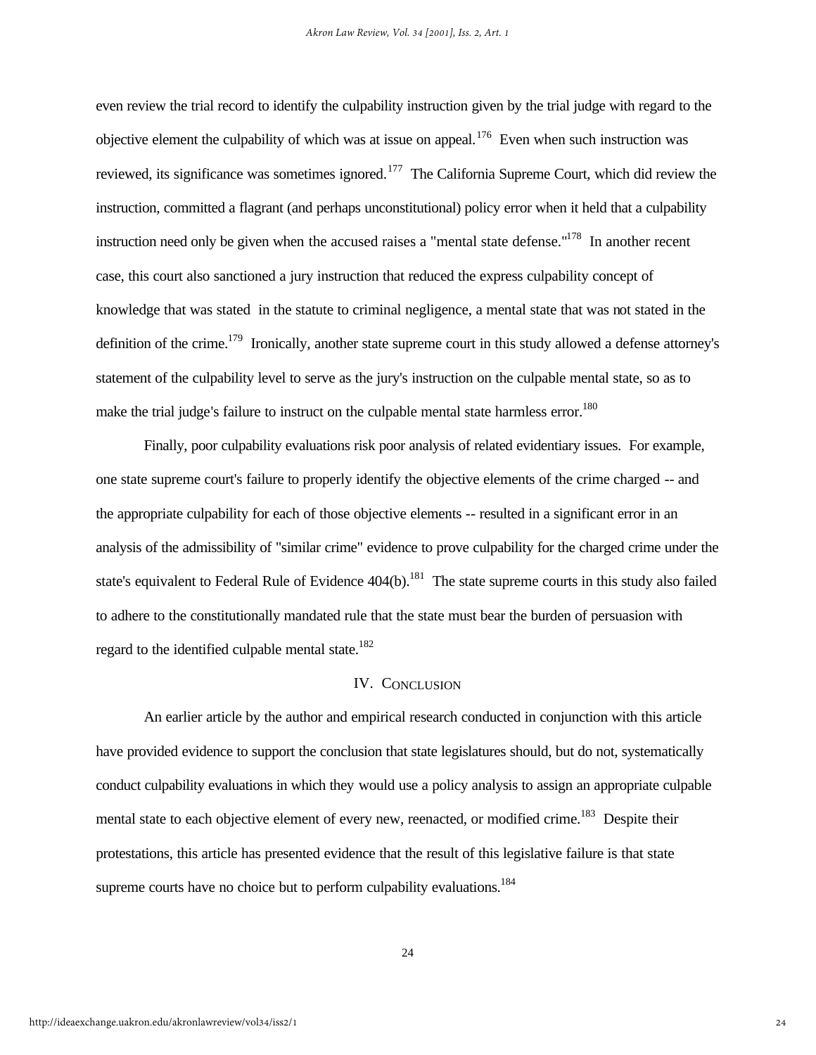even review the trial record to identify the culpability instruction given by the trial judge with regard to the objective element the culpability of which was at issue on appeal.[176] Even when such instruction was reviewed, its significance was sometimes ignored.[177] The California Supreme Court, which did review the instruction, committed a flagrant (and perhaps unconstitutional) policy error when it held that a culpability instruction need only be given when the accused raises a "mental state defense."[178] In another recent case, this court also sanctioned a jury instruction that reduced the express culpability concept of knowledge that was stated in the statute to criminal negligence, a mental state that was not stated in the definition of the crime.[179] Ironically, another state supreme court in this study allowed a defense attorney's statement of the culpability level to serve as the jury's instruction on the culpable mental state, so as to make the trial judge's failure to instruct on the culpable mental state harmless error.[180]

Finally, poor culpability evaluations risk poor analysis of related evidentiary issues. For example, one state supreme court's failure to properly identify the objective elements of the crime charged -- and the appropriate culpability for each of those objective elements -- resulted in a significant error in an analysis of the admissibility of "similar crime" evidence to prove culpability for the charged crime under the state's equivalent to Federal Rule of Evidence 404(b).[181] The state supreme courts in this study also failed to adhere to the constitutionally mandated rule that the state must bear the burden of persuasion with regard to the identified culpable mental state.[182]

## IV. CONCLUSION

An earlier article by the author and empirical research conducted in conjunction with this article have provided evidence to support the conclusion that state legislatures should, but do not, systematically conduct culpability evaluations in which they would use a policy analysis to assign an appropriate culpable mental state to each objective element of every new, reenacted, or modified crime.[183] Despite their protestations, this article has presented evidence that the result of this legislative failure is that state supreme courts have no choice but to perform culpability evaluations.[184]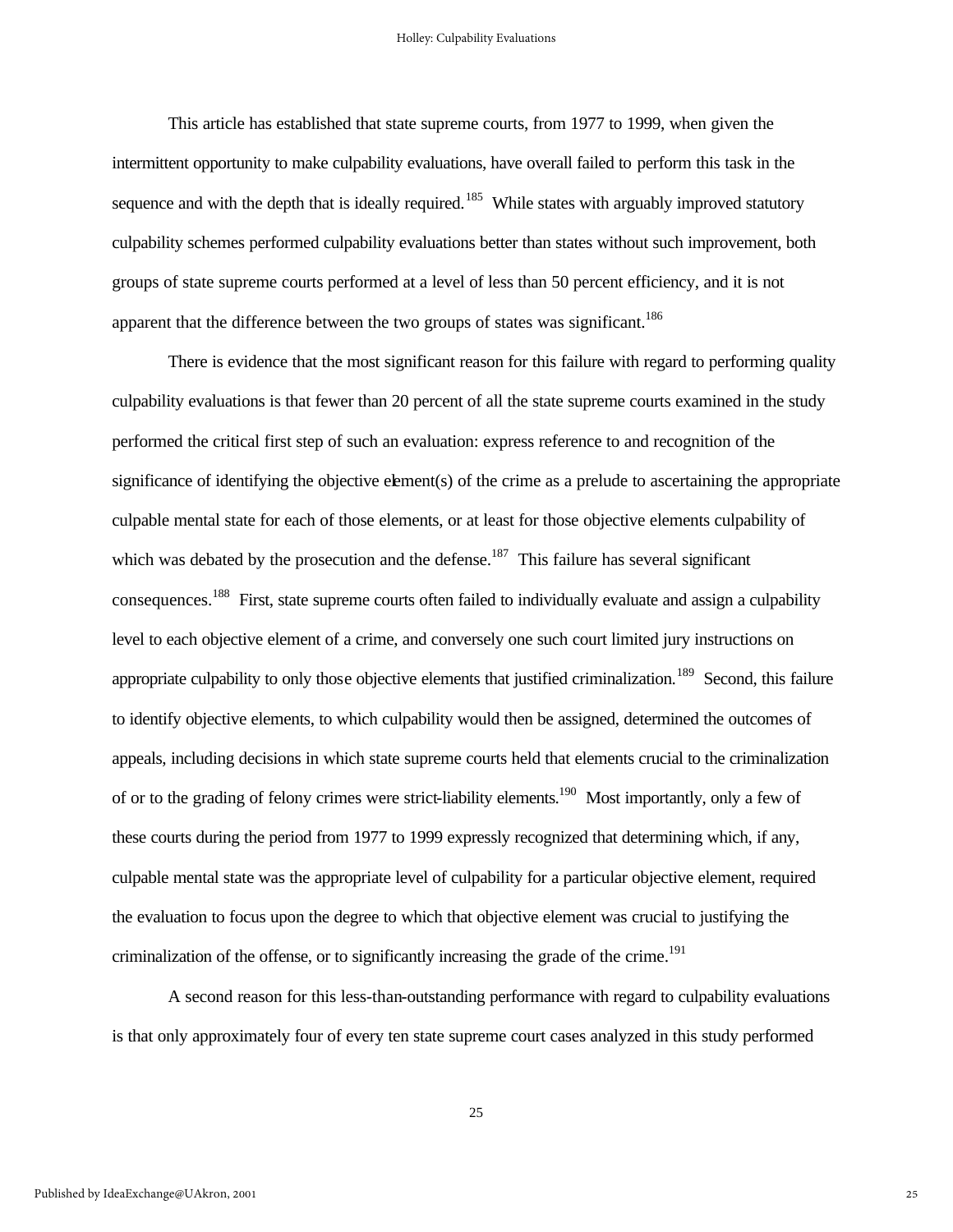This article has established that state supreme courts, from 1977 to 1999, when given the intermittent opportunity to make culpability evaluations, have overall failed to perform this task in the sequence and with the depth that is ideally required.[185] While states with arguably improved statutory culpability schemes performed culpability evaluations better than states without such improvement, both groups of state supreme courts performed at a level of less than 50 percent efficiency, and it is not apparent that the difference between the two groups of states was significant.[186]

There is evidence that the most significant reason for this failure with regard to performing quality culpability evaluations is that fewer than 20 percent of all the state supreme courts examined in the study performed the critical first step of such an evaluation: express reference to and recognition of the significance of identifying the objective element(s) of the crime as a prelude to ascertaining the appropriate culpable mental state for each of those elements, or at least for those objective elements culpability of which was debated by the prosecution and the defense.[187] This failure has several significant consequences.[188] First, state supreme courts often failed to individually evaluate and assign a culpability level to each objective element of a crime, and conversely one such court limited jury instructions on appropriate culpability to only those objective elements that justified criminalization.[189] Second, this failure to identify objective elements, to which culpability would then be assigned, determined the outcomes of appeals, including decisions in which state supreme courts held that elements crucial to the criminalization of or to the grading of felony crimes were strict-liability elements.[190] Most importantly, only a few of these courts during the period from 1977 to 1999 expressly recognized that determining which, if any, culpable mental state was the appropriate level of culpability for a particular objective element, required the evaluation to focus upon the degree to which that objective element was crucial to justifying the criminalization of the offense, or to significantly increasing the grade of the crime.[191]

A second reason for this less-than-outstanding performance with regard to culpability evaluations is that only approximately four of every ten state supreme court cases analyzed in this study performed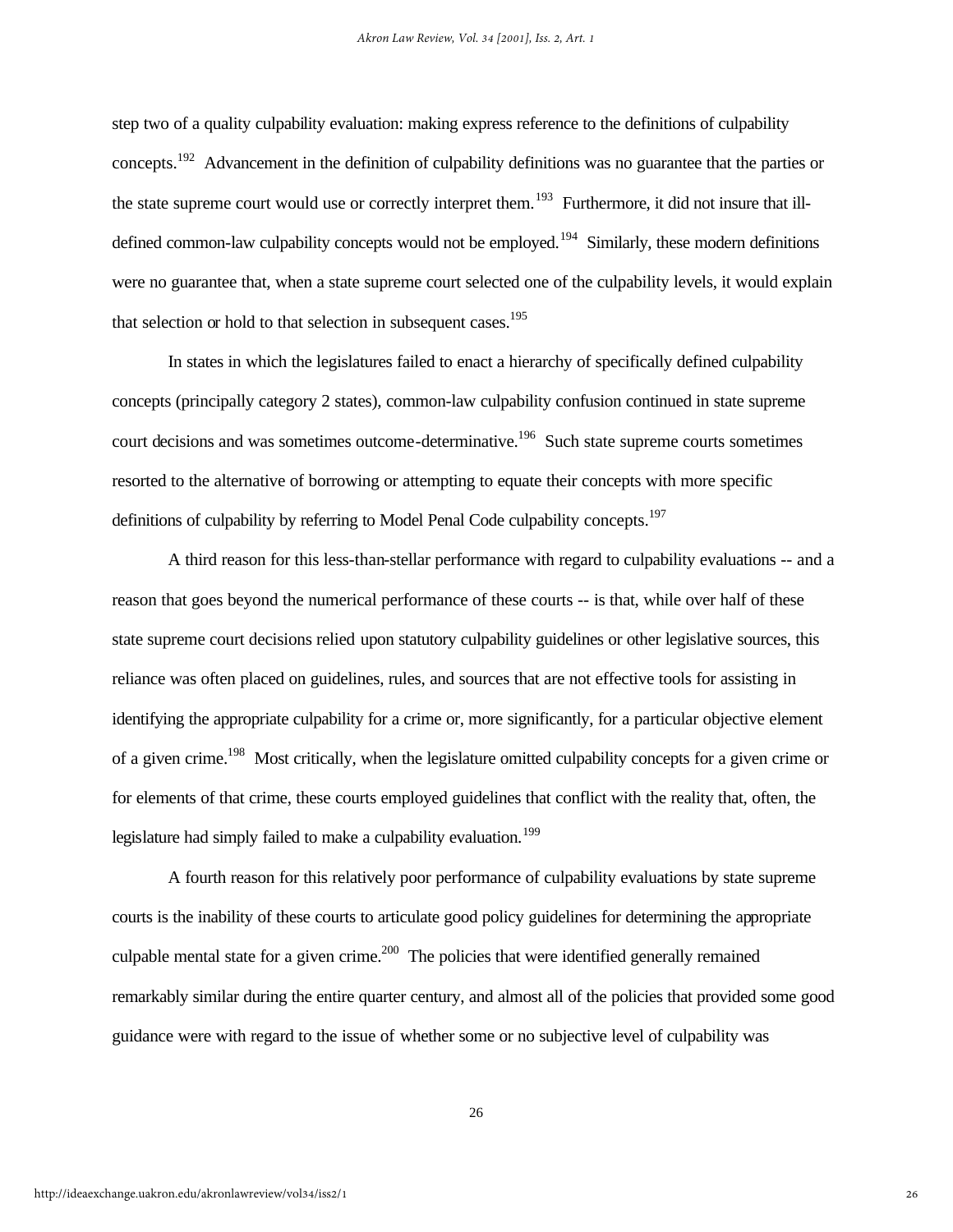step two of a quality culpability evaluation: making express reference to the definitions of culpability concepts.[192] Advancement in the definition of culpability definitions was no guarantee that the parties or the state supreme court would use or correctly interpret them.[193] Furthermore, it did not insure that ill-defined common-law culpability concepts would not be employed.[194] Similarly, these modern definitions were no guarantee that, when a state supreme court selected one of the culpability levels, it would explain that selection or hold to that selection in subsequent cases.[195]

In states in which the legislatures failed to enact a hierarchy of specifically defined culpability concepts (principally category 2 states), common-law culpability confusion continued in state supreme court decisions and was sometimes outcome-determinative.[196] Such state supreme courts sometimes resorted to the alternative of borrowing or attempting to equate their concepts with more specific definitions of culpability by referring to Model Penal Code culpability concepts.[197]

A third reason for this less-than-stellar performance with regard to culpability evaluations -- and a reason that goes beyond the numerical performance of these courts -- is that, while over half of these state supreme court decisions relied upon statutory culpability guidelines or other legislative sources, this reliance was often placed on guidelines, rules, and sources that are not effective tools for assisting in identifying the appropriate culpability for a crime or, more significantly, for a particular objective element of a given crime.[198] Most critically, when the legislature omitted culpability concepts for a given crime or for elements of that crime, these courts employed guidelines that conflict with the reality that, often, the legislature had simply failed to make a culpability evaluation.[199]

A fourth reason for this relatively poor performance of culpability evaluations by state supreme courts is the inability of these courts to articulate good policy guidelines for determining the appropriate culpable mental state for a given crime.[200] The policies that were identified generally remained remarkably similar during the entire quarter century, and almost all of the policies that provided some good guidance were with regard to the issue of whether some or no subjective level of culpability was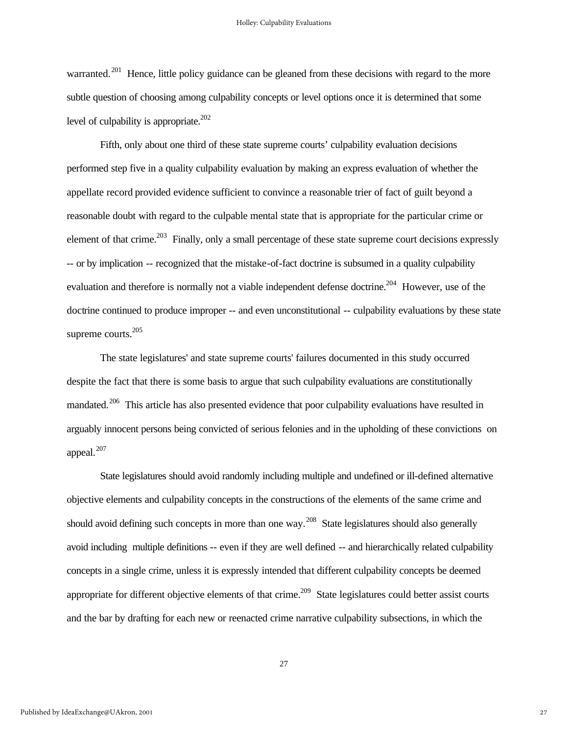warranted.[201] Hence, little policy guidance can be gleaned from these decisions with regard to the more subtle question of choosing among culpability concepts or level options once it is determined that some level of culpability is appropriate.[202]

Fifth, only about one third of these state supreme courts' culpability evaluation decisions performed step five in a quality culpability evaluation by making an express evaluation of whether the appellate record provided evidence sufficient to convince a reasonable trier of fact of guilt beyond a reasonable doubt with regard to the culpable mental state that is appropriate for the particular crime or element of that crime.[203] Finally, only a small percentage of these state supreme court decisions expressly -- or by implication -- recognized that the mistake-of-fact doctrine is subsumed in a quality culpability evaluation and therefore is normally not a viable independent defense doctrine.[204] However, use of the doctrine continued to produce improper -- and even unconstitutional -- culpability evaluations by these state supreme courts.[205]

The state legislatures' and state supreme courts' failures documented in this study occurred despite the fact that there is some basis to argue that such culpability evaluations are constitutionally mandated.[206] This article has also presented evidence that poor culpability evaluations have resulted in arguably innocent persons being convicted of serious felonies and in the upholding of these convictions on appeal.[207]

State legislatures should avoid randomly including multiple and undefined or ill-defined alternative objective elements and culpability concepts in the constructions of the elements of the same crime and should avoid defining such concepts in more than one way.[208] State legislatures should also generally avoid including multiple definitions -- even if they are well defined -- and hierarchically related culpability concepts in a single crime, unless it is expressly intended that different culpability concepts be deemed appropriate for different objective elements of that crime.[209] State legislatures could better assist courts and the bar by drafting for each new or reenacted crime narrative culpability subsections, in which the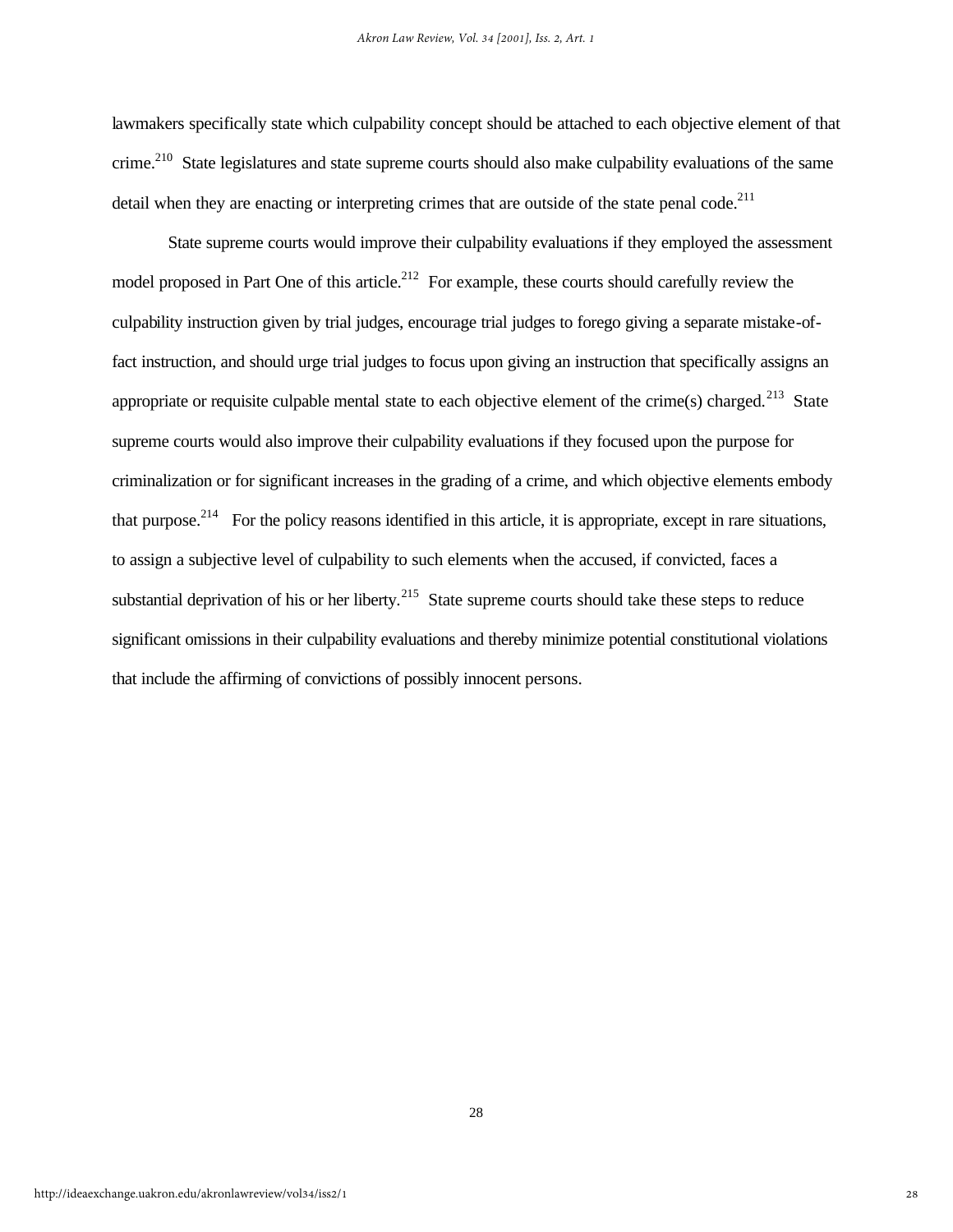lawmakers specifically state which culpability concept should be attached to each objective element of that crime.[210] State legislatures and state supreme courts should also make culpability evaluations of the same detail when they are enacting or interpreting crimes that are outside of the state penal code.[211]

State supreme courts would improve their culpability evaluations if they employed the assessment model proposed in Part One of this article.[212] For example, these courts should carefully review the culpability instruction given by trial judges, encourage trial judges to forego giving a separate mistake-of-fact instruction, and should urge trial judges to focus upon giving an instruction that specifically assigns an appropriate or requisite culpable mental state to each objective element of the crime(s) charged.[213] State supreme courts would also improve their culpability evaluations if they focused upon the purpose for criminalization or for significant increases in the grading of a crime, and which objective elements embody that purpose.[214] For the policy reasons identified in this article, it is appropriate, except in rare situations, to assign a subjective level of culpability to such elements when the accused, if convicted, faces a substantial deprivation of his or her liberty.[215] State supreme courts should take these steps to reduce significant omissions in their culpability evaluations and thereby minimize potential constitutional violations that include the affirming of convictions of possibly innocent persons.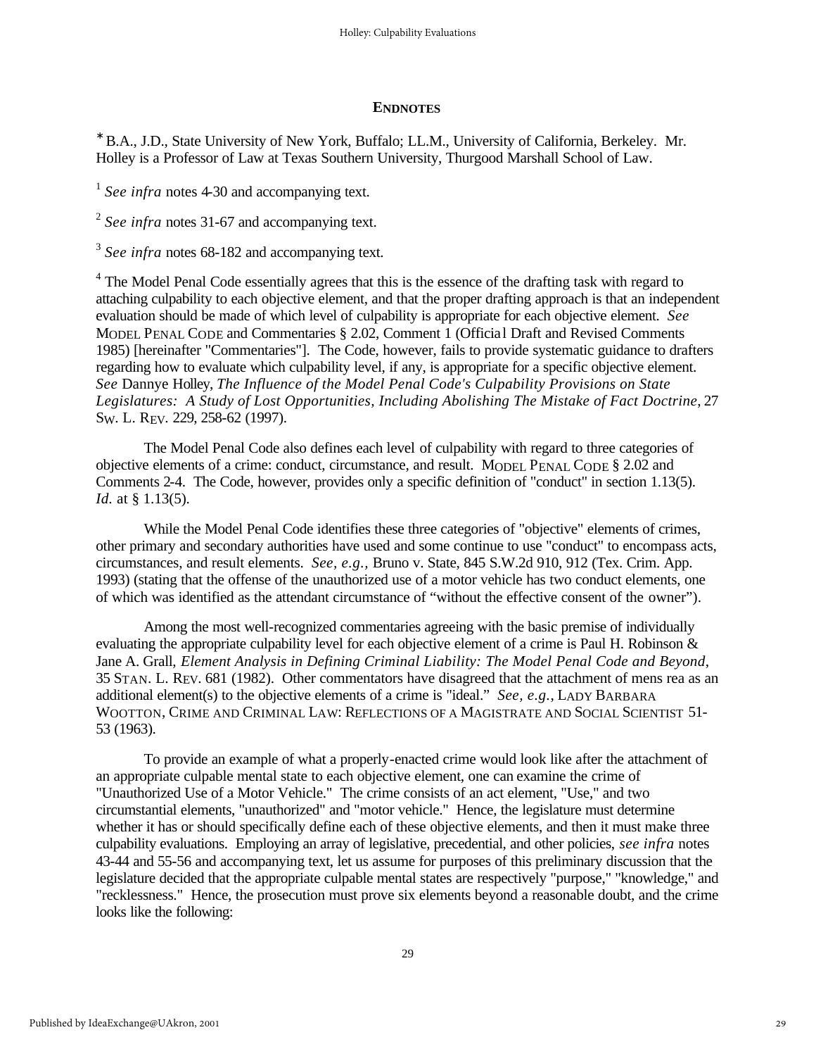## ENDNOTES

[*] B.A., J.D., State University of New York, Buffalo; LL.M., University of California, Berkeley. Mr. Holley is a Professor of Law at Texas Southern University, Thurgood Marshall School of Law.

[1] *See infra* notes 4-30 and accompanying text.

[2] *See infra* notes 31-67 and accompanying text.

[3] *See infra* notes 68-182 and accompanying text.

[4] The Model Penal Code essentially agrees that this is the essence of the drafting task with regard to attaching culpability to each objective element, and that the proper drafting approach is that an independent evaluation should be made of which level of culpability is appropriate for each objective element. *See* MODEL PENAL CODE and Commentaries § 2.02, Comment 1 (Official Draft and Revised Comments 1985) [hereinafter "Commentaries"]. The Code, however, fails to provide systematic guidance to drafters regarding how to evaluate which culpability level, if any, is appropriate for a specific objective element. *See* Dannye Holley, *The Influence of the Model Penal Code's Culpability Provisions on State Legislatures: A Study of Lost Opportunities, Including Abolishing The Mistake of Fact Doctrine*, 27 SW. L. REV. 229, 258-62 (1997).

The Model Penal Code also defines each level of culpability with regard to three categories of objective elements of a crime: conduct, circumstance, and result. MODEL PENAL CODE § 2.02 and Comments 2-4. The Code, however, provides only a specific definition of "conduct" in section 1.13(5). *Id.* at § 1.13(5).

While the Model Penal Code identifies these three categories of "objective" elements of crimes, other primary and secondary authorities have used and some continue to use "conduct" to encompass acts, circumstances, and result elements. *See, e.g.,* Bruno v. State, 845 S.W.2d 910, 912 (Tex. Crim. App. 1993) (stating that the offense of the unauthorized use of a motor vehicle has two conduct elements, one of which was identified as the attendant circumstance of "without the effective consent of the owner").

Among the most well-recognized commentaries agreeing with the basic premise of individually evaluating the appropriate culpability level for each objective element of a crime is Paul H. Robinson & Jane A. Grall, *Element Analysis in Defining Criminal Liability: The Model Penal Code and Beyond*, 35 STAN. L. REV. 681 (1982). Other commentators have disagreed that the attachment of mens rea as an additional element(s) to the objective elements of a crime is "ideal." *See, e.g.,* LADY BARBARA WOOTTON, CRIME AND CRIMINAL LAW: REFLECTIONS OF A MAGISTRATE AND SOCIAL SCIENTIST 51-53 (1963).

To provide an example of what a properly-enacted crime would look like after the attachment of an appropriate culpable mental state to each objective element, one can examine the crime of "Unauthorized Use of a Motor Vehicle." The crime consists of an act element, "Use," and two circumstantial elements, "unauthorized" and "motor vehicle." Hence, the legislature must determine whether it has or should specifically define each of these objective elements, and then it must make three culpability evaluations. Employing an array of legislative, precedential, and other policies, *see infra* notes 43-44 and 55-56 and accompanying text, let us assume for purposes of this preliminary discussion that the legislature decided that the appropriate culpable mental states are respectively "purpose," "knowledge," and "recklessness." Hence, the prosecution must prove six elements beyond a reasonable doubt, and the crime looks like the following: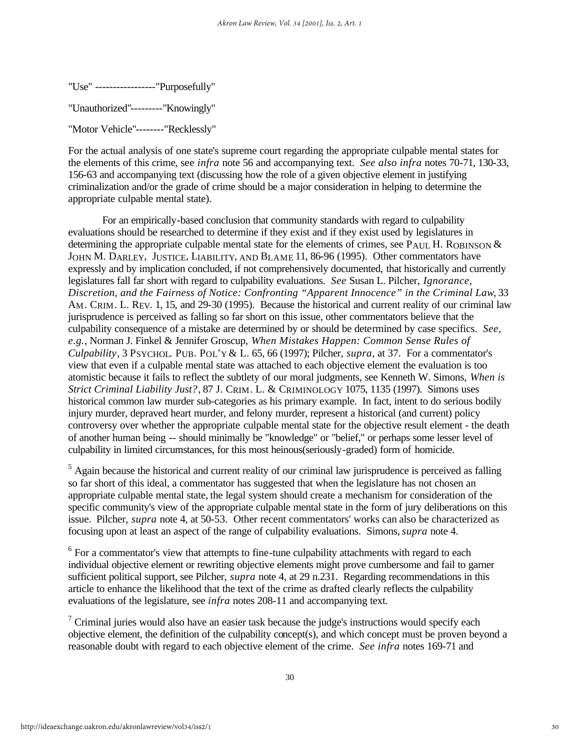"Use" -----------------"Purposefully"

"Unauthorized"---------"Knowingly"

"Motor Vehicle"--------"Recklessly"

For the actual analysis of one state's supreme court regarding the appropriate culpable mental states for the elements of this crime, see *infra* note 56 and accompanying text. *See also infra* notes 70-71, 130-33, 156-63 and accompanying text (discussing how the role of a given objective element in justifying criminalization and/or the grade of crime should be a major consideration in helping to determine the appropriate culpable mental state).

For an empirically-based conclusion that community standards with regard to culpability evaluations should be researched to determine if they exist and if they exist used by legislatures in determining the appropriate culpable mental state for the elements of crimes, see PAUL H. ROBINSON & JOHN M. DARLEY, JUSTICE, LIABILITY, AND BLAME 11, 86-96 (1995). Other commentators have expressly and by implication concluded, if not comprehensively documented, that historically and currently legislatures fall far short with regard to culpability evaluations. *See* Susan L. Pilcher, *Ignorance, Discretion, and the Fairness of Notice: Confronting "Apparent Innocence" in the Criminal Law*, 33 AM. CRIM. L. REV. 1, 15, and 29-30 (1995). Because the historical and current reality of our criminal law jurisprudence is perceived as falling so far short on this issue, other commentators believe that the culpability consequence of a mistake are determined by or should be determined by case specifics. *See, e.g.*, Norman J. Finkel & Jennifer Groscup, *When Mistakes Happen: Common Sense Rules of Culpability*, 3 PSYCHOL. PUB. POL'Y & L. 65, 66 (1997); Pilcher, *supra*, at 37. For a commentator's view that even if a culpable mental state was attached to each objective element the evaluation is too atomistic because it fails to reflect the subtlety of our moral judgments, see Kenneth W. Simons, *When is Strict Criminal Liability Just?*, 87 J. CRIM. L. & CRIMINOLOGY 1075, 1135 (1997). Simons uses historical common law murder sub-categories as his primary example. In fact, intent to do serious bodily injury murder, depraved heart murder, and felony murder, represent a historical (and current) policy controversy over whether the appropriate culpable mental state for the objective result element - the death of another human being -- should minimally be "knowledge" or "belief," or perhaps some lesser level of culpability in limited circumstances, for this most heinous(seriously-graded) form of homicide.

[5] Again because the historical and current reality of our criminal law jurisprudence is perceived as falling so far short of this ideal, a commentator has suggested that when the legislature has not chosen an appropriate culpable mental state, the legal system should create a mechanism for consideration of the specific community's view of the appropriate culpable mental state in the form of jury deliberations on this issue. Pilcher, *supra* note 4, at 50-53. Other recent commentators' works can also be characterized as focusing upon at least an aspect of the range of culpability evaluations. Simons, *supra* note 4.

[6] For a commentator's view that attempts to fine-tune culpability attachments with regard to each individual objective element or rewriting objective elements might prove cumbersome and fail to garner sufficient political support, see Pilcher, *supra* note 4, at 29 n.231. Regarding recommendations in this article to enhance the likelihood that the text of the crime as drafted clearly reflects the culpability evaluations of the legislature, see *infra* notes 208-11 and accompanying text.

[7] Criminal juries would also have an easier task because the judge's instructions would specify each objective element, the definition of the culpability concept(s), and which concept must be proven beyond a reasonable doubt with regard to each objective element of the crime. *See infra* notes 169-71 and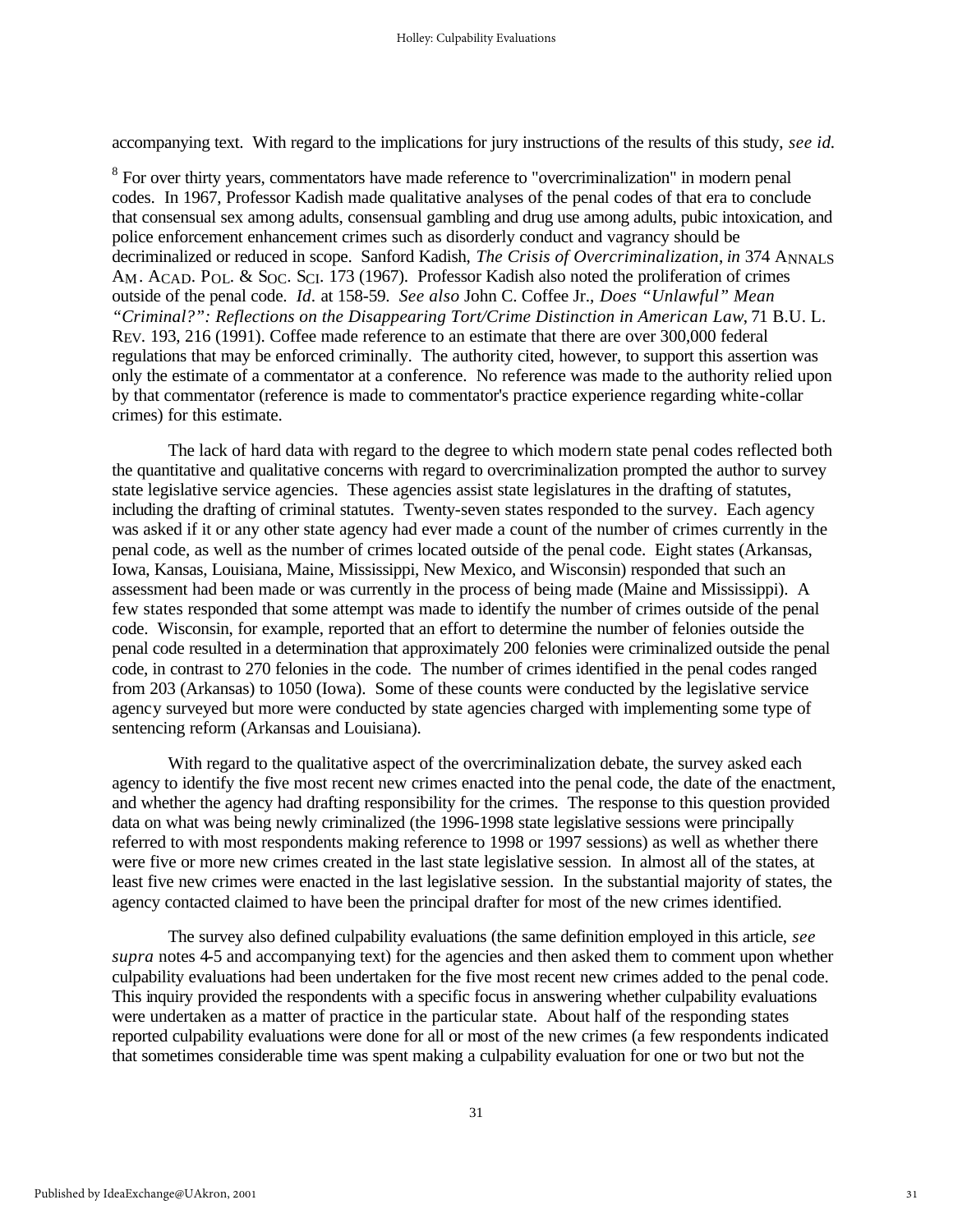accompanying text. With regard to the implications for jury instructions of the results of this study, *see id.*

[8] For over thirty years, commentators have made reference to "overcriminalization" in modern penal codes. In 1967, Professor Kadish made qualitative analyses of the penal codes of that era to conclude that consensual sex among adults, consensual gambling and drug use among adults, pubic intoxication, and police enforcement enhancement crimes such as disorderly conduct and vagrancy should be decriminalized or reduced in scope. Sanford Kadish, *The Crisis of Overcriminalization*, *in* 374 ANNALS AM. ACAD. POL. & SOC. SCI. 173 (1967). Professor Kadish also noted the proliferation of crimes outside of the penal code. *Id.* at 158-59. *See also* John C. Coffee Jr., *Does "Unlawful" Mean "Criminal?": Reflections on the Disappearing Tort/Crime Distinction in American Law*, 71 B.U. L. REV. 193, 216 (1991). Coffee made reference to an estimate that there are over 300,000 federal regulations that may be enforced criminally. The authority cited, however, to support this assertion was only the estimate of a commentator at a conference. No reference was made to the authority relied upon by that commentator (reference is made to commentator's practice experience regarding white-collar crimes) for this estimate.

The lack of hard data with regard to the degree to which modern state penal codes reflected both the quantitative and qualitative concerns with regard to overcriminalization prompted the author to survey state legislative service agencies. These agencies assist state legislatures in the drafting of statutes, including the drafting of criminal statutes. Twenty-seven states responded to the survey. Each agency was asked if it or any other state agency had ever made a count of the number of crimes currently in the penal code, as well as the number of crimes located outside of the penal code. Eight states (Arkansas, Iowa, Kansas, Louisiana, Maine, Mississippi, New Mexico, and Wisconsin) responded that such an assessment had been made or was currently in the process of being made (Maine and Mississippi). A few states responded that some attempt was made to identify the number of crimes outside of the penal code. Wisconsin, for example, reported that an effort to determine the number of felonies outside the penal code resulted in a determination that approximately 200 felonies were criminalized outside the penal code, in contrast to 270 felonies in the code. The number of crimes identified in the penal codes ranged from 203 (Arkansas) to 1050 (Iowa). Some of these counts were conducted by the legislative service agency surveyed but more were conducted by state agencies charged with implementing some type of sentencing reform (Arkansas and Louisiana).

With regard to the qualitative aspect of the overcriminalization debate, the survey asked each agency to identify the five most recent new crimes enacted into the penal code, the date of the enactment, and whether the agency had drafting responsibility for the crimes. The response to this question provided data on what was being newly criminalized (the 1996-1998 state legislative sessions were principally referred to with most respondents making reference to 1998 or 1997 sessions) as well as whether there were five or more new crimes created in the last state legislative session. In almost all of the states, at least five new crimes were enacted in the last legislative session. In the substantial majority of states, the agency contacted claimed to have been the principal drafter for most of the new crimes identified.

The survey also defined culpability evaluations (the same definition employed in this article, *see supra* notes 4-5 and accompanying text) for the agencies and then asked them to comment upon whether culpability evaluations had been undertaken for the five most recent new crimes added to the penal code. This inquiry provided the respondents with a specific focus in answering whether culpability evaluations were undertaken as a matter of practice in the particular state. About half of the responding states reported culpability evaluations were done for all or most of the new crimes (a few respondents indicated that sometimes considerable time was spent making a culpability evaluation for one or two but not the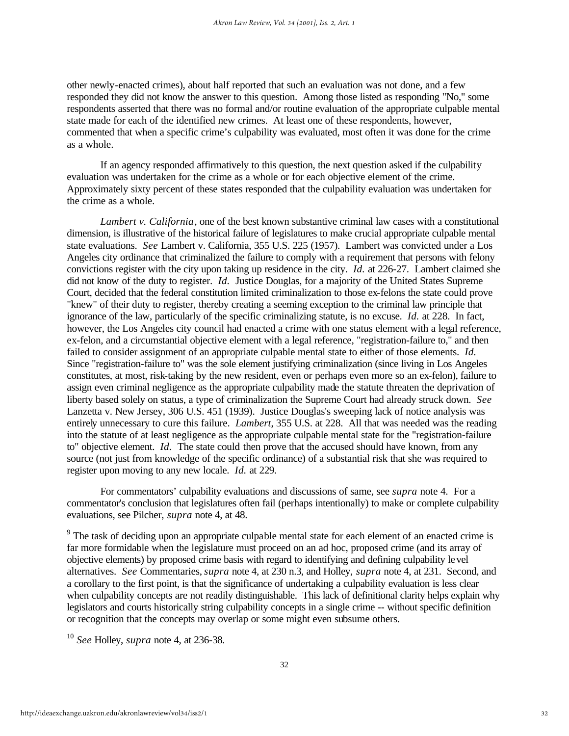other newly-enacted crimes), about half reported that such an evaluation was not done, and a few responded they did not know the answer to this question. Among those listed as responding "No," some respondents asserted that there was no formal and/or routine evaluation of the appropriate culpable mental state made for each of the identified new crimes. At least one of these respondents, however, commented that when a specific crime's culpability was evaluated, most often it was done for the crime as a whole.

If an agency responded affirmatively to this question, the next question asked if the culpability evaluation was undertaken for the crime as a whole or for each objective element of the crime. Approximately sixty percent of these states responded that the culpability evaluation was undertaken for the crime as a whole.

*Lambert v. California*, one of the best known substantive criminal law cases with a constitutional dimension, is illustrative of the historical failure of legislatures to make crucial appropriate culpable mental state evaluations. *See* Lambert v. California, 355 U.S. 225 (1957). Lambert was convicted under a Los Angeles city ordinance that criminalized the failure to comply with a requirement that persons with felony convictions register with the city upon taking up residence in the city. *Id.* at 226-27. Lambert claimed she did not know of the duty to register. *Id.* Justice Douglas, for a majority of the United States Supreme Court, decided that the federal constitution limited criminalization to those ex-felons the state could prove "knew" of their duty to register, thereby creating a seeming exception to the criminal law principle that ignorance of the law, particularly of the specific criminalizing statute, is no excuse. *Id.* at 228. In fact, however, the Los Angeles city council had enacted a crime with one status element with a legal reference, ex-felon, and a circumstantial objective element with a legal reference, "registration-failure to," and then failed to consider assignment of an appropriate culpable mental state to either of those elements. *Id.* Since "registration-failure to" was the sole element justifying criminalization (since living in Los Angeles constitutes, at most, risk-taking by the new resident, even or perhaps even more so an ex-felon), failure to assign even criminal negligence as the appropriate culpability made the statute threaten the deprivation of liberty based solely on status, a type of criminalization the Supreme Court had already struck down. *See* Lanzetta v. New Jersey, 306 U.S. 451 (1939). Justice Douglas's sweeping lack of notice analysis was entirely unnecessary to cure this failure. *Lambert*, 355 U.S. at 228. All that was needed was the reading into the statute of at least negligence as the appropriate culpable mental state for the "registration-failure to" objective element. *Id.* The state could then prove that the accused should have known, from any source (not just from knowledge of the specific ordinance) of a substantial risk that she was required to register upon moving to any new locale. *Id.* at 229.

For commentators' culpability evaluations and discussions of same, see *supra* note 4. For a commentator's conclusion that legislatures often fail (perhaps intentionally) to make or complete culpability evaluations, see Pilcher, *supra* note 4, at 48.

[9] The task of deciding upon an appropriate culpable mental state for each element of an enacted crime is far more formidable when the legislature must proceed on an ad hoc, proposed crime (and its array of objective elements) by proposed crime basis with regard to identifying and defining culpability level alternatives. *See* Commentaries, *supra* note 4, at 230 n.3, and Holley, *supra* note 4, at 231. Second, and a corollary to the first point, is that the significance of undertaking a culpability evaluation is less clear when culpability concepts are not readily distinguishable. This lack of definitional clarity helps explain why legislators and courts historically string culpability concepts in a single crime -- without specific definition or recognition that the concepts may overlap or some might even subsume others.

[10] *See* Holley, *supra* note 4, at 236-38.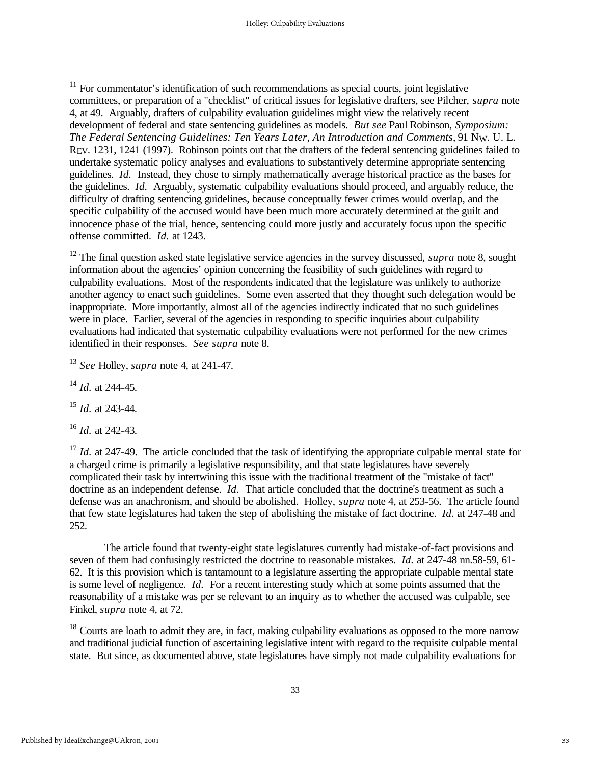[11] For commentator's identification of such recommendations as special courts, joint legislative committees, or preparation of a "checklist" of critical issues for legislative drafters, see Pilcher, *supra* note 4, at 49. Arguably, drafters of culpability evaluation guidelines might view the relatively recent development of federal and state sentencing guidelines as models. *But see* Paul Robinson, *Symposium: The Federal Sentencing Guidelines: Ten Years Later, An Introduction and Comments*, 91 NW. U. L. REV. 1231, 1241 (1997). Robinson points out that the drafters of the federal sentencing guidelines failed to undertake systematic policy analyses and evaluations to substantively determine appropriate sentencing guidelines. *Id.* Instead, they chose to simply mathematically average historical practice as the bases for the guidelines. *Id.* Arguably, systematic culpability evaluations should proceed, and arguably reduce, the difficulty of drafting sentencing guidelines, because conceptually fewer crimes would overlap, and the specific culpability of the accused would have been much more accurately determined at the guilt and innocence phase of the trial, hence, sentencing could more justly and accurately focus upon the specific offense committed. *Id.* at 1243.

[12] The final question asked state legislative service agencies in the survey discussed, *supra* note 8, sought information about the agencies' opinion concerning the feasibility of such guidelines with regard to culpability evaluations. Most of the respondents indicated that the legislature was unlikely to authorize another agency to enact such guidelines. Some even asserted that they thought such delegation would be inappropriate. More importantly, almost all of the agencies indirectly indicated that no such guidelines were in place. Earlier, several of the agencies in responding to specific inquiries about culpability evaluations had indicated that systematic culpability evaluations were not performed for the new crimes identified in their responses. *See supra* note 8.

[13] *See* Holley, *supra* note 4, at 241-47.

[14] *Id.* at 244-45.

[15] *Id.* at 243-44.

[16] *Id.* at 242-43.

[17] *Id.* at 247-49. The article concluded that the task of identifying the appropriate culpable mental state for a charged crime is primarily a legislative responsibility, and that state legislatures have severely complicated their task by intertwining this issue with the traditional treatment of the "mistake of fact" doctrine as an independent defense. *Id.* That article concluded that the doctrine's treatment as such a defense was an anachronism, and should be abolished. Holley, *supra* note 4, at 253-56. The article found that few state legislatures had taken the step of abolishing the mistake of fact doctrine. *Id.* at 247-48 and 252.

The article found that twenty-eight state legislatures currently had mistake-of-fact provisions and seven of them had confusingly restricted the doctrine to reasonable mistakes. *Id.* at 247-48 nn.58-59, 61-62. It is this provision which is tantamount to a legislature asserting the appropriate culpable mental state is some level of negligence. *Id.* For a recent interesting study which at some points assumed that the reasonability of a mistake was per se relevant to an inquiry as to whether the accused was culpable, see Finkel, *supra* note 4, at 72.

[18] Courts are loath to admit they are, in fact, making culpability evaluations as opposed to the more narrow and traditional judicial function of ascertaining legislative intent with regard to the requisite culpable mental state. But since, as documented above, state legislatures have simply not made culpability evaluations for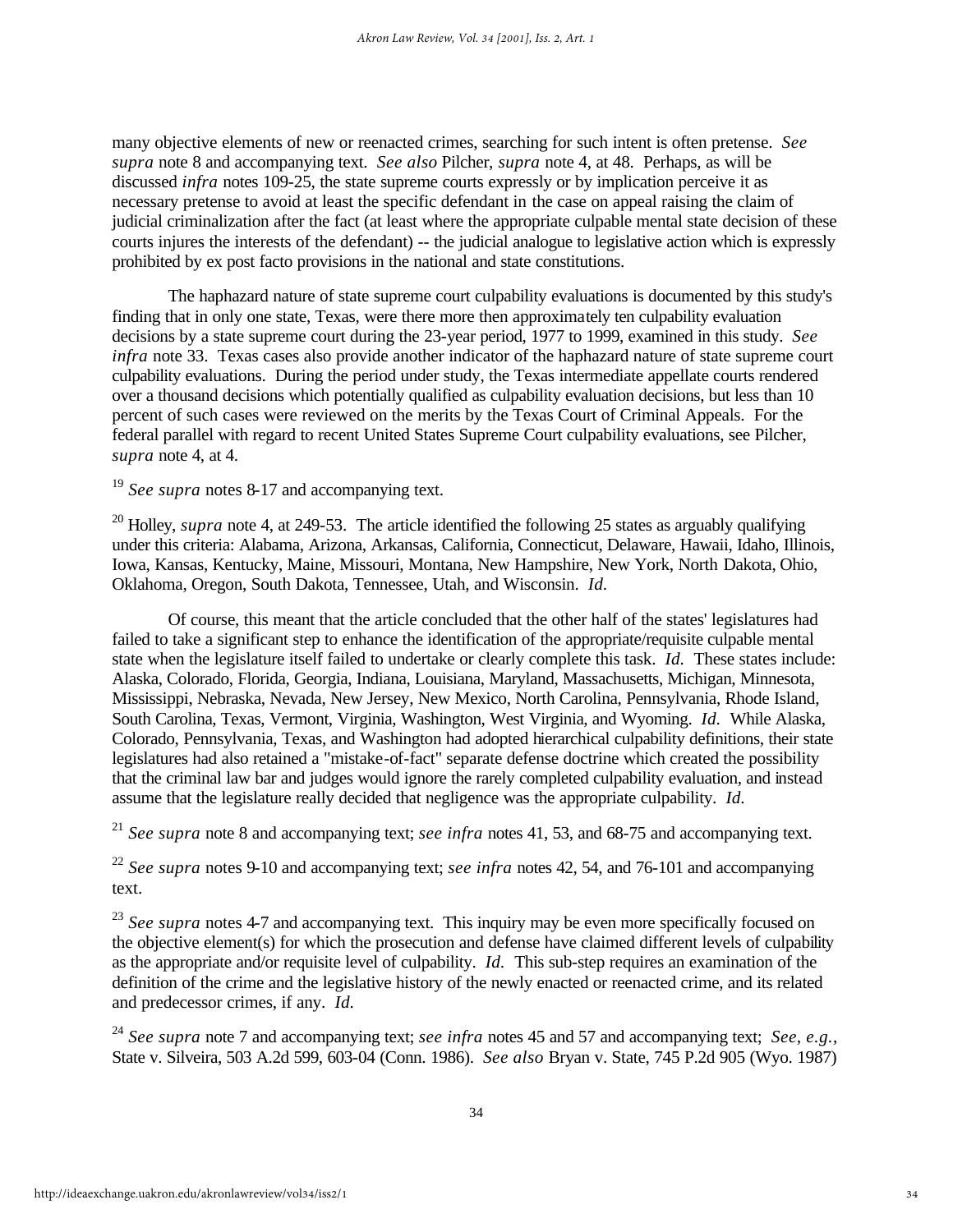many objective elements of new or reenacted crimes, searching for such intent is often pretense. *See supra* note 8 and accompanying text. *See also* Pilcher, *supra* note 4, at 48. Perhaps, as will be discussed *infra* notes 109-25, the state supreme courts expressly or by implication perceive it as necessary pretense to avoid at least the specific defendant in the case on appeal raising the claim of judicial criminalization after the fact (at least where the appropriate culpable mental state decision of these courts injures the interests of the defendant) -- the judicial analogue to legislative action which is expressly prohibited by ex post facto provisions in the national and state constitutions.

The haphazard nature of state supreme court culpability evaluations is documented by this study's finding that in only one state, Texas, were there more then approximately ten culpability evaluation decisions by a state supreme court during the 23-year period, 1977 to 1999, examined in this study. *See infra* note 33. Texas cases also provide another indicator of the haphazard nature of state supreme court culpability evaluations. During the period under study, the Texas intermediate appellate courts rendered over a thousand decisions which potentially qualified as culpability evaluation decisions, but less than 10 percent of such cases were reviewed on the merits by the Texas Court of Criminal Appeals. For the federal parallel with regard to recent United States Supreme Court culpability evaluations, see Pilcher, *supra* note 4, at 4.

[19] *See supra* notes 8-17 and accompanying text.

[20] Holley, *supra* note 4, at 249-53. The article identified the following 25 states as arguably qualifying under this criteria: Alabama, Arizona, Arkansas, California, Connecticut, Delaware, Hawaii, Idaho, Illinois, Iowa, Kansas, Kentucky, Maine, Missouri, Montana, New Hampshire, New York, North Dakota, Ohio, Oklahoma, Oregon, South Dakota, Tennessee, Utah, and Wisconsin. *Id.*

Of course, this meant that the article concluded that the other half of the states' legislatures had failed to take a significant step to enhance the identification of the appropriate/requisite culpable mental state when the legislature itself failed to undertake or clearly complete this task. *Id.* These states include: Alaska, Colorado, Florida, Georgia, Indiana, Louisiana, Maryland, Massachusetts, Michigan, Minnesota, Mississippi, Nebraska, Nevada, New Jersey, New Mexico, North Carolina, Pennsylvania, Rhode Island, South Carolina, Texas, Vermont, Virginia, Washington, West Virginia, and Wyoming. *Id.* While Alaska, Colorado, Pennsylvania, Texas, and Washington had adopted hierarchical culpability definitions, their state legislatures had also retained a "mistake-of-fact" separate defense doctrine which created the possibility that the criminal law bar and judges would ignore the rarely completed culpability evaluation, and instead assume that the legislature really decided that negligence was the appropriate culpability. *Id.*

[21] *See supra* note 8 and accompanying text; *see infra* notes 41, 53, and 68-75 and accompanying text.

[22] *See supra* notes 9-10 and accompanying text; *see infra* notes 42, 54, and 76-101 and accompanying text.

[23] *See supra* notes 4-7 and accompanying text. This inquiry may be even more specifically focused on the objective element(s) for which the prosecution and defense have claimed different levels of culpability as the appropriate and/or requisite level of culpability. *Id.* This sub-step requires an examination of the definition of the crime and the legislative history of the newly enacted or reenacted crime, and its related and predecessor crimes, if any. *Id.*

[24] *See supra* note 7 and accompanying text; *see infra* notes 45 and 57 and accompanying text; *See, e.g.*, State v. Silveira, 503 A.2d 599, 603-04 (Conn. 1986). *See also* Bryan v. State, 745 P.2d 905 (Wyo. 1987)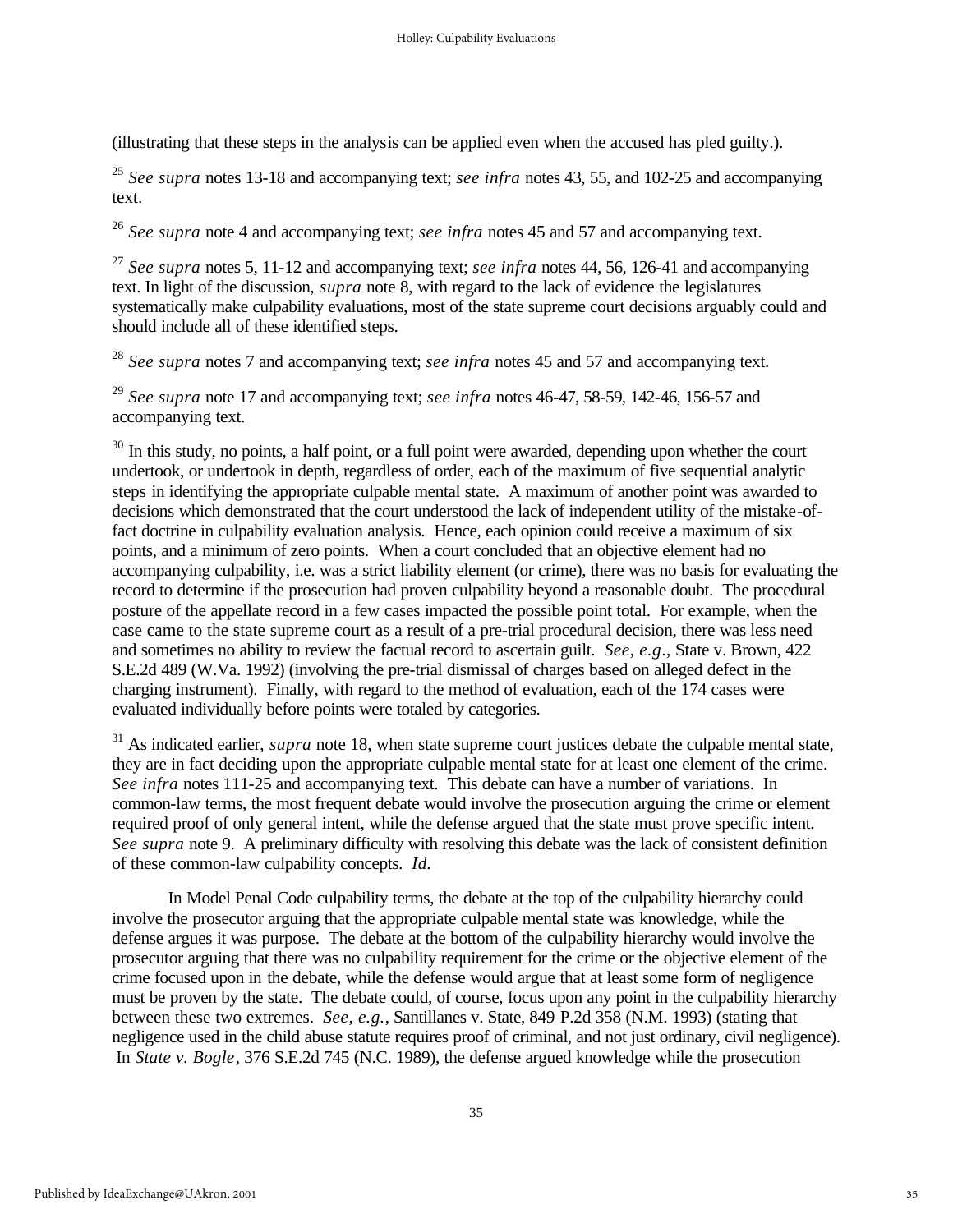(illustrating that these steps in the analysis can be applied even when the accused has pled guilty.).

[25] *See supra* notes 13-18 and accompanying text; *see infra* notes 43, 55, and 102-25 and accompanying text.

[26] *See supra* note 4 and accompanying text; *see infra* notes 45 and 57 and accompanying text.

[27] *See supra* notes 5, 11-12 and accompanying text; *see infra* notes 44, 56, 126-41 and accompanying text. In light of the discussion, *supra* note 8, with regard to the lack of evidence the legislatures systematically make culpability evaluations, most of the state supreme court decisions arguably could and should include all of these identified steps.

[28] *See supra* notes 7 and accompanying text; *see infra* notes 45 and 57 and accompanying text.

[29] *See supra* note 17 and accompanying text; *see infra* notes 46-47, 58-59, 142-46, 156-57 and accompanying text.

[30] In this study, no points, a half point, or a full point were awarded, depending upon whether the court undertook, or undertook in depth, regardless of order, each of the maximum of five sequential analytic steps in identifying the appropriate culpable mental state. A maximum of another point was awarded to decisions which demonstrated that the court understood the lack of independent utility of the mistake-of-fact doctrine in culpability evaluation analysis. Hence, each opinion could receive a maximum of six points, and a minimum of zero points. When a court concluded that an objective element had no accompanying culpability, i.e. was a strict liability element (or crime), there was no basis for evaluating the record to determine if the prosecution had proven culpability beyond a reasonable doubt. The procedural posture of the appellate record in a few cases impacted the possible point total. For example, when the case came to the state supreme court as a result of a pre-trial procedural decision, there was less need and sometimes no ability to review the factual record to ascertain guilt. *See, e.g.*, State v. Brown, 422 S.E.2d 489 (W.Va. 1992) (involving the pre-trial dismissal of charges based on alleged defect in the charging instrument). Finally, with regard to the method of evaluation, each of the 174 cases were evaluated individually before points were totaled by categories.

[31] As indicated earlier, *supra* note 18, when state supreme court justices debate the culpable mental state, they are in fact deciding upon the appropriate culpable mental state for at least one element of the crime. *See infra* notes 111-25 and accompanying text. This debate can have a number of variations. In common-law terms, the most frequent debate would involve the prosecution arguing the crime or element required proof of only general intent, while the defense argued that the state must prove specific intent. *See supra* note 9. A preliminary difficulty with resolving this debate was the lack of consistent definition of these common-law culpability concepts. *Id.*

In Model Penal Code culpability terms, the debate at the top of the culpability hierarchy could involve the prosecutor arguing that the appropriate culpable mental state was knowledge, while the defense argues it was purpose. The debate at the bottom of the culpability hierarchy would involve the prosecutor arguing that there was no culpability requirement for the crime or the objective element of the crime focused upon in the debate, while the defense would argue that at least some form of negligence must be proven by the state. The debate could, of course, focus upon any point in the culpability hierarchy between these two extremes. *See, e.g.*, Santillanes v. State, 849 P.2d 358 (N.M. 1993) (stating that negligence used in the child abuse statute requires proof of criminal, and not just ordinary, civil negligence). In *State v. Bogle*, 376 S.E.2d 745 (N.C. 1989), the defense argued knowledge while the prosecution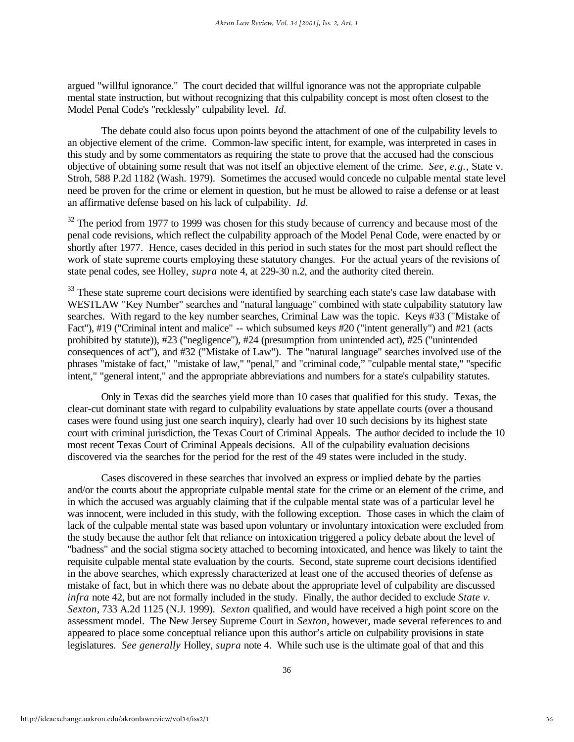argued "willful ignorance." The court decided that willful ignorance was not the appropriate culpable mental state instruction, but without recognizing that this culpability concept is most often closest to the Model Penal Code's "recklessly" culpability level. *Id.*

The debate could also focus upon points beyond the attachment of one of the culpability levels to an objective element of the crime. Common-law specific intent, for example, was interpreted in cases in this study and by some commentators as requiring the state to prove that the accused had the conscious objective of obtaining some result that was not itself an objective element of the crime. *See, e.g.*, State v. Stroh, 588 P.2d 1182 (Wash. 1979). Sometimes the accused would concede no culpable mental state level need be proven for the crime or element in question, but he must be allowed to raise a defense or at least an affirmative defense based on his lack of culpability. *Id.*

[32] The period from 1977 to 1999 was chosen for this study because of currency and because most of the penal code revisions, which reflect the culpability approach of the Model Penal Code, were enacted by or shortly after 1977. Hence, cases decided in this period in such states for the most part should reflect the work of state supreme courts employing these statutory changes. For the actual years of the revisions of state penal codes, see Holley, *supra* note 4, at 229-30 n.2, and the authority cited therein.

[33] These state supreme court decisions were identified by searching each state's case law database with WESTLAW "Key Number" searches and "natural language" combined with state culpability statutory law searches. With regard to the key number searches, Criminal Law was the topic. Keys #33 ("Mistake of Fact"), #19 ("Criminal intent and malice" -- which subsumed keys #20 ("intent generally") and #21 (acts prohibited by statute)), #23 ("negligence"), #24 (presumption from unintended act), #25 ("unintended consequences of act"), and #32 ("Mistake of Law"). The "natural language" searches involved use of the phrases "mistake of fact," "mistake of law," "penal," and "criminal code," "culpable mental state," "specific intent," "general intent," and the appropriate abbreviations and numbers for a state's culpability statutes.

Only in Texas did the searches yield more than 10 cases that qualified for this study. Texas, the clear-cut dominant state with regard to culpability evaluations by state appellate courts (over a thousand cases were found using just one search inquiry), clearly had over 10 such decisions by its highest state court with criminal jurisdiction, the Texas Court of Criminal Appeals. The author decided to include the 10 most recent Texas Court of Criminal Appeals decisions. All of the culpability evaluation decisions discovered via the searches for the period for the rest of the 49 states were included in the study.

Cases discovered in these searches that involved an express or implied debate by the parties and/or the courts about the appropriate culpable mental state for the crime or an element of the crime, and in which the accused was arguably claiming that if the culpable mental state was of a particular level he was innocent, were included in this study, with the following exception. Those cases in which the claim of lack of the culpable mental state was based upon voluntary or involuntary intoxication were excluded from the study because the author felt that reliance on intoxication triggered a policy debate about the level of "badness" and the social stigma society attached to becoming intoxicated, and hence was likely to taint the requisite culpable mental state evaluation by the courts. Second, state supreme court decisions identified in the above searches, which expressly characterized at least one of the accused theories of defense as mistake of fact, but in which there was no debate about the appropriate level of culpability are discussed *infra* note 42, but are not formally included in the study. Finally, the author decided to exclude *State v. Sexton*, 733 A.2d 1125 (N.J. 1999). *Sexton* qualified, and would have received a high point score on the assessment model. The New Jersey Supreme Court in *Sexton*, however, made several references to and appeared to place some conceptual reliance upon this author's article on culpability provisions in state legislatures. *See generally* Holley, *supra* note 4. While such use is the ultimate goal of that and this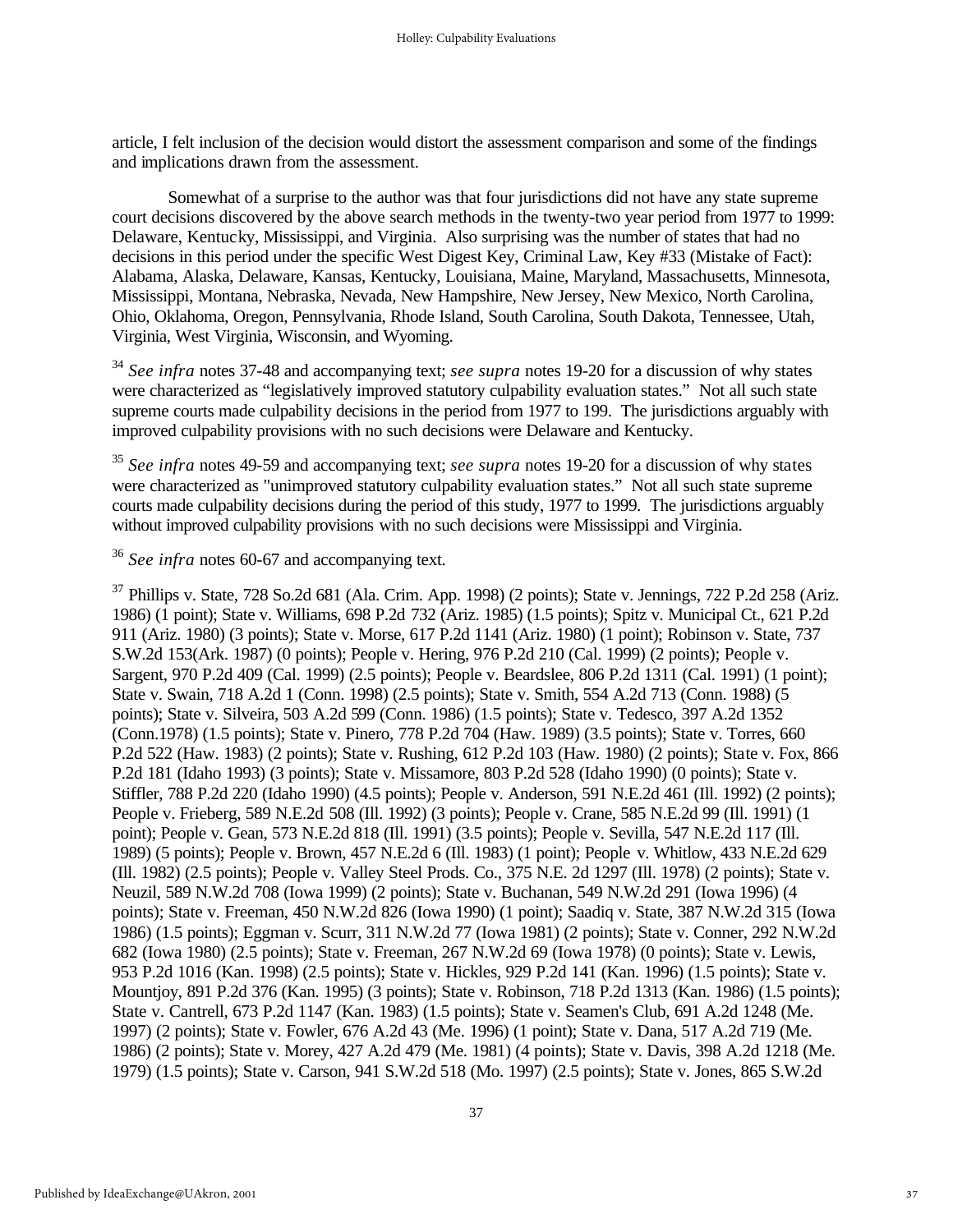article, I felt inclusion of the decision would distort the assessment comparison and some of the findings and implications drawn from the assessment.

Somewhat of a surprise to the author was that four jurisdictions did not have any state supreme court decisions discovered by the above search methods in the twenty-two year period from 1977 to 1999: Delaware, Kentucky, Mississippi, and Virginia. Also surprising was the number of states that had no decisions in this period under the specific West Digest Key, Criminal Law, Key #33 (Mistake of Fact): Alabama, Alaska, Delaware, Kansas, Kentucky, Louisiana, Maine, Maryland, Massachusetts, Minnesota, Mississippi, Montana, Nebraska, Nevada, New Hampshire, New Jersey, New Mexico, North Carolina, Ohio, Oklahoma, Oregon, Pennsylvania, Rhode Island, South Carolina, South Dakota, Tennessee, Utah, Virginia, West Virginia, Wisconsin, and Wyoming.

[34] *See infra* notes 37-48 and accompanying text; *see supra* notes 19-20 for a discussion of why states were characterized as "legislatively improved statutory culpability evaluation states." Not all such state supreme courts made culpability decisions in the period from 1977 to 199. The jurisdictions arguably with improved culpability provisions with no such decisions were Delaware and Kentucky.

[35] *See infra* notes 49-59 and accompanying text; *see supra* notes 19-20 for a discussion of why states were characterized as "unimproved statutory culpability evaluation states." Not all such state supreme courts made culpability decisions during the period of this study, 1977 to 1999. The jurisdictions arguably without improved culpability provisions with no such decisions were Mississippi and Virginia.

[36] *See infra* notes 60-67 and accompanying text.

[37] Phillips v. State, 728 So.2d 681 (Ala. Crim. App. 1998) (2 points); State v. Jennings, 722 P.2d 258 (Ariz. 1986) (1 point); State v. Williams, 698 P.2d 732 (Ariz. 1985) (1.5 points); Spitz v. Municipal Ct., 621 P.2d 911 (Ariz. 1980) (3 points); State v. Morse, 617 P.2d 1141 (Ariz. 1980) (1 point); Robinson v. State, 737 S.W.2d 153(Ark. 1987) (0 points); People v. Hering, 976 P.2d 210 (Cal. 1999) (2 points); People v. Sargent, 970 P.2d 409 (Cal. 1999) (2.5 points); People v. Beardslee, 806 P.2d 1311 (Cal. 1991) (1 point); State v. Swain, 718 A.2d 1 (Conn. 1998) (2.5 points); State v. Smith, 554 A.2d 713 (Conn. 1988) (5 points); State v. Silveira, 503 A.2d 599 (Conn. 1986) (1.5 points); State v. Tedesco, 397 A.2d 1352 (Conn.1978) (1.5 points); State v. Pinero, 778 P.2d 704 (Haw. 1989) (3.5 points); State v. Torres, 660 P.2d 522 (Haw. 1983) (2 points); State v. Rushing, 612 P.2d 103 (Haw. 1980) (2 points); State v. Fox, 866 P.2d 181 (Idaho 1993) (3 points); State v. Missamore, 803 P.2d 528 (Idaho 1990) (0 points); State v. Stiffler, 788 P.2d 220 (Idaho 1990) (4.5 points); People v. Anderson, 591 N.E.2d 461 (Ill. 1992) (2 points); People v. Frieberg, 589 N.E.2d 508 (Ill. 1992) (3 points); People v. Crane, 585 N.E.2d 99 (Ill. 1991) (1 point); People v. Gean, 573 N.E.2d 818 (Ill. 1991) (3.5 points); People v. Sevilla, 547 N.E.2d 117 (Ill. 1989) (5 points); People v. Brown, 457 N.E.2d 6 (Ill. 1983) (1 point); People v. Whitlow, 433 N.E.2d 629 (Ill. 1982) (2.5 points); People v. Valley Steel Prods. Co., 375 N.E. 2d 1297 (Ill. 1978) (2 points); State v. Neuzil, 589 N.W.2d 708 (Iowa 1999) (2 points); State v. Buchanan, 549 N.W.2d 291 (Iowa 1996) (4 points); State v. Freeman, 450 N.W.2d 826 (Iowa 1990) (1 point); Saadiq v. State, 387 N.W.2d 315 (Iowa 1986) (1.5 points); Eggman v. Scurr, 311 N.W.2d 77 (Iowa 1981) (2 points); State v. Conner, 292 N.W.2d 682 (Iowa 1980) (2.5 points); State v. Freeman, 267 N.W.2d 69 (Iowa 1978) (0 points); State v. Lewis, 953 P.2d 1016 (Kan. 1998) (2.5 points); State v. Hickles, 929 P.2d 141 (Kan. 1996) (1.5 points); State v. Mountjoy, 891 P.2d 376 (Kan. 1995) (3 points); State v. Robinson, 718 P.2d 1313 (Kan. 1986) (1.5 points); State v. Cantrell, 673 P.2d 1147 (Kan. 1983) (1.5 points); State v. Seamen's Club, 691 A.2d 1248 (Me. 1997) (2 points); State v. Fowler, 676 A.2d 43 (Me. 1996) (1 point); State v. Dana, 517 A.2d 719 (Me. 1986) (2 points); State v. Morey, 427 A.2d 479 (Me. 1981) (4 points); State v. Davis, 398 A.2d 1218 (Me. 1979) (1.5 points); State v. Carson, 941 S.W.2d 518 (Mo. 1997) (2.5 points); State v. Jones, 865 S.W.2d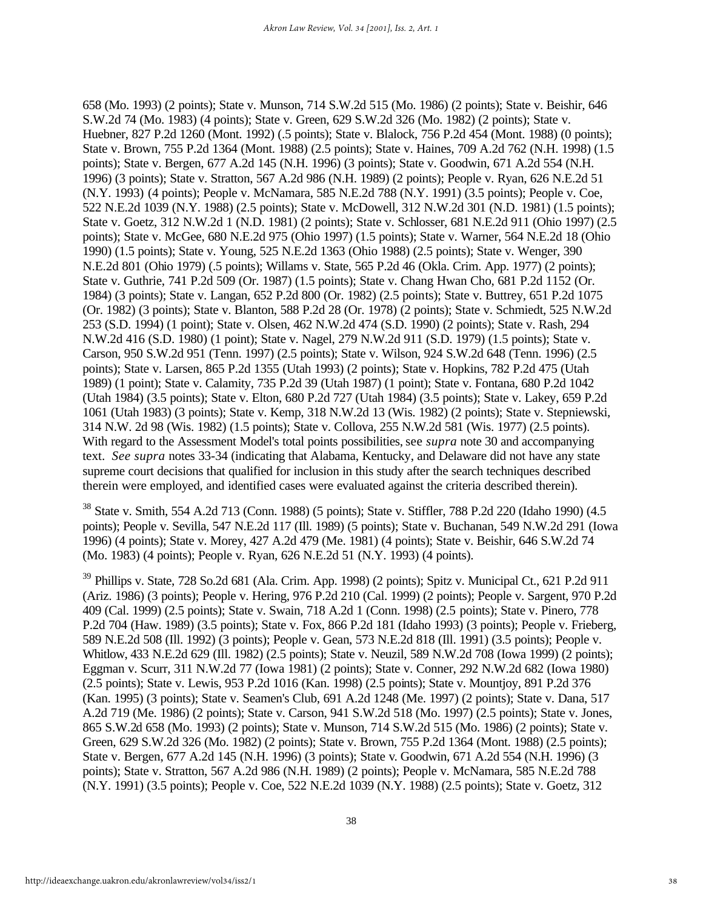658 (Mo. 1993) (2 points); State v. Munson, 714 S.W.2d 515 (Mo. 1986) (2 points); State v. Beishir, 646 S.W.2d 74 (Mo. 1983) (4 points); State v. Green, 629 S.W.2d 326 (Mo. 1982) (2 points); State v. Huebner, 827 P.2d 1260 (Mont. 1992) (.5 points); State v. Blalock, 756 P.2d 454 (Mont. 1988) (0 points); State v. Brown, 755 P.2d 1364 (Mont. 1988) (2.5 points); State v. Haines, 709 A.2d 762 (N.H. 1998) (1.5 points); State v. Bergen, 677 A.2d 145 (N.H. 1996) (3 points); State v. Goodwin, 671 A.2d 554 (N.H. 1996) (3 points); State v. Stratton, 567 A.2d 986 (N.H. 1989) (2 points); People v. Ryan, 626 N.E.2d 51 (N.Y. 1993) (4 points); People v. McNamara, 585 N.E.2d 788 (N.Y. 1991) (3.5 points); People v. Coe, 522 N.E.2d 1039 (N.Y. 1988) (2.5 points); State v. McDowell, 312 N.W.2d 301 (N.D. 1981) (1.5 points); State v. Goetz, 312 N.W.2d 1 (N.D. 1981) (2 points); State v. Schlosser, 681 N.E.2d 911 (Ohio 1997) (2.5 points); State v. McGee, 680 N.E.2d 975 (Ohio 1997) (1.5 points); State v. Warner, 564 N.E.2d 18 (Ohio 1990) (1.5 points); State v. Young, 525 N.E.2d 1363 (Ohio 1988) (2.5 points); State v. Wenger, 390 N.E.2d 801 (Ohio 1979) (.5 points); Willams v. State, 565 P.2d 46 (Okla. Crim. App. 1977) (2 points); State v. Guthrie, 741 P.2d 509 (Or. 1987) (1.5 points); State v. Chang Hwan Cho, 681 P.2d 1152 (Or. 1984) (3 points); State v. Langan, 652 P.2d 800 (Or. 1982) (2.5 points); State v. Buttrey, 651 P.2d 1075 (Or. 1982) (3 points); State v. Blanton, 588 P.2d 28 (Or. 1978) (2 points); State v. Schmiedt, 525 N.W.2d 253 (S.D. 1994) (1 point); State v. Olsen, 462 N.W.2d 474 (S.D. 1990) (2 points); State v. Rash, 294 N.W.2d 416 (S.D. 1980) (1 point); State v. Nagel, 279 N.W.2d 911 (S.D. 1979) (1.5 points); State v. Carson, 950 S.W.2d 951 (Tenn. 1997) (2.5 points); State v. Wilson, 924 S.W.2d 648 (Tenn. 1996) (2.5 points); State v. Larsen, 865 P.2d 1355 (Utah 1993) (2 points); State v. Hopkins, 782 P.2d 475 (Utah 1989) (1 point); State v. Calamity, 735 P.2d 39 (Utah 1987) (1 point); State v. Fontana, 680 P.2d 1042 (Utah 1984) (3.5 points); State v. Elton, 680 P.2d 727 (Utah 1984) (3.5 points); State v. Lakey, 659 P.2d 1061 (Utah 1983) (3 points); State v. Kemp, 318 N.W.2d 13 (Wis. 1982) (2 points); State v. Stepniewski, 314 N.W. 2d 98 (Wis. 1982) (1.5 points); State v. Collova, 255 N.W.2d 581 (Wis. 1977) (2.5 points). With regard to the Assessment Model's total points possibilities, see *supra* note 30 and accompanying text. *See supra* notes 33-34 (indicating that Alabama, Kentucky, and Delaware did not have any state supreme court decisions that qualified for inclusion in this study after the search techniques described therein were employed, and identified cases were evaluated against the criteria described therein).

[38] State v. Smith, 554 A.2d 713 (Conn. 1988) (5 points); State v. Stiffler, 788 P.2d 220 (Idaho 1990) (4.5 points); People v. Sevilla, 547 N.E.2d 117 (Ill. 1989) (5 points); State v. Buchanan, 549 N.W.2d 291 (Iowa 1996) (4 points); State v. Morey, 427 A.2d 479 (Me. 1981) (4 points); State v. Beishir, 646 S.W.2d 74 (Mo. 1983) (4 points); People v. Ryan, 626 N.E.2d 51 (N.Y. 1993) (4 points).

[39] Phillips v. State, 728 So.2d 681 (Ala. Crim. App. 1998) (2 points); Spitz v. Municipal Ct., 621 P.2d 911 (Ariz. 1986) (3 points); People v. Hering, 976 P.2d 210 (Cal. 1999) (2 points); People v. Sargent, 970 P.2d 409 (Cal. 1999) (2.5 points); State v. Swain, 718 A.2d 1 (Conn. 1998) (2.5 points); State v. Pinero, 778 P.2d 704 (Haw. 1989) (3.5 points); State v. Fox, 866 P.2d 181 (Idaho 1993) (3 points); People v. Frieberg, 589 N.E.2d 508 (Ill. 1992) (3 points); People v. Gean, 573 N.E.2d 818 (Ill. 1991) (3.5 points); People v. Whitlow, 433 N.E.2d 629 (Ill. 1982) (2.5 points); State v. Neuzil, 589 N.W.2d 708 (Iowa 1999) (2 points); Eggman v. Scurr, 311 N.W.2d 77 (Iowa 1981) (2 points); State v. Conner, 292 N.W.2d 682 (Iowa 1980) (2.5 points); State v. Lewis, 953 P.2d 1016 (Kan. 1998) (2.5 points); State v. Mountjoy, 891 P.2d 376 (Kan. 1995) (3 points); State v. Seamen's Club, 691 A.2d 1248 (Me. 1997) (2 points); State v. Dana, 517 A.2d 719 (Me. 1986) (2 points); State v. Carson, 941 S.W.2d 518 (Mo. 1997) (2.5 points); State v. Jones, 865 S.W.2d 658 (Mo. 1993) (2 points); State v. Munson, 714 S.W.2d 515 (Mo. 1986) (2 points); State v. Green, 629 S.W.2d 326 (Mo. 1982) (2 points); State v. Brown, 755 P.2d 1364 (Mont. 1988) (2.5 points); State v. Bergen, 677 A.2d 145 (N.H. 1996) (3 points); State v. Goodwin, 671 A.2d 554 (N.H. 1996) (3 points); State v. Stratton, 567 A.2d 986 (N.H. 1989) (2 points); People v. McNamara, 585 N.E.2d 788 (N.Y. 1991) (3.5 points); People v. Coe, 522 N.E.2d 1039 (N.Y. 1988) (2.5 points); State v. Goetz, 312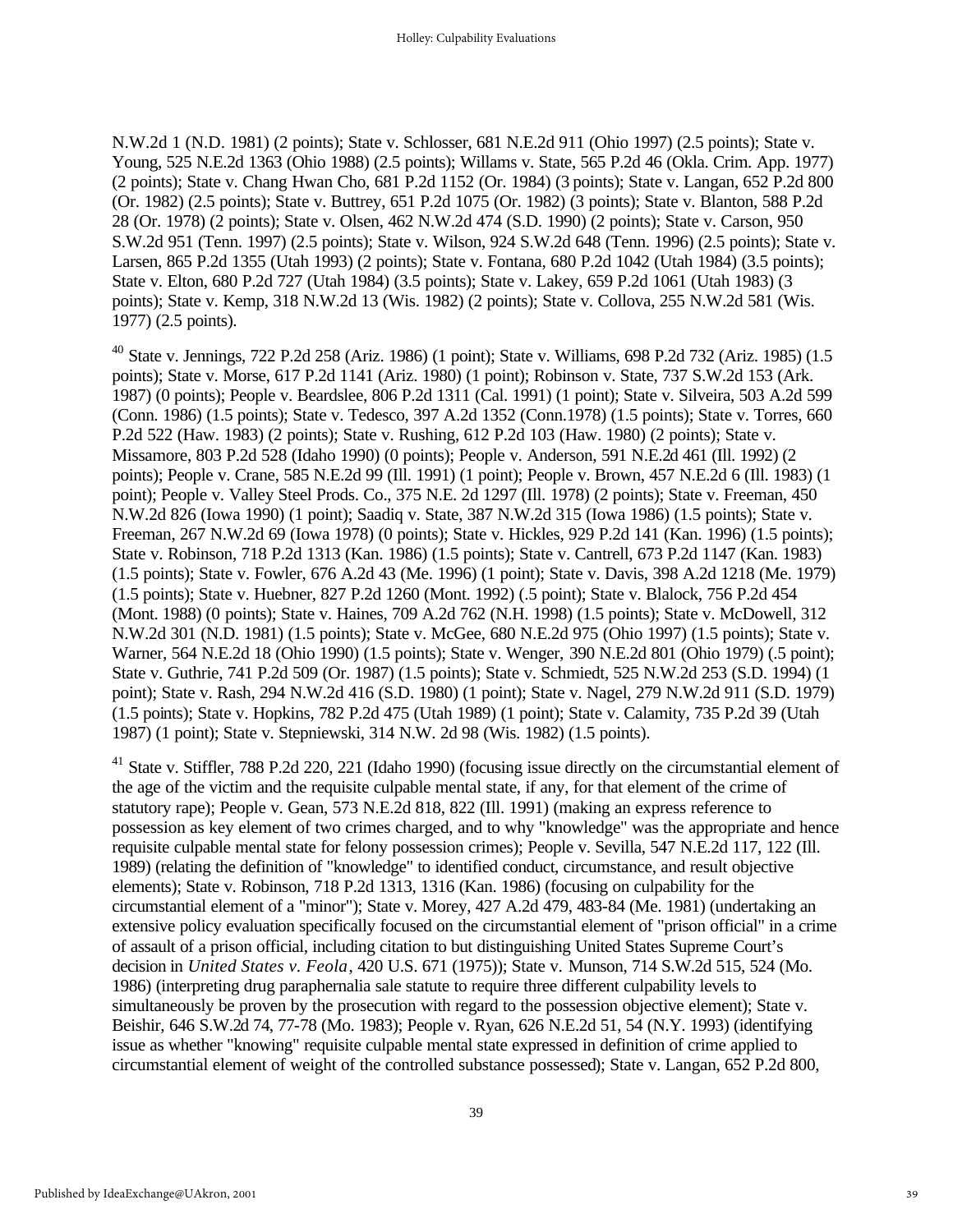N.W.2d 1 (N.D. 1981) (2 points); State v. Schlosser, 681 N.E.2d 911 (Ohio 1997) (2.5 points); State v. Young, 525 N.E.2d 1363 (Ohio 1988) (2.5 points); Willams v. State, 565 P.2d 46 (Okla. Crim. App. 1977) (2 points); State v. Chang Hwan Cho, 681 P.2d 1152 (Or. 1984) (3 points); State v. Langan, 652 P.2d 800 (Or. 1982) (2.5 points); State v. Buttrey, 651 P.2d 1075 (Or. 1982) (3 points); State v. Blanton, 588 P.2d 28 (Or. 1978) (2 points); State v. Olsen, 462 N.W.2d 474 (S.D. 1990) (2 points); State v. Carson, 950 S.W.2d 951 (Tenn. 1997) (2.5 points); State v. Wilson, 924 S.W.2d 648 (Tenn. 1996) (2.5 points); State v. Larsen, 865 P.2d 1355 (Utah 1993) (2 points); State v. Fontana, 680 P.2d 1042 (Utah 1984) (3.5 points); State v. Elton, 680 P.2d 727 (Utah 1984) (3.5 points); State v. Lakey, 659 P.2d 1061 (Utah 1983) (3 points); State v. Kemp, 318 N.W.2d 13 (Wis. 1982) (2 points); State v. Collova, 255 N.W.2d 581 (Wis. 1977) (2.5 points).

[40] State v. Jennings, 722 P.2d 258 (Ariz. 1986) (1 point); State v. Williams, 698 P.2d 732 (Ariz. 1985) (1.5 points); State v. Morse, 617 P.2d 1141 (Ariz. 1980) (1 point); Robinson v. State, 737 S.W.2d 153 (Ark. 1987) (0 points); People v. Beardslee, 806 P.2d 1311 (Cal. 1991) (1 point); State v. Silveira, 503 A.2d 599 (Conn. 1986) (1.5 points); State v. Tedesco, 397 A.2d 1352 (Conn.1978) (1.5 points); State v. Torres, 660 P.2d 522 (Haw. 1983) (2 points); State v. Rushing, 612 P.2d 103 (Haw. 1980) (2 points); State v. Missamore, 803 P.2d 528 (Idaho 1990) (0 points); People v. Anderson, 591 N.E.2d 461 (Ill. 1992) (2 points); People v. Crane, 585 N.E.2d 99 (Ill. 1991) (1 point); People v. Brown, 457 N.E.2d 6 (Ill. 1983) (1 point); People v. Valley Steel Prods. Co., 375 N.E. 2d 1297 (Ill. 1978) (2 points); State v. Freeman, 450 N.W.2d 826 (Iowa 1990) (1 point); Saadiq v. State, 387 N.W.2d 315 (Iowa 1986) (1.5 points); State v. Freeman, 267 N.W.2d 69 (Iowa 1978) (0 points); State v. Hickles, 929 P.2d 141 (Kan. 1996) (1.5 points); State v. Robinson, 718 P.2d 1313 (Kan. 1986) (1.5 points); State v. Cantrell, 673 P.2d 1147 (Kan. 1983) (1.5 points); State v. Fowler, 676 A.2d 43 (Me. 1996) (1 point); State v. Davis, 398 A.2d 1218 (Me. 1979) (1.5 points); State v. Huebner, 827 P.2d 1260 (Mont. 1992) (.5 point); State v. Blalock, 756 P.2d 454 (Mont. 1988) (0 points); State v. Haines, 709 A.2d 762 (N.H. 1998) (1.5 points); State v. McDowell, 312 N.W.2d 301 (N.D. 1981) (1.5 points); State v. McGee, 680 N.E.2d 975 (Ohio 1997) (1.5 points); State v. Warner, 564 N.E.2d 18 (Ohio 1990) (1.5 points); State v. Wenger, 390 N.E.2d 801 (Ohio 1979) (.5 point); State v. Guthrie, 741 P.2d 509 (Or. 1987) (1.5 points); State v. Schmiedt, 525 N.W.2d 253 (S.D. 1994) (1 point); State v. Rash, 294 N.W.2d 416 (S.D. 1980) (1 point); State v. Nagel, 279 N.W.2d 911 (S.D. 1979) (1.5 points); State v. Hopkins, 782 P.2d 475 (Utah 1989) (1 point); State v. Calamity, 735 P.2d 39 (Utah 1987) (1 point); State v. Stepniewski, 314 N.W. 2d 98 (Wis. 1982) (1.5 points).

[41] State v. Stiffler, 788 P.2d 220, 221 (Idaho 1990) (focusing issue directly on the circumstantial element of the age of the victim and the requisite culpable mental state, if any, for that element of the crime of statutory rape); People v. Gean, 573 N.E.2d 818, 822 (Ill. 1991) (making an express reference to possession as key element of two crimes charged, and to why "knowledge" was the appropriate and hence requisite culpable mental state for felony possession crimes); People v. Sevilla, 547 N.E.2d 117, 122 (Ill. 1989) (relating the definition of "knowledge" to identified conduct, circumstance, and result objective elements); State v. Robinson, 718 P.2d 1313, 1316 (Kan. 1986) (focusing on culpability for the circumstantial element of a "minor"); State v. Morey, 427 A.2d 479, 483-84 (Me. 1981) (undertaking an extensive policy evaluation specifically focused on the circumstantial element of "prison official" in a crime of assault of a prison official, including citation to but distinguishing United States Supreme Court's decision in *United States v. Feola*, 420 U.S. 671 (1975)); State v. Munson, 714 S.W.2d 515, 524 (Mo. 1986) (interpreting drug paraphernalia sale statute to require three different culpability levels to simultaneously be proven by the prosecution with regard to the possession objective element); State v. Beishir, 646 S.W.2d 74, 77-78 (Mo. 1983); People v. Ryan, 626 N.E.2d 51, 54 (N.Y. 1993) (identifying issue as whether "knowing" requisite culpable mental state expressed in definition of crime applied to circumstantial element of weight of the controlled substance possessed); State v. Langan, 652 P.2d 800,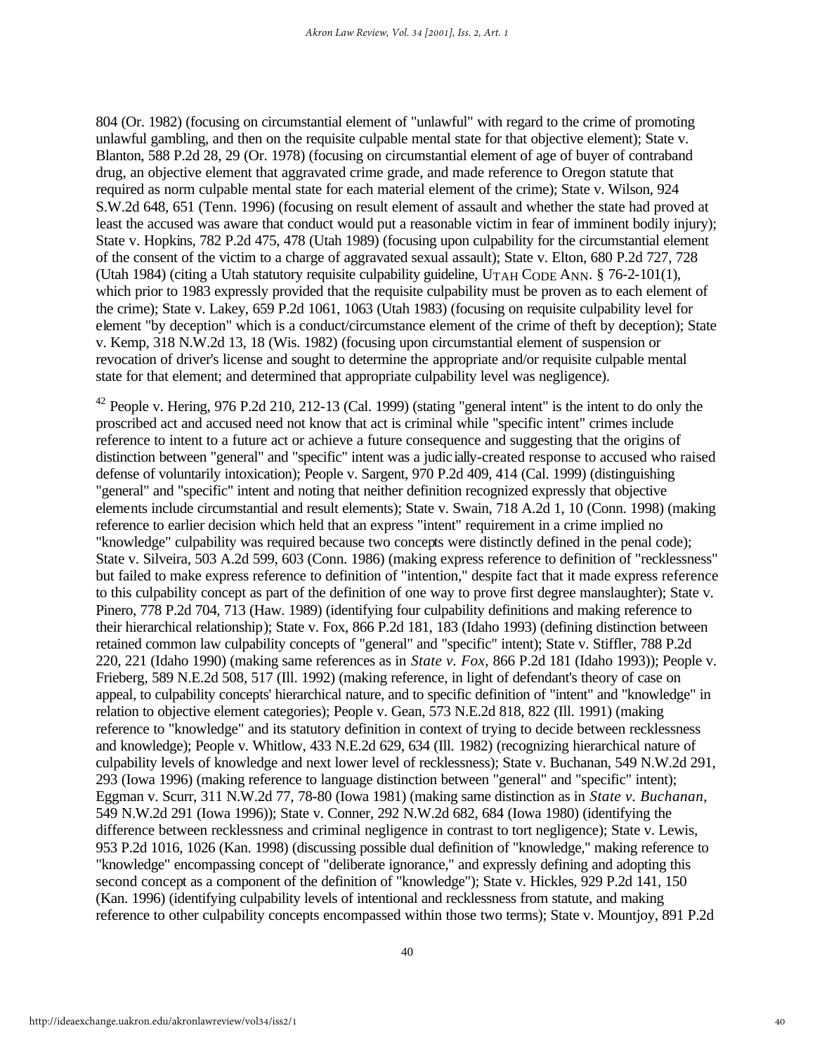804 (Or. 1982) (focusing on circumstantial element of "unlawful" with regard to the crime of promoting unlawful gambling, and then on the requisite culpable mental state for that objective element); State v. Blanton, 588 P.2d 28, 29 (Or. 1978) (focusing on circumstantial element of age of buyer of contraband drug, an objective element that aggravated crime grade, and made reference to Oregon statute that required as norm culpable mental state for each material element of the crime); State v. Wilson, 924 S.W.2d 648, 651 (Tenn. 1996) (focusing on result element of assault and whether the state had proved at least the accused was aware that conduct would put a reasonable victim in fear of imminent bodily injury); State v. Hopkins, 782 P.2d 475, 478 (Utah 1989) (focusing upon culpability for the circumstantial element of the consent of the victim to a charge of aggravated sexual assault); State v. Elton, 680 P.2d 727, 728 (Utah 1984) (citing a Utah statutory requisite culpability guideline, UTAH CODE ANN. § 76-2-101(1), which prior to 1983 expressly provided that the requisite culpability must be proven as to each element of the crime); State v. Lakey, 659 P.2d 1061, 1063 (Utah 1983) (focusing on requisite culpability level for element "by deception" which is a conduct/circumstance element of the crime of theft by deception); State v. Kemp, 318 N.W.2d 13, 18 (Wis. 1982) (focusing upon circumstantial element of suspension or revocation of driver's license and sought to determine the appropriate and/or requisite culpable mental state for that element; and determined that appropriate culpability level was negligence).

[42] People v. Hering, 976 P.2d 210, 212-13 (Cal. 1999) (stating "general intent" is the intent to do only the proscribed act and accused need not know that act is criminal while "specific intent" crimes include reference to intent to a future act or achieve a future consequence and suggesting that the origins of distinction between "general" and "specific" intent was a judicially-created response to accused who raised defense of voluntarily intoxication); People v. Sargent, 970 P.2d 409, 414 (Cal. 1999) (distinguishing "general" and "specific" intent and noting that neither definition recognized expressly that objective elements include circumstantial and result elements); State v. Swain, 718 A.2d 1, 10 (Conn. 1998) (making reference to earlier decision which held that an express "intent" requirement in a crime implied no "knowledge" culpability was required because two concepts were distinctly defined in the penal code); State v. Silveira, 503 A.2d 599, 603 (Conn. 1986) (making express reference to definition of "recklessness" but failed to make express reference to definition of "intention," despite fact that it made express reference to this culpability concept as part of the definition of one way to prove first degree manslaughter); State v. Pinero, 778 P.2d 704, 713 (Haw. 1989) (identifying four culpability definitions and making reference to their hierarchical relationship); State v. Fox, 866 P.2d 181, 183 (Idaho 1993) (defining distinction between retained common law culpability concepts of "general" and "specific" intent); State v. Stiffler, 788 P.2d 220, 221 (Idaho 1990) (making same references as in *State v. Fox,* 866 P.2d 181 (Idaho 1993)); People v. Frieberg, 589 N.E.2d 508, 517 (Ill. 1992) (making reference, in light of defendant's theory of case on appeal, to culpability concepts' hierarchical nature, and to specific definition of "intent" and "knowledge" in relation to objective element categories); People v. Gean, 573 N.E.2d 818, 822 (Ill. 1991) (making reference to "knowledge" and its statutory definition in context of trying to decide between recklessness and knowledge); People v. Whitlow, 433 N.E.2d 629, 634 (Ill. 1982) (recognizing hierarchical nature of culpability levels of knowledge and next lower level of recklessness); State v. Buchanan, 549 N.W.2d 291, 293 (Iowa 1996) (making reference to language distinction between "general" and "specific" intent); Eggman v. Scurr, 311 N.W.2d 77, 78-80 (Iowa 1981) (making same distinction as in *State v. Buchanan*, 549 N.W.2d 291 (Iowa 1996)); State v. Conner, 292 N.W.2d 682, 684 (Iowa 1980) (identifying the difference between recklessness and criminal negligence in contrast to tort negligence); State v. Lewis, 953 P.2d 1016, 1026 (Kan. 1998) (discussing possible dual definition of "knowledge," making reference to "knowledge" encompassing concept of "deliberate ignorance," and expressly defining and adopting this second concept as a component of the definition of "knowledge"); State v. Hickles, 929 P.2d 141, 150 (Kan. 1996) (identifying culpability levels of intentional and recklessness from statute, and making reference to other culpability concepts encompassed within those two terms); State v. Mountjoy, 891 P.2d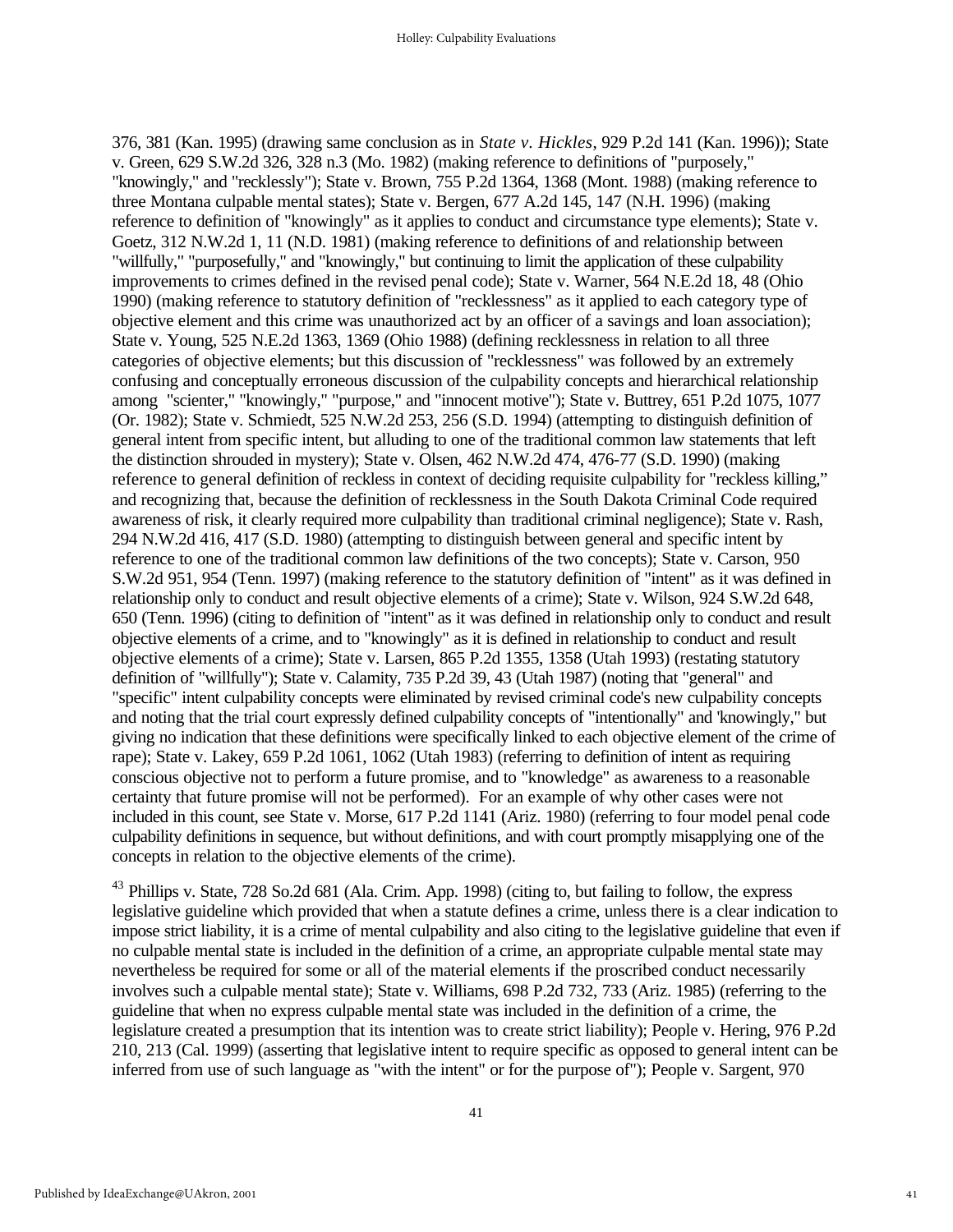376, 381 (Kan. 1995) (drawing same conclusion as in *State v. Hickles*, 929 P.2d 141 (Kan. 1996)); State v. Green, 629 S.W.2d 326, 328 n.3 (Mo. 1982) (making reference to definitions of "purposely," "knowingly," and "recklessly"); State v. Brown, 755 P.2d 1364, 1368 (Mont. 1988) (making reference to three Montana culpable mental states); State v. Bergen, 677 A.2d 145, 147 (N.H. 1996) (making reference to definition of "knowingly" as it applies to conduct and circumstance type elements); State v. Goetz, 312 N.W.2d 1, 11 (N.D. 1981) (making reference to definitions of and relationship between "willfully," "purposefully," and "knowingly," but continuing to limit the application of these culpability improvements to crimes defined in the revised penal code); State v. Warner, 564 N.E.2d 18, 48 (Ohio 1990) (making reference to statutory definition of "recklessness" as it applied to each category type of objective element and this crime was unauthorized act by an officer of a savings and loan association); State v. Young, 525 N.E.2d 1363, 1369 (Ohio 1988) (defining recklessness in relation to all three categories of objective elements; but this discussion of "recklessness" was followed by an extremely confusing and conceptually erroneous discussion of the culpability concepts and hierarchical relationship among "scienter," "knowingly," "purpose," and "innocent motive"); State v. Buttrey, 651 P.2d 1075, 1077 (Or. 1982); State v. Schmiedt, 525 N.W.2d 253, 256 (S.D. 1994) (attempting to distinguish definition of general intent from specific intent, but alluding to one of the traditional common law statements that left the distinction shrouded in mystery); State v. Olsen, 462 N.W.2d 474, 476-77 (S.D. 1990) (making reference to general definition of reckless in context of deciding requisite culpability for "reckless killing," and recognizing that, because the definition of recklessness in the South Dakota Criminal Code required awareness of risk, it clearly required more culpability than traditional criminal negligence); State v. Rash, 294 N.W.2d 416, 417 (S.D. 1980) (attempting to distinguish between general and specific intent by reference to one of the traditional common law definitions of the two concepts); State v. Carson, 950 S.W.2d 951, 954 (Tenn. 1997) (making reference to the statutory definition of "intent" as it was defined in relationship only to conduct and result objective elements of a crime); State v. Wilson, 924 S.W.2d 648, 650 (Tenn. 1996) (citing to definition of "intent" as it was defined in relationship only to conduct and result objective elements of a crime, and to "knowingly" as it is defined in relationship to conduct and result objective elements of a crime); State v. Larsen, 865 P.2d 1355, 1358 (Utah 1993) (restating statutory definition of "willfully"); State v. Calamity, 735 P.2d 39, 43 (Utah 1987) (noting that "general" and "specific" intent culpability concepts were eliminated by revised criminal code's new culpability concepts and noting that the trial court expressly defined culpability concepts of "intentionally" and 'knowingly," but giving no indication that these definitions were specifically linked to each objective element of the crime of rape); State v. Lakey, 659 P.2d 1061, 1062 (Utah 1983) (referring to definition of intent as requiring conscious objective not to perform a future promise, and to "knowledge" as awareness to a reasonable certainty that future promise will not be performed). For an example of why other cases were not included in this count, see State v. Morse, 617 P.2d 1141 (Ariz. 1980) (referring to four model penal code culpability definitions in sequence, but without definitions, and with court promptly misapplying one of the concepts in relation to the objective elements of the crime).

[43] Phillips v. State, 728 So.2d 681 (Ala. Crim. App. 1998) (citing to, but failing to follow, the express legislative guideline which provided that when a statute defines a crime, unless there is a clear indication to impose strict liability, it is a crime of mental culpability and also citing to the legislative guideline that even if no culpable mental state is included in the definition of a crime, an appropriate culpable mental state may nevertheless be required for some or all of the material elements if the proscribed conduct necessarily involves such a culpable mental state); State v. Williams, 698 P.2d 732, 733 (Ariz. 1985) (referring to the guideline that when no express culpable mental state was included in the definition of a crime, the legislature created a presumption that its intention was to create strict liability); People v. Hering, 976 P.2d 210, 213 (Cal. 1999) (asserting that legislative intent to require specific as opposed to general intent can be inferred from use of such language as "with the intent" or for the purpose of"); People v. Sargent, 970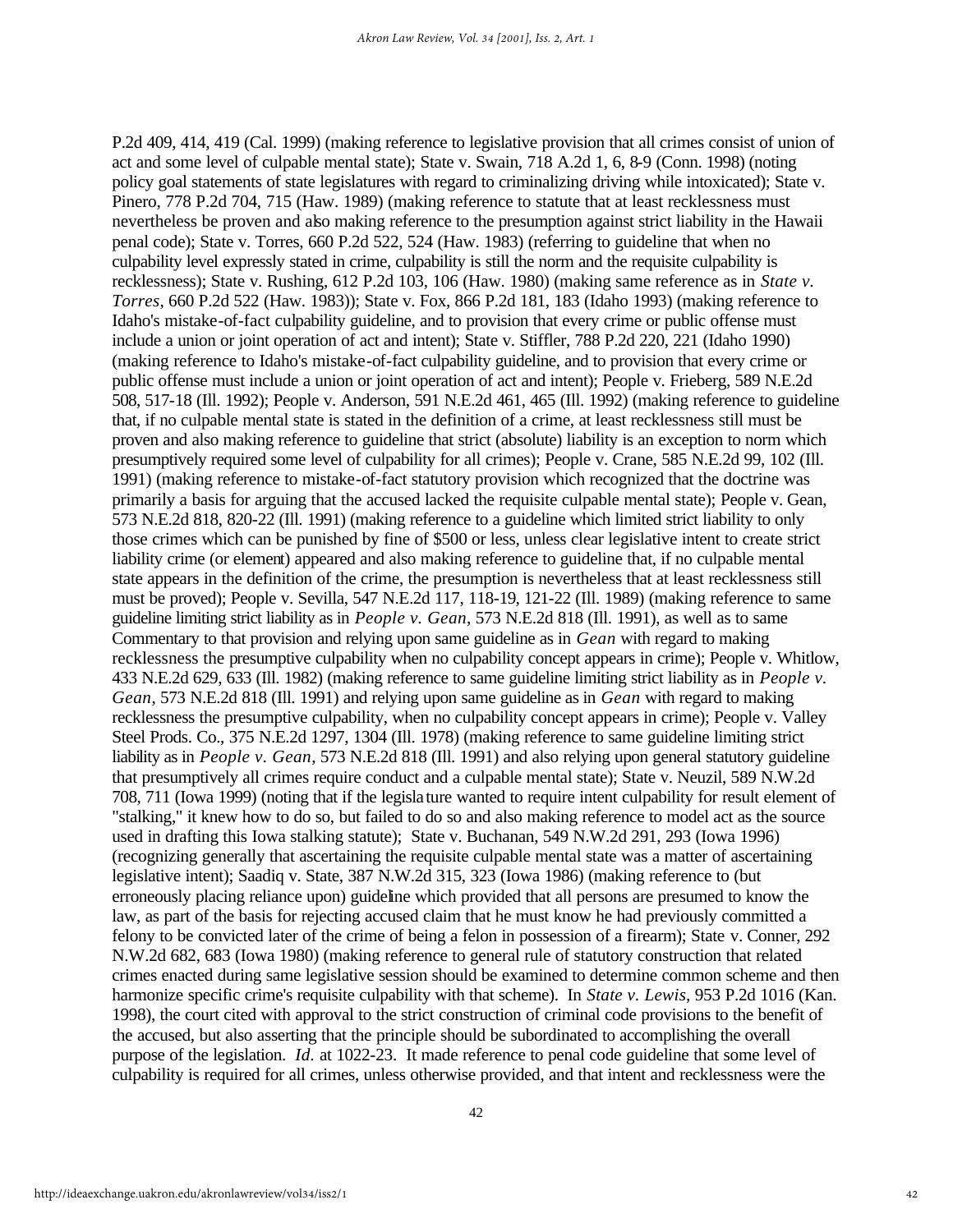P.2d 409, 414, 419 (Cal. 1999) (making reference to legislative provision that all crimes consist of union of act and some level of culpable mental state); State v. Swain, 718 A.2d 1, 6, 8-9 (Conn. 1998) (noting policy goal statements of state legislatures with regard to criminalizing driving while intoxicated); State v. Pinero, 778 P.2d 704, 715 (Haw. 1989) (making reference to statute that at least recklessness must nevertheless be proven and also making reference to the presumption against strict liability in the Hawaii penal code); State v. Torres, 660 P.2d 522, 524 (Haw. 1983) (referring to guideline that when no culpability level expressly stated in crime, culpability is still the norm and the requisite culpability is recklessness); State v. Rushing, 612 P.2d 103, 106 (Haw. 1980) (making same reference as in *State v. Torres*, 660 P.2d 522 (Haw. 1983)); State v. Fox, 866 P.2d 181, 183 (Idaho 1993) (making reference to Idaho's mistake-of-fact culpability guideline, and to provision that every crime or public offense must include a union or joint operation of act and intent); State v. Stiffler, 788 P.2d 220, 221 (Idaho 1990) (making reference to Idaho's mistake-of-fact culpability guideline, and to provision that every crime or public offense must include a union or joint operation of act and intent); People v. Frieberg, 589 N.E.2d 508, 517-18 (Ill. 1992); People v. Anderson, 591 N.E.2d 461, 465 (Ill. 1992) (making reference to guideline that, if no culpable mental state is stated in the definition of a crime, at least recklessness still must be proven and also making reference to guideline that strict (absolute) liability is an exception to norm which presumptively required some level of culpability for all crimes); People v. Crane, 585 N.E.2d 99, 102 (Ill. 1991) (making reference to mistake-of-fact statutory provision which recognized that the doctrine was primarily a basis for arguing that the accused lacked the requisite culpable mental state); People v. Gean, 573 N.E.2d 818, 820-22 (Ill. 1991) (making reference to a guideline which limited strict liability to only those crimes which can be punished by fine of $500 or less, unless clear legislative intent to create strict liability crime (or element) appeared and also making reference to guideline that, if no culpable mental state appears in the definition of the crime, the presumption is nevertheless that at least recklessness still must be proved); People v. Sevilla, 547 N.E.2d 117, 118-19, 121-22 (Ill. 1989) (making reference to same guideline limiting strict liability as in *People v. Gean*, 573 N.E.2d 818 (Ill. 1991), as well as to same Commentary to that provision and relying upon same guideline as in *Gean* with regard to making recklessness the presumptive culpability when no culpability concept appears in crime); People v. Whitlow, 433 N.E.2d 629, 633 (Ill. 1982) (making reference to same guideline limiting strict liability as in *People v. Gean*, 573 N.E.2d 818 (Ill. 1991) and relying upon same guideline as in *Gean* with regard to making recklessness the presumptive culpability, when no culpability concept appears in crime); People v. Valley Steel Prods. Co., 375 N.E.2d 1297, 1304 (Ill. 1978) (making reference to same guideline limiting strict liability as in *People v. Gean*, 573 N.E.2d 818 (Ill. 1991) and also relying upon general statutory guideline that presumptively all crimes require conduct and a culpable mental state); State v. Neuzil, 589 N.W.2d 708, 711 (Iowa 1999) (noting that if the legislature wanted to require intent culpability for result element of "stalking," it knew how to do so, but failed to do so and also making reference to model act as the source used in drafting this Iowa stalking statute); State v. Buchanan, 549 N.W.2d 291, 293 (Iowa 1996) (recognizing generally that ascertaining the requisite culpable mental state was a matter of ascertaining legislative intent); Saadiq v. State, 387 N.W.2d 315, 323 (Iowa 1986) (making reference to (but erroneously placing reliance upon) guideline which provided that all persons are presumed to know the law, as part of the basis for rejecting accused claim that he must know he had previously committed a felony to be convicted later of the crime of being a felon in possession of a firearm); State v. Conner, 292 N.W.2d 682, 683 (Iowa 1980) (making reference to general rule of statutory construction that related crimes enacted during same legislative session should be examined to determine common scheme and then harmonize specific crime's requisite culpability with that scheme). In *State v. Lewis*, 953 P.2d 1016 (Kan. 1998), the court cited with approval to the strict construction of criminal code provisions to the benefit of the accused, but also asserting that the principle should be subordinated to accomplishing the overall purpose of the legislation. *Id.* at 1022-23. It made reference to penal code guideline that some level of culpability is required for all crimes, unless otherwise provided, and that intent and recklessness were the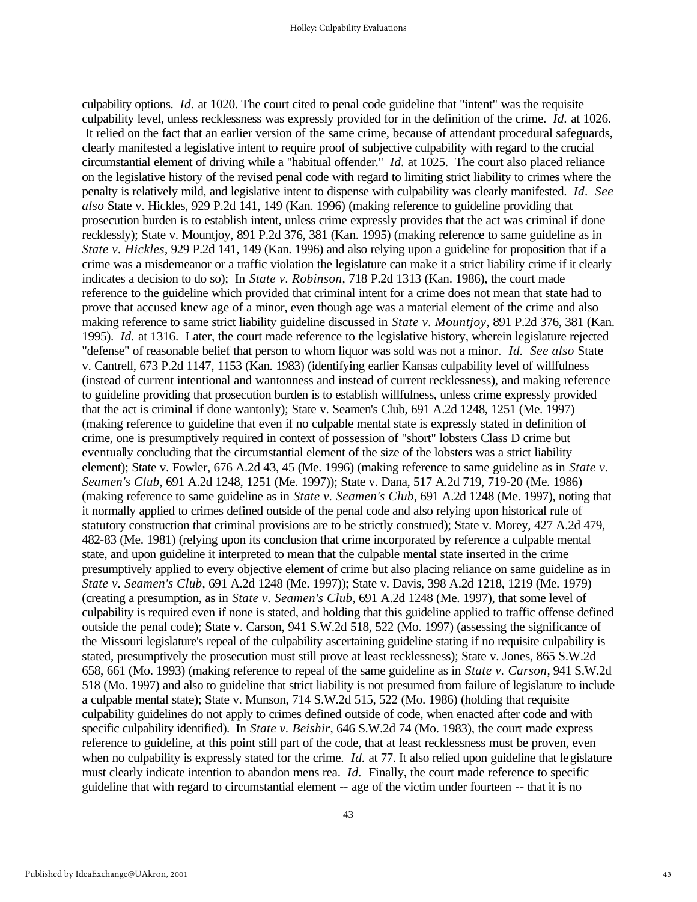culpability options. *Id.* at 1020. The court cited to penal code guideline that "intent" was the requisite culpability level, unless recklessness was expressly provided for in the definition of the crime. *Id.* at 1026. It relied on the fact that an earlier version of the same crime, because of attendant procedural safeguards, clearly manifested a legislative intent to require proof of subjective culpability with regard to the crucial circumstantial element of driving while a "habitual offender." *Id.* at 1025. The court also placed reliance on the legislative history of the revised penal code with regard to limiting strict liability to crimes where the penalty is relatively mild, and legislative intent to dispense with culpability was clearly manifested. *Id*. *See also* State v. Hickles, 929 P.2d 141, 149 (Kan. 1996) (making reference to guideline providing that prosecution burden is to establish intent, unless crime expressly provides that the act was criminal if done recklessly); State v. Mountjoy, 891 P.2d 376, 381 (Kan. 1995) (making reference to same guideline as in *State v. Hickles*, 929 P.2d 141, 149 (Kan. 1996) and also relying upon a guideline for proposition that if a crime was a misdemeanor or a traffic violation the legislature can make it a strict liability crime if it clearly indicates a decision to do so); In *State v. Robinson*, 718 P.2d 1313 (Kan. 1986), the court made reference to the guideline which provided that criminal intent for a crime does not mean that state had to prove that accused knew age of a minor, even though age was a material element of the crime and also making reference to same strict liability guideline discussed in *State v. Mountjoy*, 891 P.2d 376, 381 (Kan. 1995). *Id.* at 1316. Later, the court made reference to the legislative history, wherein legislature rejected "defense" of reasonable belief that person to whom liquor was sold was not a minor. *Id. See also* State v. Cantrell, 673 P.2d 1147, 1153 (Kan. 1983) (identifying earlier Kansas culpability level of willfulness (instead of current intentional and wantonness and instead of current recklessness), and making reference to guideline providing that prosecution burden is to establish willfulness, unless crime expressly provided that the act is criminal if done wantonly); State v. Seamen's Club, 691 A.2d 1248, 1251 (Me. 1997) (making reference to guideline that even if no culpable mental state is expressly stated in definition of crime, one is presumptively required in context of possession of "short" lobsters Class D crime but eventually concluding that the circumstantial element of the size of the lobsters was a strict liability element); State v. Fowler, 676 A.2d 43, 45 (Me. 1996) (making reference to same guideline as in *State v. Seamen's Club*, 691 A.2d 1248, 1251 (Me. 1997)); State v. Dana, 517 A.2d 719, 719-20 (Me. 1986) (making reference to same guideline as in *State v. Seamen's Club*, 691 A.2d 1248 (Me. 1997), noting that it normally applied to crimes defined outside of the penal code and also relying upon historical rule of statutory construction that criminal provisions are to be strictly construed); State v. Morey, 427 A.2d 479, 482-83 (Me. 1981) (relying upon its conclusion that crime incorporated by reference a culpable mental state, and upon guideline it interpreted to mean that the culpable mental state inserted in the crime presumptively applied to every objective element of crime but also placing reliance on same guideline as in *State v. Seamen's Club*, 691 A.2d 1248 (Me. 1997)); State v. Davis, 398 A.2d 1218, 1219 (Me. 1979) (creating a presumption, as in *State v. Seamen's Club*, 691 A.2d 1248 (Me. 1997), that some level of culpability is required even if none is stated, and holding that this guideline applied to traffic offense defined outside the penal code); State v. Carson, 941 S.W.2d 518, 522 (Mo. 1997) (assessing the significance of the Missouri legislature's repeal of the culpability ascertaining guideline stating if no requisite culpability is stated, presumptively the prosecution must still prove at least recklessness); State v. Jones, 865 S.W.2d 658, 661 (Mo. 1993) (making reference to repeal of the same guideline as in *State v. Carson*, 941 S.W.2d 518 (Mo. 1997) and also to guideline that strict liability is not presumed from failure of legislature to include a culpable mental state); State v. Munson, 714 S.W.2d 515, 522 (Mo. 1986) (holding that requisite culpability guidelines do not apply to crimes defined outside of code, when enacted after code and with specific culpability identified). In *State v. Beishir*, 646 S.W.2d 74 (Mo. 1983), the court made express reference to guideline, at this point still part of the code, that at least recklessness must be proven, even when no culpability is expressly stated for the crime. *Id.* at 77. It also relied upon guideline that legislature must clearly indicate intention to abandon mens rea. *Id*. Finally, the court made reference to specific guideline that with regard to circumstantial element -- age of the victim under fourteen -- that it is no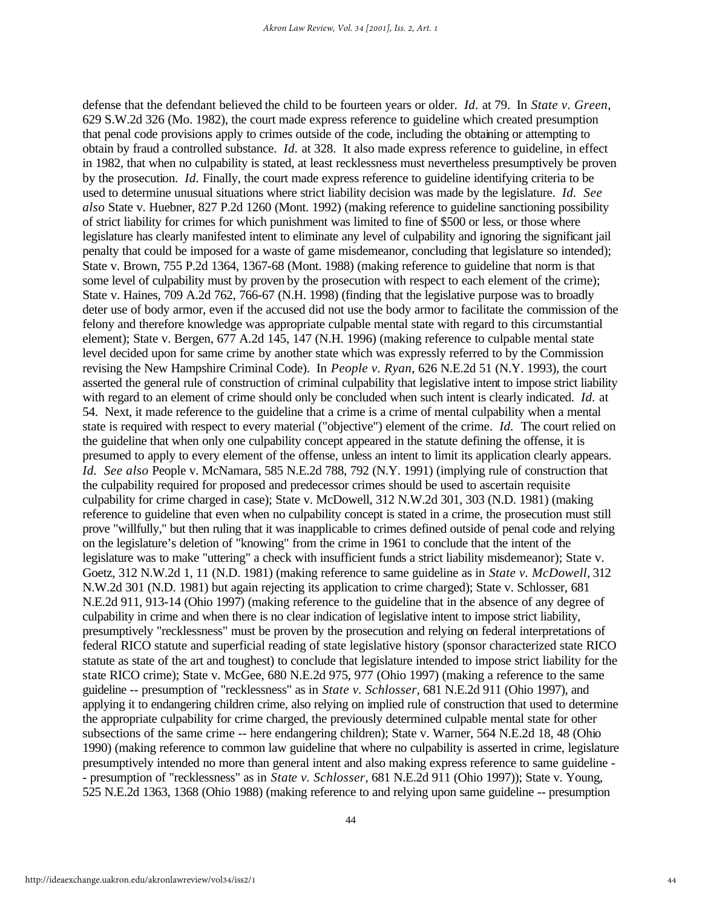defense that the defendant believed the child to be fourteen years or older. *Id.* at 79. In *State v. Green*, 629 S.W.2d 326 (Mo. 1982), the court made express reference to guideline which created presumption that penal code provisions apply to crimes outside of the code, including the obtaining or attempting to obtain by fraud a controlled substance. *Id.* at 328. It also made express reference to guideline, in effect in 1982, that when no culpability is stated, at least recklessness must nevertheless presumptively be proven by the prosecution. *Id.* Finally, the court made express reference to guideline identifying criteria to be used to determine unusual situations where strict liability decision was made by the legislature. *Id. See also* State v. Huebner, 827 P.2d 1260 (Mont. 1992) (making reference to guideline sanctioning possibility of strict liability for crimes for which punishment was limited to fine of $500 or less, or those where legislature has clearly manifested intent to eliminate any level of culpability and ignoring the significant jail penalty that could be imposed for a waste of game misdemeanor, concluding that legislature so intended); State v. Brown, 755 P.2d 1364, 1367-68 (Mont. 1988) (making reference to guideline that norm is that some level of culpability must by proven by the prosecution with respect to each element of the crime); State v. Haines, 709 A.2d 762, 766-67 (N.H. 1998) (finding that the legislative purpose was to broadly deter use of body armor, even if the accused did not use the body armor to facilitate the commission of the felony and therefore knowledge was appropriate culpable mental state with regard to this circumstantial element); State v. Bergen, 677 A.2d 145, 147 (N.H. 1996) (making reference to culpable mental state level decided upon for same crime by another state which was expressly referred to by the Commission revising the New Hampshire Criminal Code). In *People v. Ryan*, 626 N.E.2d 51 (N.Y. 1993), the court asserted the general rule of construction of criminal culpability that legislative intent to impose strict liability with regard to an element of crime should only be concluded when such intent is clearly indicated. *Id.* at 54. Next, it made reference to the guideline that a crime is a crime of mental culpability when a mental state is required with respect to every material ("objective") element of the crime. *Id.* The court relied on the guideline that when only one culpability concept appeared in the statute defining the offense, it is presumed to apply to every element of the offense, unless an intent to limit its application clearly appears. *Id. See also* People v. McNamara, 585 N.E.2d 788, 792 (N.Y. 1991) (implying rule of construction that the culpability required for proposed and predecessor crimes should be used to ascertain requisite culpability for crime charged in case); State v. McDowell, 312 N.W.2d 301, 303 (N.D. 1981) (making reference to guideline that even when no culpability concept is stated in a crime, the prosecution must still prove "willfully," but then ruling that it was inapplicable to crimes defined outside of penal code and relying on the legislature's deletion of "knowing" from the crime in 1961 to conclude that the intent of the legislature was to make "uttering" a check with insufficient funds a strict liability misdemeanor); State v. Goetz, 312 N.W.2d 1, 11 (N.D. 1981) (making reference to same guideline as in *State v. McDowell*, 312 N.W.2d 301 (N.D. 1981) but again rejecting its application to crime charged); State v. Schlosser, 681 N.E.2d 911, 913-14 (Ohio 1997) (making reference to the guideline that in the absence of any degree of culpability in crime and when there is no clear indication of legislative intent to impose strict liability, presumptively "recklessness" must be proven by the prosecution and relying on federal interpretations of federal RICO statute and superficial reading of state legislative history (sponsor characterized state RICO statute as state of the art and toughest) to conclude that legislature intended to impose strict liability for the state RICO crime); State v. McGee, 680 N.E.2d 975, 977 (Ohio 1997) (making a reference to the same guideline -- presumption of "recklessness" as in *State v. Schlosser*, 681 N.E.2d 911 (Ohio 1997), and applying it to endangering children crime, also relying on implied rule of construction that used to determine the appropriate culpability for crime charged, the previously determined culpable mental state for other subsections of the same crime -- here endangering children); State v. Warner, 564 N.E.2d 18, 48 (Ohio 1990) (making reference to common law guideline that where no culpability is asserted in crime, legislature presumptively intended no more than general intent and also making express reference to same guideline -- presumption of "recklessness" as in *State v. Schlosser*, 681 N.E.2d 911 (Ohio 1997)); State v. Young, 525 N.E.2d 1363, 1368 (Ohio 1988) (making reference to and relying upon same guideline -- presumption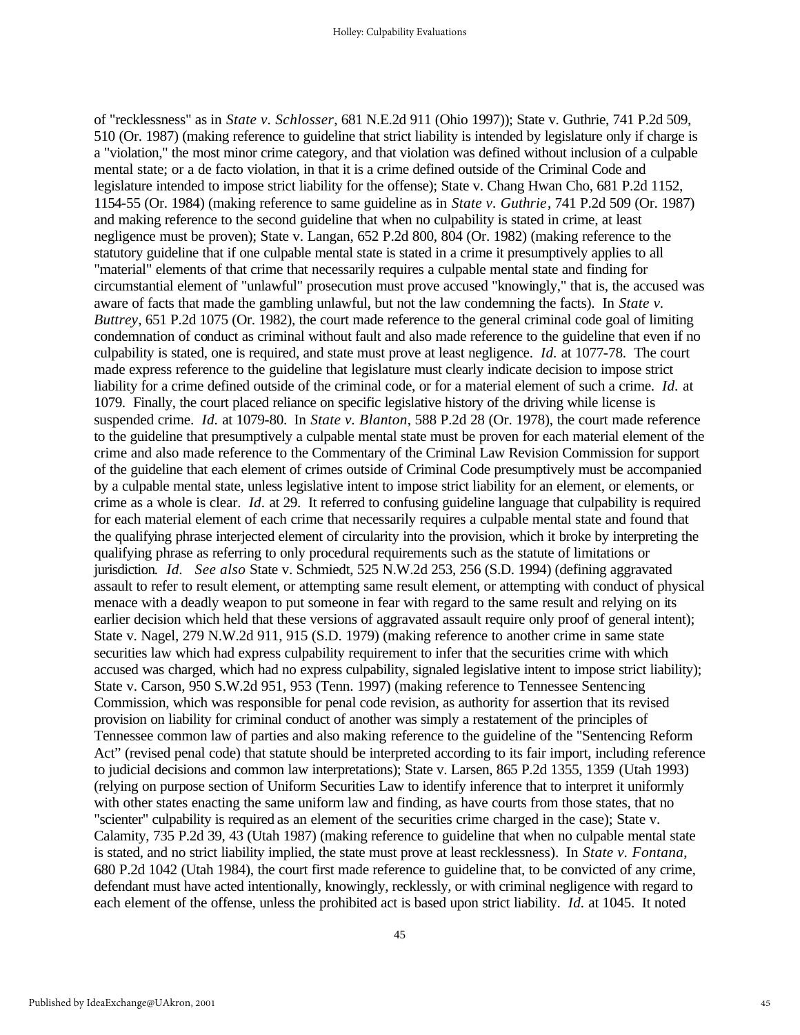of "recklessness" as in *State v. Schlosser*, 681 N.E.2d 911 (Ohio 1997)); State v. Guthrie, 741 P.2d 509, 510 (Or. 1987) (making reference to guideline that strict liability is intended by legislature only if charge is a "violation," the most minor crime category, and that violation was defined without inclusion of a culpable mental state; or a de facto violation, in that it is a crime defined outside of the Criminal Code and legislature intended to impose strict liability for the offense); State v. Chang Hwan Cho, 681 P.2d 1152, 1154-55 (Or. 1984) (making reference to same guideline as in *State v. Guthrie*, 741 P.2d 509 (Or. 1987) and making reference to the second guideline that when no culpability is stated in crime, at least negligence must be proven); State v. Langan, 652 P.2d 800, 804 (Or. 1982) (making reference to the statutory guideline that if one culpable mental state is stated in a crime it presumptively applies to all "material" elements of that crime that necessarily requires a culpable mental state and finding for circumstantial element of "unlawful" prosecution must prove accused "knowingly," that is, the accused was aware of facts that made the gambling unlawful, but not the law condemning the facts). In *State v. Buttrey*, 651 P.2d 1075 (Or. 1982), the court made reference to the general criminal code goal of limiting condemnation of conduct as criminal without fault and also made reference to the guideline that even if no culpability is stated, one is required, and state must prove at least negligence. *Id.* at 1077-78. The court made express reference to the guideline that legislature must clearly indicate decision to impose strict liability for a crime defined outside of the criminal code, or for a material element of such a crime. *Id.* at 1079. Finally, the court placed reliance on specific legislative history of the driving while license is suspended crime. *Id.* at 1079-80. In *State v. Blanton*, 588 P.2d 28 (Or. 1978), the court made reference to the guideline that presumptively a culpable mental state must be proven for each material element of the crime and also made reference to the Commentary of the Criminal Law Revision Commission for support of the guideline that each element of crimes outside of Criminal Code presumptively must be accompanied by a culpable mental state, unless legislative intent to impose strict liability for an element, or elements, or crime as a whole is clear. *Id.* at 29. It referred to confusing guideline language that culpability is required for each material element of each crime that necessarily requires a culpable mental state and found that the qualifying phrase interjected element of circularity into the provision, which it broke by interpreting the qualifying phrase as referring to only procedural requirements such as the statute of limitations or jurisdiction. *Id.* *See also* State v. Schmiedt, 525 N.W.2d 253, 256 (S.D. 1994) (defining aggravated assault to refer to result element, or attempting same result element, or attempting with conduct of physical menace with a deadly weapon to put someone in fear with regard to the same result and relying on its earlier decision which held that these versions of aggravated assault require only proof of general intent); State v. Nagel, 279 N.W.2d 911, 915 (S.D. 1979) (making reference to another crime in same state securities law which had express culpability requirement to infer that the securities crime with which accused was charged, which had no express culpability, signaled legislative intent to impose strict liability); State v. Carson, 950 S.W.2d 951, 953 (Tenn. 1997) (making reference to Tennessee Sentencing Commission, which was responsible for penal code revision, as authority for assertion that its revised provision on liability for criminal conduct of another was simply a restatement of the principles of Tennessee common law of parties and also making reference to the guideline of the "Sentencing Reform Act" (revised penal code) that statute should be interpreted according to its fair import, including reference to judicial decisions and common law interpretations); State v. Larsen, 865 P.2d 1355, 1359 (Utah 1993) (relying on purpose section of Uniform Securities Law to identify inference that to interpret it uniformly with other states enacting the same uniform law and finding, as have courts from those states, that no "scienter" culpability is required as an element of the securities crime charged in the case); State v. Calamity, 735 P.2d 39, 43 (Utah 1987) (making reference to guideline that when no culpable mental state is stated, and no strict liability implied, the state must prove at least recklessness). In *State v. Fontana*, 680 P.2d 1042 (Utah 1984), the court first made reference to guideline that, to be convicted of any crime, defendant must have acted intentionally, knowingly, recklessly, or with criminal negligence with regard to each element of the offense, unless the prohibited act is based upon strict liability. *Id.* at 1045. It noted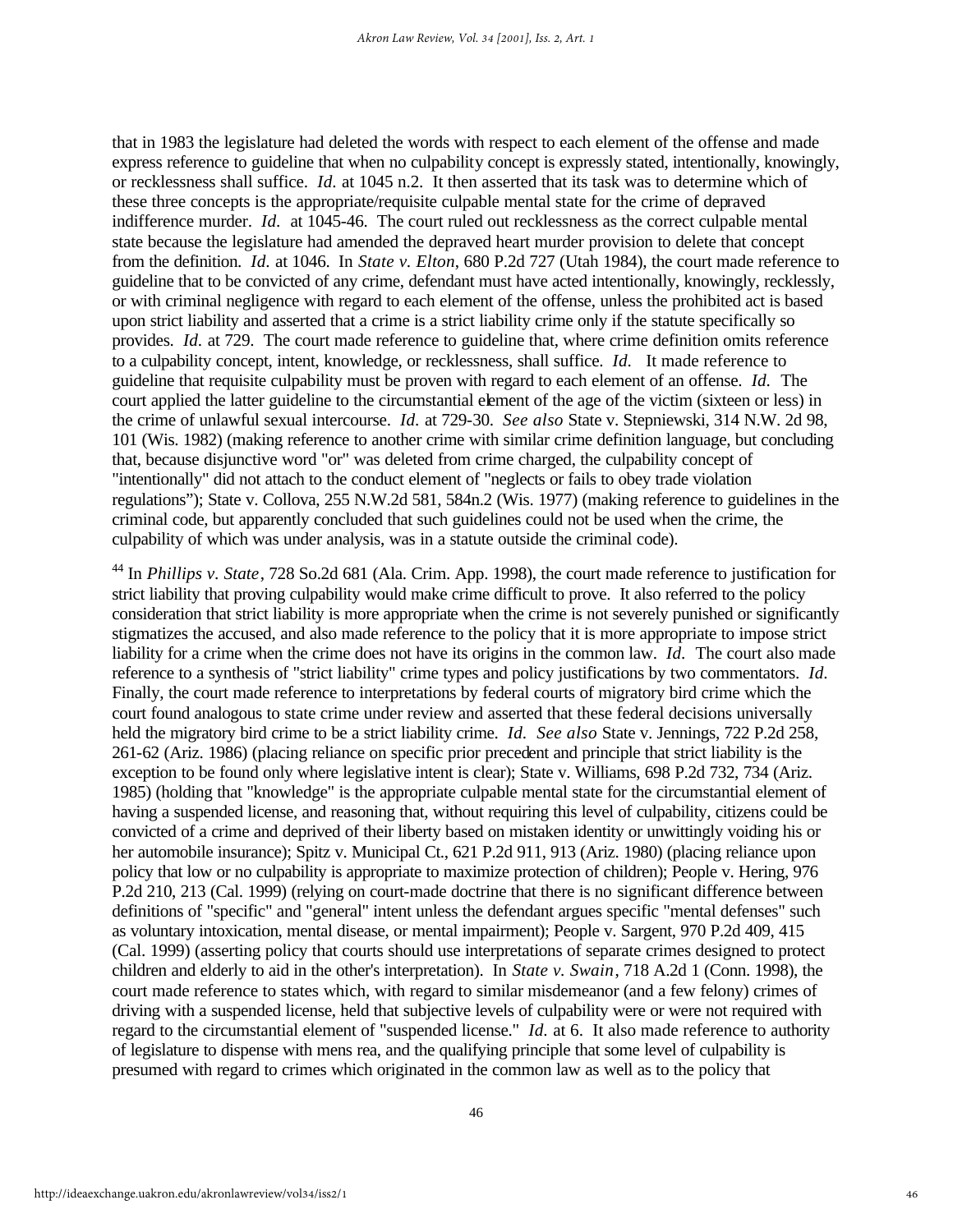that in 1983 the legislature had deleted the words with respect to each element of the offense and made express reference to guideline that when no culpability concept is expressly stated, intentionally, knowingly, or recklessness shall suffice. *Id.* at 1045 n.2. It then asserted that its task was to determine which of these three concepts is the appropriate/requisite culpable mental state for the crime of depraved indifference murder. *Id.* at 1045-46. The court ruled out recklessness as the correct culpable mental state because the legislature had amended the depraved heart murder provision to delete that concept from the definition. *Id.* at 1046. In *State v. Elton*, 680 P.2d 727 (Utah 1984), the court made reference to guideline that to be convicted of any crime, defendant must have acted intentionally, knowingly, recklessly, or with criminal negligence with regard to each element of the offense, unless the prohibited act is based upon strict liability and asserted that a crime is a strict liability crime only if the statute specifically so provides. *Id.* at 729. The court made reference to guideline that, where crime definition omits reference to a culpability concept, intent, knowledge, or recklessness, shall suffice. *Id.* It made reference to guideline that requisite culpability must be proven with regard to each element of an offense. *Id.* The court applied the latter guideline to the circumstantial element of the age of the victim (sixteen or less) in the crime of unlawful sexual intercourse. *Id.* at 729-30. *See also* State v. Stepniewski, 314 N.W. 2d 98, 101 (Wis. 1982) (making reference to another crime with similar crime definition language, but concluding that, because disjunctive word "or" was deleted from crime charged, the culpability concept of "intentionally" did not attach to the conduct element of "neglects or fails to obey trade violation regulations"); State v. Collova, 255 N.W.2d 581, 584n.2 (Wis. 1977) (making reference to guidelines in the criminal code, but apparently concluded that such guidelines could not be used when the crime, the culpability of which was under analysis, was in a statute outside the criminal code).

[44] In *Phillips v. State*, 728 So.2d 681 (Ala. Crim. App. 1998), the court made reference to justification for strict liability that proving culpability would make crime difficult to prove. It also referred to the policy consideration that strict liability is more appropriate when the crime is not severely punished or significantly stigmatizes the accused, and also made reference to the policy that it is more appropriate to impose strict liability for a crime when the crime does not have its origins in the common law. *Id.* The court also made reference to a synthesis of "strict liability" crime types and policy justifications by two commentators. *Id.* Finally, the court made reference to interpretations by federal courts of migratory bird crime which the court found analogous to state crime under review and asserted that these federal decisions universally held the migratory bird crime to be a strict liability crime. *Id.* *See also* State v. Jennings, 722 P.2d 258, 261-62 (Ariz. 1986) (placing reliance on specific prior precedent and principle that strict liability is the exception to be found only where legislative intent is clear); State v. Williams, 698 P.2d 732, 734 (Ariz. 1985) (holding that "knowledge" is the appropriate culpable mental state for the circumstantial element of having a suspended license, and reasoning that, without requiring this level of culpability, citizens could be convicted of a crime and deprived of their liberty based on mistaken identity or unwittingly voiding his or her automobile insurance); Spitz v. Municipal Ct., 621 P.2d 911, 913 (Ariz. 1980) (placing reliance upon policy that low or no culpability is appropriate to maximize protection of children); People v. Hering, 976 P.2d 210, 213 (Cal. 1999) (relying on court-made doctrine that there is no significant difference between definitions of "specific" and "general" intent unless the defendant argues specific "mental defenses" such as voluntary intoxication, mental disease, or mental impairment); People v. Sargent, 970 P.2d 409, 415 (Cal. 1999) (asserting policy that courts should use interpretations of separate crimes designed to protect children and elderly to aid in the other's interpretation). In *State v. Swain*, 718 A.2d 1 (Conn. 1998), the court made reference to states which, with regard to similar misdemeanor (and a few felony) crimes of driving with a suspended license, held that subjective levels of culpability were or were not required with regard to the circumstantial element of "suspended license." *Id.* at 6. It also made reference to authority of legislature to dispense with mens rea, and the qualifying principle that some level of culpability is presumed with regard to crimes which originated in the common law as well as to the policy that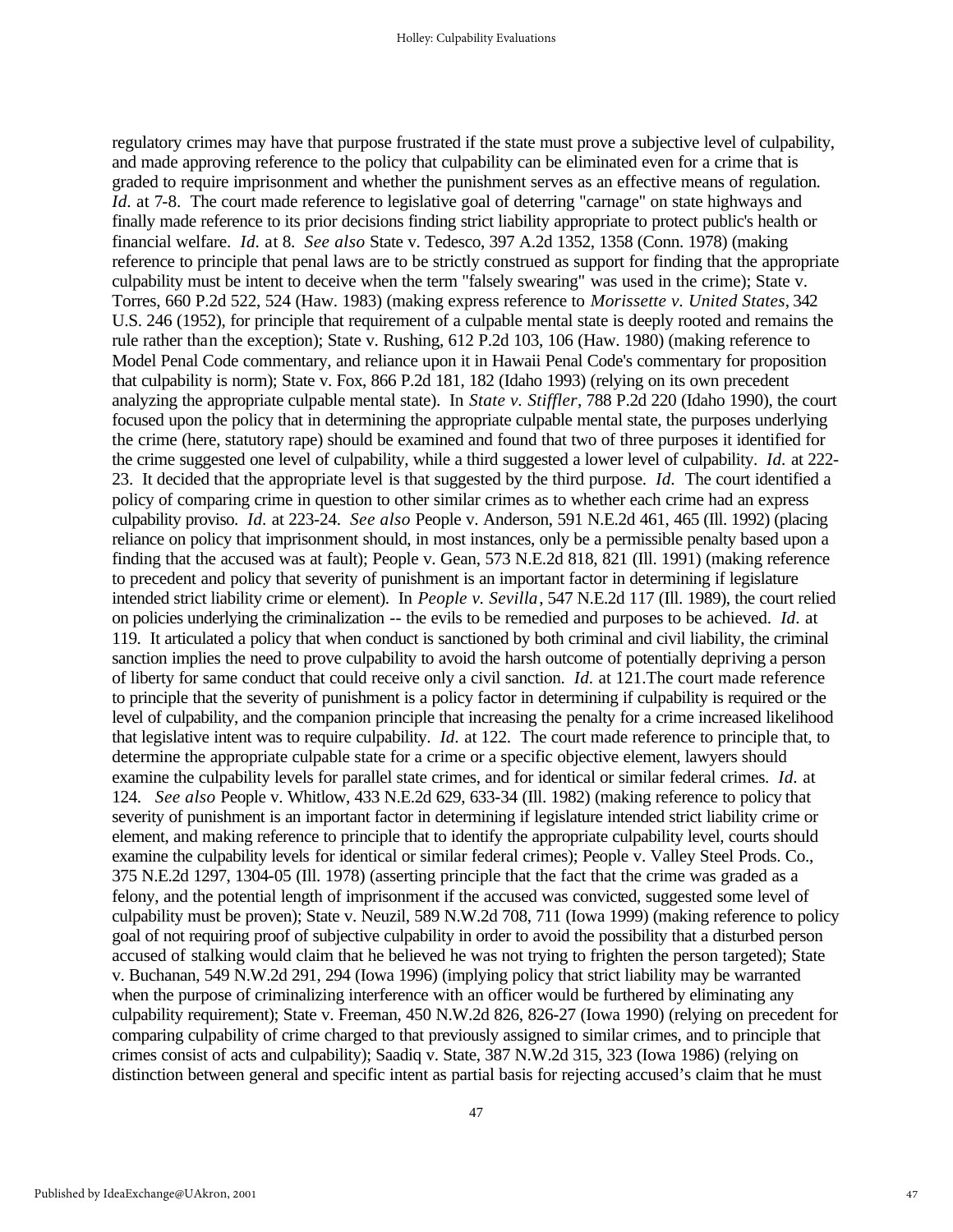regulatory crimes may have that purpose frustrated if the state must prove a subjective level of culpability, and made approving reference to the policy that culpability can be eliminated even for a crime that is graded to require imprisonment and whether the punishment serves as an effective means of regulation. *Id.* at 7-8. The court made reference to legislative goal of deterring "carnage" on state highways and finally made reference to its prior decisions finding strict liability appropriate to protect public's health or financial welfare. *Id.* at 8. *See also* State v. Tedesco, 397 A.2d 1352, 1358 (Conn. 1978) (making reference to principle that penal laws are to be strictly construed as support for finding that the appropriate culpability must be intent to deceive when the term "falsely swearing" was used in the crime); State v. Torres, 660 P.2d 522, 524 (Haw. 1983) (making express reference to *Morissette v. United States*, 342 U.S. 246 (1952), for principle that requirement of a culpable mental state is deeply rooted and remains the rule rather than the exception); State v. Rushing, 612 P.2d 103, 106 (Haw. 1980) (making reference to Model Penal Code commentary, and reliance upon it in Hawaii Penal Code's commentary for proposition that culpability is norm); State v. Fox, 866 P.2d 181, 182 (Idaho 1993) (relying on its own precedent analyzing the appropriate culpable mental state). In *State v. Stiffler*, 788 P.2d 220 (Idaho 1990), the court focused upon the policy that in determining the appropriate culpable mental state, the purposes underlying the crime (here, statutory rape) should be examined and found that two of three purposes it identified for the crime suggested one level of culpability, while a third suggested a lower level of culpability. *Id.* at 222-23. It decided that the appropriate level is that suggested by the third purpose. *Id.* The court identified a policy of comparing crime in question to other similar crimes as to whether each crime had an express culpability proviso. *Id.* at 223-24. *See also* People v. Anderson, 591 N.E.2d 461, 465 (Ill. 1992) (placing reliance on policy that imprisonment should, in most instances, only be a permissible penalty based upon a finding that the accused was at fault); People v. Gean, 573 N.E.2d 818, 821 (Ill. 1991) (making reference to precedent and policy that severity of punishment is an important factor in determining if legislature intended strict liability crime or element). In *People v. Sevilla*, 547 N.E.2d 117 (Ill. 1989), the court relied on policies underlying the criminalization -- the evils to be remedied and purposes to be achieved. *Id.* at 119. It articulated a policy that when conduct is sanctioned by both criminal and civil liability, the criminal sanction implies the need to prove culpability to avoid the harsh outcome of potentially depriving a person of liberty for same conduct that could receive only a civil sanction. *Id.* at 121.The court made reference to principle that the severity of punishment is a policy factor in determining if culpability is required or the level of culpability, and the companion principle that increasing the penalty for a crime increased likelihood that legislative intent was to require culpability. *Id.* at 122. The court made reference to principle that, to determine the appropriate culpable state for a crime or a specific objective element, lawyers should examine the culpability levels for parallel state crimes, and for identical or similar federal crimes. *Id.* at 124. *See also* People v. Whitlow, 433 N.E.2d 629, 633-34 (Ill. 1982) (making reference to policy that severity of punishment is an important factor in determining if legislature intended strict liability crime or element, and making reference to principle that to identify the appropriate culpability level, courts should examine the culpability levels for identical or similar federal crimes); People v. Valley Steel Prods. Co., 375 N.E.2d 1297, 1304-05 (Ill. 1978) (asserting principle that the fact that the crime was graded as a felony, and the potential length of imprisonment if the accused was convicted, suggested some level of culpability must be proven); State v. Neuzil, 589 N.W.2d 708, 711 (Iowa 1999) (making reference to policy goal of not requiring proof of subjective culpability in order to avoid the possibility that a disturbed person accused of stalking would claim that he believed he was not trying to frighten the person targeted); State v. Buchanan, 549 N.W.2d 291, 294 (Iowa 1996) (implying policy that strict liability may be warranted when the purpose of criminalizing interference with an officer would be furthered by eliminating any culpability requirement); State v. Freeman, 450 N.W.2d 826, 826-27 (Iowa 1990) (relying on precedent for comparing culpability of crime charged to that previously assigned to similar crimes, and to principle that crimes consist of acts and culpability); Saadiq v. State, 387 N.W.2d 315, 323 (Iowa 1986) (relying on distinction between general and specific intent as partial basis for rejecting accused's claim that he must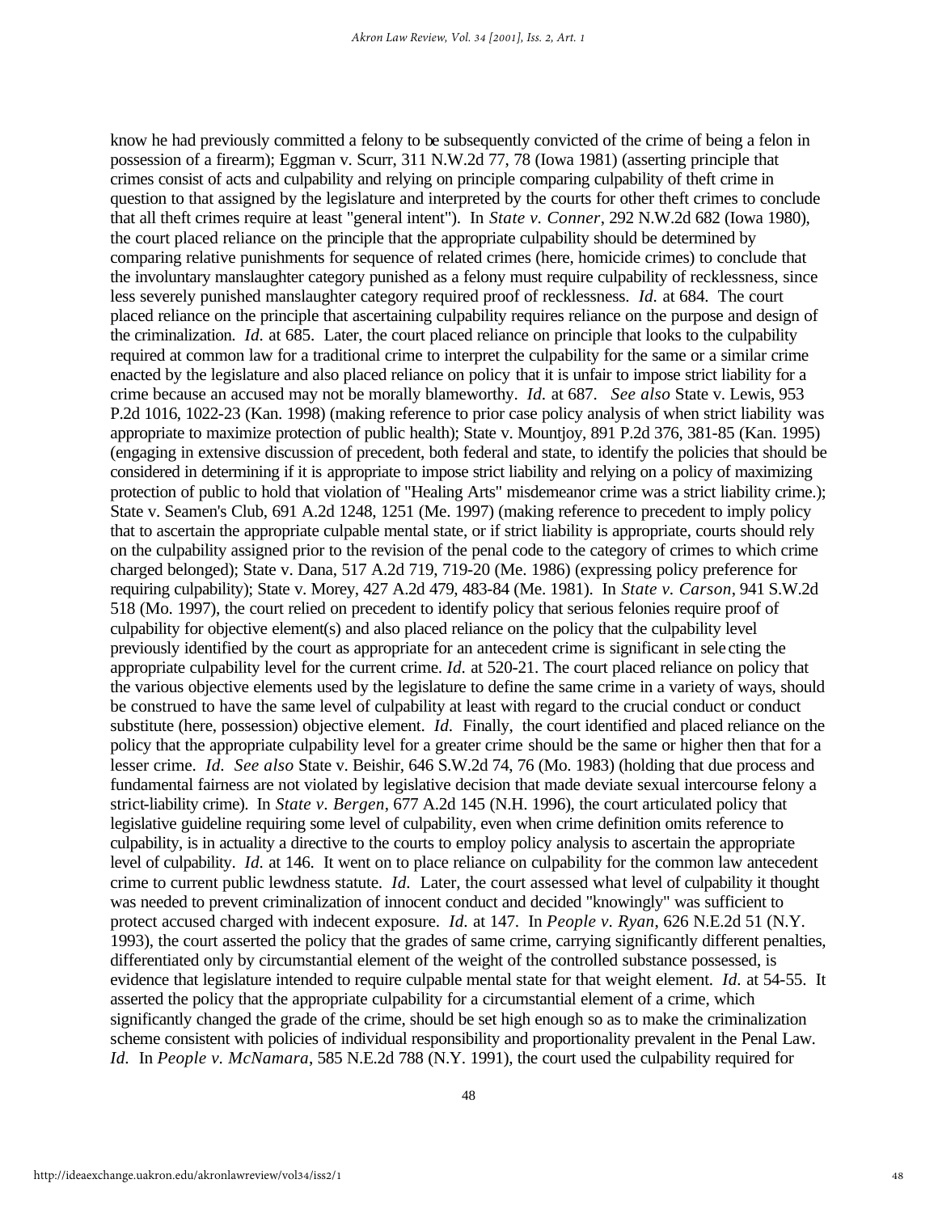know he had previously committed a felony to be subsequently convicted of the crime of being a felon in possession of a firearm); Eggman v. Scurr, 311 N.W.2d 77, 78 (Iowa 1981) (asserting principle that crimes consist of acts and culpability and relying on principle comparing culpability of theft crime in question to that assigned by the legislature and interpreted by the courts for other theft crimes to conclude that all theft crimes require at least "general intent"). In *State v. Conner*, 292 N.W.2d 682 (Iowa 1980), the court placed reliance on the principle that the appropriate culpability should be determined by comparing relative punishments for sequence of related crimes (here, homicide crimes) to conclude that the involuntary manslaughter category punished as a felony must require culpability of recklessness, since less severely punished manslaughter category required proof of recklessness. *Id.* at 684. The court placed reliance on the principle that ascertaining culpability requires reliance on the purpose and design of the criminalization. *Id.* at 685. Later, the court placed reliance on principle that looks to the culpability required at common law for a traditional crime to interpret the culpability for the same or a similar crime enacted by the legislature and also placed reliance on policy that it is unfair to impose strict liability for a crime because an accused may not be morally blameworthy. *Id.* at 687. *See also* State v. Lewis, 953 P.2d 1016, 1022-23 (Kan. 1998) (making reference to prior case policy analysis of when strict liability was appropriate to maximize protection of public health); State v. Mountjoy, 891 P.2d 376, 381-85 (Kan. 1995) (engaging in extensive discussion of precedent, both federal and state, to identify the policies that should be considered in determining if it is appropriate to impose strict liability and relying on a policy of maximizing protection of public to hold that violation of "Healing Arts" misdemeanor crime was a strict liability crime.); State v. Seamen's Club, 691 A.2d 1248, 1251 (Me. 1997) (making reference to precedent to imply policy that to ascertain the appropriate culpable mental state, or if strict liability is appropriate, courts should rely on the culpability assigned prior to the revision of the penal code to the category of crimes to which crime charged belonged); State v. Dana, 517 A.2d 719, 719-20 (Me. 1986) (expressing policy preference for requiring culpability); State v. Morey, 427 A.2d 479, 483-84 (Me. 1981). In *State v. Carson*, 941 S.W.2d 518 (Mo. 1997), the court relied on precedent to identify policy that serious felonies require proof of culpability for objective element(s) and also placed reliance on the policy that the culpability level previously identified by the court as appropriate for an antecedent crime is significant in selecting the appropriate culpability level for the current crime. *Id.* at 520-21. The court placed reliance on policy that the various objective elements used by the legislature to define the same crime in a variety of ways, should be construed to have the same level of culpability at least with regard to the crucial conduct or conduct substitute (here, possession) objective element. *Id.* Finally, the court identified and placed reliance on the policy that the appropriate culpability level for a greater crime should be the same or higher then that for a lesser crime. *Id.* *See also* State v. Beishir, 646 S.W.2d 74, 76 (Mo. 1983) (holding that due process and fundamental fairness are not violated by legislative decision that made deviate sexual intercourse felony a strict-liability crime). In *State v. Bergen*, 677 A.2d 145 (N.H. 1996), the court articulated policy that legislative guideline requiring some level of culpability, even when crime definition omits reference to culpability, is in actuality a directive to the courts to employ policy analysis to ascertain the appropriate level of culpability. *Id.* at 146. It went on to place reliance on culpability for the common law antecedent crime to current public lewdness statute. *Id.* Later, the court assessed what level of culpability it thought was needed to prevent criminalization of innocent conduct and decided "knowingly" was sufficient to protect accused charged with indecent exposure. *Id.* at 147. In *People v. Ryan*, 626 N.E.2d 51 (N.Y. 1993), the court asserted the policy that the grades of same crime, carrying significantly different penalties, differentiated only by circumstantial element of the weight of the controlled substance possessed, is evidence that legislature intended to require culpable mental state for that weight element. *Id.* at 54-55. It asserted the policy that the appropriate culpability for a circumstantial element of a crime, which significantly changed the grade of the crime, should be set high enough so as to make the criminalization scheme consistent with policies of individual responsibility and proportionality prevalent in the Penal Law. *Id.* In *People v. McNamara*, 585 N.E.2d 788 (N.Y. 1991), the court used the culpability required for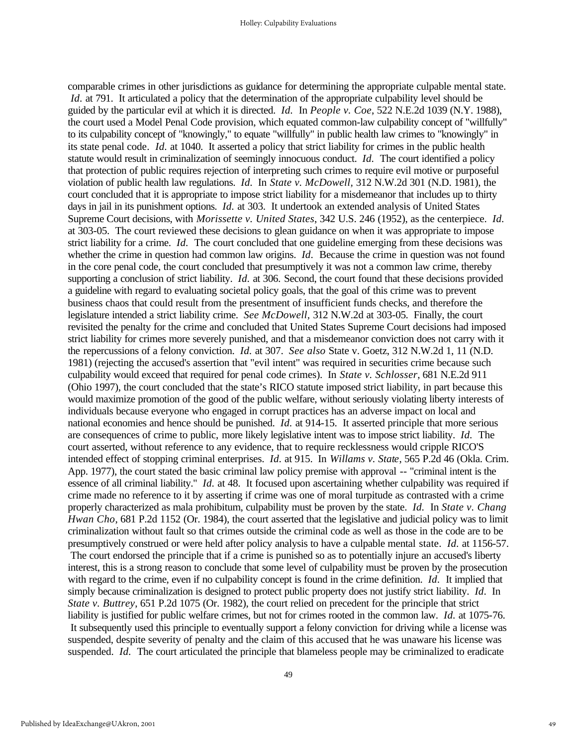comparable crimes in other jurisdictions as guidance for determining the appropriate culpable mental state. *Id*. at 791. It articulated a policy that the determination of the appropriate culpability level should be guided by the particular evil at which it is directed. *Id*. In *People v. Coe*, 522 N.E.2d 1039 (N.Y. 1988), the court used a Model Penal Code provision, which equated common-law culpability concept of "willfully" to its culpability concept of "knowingly," to equate "willfully" in public health law crimes to "knowingly" in its state penal code. *Id*. at 1040. It asserted a policy that strict liability for crimes in the public health statute would result in criminalization of seemingly innocuous conduct. *Id*. The court identified a policy that protection of public requires rejection of interpreting such crimes to require evil motive or purposeful violation of public health law regulations. *Id*. In *State v. McDowell*, 312 N.W.2d 301 (N.D. 1981), the court concluded that it is appropriate to impose strict liability for a misdemeanor that includes up to thirty days in jail in its punishment options. *Id*. at 303. It undertook an extended analysis of United States Supreme Court decisions, with *Morissette v. United States*, 342 U.S. 246 (1952), as the centerpiece. *Id*. at 303-05. The court reviewed these decisions to glean guidance on when it was appropriate to impose strict liability for a crime. *Id*. The court concluded that one guideline emerging from these decisions was whether the crime in question had common law origins. *Id*. Because the crime in question was not found in the core penal code, the court concluded that presumptively it was not a common law crime, thereby supporting a conclusion of strict liability. *Id*. at 306. Second, the court found that these decisions provided a guideline with regard to evaluating societal policy goals, that the goal of this crime was to prevent business chaos that could result from the presentment of insufficient funds checks, and therefore the legislature intended a strict liability crime. *See McDowell*, 312 N.W.2d at 303-05. Finally, the court revisited the penalty for the crime and concluded that United States Supreme Court decisions had imposed strict liability for crimes more severely punished, and that a misdemeanor conviction does not carry with it the repercussions of a felony conviction. *Id*. at 307. *See also* State v. Goetz, 312 N.W.2d 1, 11 (N.D. 1981) (rejecting the accused's assertion that "evil intent" was required in securities crime because such culpability would exceed that required for penal code crimes). In *State v. Schlosser*, 681 N.E.2d 911 (Ohio 1997), the court concluded that the state's RICO statute imposed strict liability, in part because this would maximize promotion of the good of the public welfare, without seriously violating liberty interests of individuals because everyone who engaged in corrupt practices has an adverse impact on local and national economies and hence should be punished. *Id*. at 914-15. It asserted principle that more serious are consequences of crime to public, more likely legislative intent was to impose strict liability. *Id*. The court asserted, without reference to any evidence, that to require recklessness would cripple RICO'S intended effect of stopping criminal enterprises. *Id*. at 915. In *Willams v. State*, 565 P.2d 46 (Okla. Crim. App. 1977), the court stated the basic criminal law policy premise with approval -- "criminal intent is the essence of all criminal liability." *Id*. at 48. It focused upon ascertaining whether culpability was required if crime made no reference to it by asserting if crime was one of moral turpitude as contrasted with a crime properly characterized as mala prohibitum, culpability must be proven by the state. *Id*. In *State v. Chang Hwan Cho*, 681 P.2d 1152 (Or. 1984), the court asserted that the legislative and judicial policy was to limit criminalization without fault so that crimes outside the criminal code as well as those in the code are to be presumptively construed or were held after policy analysis to have a culpable mental state. *Id*. at 1156-57. The court endorsed the principle that if a crime is punished so as to potentially injure an accused's liberty interest, this is a strong reason to conclude that some level of culpability must be proven by the prosecution with regard to the crime, even if no culpability concept is found in the crime definition. *Id*. It implied that simply because criminalization is designed to protect public property does not justify strict liability. *Id*. In *State v. Buttrey*, 651 P.2d 1075 (Or. 1982), the court relied on precedent for the principle that strict liability is justified for public welfare crimes, but not for crimes rooted in the common law. *Id*. at 1075-76. It subsequently used this principle to eventually support a felony conviction for driving while a license was suspended, despite severity of penalty and the claim of this accused that he was unaware his license was suspended. *Id*. The court articulated the principle that blameless people may be criminalized to eradicate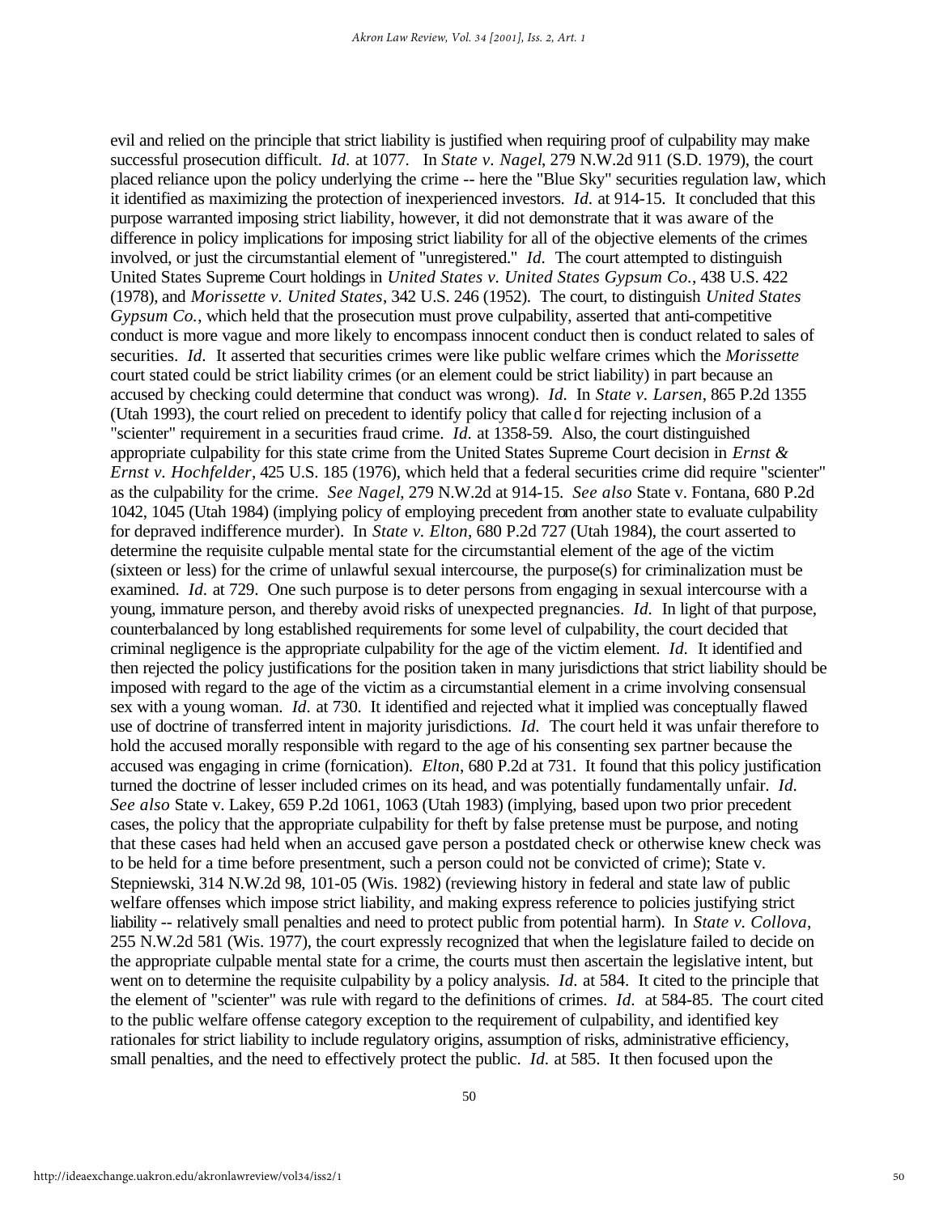evil and relied on the principle that strict liability is justified when requiring proof of culpability may make successful prosecution difficult. *Id.* at 1077. In *State v. Nagel*, 279 N.W.2d 911 (S.D. 1979), the court placed reliance upon the policy underlying the crime -- here the "Blue Sky" securities regulation law, which it identified as maximizing the protection of inexperienced investors. *Id.* at 914-15. It concluded that this purpose warranted imposing strict liability, however, it did not demonstrate that it was aware of the difference in policy implications for imposing strict liability for all of the objective elements of the crimes involved, or just the circumstantial element of "unregistered." *Id.* The court attempted to distinguish United States Supreme Court holdings in *United States v. United States Gypsum Co.*, 438 U.S. 422 (1978), and *Morissette v. United States*, 342 U.S. 246 (1952). The court, to distinguish *United States Gypsum Co.*, which held that the prosecution must prove culpability, asserted that anti-competitive conduct is more vague and more likely to encompass innocent conduct then is conduct related to sales of securities. *Id.* It asserted that securities crimes were like public welfare crimes which the *Morissette* court stated could be strict liability crimes (or an element could be strict liability) in part because an accused by checking could determine that conduct was wrong). *Id.* In *State v. Larsen*, 865 P.2d 1355 (Utah 1993), the court relied on precedent to identify policy that called for rejecting inclusion of a "scienter" requirement in a securities fraud crime. *Id.* at 1358-59. Also, the court distinguished appropriate culpability for this state crime from the United States Supreme Court decision in *Ernst & Ernst v. Hochfelder*, 425 U.S. 185 (1976), which held that a federal securities crime did require "scienter" as the culpability for the crime. *See Nagel*, 279 N.W.2d at 914-15. *See also* State v. Fontana, 680 P.2d 1042, 1045 (Utah 1984) (implying policy of employing precedent from another state to evaluate culpability for depraved indifference murder). In *State v. Elton*, 680 P.2d 727 (Utah 1984), the court asserted to determine the requisite culpable mental state for the circumstantial element of the age of the victim (sixteen or less) for the crime of unlawful sexual intercourse, the purpose(s) for criminalization must be examined. *Id.* at 729. One such purpose is to deter persons from engaging in sexual intercourse with a young, immature person, and thereby avoid risks of unexpected pregnancies. *Id.* In light of that purpose, counterbalanced by long established requirements for some level of culpability, the court decided that criminal negligence is the appropriate culpability for the age of the victim element. *Id.* It identified and then rejected the policy justifications for the position taken in many jurisdictions that strict liability should be imposed with regard to the age of the victim as a circumstantial element in a crime involving consensual sex with a young woman. *Id.* at 730. It identified and rejected what it implied was conceptually flawed use of doctrine of transferred intent in majority jurisdictions. *Id.* The court held it was unfair therefore to hold the accused morally responsible with regard to the age of his consenting sex partner because the accused was engaging in crime (fornication). *Elton*, 680 P.2d at 731. It found that this policy justification turned the doctrine of lesser included crimes on its head, and was potentially fundamentally unfair. *Id.* *See also* State v. Lakey, 659 P.2d 1061, 1063 (Utah 1983) (implying, based upon two prior precedent cases, the policy that the appropriate culpability for theft by false pretense must be purpose, and noting that these cases had held when an accused gave person a postdated check or otherwise knew check was to be held for a time before presentment, such a person could not be convicted of crime); State v. Stepniewski, 314 N.W.2d 98, 101-05 (Wis. 1982) (reviewing history in federal and state law of public welfare offenses which impose strict liability, and making express reference to policies justifying strict liability -- relatively small penalties and need to protect public from potential harm). In *State v. Collova*, 255 N.W.2d 581 (Wis. 1977), the court expressly recognized that when the legislature failed to decide on the appropriate culpable mental state for a crime, the courts must then ascertain the legislative intent, but went on to determine the requisite culpability by a policy analysis. *Id.* at 584. It cited to the principle that the element of "scienter" was rule with regard to the definitions of crimes. *Id.* at 584-85. The court cited to the public welfare offense category exception to the requirement of culpability, and identified key rationales for strict liability to include regulatory origins, assumption of risks, administrative efficiency, small penalties, and the need to effectively protect the public. *Id.* at 585. It then focused upon the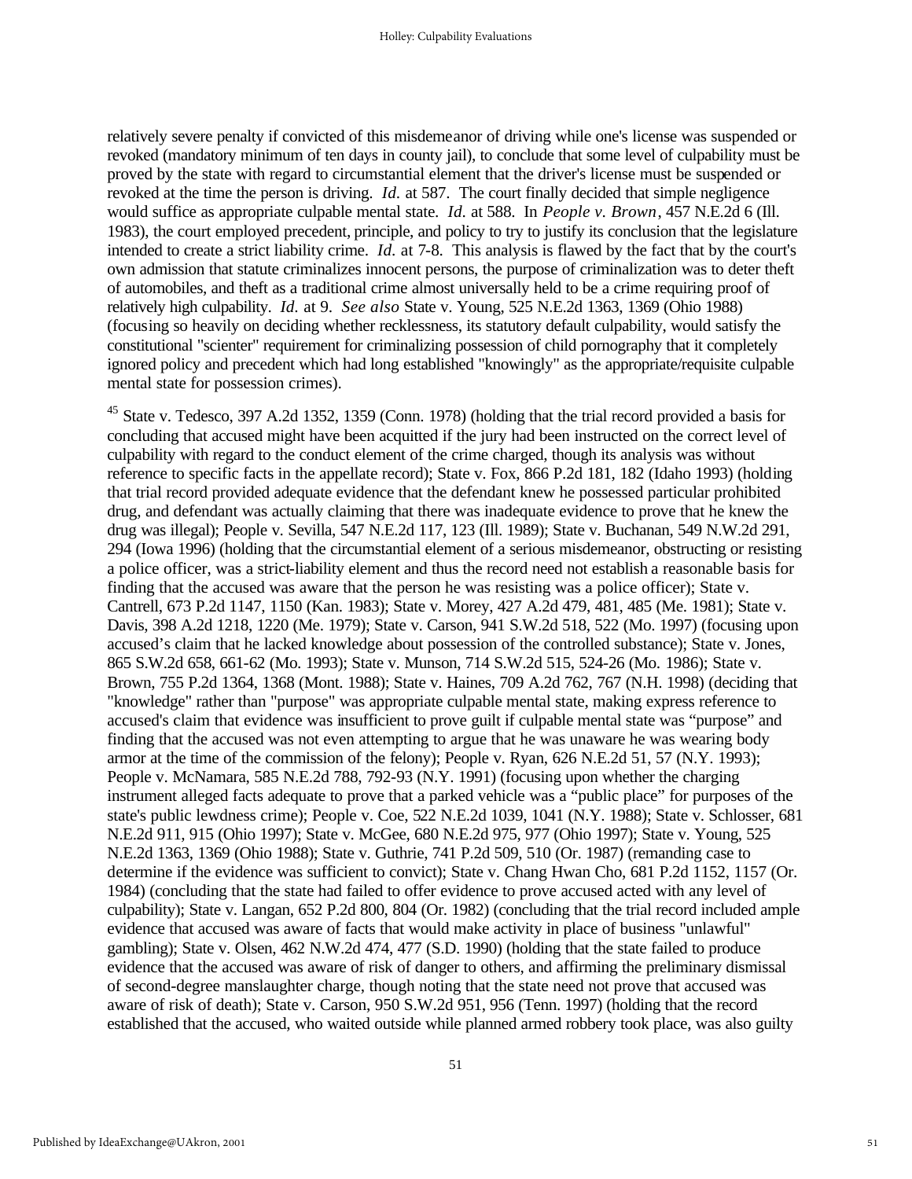relatively severe penalty if convicted of this misdemeanor of driving while one's license was suspended or revoked (mandatory minimum of ten days in county jail), to conclude that some level of culpability must be proved by the state with regard to circumstantial element that the driver's license must be suspended or revoked at the time the person is driving. *Id.* at 587. The court finally decided that simple negligence would suffice as appropriate culpable mental state. *Id.* at 588. In *People v. Brown*, 457 N.E.2d 6 (Ill. 1983), the court employed precedent, principle, and policy to try to justify its conclusion that the legislature intended to create a strict liability crime. *Id.* at 7-8. This analysis is flawed by the fact that by the court's own admission that statute criminalizes innocent persons, the purpose of criminalization was to deter theft of automobiles, and theft as a traditional crime almost universally held to be a crime requiring proof of relatively high culpability. *Id.* at 9. *See also* State v. Young, 525 N.E.2d 1363, 1369 (Ohio 1988) (focusing so heavily on deciding whether recklessness, its statutory default culpability, would satisfy the constitutional "scienter" requirement for criminalizing possession of child pornography that it completely ignored policy and precedent which had long established "knowingly" as the appropriate/requisite culpable mental state for possession crimes).

[45] State v. Tedesco, 397 A.2d 1352, 1359 (Conn. 1978) (holding that the trial record provided a basis for concluding that accused might have been acquitted if the jury had been instructed on the correct level of culpability with regard to the conduct element of the crime charged, though its analysis was without reference to specific facts in the appellate record); State v. Fox, 866 P.2d 181, 182 (Idaho 1993) (holding that trial record provided adequate evidence that the defendant knew he possessed particular prohibited drug, and defendant was actually claiming that there was inadequate evidence to prove that he knew the drug was illegal); People v. Sevilla, 547 N.E.2d 117, 123 (Ill. 1989); State v. Buchanan, 549 N.W.2d 291, 294 (Iowa 1996) (holding that the circumstantial element of a serious misdemeanor, obstructing or resisting a police officer, was a strict-liability element and thus the record need not establish a reasonable basis for finding that the accused was aware that the person he was resisting was a police officer); State v. Cantrell, 673 P.2d 1147, 1150 (Kan. 1983); State v. Morey, 427 A.2d 479, 481, 485 (Me. 1981); State v. Davis, 398 A.2d 1218, 1220 (Me. 1979); State v. Carson, 941 S.W.2d 518, 522 (Mo. 1997) (focusing upon accused's claim that he lacked knowledge about possession of the controlled substance); State v. Jones, 865 S.W.2d 658, 661-62 (Mo. 1993); State v. Munson, 714 S.W.2d 515, 524-26 (Mo. 1986); State v. Brown, 755 P.2d 1364, 1368 (Mont. 1988); State v. Haines, 709 A.2d 762, 767 (N.H. 1998) (deciding that "knowledge" rather than "purpose" was appropriate culpable mental state, making express reference to accused's claim that evidence was insufficient to prove guilt if culpable mental state was "purpose" and finding that the accused was not even attempting to argue that he was unaware he was wearing body armor at the time of the commission of the felony); People v. Ryan, 626 N.E.2d 51, 57 (N.Y. 1993); People v. McNamara, 585 N.E.2d 788, 792-93 (N.Y. 1991) (focusing upon whether the charging instrument alleged facts adequate to prove that a parked vehicle was a "public place" for purposes of the state's public lewdness crime); People v. Coe, 522 N.E.2d 1039, 1041 (N.Y. 1988); State v. Schlosser, 681 N.E.2d 911, 915 (Ohio 1997); State v. McGee, 680 N.E.2d 975, 977 (Ohio 1997); State v. Young, 525 N.E.2d 1363, 1369 (Ohio 1988); State v. Guthrie, 741 P.2d 509, 510 (Or. 1987) (remanding case to determine if the evidence was sufficient to convict); State v. Chang Hwan Cho, 681 P.2d 1152, 1157 (Or. 1984) (concluding that the state had failed to offer evidence to prove accused acted with any level of culpability); State v. Langan, 652 P.2d 800, 804 (Or. 1982) (concluding that the trial record included ample evidence that accused was aware of facts that would make activity in place of business "unlawful" gambling); State v. Olsen, 462 N.W.2d 474, 477 (S.D. 1990) (holding that the state failed to produce evidence that the accused was aware of risk of danger to others, and affirming the preliminary dismissal of second-degree manslaughter charge, though noting that the state need not prove that accused was aware of risk of death); State v. Carson, 950 S.W.2d 951, 956 (Tenn. 1997) (holding that the record established that the accused, who waited outside while planned armed robbery took place, was also guilty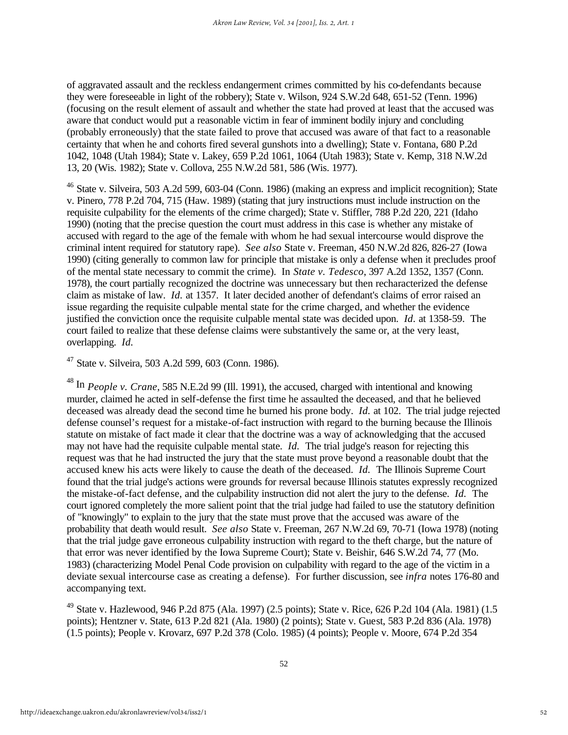of aggravated assault and the reckless endangerment crimes committed by his co-defendants because they were foreseeable in light of the robbery); State v. Wilson, 924 S.W.2d 648, 651-52 (Tenn. 1996) (focusing on the result element of assault and whether the state had proved at least that the accused was aware that conduct would put a reasonable victim in fear of imminent bodily injury and concluding (probably erroneously) that the state failed to prove that accused was aware of that fact to a reasonable certainty that when he and cohorts fired several gunshots into a dwelling); State v. Fontana, 680 P.2d 1042, 1048 (Utah 1984); State v. Lakey, 659 P.2d 1061, 1064 (Utah 1983); State v. Kemp, 318 N.W.2d 13, 20 (Wis. 1982); State v. Collova, 255 N.W.2d 581, 586 (Wis. 1977).

[46] State v. Silveira, 503 A.2d 599, 603-04 (Conn. 1986) (making an express and implicit recognition); State v. Pinero, 778 P.2d 704, 715 (Haw. 1989) (stating that jury instructions must include instruction on the requisite culpability for the elements of the crime charged); State v. Stiffler, 788 P.2d 220, 221 (Idaho 1990) (noting that the precise question the court must address in this case is whether any mistake of accused with regard to the age of the female with whom he had sexual intercourse would disprove the criminal intent required for statutory rape). *See also* State v. Freeman, 450 N.W.2d 826, 826-27 (Iowa 1990) (citing generally to common law for principle that mistake is only a defense when it precludes proof of the mental state necessary to commit the crime). In *State v. Tedesco*, 397 A.2d 1352, 1357 (Conn. 1978), the court partially recognized the doctrine was unnecessary but then recharacterized the defense claim as mistake of law. *Id.* at 1357. It later decided another of defendant's claims of error raised an issue regarding the requisite culpable mental state for the crime charged, and whether the evidence justified the conviction once the requisite culpable mental state was decided upon. *Id.* at 1358-59. The court failed to realize that these defense claims were substantively the same or, at the very least, overlapping. *Id.*

[47] State v. Silveira, 503 A.2d 599, 603 (Conn. 1986).

[48] In *People v. Crane*, 585 N.E.2d 99 (Ill. 1991), the accused, charged with intentional and knowing murder, claimed he acted in self-defense the first time he assaulted the deceased, and that he believed deceased was already dead the second time he burned his prone body. *Id.* at 102. The trial judge rejected defense counsel's request for a mistake-of-fact instruction with regard to the burning because the Illinois statute on mistake of fact made it clear that the doctrine was a way of acknowledging that the accused may not have had the requisite culpable mental state. *Id.* The trial judge's reason for rejecting this request was that he had instructed the jury that the state must prove beyond a reasonable doubt that the accused knew his acts were likely to cause the death of the deceased. *Id.* The Illinois Supreme Court found that the trial judge's actions were grounds for reversal because Illinois statutes expressly recognized the mistake-of-fact defense, and the culpability instruction did not alert the jury to the defense. *Id.* The court ignored completely the more salient point that the trial judge had failed to use the statutory definition of "knowingly" to explain to the jury that the state must prove that the accused was aware of the probability that death would result. *See also* State v. Freeman, 267 N.W.2d 69, 70-71 (Iowa 1978) (noting that the trial judge gave erroneous culpability instruction with regard to the theft charge, but the nature of that error was never identified by the Iowa Supreme Court); State v. Beishir, 646 S.W.2d 74, 77 (Mo. 1983) (characterizing Model Penal Code provision on culpability with regard to the age of the victim in a deviate sexual intercourse case as creating a defense). For further discussion, see *infra* notes 176-80 and accompanying text.

[49] State v. Hazlewood, 946 P.2d 875 (Ala. 1997) (2.5 points); State v. Rice, 626 P.2d 104 (Ala. 1981) (1.5 points); Hentzner v. State, 613 P.2d 821 (Ala. 1980) (2 points); State v. Guest, 583 P.2d 836 (Ala. 1978) (1.5 points); People v. Krovarz, 697 P.2d 378 (Colo. 1985) (4 points); People v. Moore, 674 P.2d 354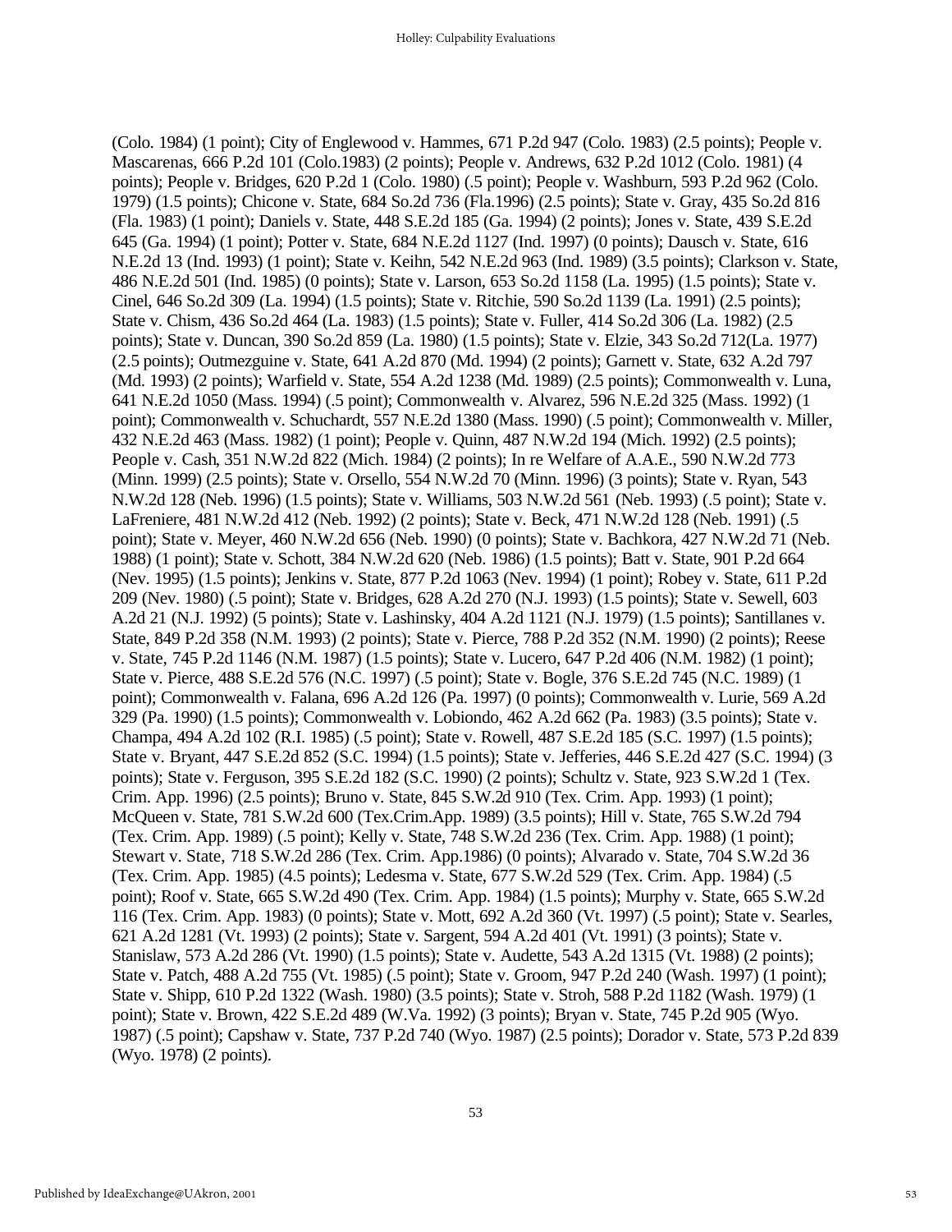(Colo. 1984) (1 point); City of Englewood v. Hammes, 671 P.2d 947 (Colo. 1983) (2.5 points); People v. Mascarenas, 666 P.2d 101 (Colo.1983) (2 points); People v. Andrews, 632 P.2d 1012 (Colo. 1981) (4 points); People v. Bridges, 620 P.2d 1 (Colo. 1980) (.5 point); People v. Washburn, 593 P.2d 962 (Colo. 1979) (1.5 points); Chicone v. State, 684 So.2d 736 (Fla.1996) (2.5 points); State v. Gray, 435 So.2d 816 (Fla. 1983) (1 point); Daniels v. State, 448 S.E.2d 185 (Ga. 1994) (2 points); Jones v. State, 439 S.E.2d 645 (Ga. 1994) (1 point); Potter v. State, 684 N.E.2d 1127 (Ind. 1997) (0 points); Dausch v. State, 616 N.E.2d 13 (Ind. 1993) (1 point); State v. Keihn, 542 N.E.2d 963 (Ind. 1989) (3.5 points); Clarkson v. State, 486 N.E.2d 501 (Ind. 1985) (0 points); State v. Larson, 653 So.2d 1158 (La. 1995) (1.5 points); State v. Cinel, 646 So.2d 309 (La. 1994) (1.5 points); State v. Ritchie, 590 So.2d 1139 (La. 1991) (2.5 points); State v. Chism, 436 So.2d 464 (La. 1983) (1.5 points); State v. Fuller, 414 So.2d 306 (La. 1982) (2.5 points); State v. Duncan, 390 So.2d 859 (La. 1980) (1.5 points); State v. Elzie, 343 So.2d 712(La. 1977) (2.5 points); Outmezguine v. State, 641 A.2d 870 (Md. 1994) (2 points); Garnett v. State, 632 A.2d 797 (Md. 1993) (2 points); Warfield v. State, 554 A.2d 1238 (Md. 1989) (2.5 points); Commonwealth v. Luna, 641 N.E.2d 1050 (Mass. 1994) (.5 point); Commonwealth v. Alvarez, 596 N.E.2d 325 (Mass. 1992) (1 point); Commonwealth v. Schuchardt, 557 N.E.2d 1380 (Mass. 1990) (.5 point); Commonwealth v. Miller, 432 N.E.2d 463 (Mass. 1982) (1 point); People v. Quinn, 487 N.W.2d 194 (Mich. 1992) (2.5 points); People v. Cash, 351 N.W.2d 822 (Mich. 1984) (2 points); In re Welfare of A.A.E., 590 N.W.2d 773 (Minn. 1999) (2.5 points); State v. Orsello, 554 N.W.2d 70 (Minn. 1996) (3 points); State v. Ryan, 543 N.W.2d 128 (Neb. 1996) (1.5 points); State v. Williams, 503 N.W.2d 561 (Neb. 1993) (.5 point); State v. LaFreniere, 481 N.W.2d 412 (Neb. 1992) (2 points); State v. Beck, 471 N.W.2d 128 (Neb. 1991) (.5 point); State v. Meyer, 460 N.W.2d 656 (Neb. 1990) (0 points); State v. Bachkora, 427 N.W.2d 71 (Neb. 1988) (1 point); State v. Schott, 384 N.W.2d 620 (Neb. 1986) (1.5 points); Batt v. State, 901 P.2d 664 (Nev. 1995) (1.5 points); Jenkins v. State, 877 P.2d 1063 (Nev. 1994) (1 point); Robey v. State, 611 P.2d 209 (Nev. 1980) (.5 point); State v. Bridges, 628 A.2d 270 (N.J. 1993) (1.5 points); State v. Sewell, 603 A.2d 21 (N.J. 1992) (5 points); State v. Lashinsky, 404 A.2d 1121 (N.J. 1979) (1.5 points); Santillanes v. State, 849 P.2d 358 (N.M. 1993) (2 points); State v. Pierce, 788 P.2d 352 (N.M. 1990) (2 points); Reese v. State, 745 P.2d 1146 (N.M. 1987) (1.5 points); State v. Lucero, 647 P.2d 406 (N.M. 1982) (1 point); State v. Pierce, 488 S.E.2d 576 (N.C. 1997) (.5 point); State v. Bogle, 376 S.E.2d 745 (N.C. 1989) (1 point); Commonwealth v. Falana, 696 A.2d 126 (Pa. 1997) (0 points); Commonwealth v. Lurie, 569 A.2d 329 (Pa. 1990) (1.5 points); Commonwealth v. Lobiondo, 462 A.2d 662 (Pa. 1983) (3.5 points); State v. Champa, 494 A.2d 102 (R.I. 1985) (.5 point); State v. Rowell, 487 S.E.2d 185 (S.C. 1997) (1.5 points); State v. Bryant, 447 S.E.2d 852 (S.C. 1994) (1.5 points); State v. Jefferies, 446 S.E.2d 427 (S.C. 1994) (3 points); State v. Ferguson, 395 S.E.2d 182 (S.C. 1990) (2 points); Schultz v. State, 923 S.W.2d 1 (Tex. Crim. App. 1996) (2.5 points); Bruno v. State, 845 S.W.2d 910 (Tex. Crim. App. 1993) (1 point); McQueen v. State, 781 S.W.2d 600 (Tex.Crim.App. 1989) (3.5 points); Hill v. State, 765 S.W.2d 794 (Tex. Crim. App. 1989) (.5 point); Kelly v. State, 748 S.W.2d 236 (Tex. Crim. App. 1988) (1 point); Stewart v. State, 718 S.W.2d 286 (Tex. Crim. App.1986) (0 points); Alvarado v. State, 704 S.W.2d 36 (Tex. Crim. App. 1985) (4.5 points); Ledesma v. State, 677 S.W.2d 529 (Tex. Crim. App. 1984) (.5 point); Roof v. State, 665 S.W.2d 490 (Tex. Crim. App. 1984) (1.5 points); Murphy v. State, 665 S.W.2d 116 (Tex. Crim. App. 1983) (0 points); State v. Mott, 692 A.2d 360 (Vt. 1997) (.5 point); State v. Searles, 621 A.2d 1281 (Vt. 1993) (2 points); State v. Sargent, 594 A.2d 401 (Vt. 1991) (3 points); State v. Stanislaw, 573 A.2d 286 (Vt. 1990) (1.5 points); State v. Audette, 543 A.2d 1315 (Vt. 1988) (2 points); State v. Patch, 488 A.2d 755 (Vt. 1985) (.5 point); State v. Groom, 947 P.2d 240 (Wash. 1997) (1 point); State v. Shipp, 610 P.2d 1322 (Wash. 1980) (3.5 points); State v. Stroh, 588 P.2d 1182 (Wash. 1979) (1 point); State v. Brown, 422 S.E.2d 489 (W.Va. 1992) (3 points); Bryan v. State, 745 P.2d 905 (Wyo. 1987) (.5 point); Capshaw v. State, 737 P.2d 740 (Wyo. 1987) (2.5 points); Dorador v. State, 573 P.2d 839 (Wyo. 1978) (2 points).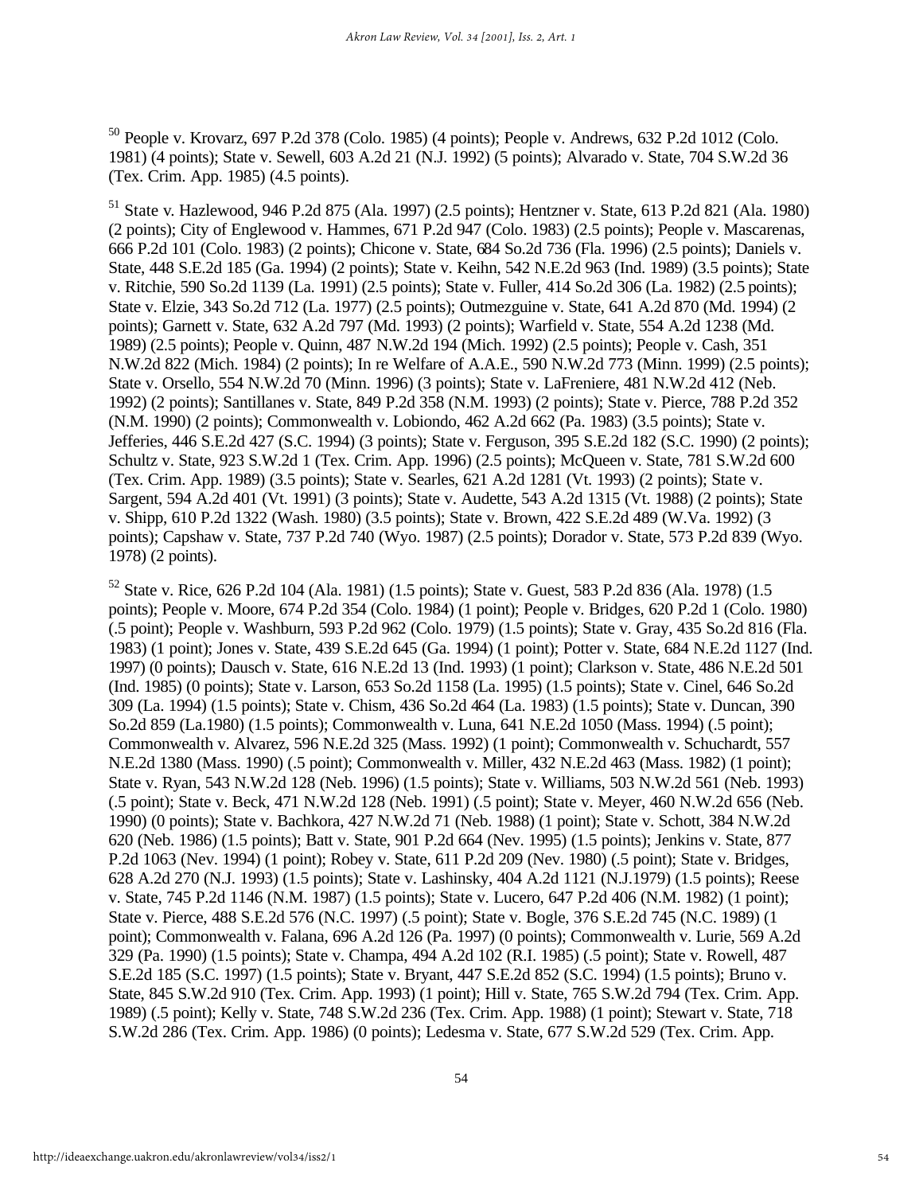[50] People v. Krovarz, 697 P.2d 378 (Colo. 1985) (4 points); People v. Andrews, 632 P.2d 1012 (Colo. 1981) (4 points); State v. Sewell, 603 A.2d 21 (N.J. 1992) (5 points); Alvarado v. State, 704 S.W.2d 36 (Tex. Crim. App. 1985) (4.5 points).

[51] State v. Hazlewood, 946 P.2d 875 (Ala. 1997) (2.5 points); Hentzner v. State, 613 P.2d 821 (Ala. 1980) (2 points); City of Englewood v. Hammes, 671 P.2d 947 (Colo. 1983) (2.5 points); People v. Mascarenas, 666 P.2d 101 (Colo. 1983) (2 points); Chicone v. State, 684 So.2d 736 (Fla. 1996) (2.5 points); Daniels v. State, 448 S.E.2d 185 (Ga. 1994) (2 points); State v. Keihn, 542 N.E.2d 963 (Ind. 1989) (3.5 points); State v. Ritchie, 590 So.2d 1139 (La. 1991) (2.5 points); State v. Fuller, 414 So.2d 306 (La. 1982) (2.5 points); State v. Elzie, 343 So.2d 712 (La. 1977) (2.5 points); Outmezguine v. State, 641 A.2d 870 (Md. 1994) (2 points); Garnett v. State, 632 A.2d 797 (Md. 1993) (2 points); Warfield v. State, 554 A.2d 1238 (Md. 1989) (2.5 points); People v. Quinn, 487 N.W.2d 194 (Mich. 1992) (2.5 points); People v. Cash, 351 N.W.2d 822 (Mich. 1984) (2 points); In re Welfare of A.A.E., 590 N.W.2d 773 (Minn. 1999) (2.5 points); State v. Orsello, 554 N.W.2d 70 (Minn. 1996) (3 points); State v. LaFreniere, 481 N.W.2d 412 (Neb. 1992) (2 points); Santillanes v. State, 849 P.2d 358 (N.M. 1993) (2 points); State v. Pierce, 788 P.2d 352 (N.M. 1990) (2 points); Commonwealth v. Lobiondo, 462 A.2d 662 (Pa. 1983) (3.5 points); State v. Jefferies, 446 S.E.2d 427 (S.C. 1994) (3 points); State v. Ferguson, 395 S.E.2d 182 (S.C. 1990) (2 points); Schultz v. State, 923 S.W.2d 1 (Tex. Crim. App. 1996) (2.5 points); McQueen v. State, 781 S.W.2d 600 (Tex. Crim. App. 1989) (3.5 points); State v. Searles, 621 A.2d 1281 (Vt. 1993) (2 points); State v. Sargent, 594 A.2d 401 (Vt. 1991) (3 points); State v. Audette, 543 A.2d 1315 (Vt. 1988) (2 points); State v. Shipp, 610 P.2d 1322 (Wash. 1980) (3.5 points); State v. Brown, 422 S.E.2d 489 (W.Va. 1992) (3 points); Capshaw v. State, 737 P.2d 740 (Wyo. 1987) (2.5 points); Dorador v. State, 573 P.2d 839 (Wyo. 1978) (2 points).

[52] State v. Rice, 626 P.2d 104 (Ala. 1981) (1.5 points); State v. Guest, 583 P.2d 836 (Ala. 1978) (1.5 points); People v. Moore, 674 P.2d 354 (Colo. 1984) (1 point); People v. Bridges, 620 P.2d 1 (Colo. 1980) (.5 point); People v. Washburn, 593 P.2d 962 (Colo. 1979) (1.5 points); State v. Gray, 435 So.2d 816 (Fla. 1983) (1 point); Jones v. State, 439 S.E.2d 645 (Ga. 1994) (1 point); Potter v. State, 684 N.E.2d 1127 (Ind. 1997) (0 points); Dausch v. State, 616 N.E.2d 13 (Ind. 1993) (1 point); Clarkson v. State, 486 N.E.2d 501 (Ind. 1985) (0 points); State v. Larson, 653 So.2d 1158 (La. 1995) (1.5 points); State v. Cinel, 646 So.2d 309 (La. 1994) (1.5 points); State v. Chism, 436 So.2d 464 (La. 1983) (1.5 points); State v. Duncan, 390 So.2d 859 (La.1980) (1.5 points); Commonwealth v. Luna, 641 N.E.2d 1050 (Mass. 1994) (.5 point); Commonwealth v. Alvarez, 596 N.E.2d 325 (Mass. 1992) (1 point); Commonwealth v. Schuchardt, 557 N.E.2d 1380 (Mass. 1990) (.5 point); Commonwealth v. Miller, 432 N.E.2d 463 (Mass. 1982) (1 point); State v. Ryan, 543 N.W.2d 128 (Neb. 1996) (1.5 points); State v. Williams, 503 N.W.2d 561 (Neb. 1993) (.5 point); State v. Beck, 471 N.W.2d 128 (Neb. 1991) (.5 point); State v. Meyer, 460 N.W.2d 656 (Neb. 1990) (0 points); State v. Bachkora, 427 N.W.2d 71 (Neb. 1988) (1 point); State v. Schott, 384 N.W.2d 620 (Neb. 1986) (1.5 points); Batt v. State, 901 P.2d 664 (Nev. 1995) (1.5 points); Jenkins v. State, 877 P.2d 1063 (Nev. 1994) (1 point); Robey v. State, 611 P.2d 209 (Nev. 1980) (.5 point); State v. Bridges, 628 A.2d 270 (N.J. 1993) (1.5 points); State v. Lashinsky, 404 A.2d 1121 (N.J.1979) (1.5 points); Reese v. State, 745 P.2d 1146 (N.M. 1987) (1.5 points); State v. Lucero, 647 P.2d 406 (N.M. 1982) (1 point); State v. Pierce, 488 S.E.2d 576 (N.C. 1997) (.5 point); State v. Bogle, 376 S.E.2d 745 (N.C. 1989) (1 point); Commonwealth v. Falana, 696 A.2d 126 (Pa. 1997) (0 points); Commonwealth v. Lurie, 569 A.2d 329 (Pa. 1990) (1.5 points); State v. Champa, 494 A.2d 102 (R.I. 1985) (.5 point); State v. Rowell, 487 S.E.2d 185 (S.C. 1997) (1.5 points); State v. Bryant, 447 S.E.2d 852 (S.C. 1994) (1.5 points); Bruno v. State, 845 S.W.2d 910 (Tex. Crim. App. 1993) (1 point); Hill v. State, 765 S.W.2d 794 (Tex. Crim. App. 1989) (.5 point); Kelly v. State, 748 S.W.2d 236 (Tex. Crim. App. 1988) (1 point); Stewart v. State, 718 S.W.2d 286 (Tex. Crim. App. 1986) (0 points); Ledesma v. State, 677 S.W.2d 529 (Tex. Crim. App.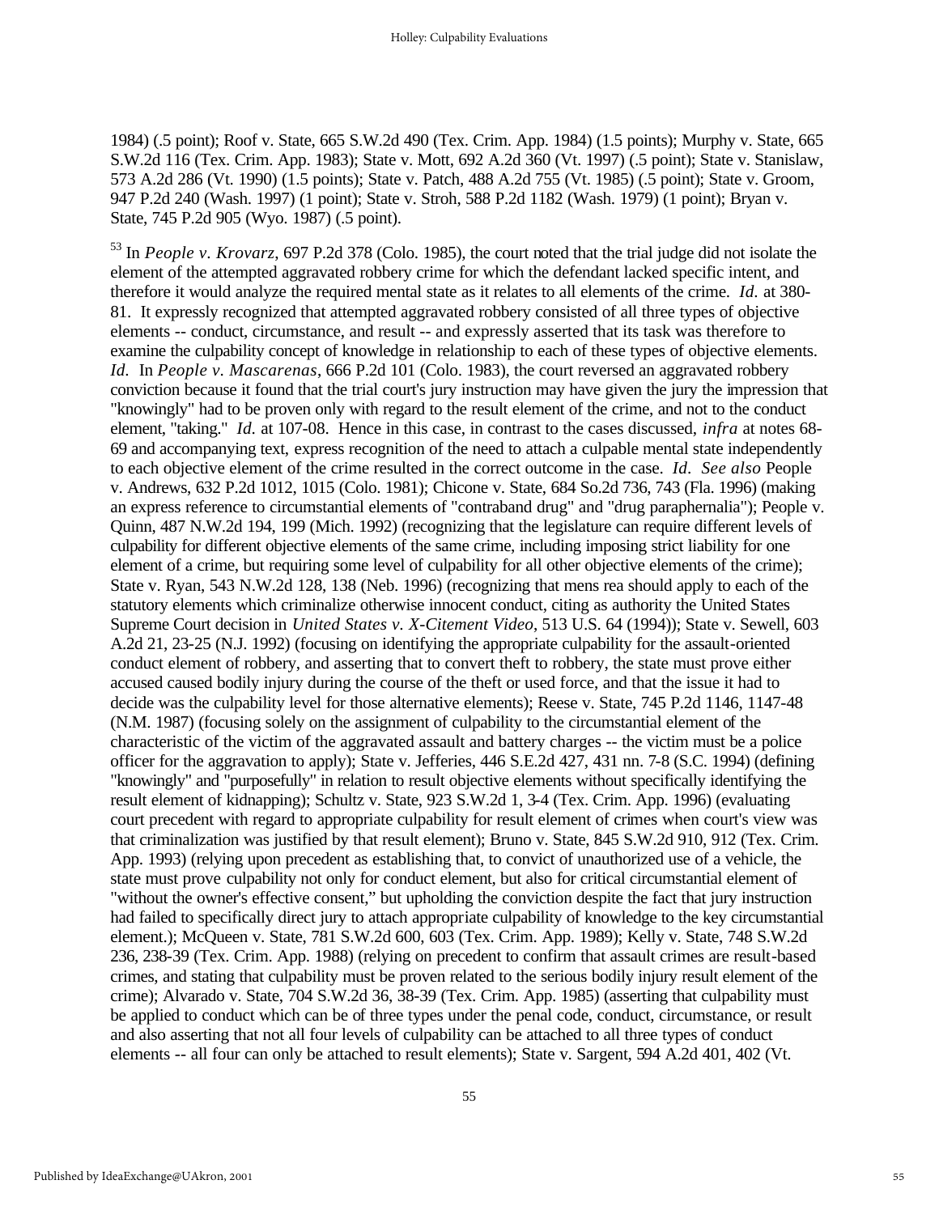1984) (.5 point); Roof v. State, 665 S.W.2d 490 (Tex. Crim. App. 1984) (1.5 points); Murphy v. State, 665 S.W.2d 116 (Tex. Crim. App. 1983); State v. Mott, 692 A.2d 360 (Vt. 1997) (.5 point); State v. Stanislaw, 573 A.2d 286 (Vt. 1990) (1.5 points); State v. Patch, 488 A.2d 755 (Vt. 1985) (.5 point); State v. Groom, 947 P.2d 240 (Wash. 1997) (1 point); State v. Stroh, 588 P.2d 1182 (Wash. 1979) (1 point); Bryan v. State, 745 P.2d 905 (Wyo. 1987) (.5 point).

[53] In *People v. Krovarz*, 697 P.2d 378 (Colo. 1985), the court noted that the trial judge did not isolate the element of the attempted aggravated robbery crime for which the defendant lacked specific intent, and therefore it would analyze the required mental state as it relates to all elements of the crime. *Id.* at 380-81. It expressly recognized that attempted aggravated robbery consisted of all three types of objective elements -- conduct, circumstance, and result -- and expressly asserted that its task was therefore to examine the culpability concept of knowledge in relationship to each of these types of objective elements. *Id.* In *People v. Mascarenas*, 666 P.2d 101 (Colo. 1983), the court reversed an aggravated robbery conviction because it found that the trial court's jury instruction may have given the jury the impression that "knowingly" had to be proven only with regard to the result element of the crime, and not to the conduct element, "taking." *Id.* at 107-08. Hence in this case, in contrast to the cases discussed, *infra* at notes 68-69 and accompanying text, express recognition of the need to attach a culpable mental state independently to each objective element of the crime resulted in the correct outcome in the case. *Id. See also* People v. Andrews, 632 P.2d 1012, 1015 (Colo. 1981); Chicone v. State, 684 So.2d 736, 743 (Fla. 1996) (making an express reference to circumstantial elements of "contraband drug" and "drug paraphernalia"); People v. Quinn, 487 N.W.2d 194, 199 (Mich. 1992) (recognizing that the legislature can require different levels of culpability for different objective elements of the same crime, including imposing strict liability for one element of a crime, but requiring some level of culpability for all other objective elements of the crime); State v. Ryan, 543 N.W.2d 128, 138 (Neb. 1996) (recognizing that mens rea should apply to each of the statutory elements which criminalize otherwise innocent conduct, citing as authority the United States Supreme Court decision in *United States v. X-Citement Video*, 513 U.S. 64 (1994)); State v. Sewell, 603 A.2d 21, 23-25 (N.J. 1992) (focusing on identifying the appropriate culpability for the assault-oriented conduct element of robbery, and asserting that to convert theft to robbery, the state must prove either accused caused bodily injury during the course of the theft or used force, and that the issue it had to decide was the culpability level for those alternative elements); Reese v. State, 745 P.2d 1146, 1147-48 (N.M. 1987) (focusing solely on the assignment of culpability to the circumstantial element of the characteristic of the victim of the aggravated assault and battery charges -- the victim must be a police officer for the aggravation to apply); State v. Jefferies, 446 S.E.2d 427, 431 nn. 7-8 (S.C. 1994) (defining "knowingly" and "purposefully" in relation to result objective elements without specifically identifying the result element of kidnapping); Schultz v. State, 923 S.W.2d 1, 3-4 (Tex. Crim. App. 1996) (evaluating court precedent with regard to appropriate culpability for result element of crimes when court's view was that criminalization was justified by that result element); Bruno v. State, 845 S.W.2d 910, 912 (Tex. Crim. App. 1993) (relying upon precedent as establishing that, to convict of unauthorized use of a vehicle, the state must prove culpability not only for conduct element, but also for critical circumstantial element of "without the owner's effective consent," but upholding the conviction despite the fact that jury instruction had failed to specifically direct jury to attach appropriate culpability of knowledge to the key circumstantial element.); McQueen v. State, 781 S.W.2d 600, 603 (Tex. Crim. App. 1989); Kelly v. State, 748 S.W.2d 236, 238-39 (Tex. Crim. App. 1988) (relying on precedent to confirm that assault crimes are result-based crimes, and stating that culpability must be proven related to the serious bodily injury result element of the crime); Alvarado v. State, 704 S.W.2d 36, 38-39 (Tex. Crim. App. 1985) (asserting that culpability must be applied to conduct which can be of three types under the penal code, conduct, circumstance, or result and also asserting that not all four levels of culpability can be attached to all three types of conduct elements -- all four can only be attached to result elements); State v. Sargent, 594 A.2d 401, 402 (Vt.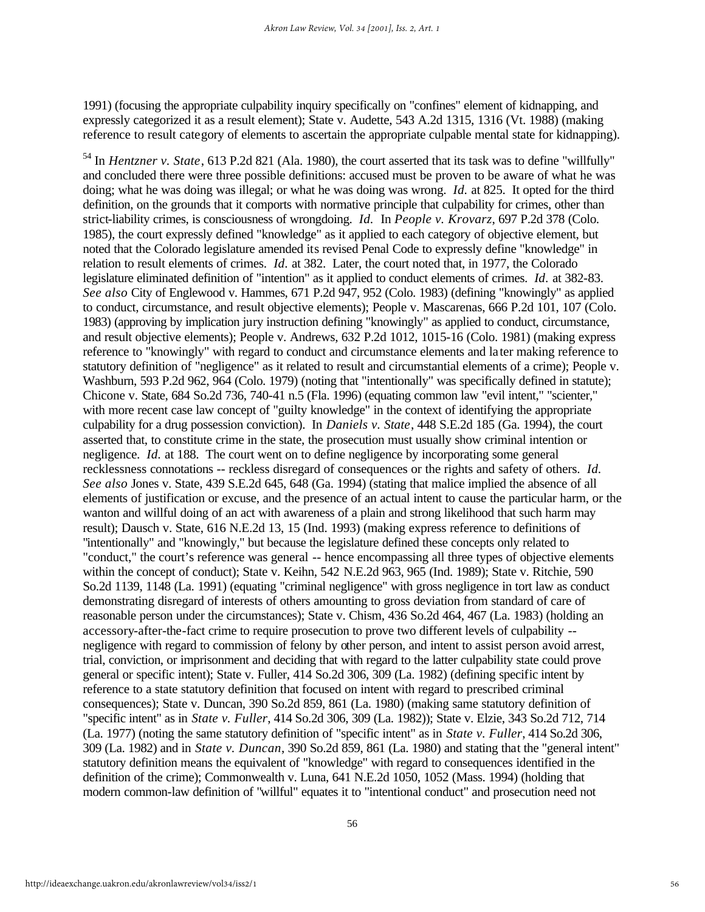1991) (focusing the appropriate culpability inquiry specifically on "confines" element of kidnapping, and expressly categorized it as a result element); State v. Audette, 543 A.2d 1315, 1316 (Vt. 1988) (making reference to result category of elements to ascertain the appropriate culpable mental state for kidnapping).

[54] In *Hentzner v. State*, 613 P.2d 821 (Ala. 1980), the court asserted that its task was to define "willfully" and concluded there were three possible definitions: accused must be proven to be aware of what he was doing; what he was doing was illegal; or what he was doing was wrong. *Id.* at 825. It opted for the third definition, on the grounds that it comports with normative principle that culpability for crimes, other than strict-liability crimes, is consciousness of wrongdoing. *Id.* In *People v. Krovarz*, 697 P.2d 378 (Colo. 1985), the court expressly defined "knowledge" as it applied to each category of objective element, but noted that the Colorado legislature amended its revised Penal Code to expressly define "knowledge" in relation to result elements of crimes. *Id.* at 382. Later, the court noted that, in 1977, the Colorado legislature eliminated definition of "intention" as it applied to conduct elements of crimes. *Id.* at 382-83. *See also* City of Englewood v. Hammes, 671 P.2d 947, 952 (Colo. 1983) (defining "knowingly" as applied to conduct, circumstance, and result objective elements); People v. Mascarenas, 666 P.2d 101, 107 (Colo. 1983) (approving by implication jury instruction defining "knowingly" as applied to conduct, circumstance, and result objective elements); People v. Andrews, 632 P.2d 1012, 1015-16 (Colo. 1981) (making express reference to "knowingly" with regard to conduct and circumstance elements and later making reference to statutory definition of "negligence" as it related to result and circumstantial elements of a crime); People v. Washburn, 593 P.2d 962, 964 (Colo. 1979) (noting that "intentionally" was specifically defined in statute); Chicone v. State, 684 So.2d 736, 740-41 n.5 (Fla. 1996) (equating common law "evil intent," "scienter," with more recent case law concept of "guilty knowledge" in the context of identifying the appropriate culpability for a drug possession conviction). In *Daniels v. State*, 448 S.E.2d 185 (Ga. 1994), the court asserted that, to constitute crime in the state, the prosecution must usually show criminal intention or negligence. *Id.* at 188. The court went on to define negligence by incorporating some general recklessness connotations -- reckless disregard of consequences or the rights and safety of others. *Id.* *See also* Jones v. State, 439 S.E.2d 645, 648 (Ga. 1994) (stating that malice implied the absence of all elements of justification or excuse, and the presence of an actual intent to cause the particular harm, or the wanton and willful doing of an act with awareness of a plain and strong likelihood that such harm may result); Dausch v. State, 616 N.E.2d 13, 15 (Ind. 1993) (making express reference to definitions of "intentionally" and "knowingly," but because the legislature defined these concepts only related to "conduct," the court's reference was general -- hence encompassing all three types of objective elements within the concept of conduct); State v. Keihn, 542 N.E.2d 963, 965 (Ind. 1989); State v. Ritchie, 590 So.2d 1139, 1148 (La. 1991) (equating "criminal negligence" with gross negligence in tort law as conduct demonstrating disregard of interests of others amounting to gross deviation from standard of care of reasonable person under the circumstances); State v. Chism, 436 So.2d 464, 467 (La. 1983) (holding an accessory-after-the-fact crime to require prosecution to prove two different levels of culpability -- negligence with regard to commission of felony by other person, and intent to assist person avoid arrest, trial, conviction, or imprisonment and deciding that with regard to the latter culpability state could prove general or specific intent); State v. Fuller, 414 So.2d 306, 309 (La. 1982) (defining specific intent by reference to a state statutory definition that focused on intent with regard to prescribed criminal consequences); State v. Duncan, 390 So.2d 859, 861 (La. 1980) (making same statutory definition of "specific intent" as in *State v. Fuller*, 414 So.2d 306, 309 (La. 1982)); State v. Elzie, 343 So.2d 712, 714 (La. 1977) (noting the same statutory definition of "specific intent" as in *State v. Fuller*, 414 So.2d 306, 309 (La. 1982) and in *State v. Duncan*, 390 So.2d 859, 861 (La. 1980) and stating that the "general intent" statutory definition means the equivalent of "knowledge" with regard to consequences identified in the definition of the crime); Commonwealth v. Luna, 641 N.E.2d 1050, 1052 (Mass. 1994) (holding that modern common-law definition of "willful" equates it to "intentional conduct" and prosecution need not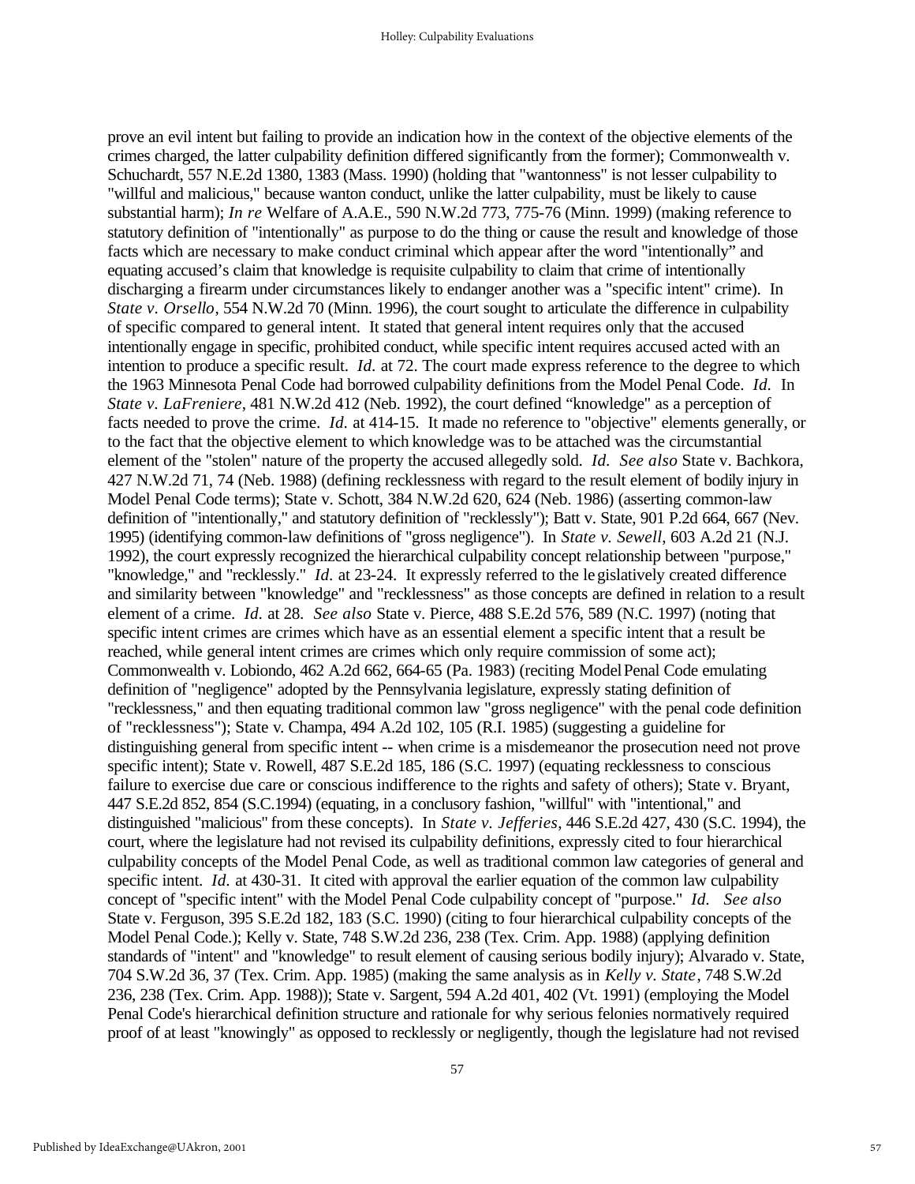prove an evil intent but failing to provide an indication how in the context of the objective elements of the crimes charged, the latter culpability definition differed significantly from the former); Commonwealth v. Schuchardt, 557 N.E.2d 1380, 1383 (Mass. 1990) (holding that "wantonness" is not lesser culpability to "willful and malicious," because wanton conduct, unlike the latter culpability, must be likely to cause substantial harm); *In re* Welfare of A.A.E., 590 N.W.2d 773, 775-76 (Minn. 1999) (making reference to statutory definition of "intentionally" as purpose to do the thing or cause the result and knowledge of those facts which are necessary to make conduct criminal which appear after the word "intentionally" and equating accused's claim that knowledge is requisite culpability to claim that crime of intentionally discharging a firearm under circumstances likely to endanger another was a "specific intent" crime). In *State v. Orsello*, 554 N.W.2d 70 (Minn. 1996), the court sought to articulate the difference in culpability of specific compared to general intent. It stated that general intent requires only that the accused intentionally engage in specific, prohibited conduct, while specific intent requires accused acted with an intention to produce a specific result. *Id.* at 72. The court made express reference to the degree to which the 1963 Minnesota Penal Code had borrowed culpability definitions from the Model Penal Code. *Id.* In *State v. LaFreniere*, 481 N.W.2d 412 (Neb. 1992), the court defined "knowledge" as a perception of facts needed to prove the crime. *Id.* at 414-15. It made no reference to "objective" elements generally, or to the fact that the objective element to which knowledge was to be attached was the circumstantial element of the "stolen" nature of the property the accused allegedly sold. *Id.* *See also* State v. Bachkora, 427 N.W.2d 71, 74 (Neb. 1988) (defining recklessness with regard to the result element of bodily injury in Model Penal Code terms); State v. Schott, 384 N.W.2d 620, 624 (Neb. 1986) (asserting common-law definition of "intentionally," and statutory definition of "recklessly"); Batt v. State, 901 P.2d 664, 667 (Nev. 1995) (identifying common-law definitions of "gross negligence"). In *State v. Sewell*, 603 A.2d 21 (N.J. 1992), the court expressly recognized the hierarchical culpability concept relationship between "purpose," "knowledge," and "recklessly." *Id.* at 23-24. It expressly referred to the legislatively created difference and similarity between "knowledge" and "recklessness" as those concepts are defined in relation to a result element of a crime. *Id.* at 28. *See also* State v. Pierce, 488 S.E.2d 576, 589 (N.C. 1997) (noting that specific intent crimes are crimes which have as an essential element a specific intent that a result be reached, while general intent crimes are crimes which only require commission of some act); Commonwealth v. Lobiondo, 462 A.2d 662, 664-65 (Pa. 1983) (reciting Model Penal Code emulating definition of "negligence" adopted by the Pennsylvania legislature, expressly stating definition of "recklessness," and then equating traditional common law "gross negligence" with the penal code definition of "recklessness"); State v. Champa, 494 A.2d 102, 105 (R.I. 1985) (suggesting a guideline for distinguishing general from specific intent -- when crime is a misdemeanor the prosecution need not prove specific intent); State v. Rowell, 487 S.E.2d 185, 186 (S.C. 1997) (equating recklessness to conscious failure to exercise due care or conscious indifference to the rights and safety of others); State v. Bryant, 447 S.E.2d 852, 854 (S.C.1994) (equating, in a conclusory fashion, "willful" with "intentional," and distinguished "malicious" from these concepts). In *State v. Jefferies*, 446 S.E.2d 427, 430 (S.C. 1994), the court, where the legislature had not revised its culpability definitions, expressly cited to four hierarchical culpability concepts of the Model Penal Code, as well as traditional common law categories of general and specific intent. *Id.* at 430-31. It cited with approval the earlier equation of the common law culpability concept of "specific intent" with the Model Penal Code culpability concept of "purpose." *Id.* *See also* State v. Ferguson, 395 S.E.2d 182, 183 (S.C. 1990) (citing to four hierarchical culpability concepts of the Model Penal Code.); Kelly v. State, 748 S.W.2d 236, 238 (Tex. Crim. App. 1988) (applying definition standards of "intent" and "knowledge" to result element of causing serious bodily injury); Alvarado v. State, 704 S.W.2d 36, 37 (Tex. Crim. App. 1985) (making the same analysis as in *Kelly v. State*, 748 S.W.2d 236, 238 (Tex. Crim. App. 1988)); State v. Sargent, 594 A.2d 401, 402 (Vt. 1991) (employing the Model Penal Code's hierarchical definition structure and rationale for why serious felonies normatively required proof of at least "knowingly" as opposed to recklessly or negligently, though the legislature had not revised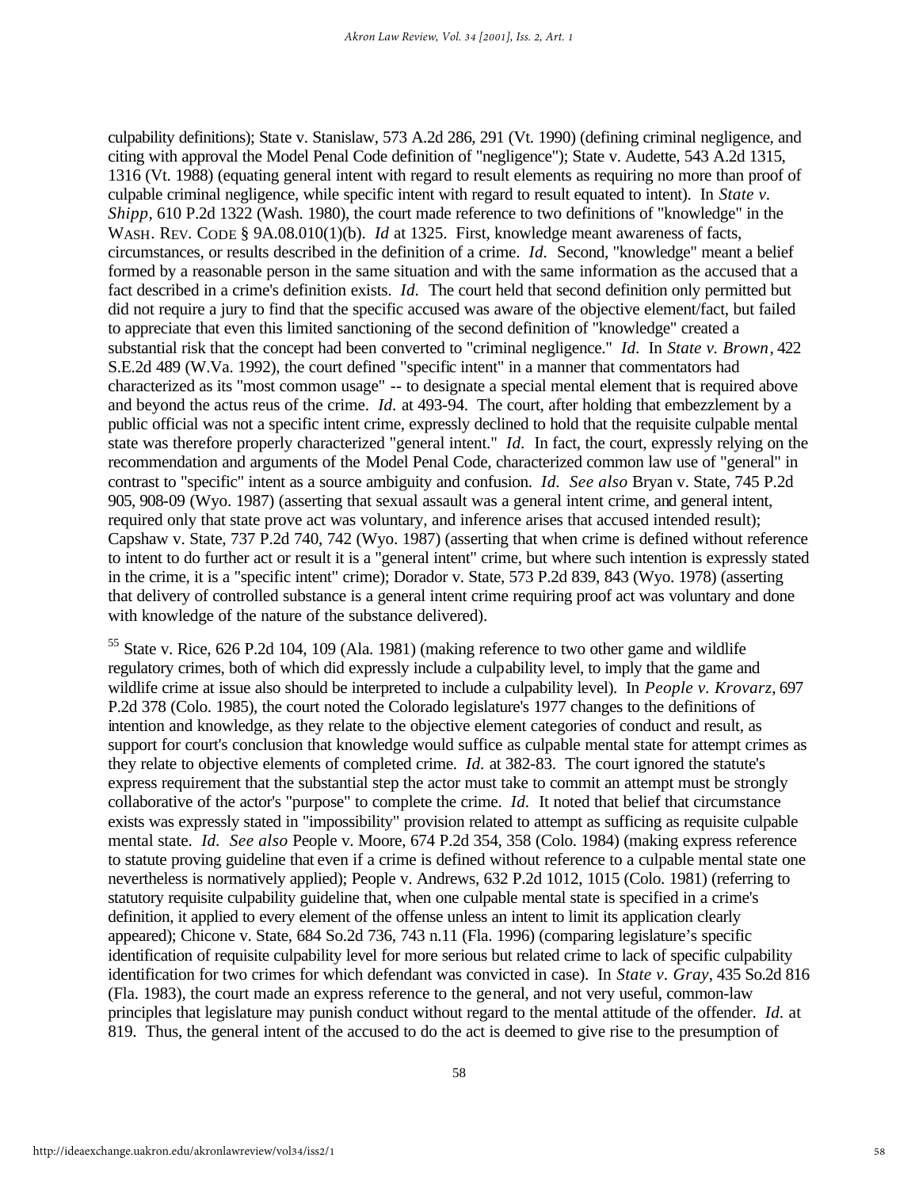culpability definitions); State v. Stanislaw, 573 A.2d 286, 291 (Vt. 1990) (defining criminal negligence, and citing with approval the Model Penal Code definition of "negligence"); State v. Audette, 543 A.2d 1315, 1316 (Vt. 1988) (equating general intent with regard to result elements as requiring no more than proof of culpable criminal negligence, while specific intent with regard to result equated to intent). In *State v. Shipp*, 610 P.2d 1322 (Wash. 1980), the court made reference to two definitions of "knowledge" in the WASH. REV. CODE § 9A.08.010(1)(b). *Id* at 1325. First, knowledge meant awareness of facts, circumstances, or results described in the definition of a crime. *Id*. Second, "knowledge" meant a belief formed by a reasonable person in the same situation and with the same information as the accused that a fact described in a crime's definition exists. *Id*. The court held that second definition only permitted but did not require a jury to find that the specific accused was aware of the objective element/fact, but failed to appreciate that even this limited sanctioning of the second definition of "knowledge" created a substantial risk that the concept had been converted to "criminal negligence." *Id*. In *State v. Brown*, 422 S.E.2d 489 (W.Va. 1992), the court defined "specific intent" in a manner that commentators had characterized as its "most common usage" -- to designate a special mental element that is required above and beyond the actus reus of the crime. *Id*. at 493-94. The court, after holding that embezzlement by a public official was not a specific intent crime, expressly declined to hold that the requisite culpable mental state was therefore properly characterized "general intent." *Id*. In fact, the court, expressly relying on the recommendation and arguments of the Model Penal Code, characterized common law use of "general" in contrast to "specific" intent as a source ambiguity and confusion. *Id*. *See also* Bryan v. State, 745 P.2d 905, 908-09 (Wyo. 1987) (asserting that sexual assault was a general intent crime, and general intent, required only that state prove act was voluntary, and inference arises that accused intended result); Capshaw v. State, 737 P.2d 740, 742 (Wyo. 1987) (asserting that when crime is defined without reference to intent to do further act or result it is a "general intent" crime, but where such intention is expressly stated in the crime, it is a "specific intent" crime); Dorador v. State, 573 P.2d 839, 843 (Wyo. 1978) (asserting that delivery of controlled substance is a general intent crime requiring proof act was voluntary and done with knowledge of the nature of the substance delivered).

[55] State v. Rice, 626 P.2d 104, 109 (Ala. 1981) (making reference to two other game and wildlife regulatory crimes, both of which did expressly include a culpability level, to imply that the game and wildlife crime at issue also should be interpreted to include a culpability level). In *People v. Krovarz*, 697 P.2d 378 (Colo. 1985), the court noted the Colorado legislature's 1977 changes to the definitions of intention and knowledge, as they relate to the objective element categories of conduct and result, as support for court's conclusion that knowledge would suffice as culpable mental state for attempt crimes as they relate to objective elements of completed crime. *Id*. at 382-83. The court ignored the statute's express requirement that the substantial step the actor must take to commit an attempt must be strongly collaborative of the actor's "purpose" to complete the crime. *Id*. It noted that belief that circumstance exists was expressly stated in "impossibility" provision related to attempt as sufficing as requisite culpable mental state. *Id*. *See also* People v. Moore, 674 P.2d 354, 358 (Colo. 1984) (making express reference to statute proving guideline that even if a crime is defined without reference to a culpable mental state one nevertheless is normatively applied); People v. Andrews, 632 P.2d 1012, 1015 (Colo. 1981) (referring to statutory requisite culpability guideline that, when one culpable mental state is specified in a crime's definition, it applied to every element of the offense unless an intent to limit its application clearly appeared); Chicone v. State, 684 So.2d 736, 743 n.11 (Fla. 1996) (comparing legislature's specific identification of requisite culpability level for more serious but related crime to lack of specific culpability identification for two crimes for which defendant was convicted in case). In *State v. Gray*, 435 So.2d 816 (Fla. 1983), the court made an express reference to the general, and not very useful, common-law principles that legislature may punish conduct without regard to the mental attitude of the offender. *Id*. at 819. Thus, the general intent of the accused to do the act is deemed to give rise to the presumption of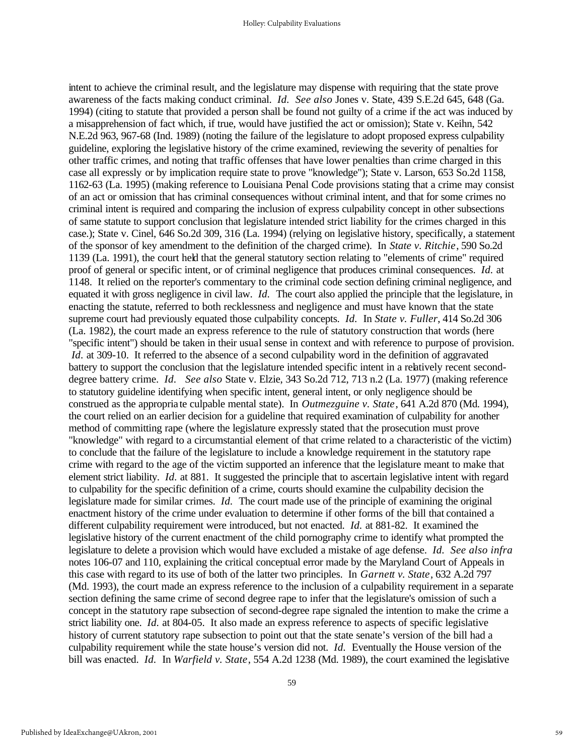intent to achieve the criminal result, and the legislature may dispense with requiring that the state prove awareness of the facts making conduct criminal. *Id*. *See also* Jones v. State, 439 S.E.2d 645, 648 (Ga. 1994) (citing to statute that provided a person shall be found not guilty of a crime if the act was induced by a misapprehension of fact which, if true, would have justified the act or omission); State v. Keihn, 542 N.E.2d 963, 967-68 (Ind. 1989) (noting the failure of the legislature to adopt proposed express culpability guideline, exploring the legislative history of the crime examined, reviewing the severity of penalties for other traffic crimes, and noting that traffic offenses that have lower penalties than crime charged in this case all expressly or by implication require state to prove "knowledge"); State v. Larson, 653 So.2d 1158, 1162-63 (La. 1995) (making reference to Louisiana Penal Code provisions stating that a crime may consist of an act or omission that has criminal consequences without criminal intent, and that for some crimes no criminal intent is required and comparing the inclusion of express culpability concept in other subsections of same statute to support conclusion that legislature intended strict liability for the crimes charged in this case.); State v. Cinel, 646 So.2d 309, 316 (La. 1994) (relying on legislative history, specifically, a statement of the sponsor of key amendment to the definition of the charged crime). In *State v. Ritchie*, 590 So.2d 1139 (La. 1991), the court held that the general statutory section relating to "elements of crime" required proof of general or specific intent, or of criminal negligence that produces criminal consequences. *Id*. at 1148. It relied on the reporter's commentary to the criminal code section defining criminal negligence, and equated it with gross negligence in civil law. *Id*. The court also applied the principle that the legislature, in enacting the statute, referred to both recklessness and negligence and must have known that the state supreme court had previously equated those culpability concepts. *Id*. In *State v. Fuller*, 414 So.2d 306 (La. 1982), the court made an express reference to the rule of statutory construction that words (here "specific intent") should be taken in their usual sense in context and with reference to purpose of provision. *Id*. at 309-10. It referred to the absence of a second culpability word in the definition of aggravated battery to support the conclusion that the legislature intended specific intent in a relatively recent second-degree battery crime. *Id*. *See also* State v. Elzie, 343 So.2d 712, 713 n.2 (La. 1977) (making reference to statutory guideline identifying when specific intent, general intent, or only negligence should be construed as the appropriate culpable mental state). In *Outmezguine v. State*, 641 A.2d 870 (Md. 1994), the court relied on an earlier decision for a guideline that required examination of culpability for another method of committing rape (where the legislature expressly stated that the prosecution must prove "knowledge" with regard to a circumstantial element of that crime related to a characteristic of the victim) to conclude that the failure of the legislature to include a knowledge requirement in the statutory rape crime with regard to the age of the victim supported an inference that the legislature meant to make that element strict liability. *Id*. at 881. It suggested the principle that to ascertain legislative intent with regard to culpability for the specific definition of a crime, courts should examine the culpability decision the legislature made for similar crimes. *Id*. The court made use of the principle of examining the original enactment history of the crime under evaluation to determine if other forms of the bill that contained a different culpability requirement were introduced, but not enacted. *Id*. at 881-82. It examined the legislative history of the current enactment of the child pornography crime to identify what prompted the legislature to delete a provision which would have excluded a mistake of age defense. *Id*. *See also infra* notes 106-07 and 110, explaining the critical conceptual error made by the Maryland Court of Appeals in this case with regard to its use of both of the latter two principles. In *Garnett v. State*, 632 A.2d 797 (Md. 1993), the court made an express reference to the inclusion of a culpability requirement in a separate section defining the same crime of second degree rape to infer that the legislature's omission of such a concept in the statutory rape subsection of second-degree rape signaled the intention to make the crime a strict liability one. *Id*. at 804-05. It also made an express reference to aspects of specific legislative history of current statutory rape subsection to point out that the state senate's version of the bill had a culpability requirement while the state house's version did not. *Id*. Eventually the House version of the bill was enacted. *Id*. In *Warfield v. State*, 554 A.2d 1238 (Md. 1989), the court examined the legislative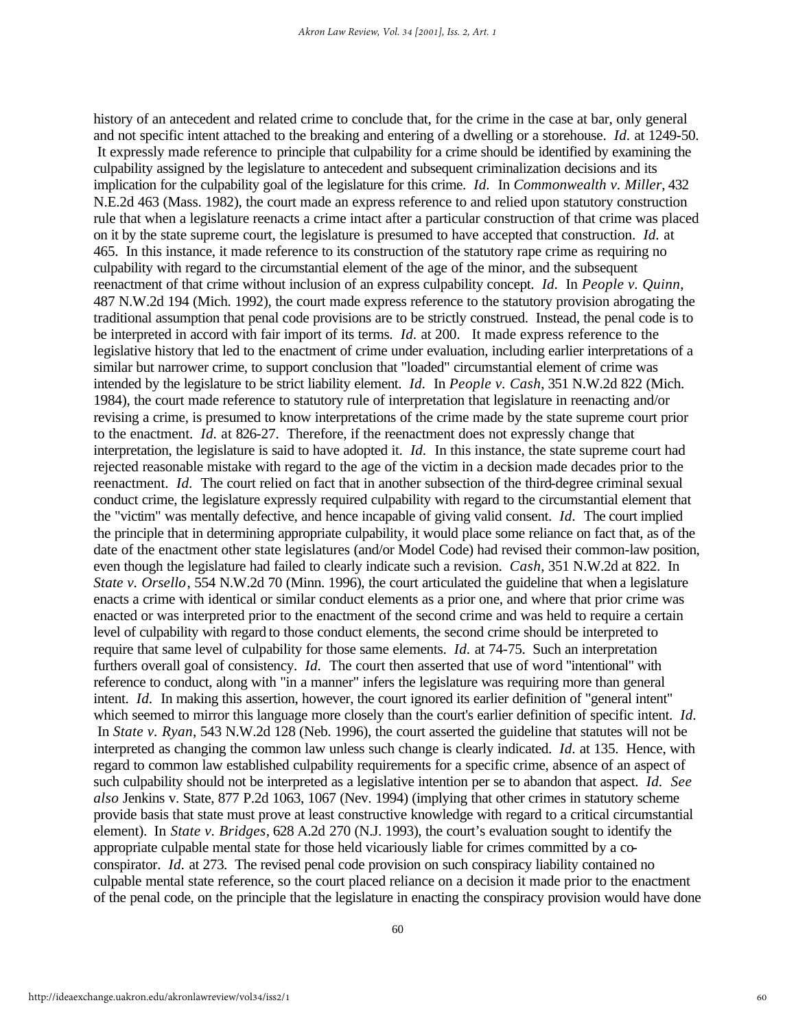history of an antecedent and related crime to conclude that, for the crime in the case at bar, only general and not specific intent attached to the breaking and entering of a dwelling or a storehouse. *Id.* at 1249-50. It expressly made reference to principle that culpability for a crime should be identified by examining the culpability assigned by the legislature to antecedent and subsequent criminalization decisions and its implication for the culpability goal of the legislature for this crime. *Id.* In *Commonwealth v. Miller*, 432 N.E.2d 463 (Mass. 1982), the court made an express reference to and relied upon statutory construction rule that when a legislature reenacts a crime intact after a particular construction of that crime was placed on it by the state supreme court, the legislature is presumed to have accepted that construction. *Id.* at 465. In this instance, it made reference to its construction of the statutory rape crime as requiring no culpability with regard to the circumstantial element of the age of the minor, and the subsequent reenactment of that crime without inclusion of an express culpability concept. *Id.* In *People v. Quinn*, 487 N.W.2d 194 (Mich. 1992), the court made express reference to the statutory provision abrogating the traditional assumption that penal code provisions are to be strictly construed. Instead, the penal code is to be interpreted in accord with fair import of its terms. *Id.* at 200. It made express reference to the legislative history that led to the enactment of crime under evaluation, including earlier interpretations of a similar but narrower crime, to support conclusion that "loaded" circumstantial element of crime was intended by the legislature to be strict liability element. *Id.* In *People v. Cash*, 351 N.W.2d 822 (Mich. 1984), the court made reference to statutory rule of interpretation that legislature in reenacting and/or revising a crime, is presumed to know interpretations of the crime made by the state supreme court prior to the enactment. *Id.* at 826-27. Therefore, if the reenactment does not expressly change that interpretation, the legislature is said to have adopted it. *Id.* In this instance, the state supreme court had rejected reasonable mistake with regard to the age of the victim in a decision made decades prior to the reenactment. *Id.* The court relied on fact that in another subsection of the third-degree criminal sexual conduct crime, the legislature expressly required culpability with regard to the circumstantial element that the "victim" was mentally defective, and hence incapable of giving valid consent. *Id.* The court implied the principle that in determining appropriate culpability, it would place some reliance on fact that, as of the date of the enactment other state legislatures (and/or Model Code) had revised their common-law position, even though the legislature had failed to clearly indicate such a revision. *Cash*, 351 N.W.2d at 822. In *State v. Orsello*, 554 N.W.2d 70 (Minn. 1996), the court articulated the guideline that when a legislature enacts a crime with identical or similar conduct elements as a prior one, and where that prior crime was enacted or was interpreted prior to the enactment of the second crime and was held to require a certain level of culpability with regard to those conduct elements, the second crime should be interpreted to require that same level of culpability for those same elements. *Id.* at 74-75. Such an interpretation furthers overall goal of consistency. *Id.* The court then asserted that use of word "intentional" with reference to conduct, along with "in a manner" infers the legislature was requiring more than general intent. *Id.* In making this assertion, however, the court ignored its earlier definition of "general intent" which seemed to mirror this language more closely than the court's earlier definition of specific intent. *Id.* In *State v. Ryan*, 543 N.W.2d 128 (Neb. 1996), the court asserted the guideline that statutes will not be interpreted as changing the common law unless such change is clearly indicated. *Id.* at 135. Hence, with regard to common law established culpability requirements for a specific crime, absence of an aspect of such culpability should not be interpreted as a legislative intention per se to abandon that aspect. *Id.* *See also* Jenkins v. State, 877 P.2d 1063, 1067 (Nev. 1994) (implying that other crimes in statutory scheme provide basis that state must prove at least constructive knowledge with regard to a critical circumstantial element). In *State v. Bridges*, 628 A.2d 270 (N.J. 1993), the court's evaluation sought to identify the appropriate culpable mental state for those held vicariously liable for crimes committed by a co-conspirator. *Id.* at 273. The revised penal code provision on such conspiracy liability contained no culpable mental state reference, so the court placed reliance on a decision it made prior to the enactment of the penal code, on the principle that the legislature in enacting the conspiracy provision would have done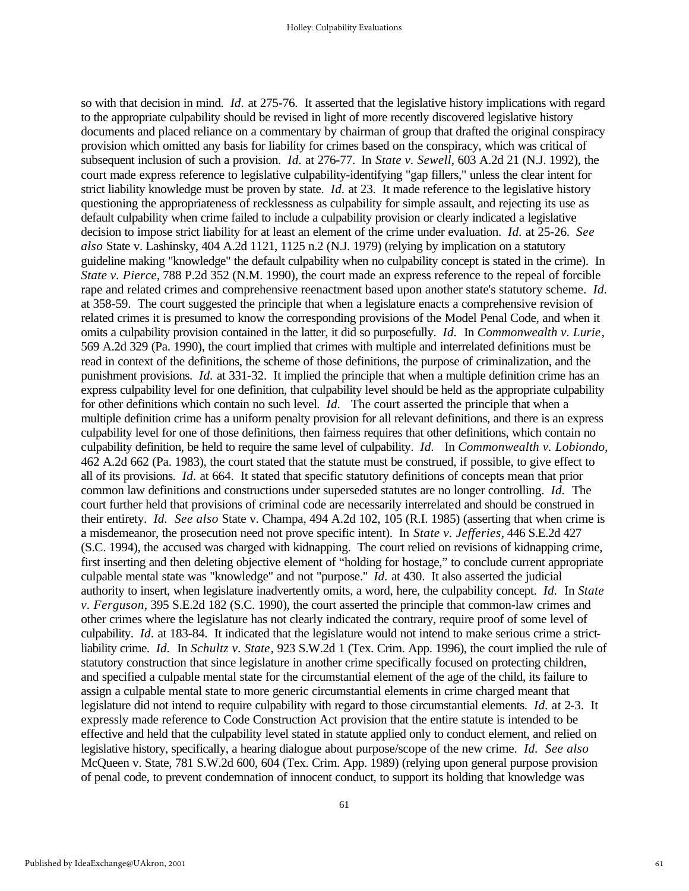so with that decision in mind. *Id.* at 275-76. It asserted that the legislative history implications with regard to the appropriate culpability should be revised in light of more recently discovered legislative history documents and placed reliance on a commentary by chairman of group that drafted the original conspiracy provision which omitted any basis for liability for crimes based on the conspiracy, which was critical of subsequent inclusion of such a provision. *Id.* at 276-77. In *State v. Sewell*, 603 A.2d 21 (N.J. 1992), the court made express reference to legislative culpability-identifying "gap fillers," unless the clear intent for strict liability knowledge must be proven by state. *Id.* at 23. It made reference to the legislative history questioning the appropriateness of recklessness as culpability for simple assault, and rejecting its use as default culpability when crime failed to include a culpability provision or clearly indicated a legislative decision to impose strict liability for at least an element of the crime under evaluation. *Id.* at 25-26. *See also* State v. Lashinsky, 404 A.2d 1121, 1125 n.2 (N.J. 1979) (relying by implication on a statutory guideline making "knowledge" the default culpability when no culpability concept is stated in the crime). In *State v. Pierce*, 788 P.2d 352 (N.M. 1990), the court made an express reference to the repeal of forcible rape and related crimes and comprehensive reenactment based upon another state's statutory scheme. *Id.* at 358-59. The court suggested the principle that when a legislature enacts a comprehensive revision of related crimes it is presumed to know the corresponding provisions of the Model Penal Code, and when it omits a culpability provision contained in the latter, it did so purposefully. *Id.* In *Commonwealth v. Lurie*, 569 A.2d 329 (Pa. 1990), the court implied that crimes with multiple and interrelated definitions must be read in context of the definitions, the scheme of those definitions, the purpose of criminalization, and the punishment provisions. *Id.* at 331-32. It implied the principle that when a multiple definition crime has an express culpability level for one definition, that culpability level should be held as the appropriate culpability for other definitions which contain no such level. *Id.* The court asserted the principle that when a multiple definition crime has a uniform penalty provision for all relevant definitions, and there is an express culpability level for one of those definitions, then fairness requires that other definitions, which contain no culpability definition, be held to require the same level of culpability. *Id.* In *Commonwealth v. Lobiondo*, 462 A.2d 662 (Pa. 1983), the court stated that the statute must be construed, if possible, to give effect to all of its provisions. *Id.* at 664. It stated that specific statutory definitions of concepts mean that prior common law definitions and constructions under superseded statutes are no longer controlling. *Id.* The court further held that provisions of criminal code are necessarily interrelated and should be construed in their entirety. *Id.* *See also* State v. Champa, 494 A.2d 102, 105 (R.I. 1985) (asserting that when crime is a misdemeanor, the prosecution need not prove specific intent). In *State v. Jefferies*, 446 S.E.2d 427 (S.C. 1994), the accused was charged with kidnapping. The court relied on revisions of kidnapping crime, first inserting and then deleting objective element of "holding for hostage," to conclude current appropriate culpable mental state was "knowledge" and not "purpose." *Id.* at 430. It also asserted the judicial authority to insert, when legislature inadvertently omits, a word, here, the culpability concept. *Id.* In *State v. Ferguson*, 395 S.E.2d 182 (S.C. 1990), the court asserted the principle that common-law crimes and other crimes where the legislature has not clearly indicated the contrary, require proof of some level of culpability. *Id.* at 183-84. It indicated that the legislature would not intend to make serious crime a strict-liability crime. *Id.* In *Schultz v. State*, 923 S.W.2d 1 (Tex. Crim. App. 1996), the court implied the rule of statutory construction that since legislature in another crime specifically focused on protecting children, and specified a culpable mental state for the circumstantial element of the age of the child, its failure to assign a culpable mental state to more generic circumstantial elements in crime charged meant that legislature did not intend to require culpability with regard to those circumstantial elements. *Id.* at 2-3. It expressly made reference to Code Construction Act provision that the entire statute is intended to be effective and held that the culpability level stated in statute applied only to conduct element, and relied on legislative history, specifically, a hearing dialogue about purpose/scope of the new crime. *Id.* *See also* McQueen v. State, 781 S.W.2d 600, 604 (Tex. Crim. App. 1989) (relying upon general purpose provision of penal code, to prevent condemnation of innocent conduct, to support its holding that knowledge was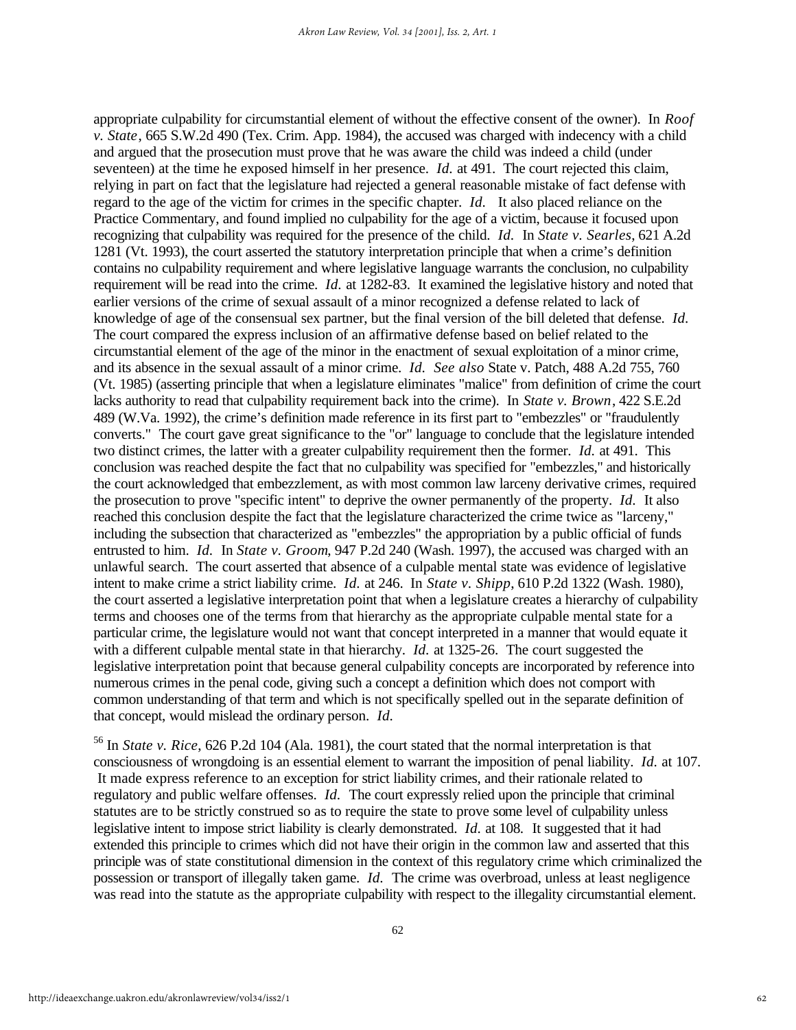appropriate culpability for circumstantial element of without the effective consent of the owner). In *Roof v. State*, 665 S.W.2d 490 (Tex. Crim. App. 1984), the accused was charged with indecency with a child and argued that the prosecution must prove that he was aware the child was indeed a child (under seventeen) at the time he exposed himself in her presence. *Id.* at 491. The court rejected this claim, relying in part on fact that the legislature had rejected a general reasonable mistake of fact defense with regard to the age of the victim for crimes in the specific chapter. *Id.* It also placed reliance on the Practice Commentary, and found implied no culpability for the age of a victim, because it focused upon recognizing that culpability was required for the presence of the child. *Id.* In *State v. Searles*, 621 A.2d 1281 (Vt. 1993), the court asserted the statutory interpretation principle that when a crime's definition contains no culpability requirement and where legislative language warrants the conclusion, no culpability requirement will be read into the crime. *Id.* at 1282-83. It examined the legislative history and noted that earlier versions of the crime of sexual assault of a minor recognized a defense related to lack of knowledge of age of the consensual sex partner, but the final version of the bill deleted that defense. *Id.* The court compared the express inclusion of an affirmative defense based on belief related to the circumstantial element of the age of the minor in the enactment of sexual exploitation of a minor crime, and its absence in the sexual assault of a minor crime. *Id.* *See also* State v. Patch, 488 A.2d 755, 760 (Vt. 1985) (asserting principle that when a legislature eliminates "malice" from definition of crime the court lacks authority to read that culpability requirement back into the crime). In *State v. Brown*, 422 S.E.2d 489 (W.Va. 1992), the crime's definition made reference in its first part to "embezzles" or "fraudulently converts." The court gave great significance to the "or" language to conclude that the legislature intended two distinct crimes, the latter with a greater culpability requirement then the former. *Id.* at 491. This conclusion was reached despite the fact that no culpability was specified for "embezzles," and historically the court acknowledged that embezzlement, as with most common law larceny derivative crimes, required the prosecution to prove "specific intent" to deprive the owner permanently of the property. *Id.* It also reached this conclusion despite the fact that the legislature characterized the crime twice as "larceny," including the subsection that characterized as "embezzles" the appropriation by a public official of funds entrusted to him. *Id.* In *State v. Groom*, 947 P.2d 240 (Wash. 1997), the accused was charged with an unlawful search. The court asserted that absence of a culpable mental state was evidence of legislative intent to make crime a strict liability crime. *Id.* at 246. In *State v. Shipp*, 610 P.2d 1322 (Wash. 1980), the court asserted a legislative interpretation point that when a legislature creates a hierarchy of culpability terms and chooses one of the terms from that hierarchy as the appropriate culpable mental state for a particular crime, the legislature would not want that concept interpreted in a manner that would equate it with a different culpable mental state in that hierarchy. *Id.* at 1325-26. The court suggested the legislative interpretation point that because general culpability concepts are incorporated by reference into numerous crimes in the penal code, giving such a concept a definition which does not comport with common understanding of that term and which is not specifically spelled out in the separate definition of that concept, would mislead the ordinary person. *Id.*

[56] In *State v. Rice*, 626 P.2d 104 (Ala. 1981), the court stated that the normal interpretation is that consciousness of wrongdoing is an essential element to warrant the imposition of penal liability. *Id.* at 107. It made express reference to an exception for strict liability crimes, and their rationale related to regulatory and public welfare offenses. *Id.* The court expressly relied upon the principle that criminal statutes are to be strictly construed so as to require the state to prove some level of culpability unless legislative intent to impose strict liability is clearly demonstrated. *Id.* at 108. It suggested that it had extended this principle to crimes which did not have their origin in the common law and asserted that this principle was of state constitutional dimension in the context of this regulatory crime which criminalized the possession or transport of illegally taken game. *Id.* The crime was overbroad, unless at least negligence was read into the statute as the appropriate culpability with respect to the illegality circumstantial element.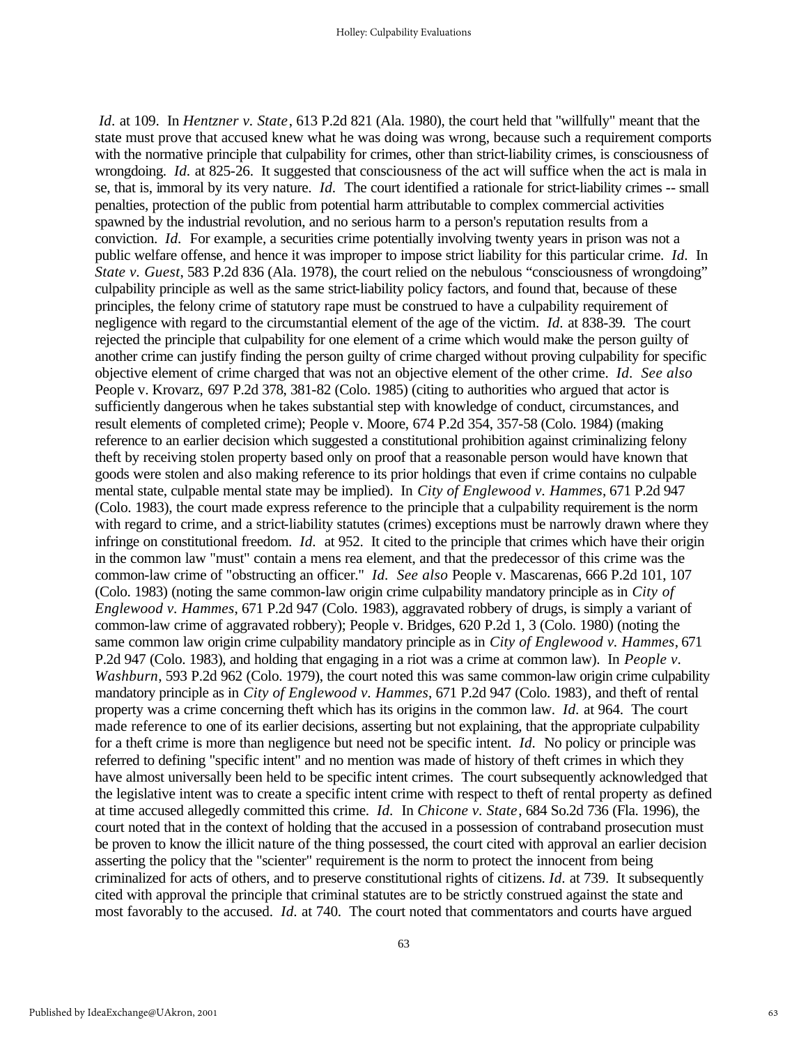*Id*. at 109. In *Hentzner v. State*, 613 P.2d 821 (Ala. 1980), the court held that "willfully" meant that the state must prove that accused knew what he was doing was wrong, because such a requirement comports with the normative principle that culpability for crimes, other than strict-liability crimes, is consciousness of wrongdoing. *Id*. at 825-26. It suggested that consciousness of the act will suffice when the act is mala in se, that is, immoral by its very nature. *Id*. The court identified a rationale for strict-liability crimes -- small penalties, protection of the public from potential harm attributable to complex commercial activities spawned by the industrial revolution, and no serious harm to a person's reputation results from a conviction. *Id*. For example, a securities crime potentially involving twenty years in prison was not a public welfare offense, and hence it was improper to impose strict liability for this particular crime. *Id*. In *State v. Guest*, 583 P.2d 836 (Ala. 1978), the court relied on the nebulous "consciousness of wrongdoing" culpability principle as well as the same strict-liability policy factors, and found that, because of these principles, the felony crime of statutory rape must be construed to have a culpability requirement of negligence with regard to the circumstantial element of the age of the victim. *Id*. at 838-39. The court rejected the principle that culpability for one element of a crime which would make the person guilty of another crime can justify finding the person guilty of crime charged without proving culpability for specific objective element of crime charged that was not an objective element of the other crime. *Id*. *See also* People v. Krovarz, 697 P.2d 378, 381-82 (Colo. 1985) (citing to authorities who argued that actor is sufficiently dangerous when he takes substantial step with knowledge of conduct, circumstances, and result elements of completed crime); People v. Moore, 674 P.2d 354, 357-58 (Colo. 1984) (making reference to an earlier decision which suggested a constitutional prohibition against criminalizing felony theft by receiving stolen property based only on proof that a reasonable person would have known that goods were stolen and also making reference to its prior holdings that even if crime contains no culpable mental state, culpable mental state may be implied). In *City of Englewood v. Hammes*, 671 P.2d 947 (Colo. 1983), the court made express reference to the principle that a culpability requirement is the norm with regard to crime, and a strict-liability statutes (crimes) exceptions must be narrowly drawn where they infringe on constitutional freedom. *Id*. at 952. It cited to the principle that crimes which have their origin in the common law "must" contain a mens rea element, and that the predecessor of this crime was the common-law crime of "obstructing an officer." *Id*. *See also* People v. Mascarenas, 666 P.2d 101, 107 (Colo. 1983) (noting the same common-law origin crime culpability mandatory principle as in *City of Englewood v. Hammes*, 671 P.2d 947 (Colo. 1983), aggravated robbery of drugs, is simply a variant of common-law crime of aggravated robbery); People v. Bridges, 620 P.2d 1, 3 (Colo. 1980) (noting the same common law origin crime culpability mandatory principle as in *City of Englewood v. Hammes*, 671 P.2d 947 (Colo. 1983), and holding that engaging in a riot was a crime at common law). In *People v. Washburn*, 593 P.2d 962 (Colo. 1979), the court noted this was same common-law origin crime culpability mandatory principle as in *City of Englewood v. Hammes*, 671 P.2d 947 (Colo. 1983), and theft of rental property was a crime concerning theft which has its origins in the common law. *Id*. at 964. The court made reference to one of its earlier decisions, asserting but not explaining, that the appropriate culpability for a theft crime is more than negligence but need not be specific intent. *Id*. No policy or principle was referred to defining "specific intent" and no mention was made of history of theft crimes in which they have almost universally been held to be specific intent crimes. The court subsequently acknowledged that the legislative intent was to create a specific intent crime with respect to theft of rental property as defined at time accused allegedly committed this crime. *Id*. In *Chicone v. State*, 684 So.2d 736 (Fla. 1996), the court noted that in the context of holding that the accused in a possession of contraband prosecution must be proven to know the illicit nature of the thing possessed, the court cited with approval an earlier decision asserting the policy that the "scienter" requirement is the norm to protect the innocent from being criminalized for acts of others, and to preserve constitutional rights of citizens. *Id*. at 739. It subsequently cited with approval the principle that criminal statutes are to be strictly construed against the state and most favorably to the accused. *Id*. at 740. The court noted that commentators and courts have argued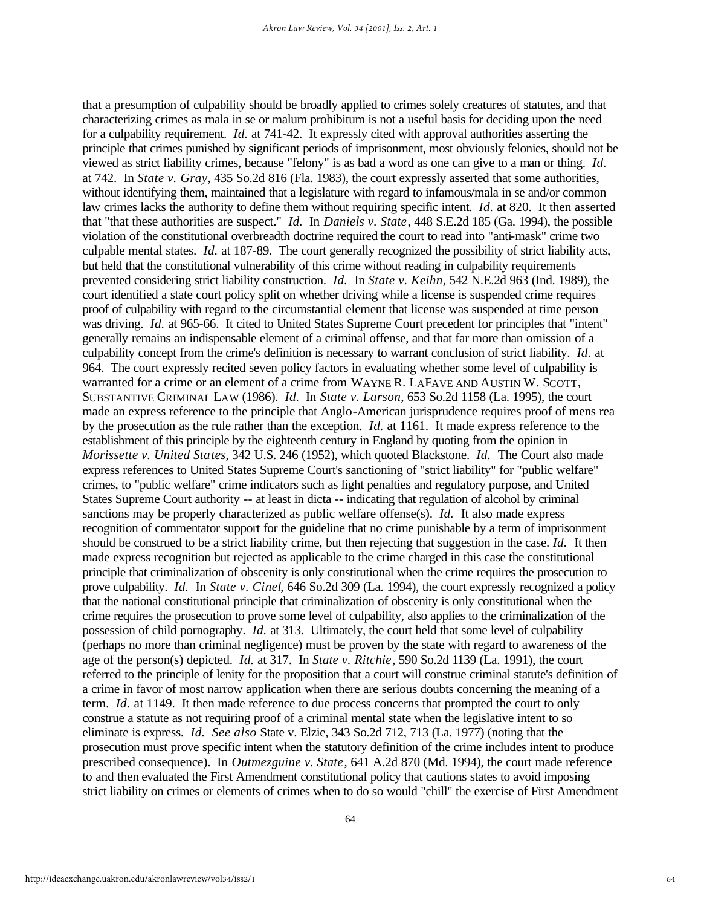that a presumption of culpability should be broadly applied to crimes solely creatures of statutes, and that characterizing crimes as mala in se or malum prohibitum is not a useful basis for deciding upon the need for a culpability requirement. *Id.* at 741-42. It expressly cited with approval authorities asserting the principle that crimes punished by significant periods of imprisonment, most obviously felonies, should not be viewed as strict liability crimes, because "felony" is as bad a word as one can give to a man or thing. *Id.* at 742. In *State v. Gray*, 435 So.2d 816 (Fla. 1983), the court expressly asserted that some authorities, without identifying them, maintained that a legislature with regard to infamous/mala in se and/or common law crimes lacks the authority to define them without requiring specific intent. *Id.* at 820. It then asserted that "that these authorities are suspect." *Id.* In *Daniels v. State*, 448 S.E.2d 185 (Ga. 1994), the possible violation of the constitutional overbreadth doctrine required the court to read into "anti-mask" crime two culpable mental states. *Id.* at 187-89. The court generally recognized the possibility of strict liability acts, but held that the constitutional vulnerability of this crime without reading in culpability requirements prevented considering strict liability construction. *Id.* In *State v. Keihn*, 542 N.E.2d 963 (Ind. 1989), the court identified a state court policy split on whether driving while a license is suspended crime requires proof of culpability with regard to the circumstantial element that license was suspended at time person was driving. *Id.* at 965-66. It cited to United States Supreme Court precedent for principles that "intent" generally remains an indispensable element of a criminal offense, and that far more than omission of a culpability concept from the crime's definition is necessary to warrant conclusion of strict liability. *Id.* at 964. The court expressly recited seven policy factors in evaluating whether some level of culpability is warranted for a crime or an element of a crime from WAYNE R. LAFAVE AND AUSTIN W. SCOTT, SUBSTANTIVE CRIMINAL LAW (1986). *Id.* In *State v. Larson*, 653 So.2d 1158 (La. 1995), the court made an express reference to the principle that Anglo-American jurisprudence requires proof of mens rea by the prosecution as the rule rather than the exception. *Id.* at 1161. It made express reference to the establishment of this principle by the eighteenth century in England by quoting from the opinion in *Morissette v. United States*, 342 U.S. 246 (1952), which quoted Blackstone. *Id.* The Court also made express references to United States Supreme Court's sanctioning of "strict liability" for "public welfare" crimes, to "public welfare" crime indicators such as light penalties and regulatory purpose, and United States Supreme Court authority -- at least in dicta -- indicating that regulation of alcohol by criminal sanctions may be properly characterized as public welfare offense(s). *Id.* It also made express recognition of commentator support for the guideline that no crime punishable by a term of imprisonment should be construed to be a strict liability crime, but then rejecting that suggestion in the case. *Id.* It then made express recognition but rejected as applicable to the crime charged in this case the constitutional principle that criminalization of obscenity is only constitutional when the crime requires the prosecution to prove culpability. *Id.* In *State v. Cinel*, 646 So.2d 309 (La. 1994), the court expressly recognized a policy that the national constitutional principle that criminalization of obscenity is only constitutional when the crime requires the prosecution to prove some level of culpability, also applies to the criminalization of the possession of child pornography. *Id.* at 313. Ultimately, the court held that some level of culpability (perhaps no more than criminal negligence) must be proven by the state with regard to awareness of the age of the person(s) depicted. *Id.* at 317. In *State v. Ritchie*, 590 So.2d 1139 (La. 1991), the court referred to the principle of lenity for the proposition that a court will construe criminal statute's definition of a crime in favor of most narrow application when there are serious doubts concerning the meaning of a term. *Id.* at 1149. It then made reference to due process concerns that prompted the court to only construe a statute as not requiring proof of a criminal mental state when the legislative intent to so eliminate is express. *Id.* *See also* State v. Elzie, 343 So.2d 712, 713 (La. 1977) (noting that the prosecution must prove specific intent when the statutory definition of the crime includes intent to produce prescribed consequence). In *Outmezguine v. State*, 641 A.2d 870 (Md. 1994), the court made reference to and then evaluated the First Amendment constitutional policy that cautions states to avoid imposing strict liability on crimes or elements of crimes when to do so would "chill" the exercise of First Amendment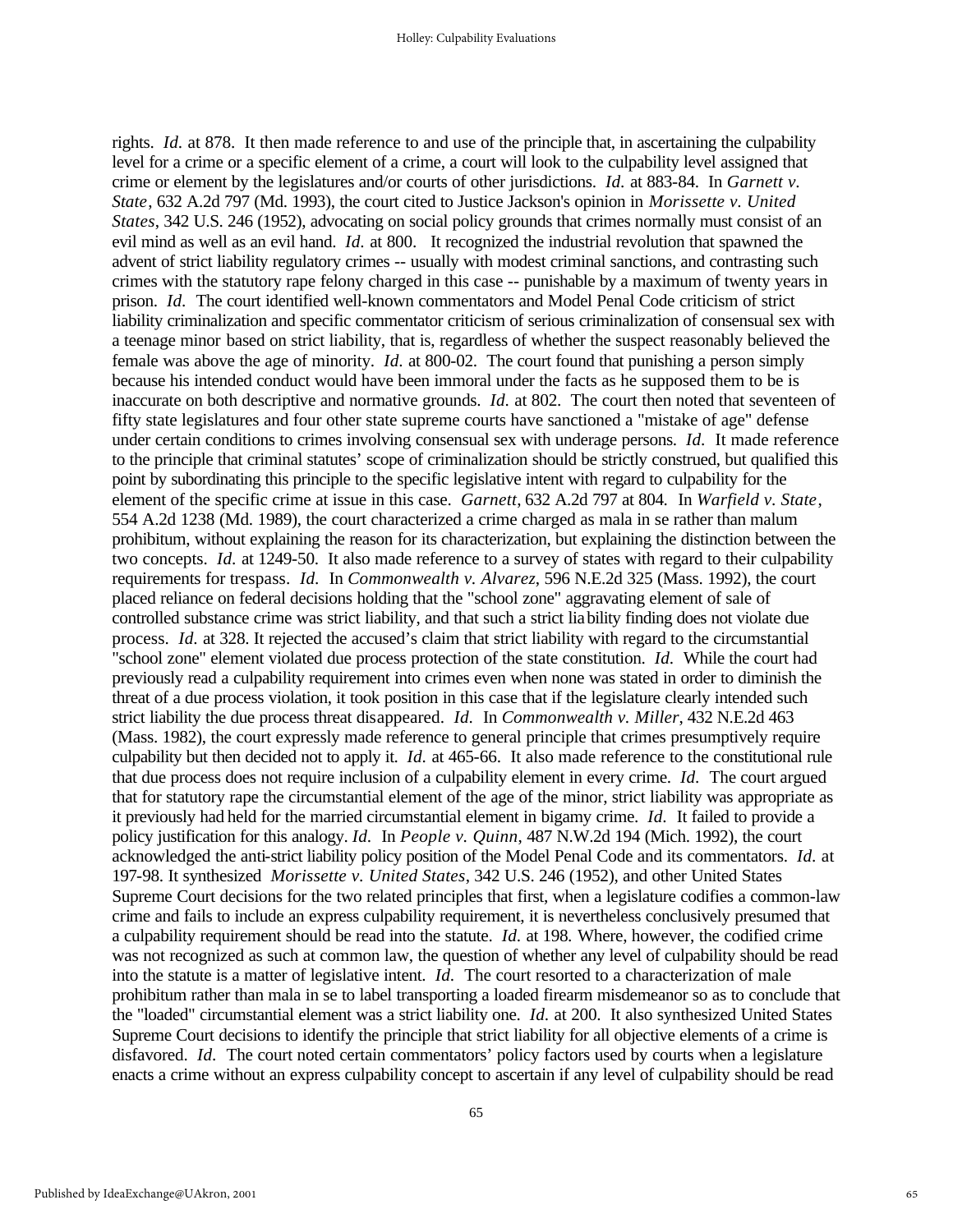rights. *Id*. at 878. It then made reference to and use of the principle that, in ascertaining the culpability level for a crime or a specific element of a crime, a court will look to the culpability level assigned that crime or element by the legislatures and/or courts of other jurisdictions. *Id*. at 883-84. In *Garnett v. State*, 632 A.2d 797 (Md. 1993), the court cited to Justice Jackson's opinion in *Morissette v. United States*, 342 U.S. 246 (1952), advocating on social policy grounds that crimes normally must consist of an evil mind as well as an evil hand. *Id*. at 800. It recognized the industrial revolution that spawned the advent of strict liability regulatory crimes -- usually with modest criminal sanctions, and contrasting such crimes with the statutory rape felony charged in this case -- punishable by a maximum of twenty years in prison. *Id*. The court identified well-known commentators and Model Penal Code criticism of strict liability criminalization and specific commentator criticism of serious criminalization of consensual sex with a teenage minor based on strict liability, that is, regardless of whether the suspect reasonably believed the female was above the age of minority. *Id*. at 800-02. The court found that punishing a person simply because his intended conduct would have been immoral under the facts as he supposed them to be is inaccurate on both descriptive and normative grounds. *Id*. at 802. The court then noted that seventeen of fifty state legislatures and four other state supreme courts have sanctioned a "mistake of age" defense under certain conditions to crimes involving consensual sex with underage persons. *Id*. It made reference to the principle that criminal statutes' scope of criminalization should be strictly construed, but qualified this point by subordinating this principle to the specific legislative intent with regard to culpability for the element of the specific crime at issue in this case. *Garnett*, 632 A.2d 797 at 804. In *Warfield v. State*, 554 A.2d 1238 (Md. 1989), the court characterized a crime charged as mala in se rather than malum prohibitum, without explaining the reason for its characterization, but explaining the distinction between the two concepts. *Id*. at 1249-50. It also made reference to a survey of states with regard to their culpability requirements for trespass. *Id*. In *Commonwealth v. Alvarez*, 596 N.E.2d 325 (Mass. 1992), the court placed reliance on federal decisions holding that the "school zone" aggravating element of sale of controlled substance crime was strict liability, and that such a strict liability finding does not violate due process. *Id*. at 328. It rejected the accused's claim that strict liability with regard to the circumstantial "school zone" element violated due process protection of the state constitution. *Id*. While the court had previously read a culpability requirement into crimes even when none was stated in order to diminish the threat of a due process violation, it took position in this case that if the legislature clearly intended such strict liability the due process threat disappeared. *Id*. In *Commonwealth v. Miller*, 432 N.E.2d 463 (Mass. 1982), the court expressly made reference to general principle that crimes presumptively require culpability but then decided not to apply it. *Id*. at 465-66. It also made reference to the constitutional rule that due process does not require inclusion of a culpability element in every crime. *Id*. The court argued that for statutory rape the circumstantial element of the age of the minor, strict liability was appropriate as it previously had held for the married circumstantial element in bigamy crime. *Id*. It failed to provide a policy justification for this analogy. *Id*. In *People v. Quinn*, 487 N.W.2d 194 (Mich. 1992), the court acknowledged the anti-strict liability policy position of the Model Penal Code and its commentators. *Id*. at 197-98. It synthesized *Morissette v. United States*, 342 U.S. 246 (1952), and other United States Supreme Court decisions for the two related principles that first, when a legislature codifies a common-law crime and fails to include an express culpability requirement, it is nevertheless conclusively presumed that a culpability requirement should be read into the statute. *Id*. at 198. Where, however, the codified crime was not recognized as such at common law, the question of whether any level of culpability should be read into the statute is a matter of legislative intent. *Id*. The court resorted to a characterization of male prohibitum rather than mala in se to label transporting a loaded firearm misdemeanor so as to conclude that the "loaded" circumstantial element was a strict liability one. *Id*. at 200. It also synthesized United States Supreme Court decisions to identify the principle that strict liability for all objective elements of a crime is disfavored. *Id*. The court noted certain commentators' policy factors used by courts when a legislature enacts a crime without an express culpability concept to ascertain if any level of culpability should be read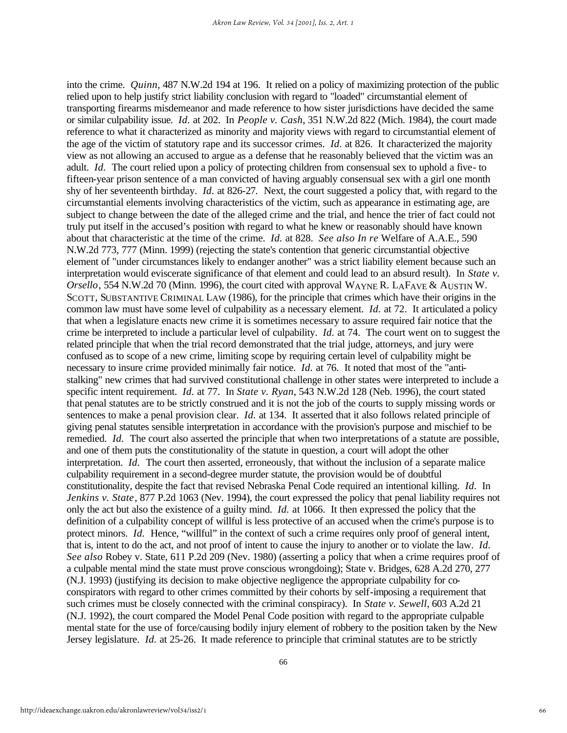into the crime. *Quinn*, 487 N.W.2d 194 at 196. It relied on a policy of maximizing protection of the public relied upon to help justify strict liability conclusion with regard to "loaded" circumstantial element of transporting firearms misdemeanor and made reference to how sister jurisdictions have decided the same or similar culpability issue. *Id.* at 202. In *People v. Cash*, 351 N.W.2d 822 (Mich. 1984), the court made reference to what it characterized as minority and majority views with regard to circumstantial element of the age of the victim of statutory rape and its successor crimes. *Id.* at 826. It characterized the majority view as not allowing an accused to argue as a defense that he reasonably believed that the victim was an adult. *Id.* The court relied upon a policy of protecting children from consensual sex to uphold a five- to fifteen-year prison sentence of a man convicted of having arguably consensual sex with a girl one month shy of her seventeenth birthday. *Id.* at 826-27. Next, the court suggested a policy that, with regard to the circumstantial elements involving characteristics of the victim, such as appearance in estimating age, are subject to change between the date of the alleged crime and the trial, and hence the trier of fact could not truly put itself in the accused's position with regard to what he knew or reasonably should have known about that characteristic at the time of the crime. *Id.* at 828. *See also In re* Welfare of A.A.E., 590 N.W.2d 773, 777 (Minn. 1999) (rejecting the state's contention that generic circumstantial objective element of "under circumstances likely to endanger another" was a strict liability element because such an interpretation would eviscerate significance of that element and could lead to an absurd result). In *State v. Orsello*, 554 N.W.2d 70 (Minn. 1996), the court cited with approval WAYNE R. LAFAVE & AUSTIN W. SCOTT, SUBSTANTIVE CRIMINAL LAW (1986), for the principle that crimes which have their origins in the common law must have some level of culpability as a necessary element. *Id.* at 72. It articulated a policy that when a legislature enacts new crime it is sometimes necessary to assure required fair notice that the crime be interpreted to include a particular level of culpability. *Id.* at 74. The court went on to suggest the related principle that when the trial record demonstrated that the trial judge, attorneys, and jury were confused as to scope of a new crime, limiting scope by requiring certain level of culpability might be necessary to insure crime provided minimally fair notice. *Id.* at 76. It noted that most of the "anti-stalking" new crimes that had survived constitutional challenge in other states were interpreted to include a specific intent requirement. *Id.* at 77. In *State v. Ryan*, 543 N.W.2d 128 (Neb. 1996), the court stated that penal statutes are to be strictly construed and it is not the job of the courts to supply missing words or sentences to make a penal provision clear. *Id.* at 134. It asserted that it also follows related principle of giving penal statutes sensible interpretation in accordance with the provision's purpose and mischief to be remedied. *Id.* The court also asserted the principle that when two interpretations of a statute are possible, and one of them puts the constitutionality of the statute in question, a court will adopt the other interpretation. *Id.* The court then asserted, erroneously, that without the inclusion of a separate malice culpability requirement in a second-degree murder statute, the provision would be of doubtful constitutionality, despite the fact that revised Nebraska Penal Code required an intentional killing. *Id.* In *Jenkins v. State*, 877 P.2d 1063 (Nev. 1994), the court expressed the policy that penal liability requires not only the act but also the existence of a guilty mind. *Id.* at 1066. It then expressed the policy that the definition of a culpability concept of willful is less protective of an accused when the crime's purpose is to protect minors. *Id.* Hence, "willful" in the context of such a crime requires only proof of general intent, that is, intent to do the act, and not proof of intent to cause the injury to another or to violate the law. *Id.* *See also* Robey v. State, 611 P.2d 209 (Nev. 1980) (asserting a policy that when a crime requires proof of a culpable mental mind the state must prove conscious wrongdoing); State v. Bridges, 628 A.2d 270, 277 (N.J. 1993) (justifying its decision to make objective negligence the appropriate culpability for co-conspirators with regard to other crimes committed by their cohorts by self-imposing a requirement that such crimes must be closely connected with the criminal conspiracy). In *State v. Sewell*, 603 A.2d 21 (N.J. 1992), the court compared the Model Penal Code position with regard to the appropriate culpable mental state for the use of force/causing bodily injury element of robbery to the position taken by the New Jersey legislature. *Id.* at 25-26. It made reference to principle that criminal statutes are to be strictly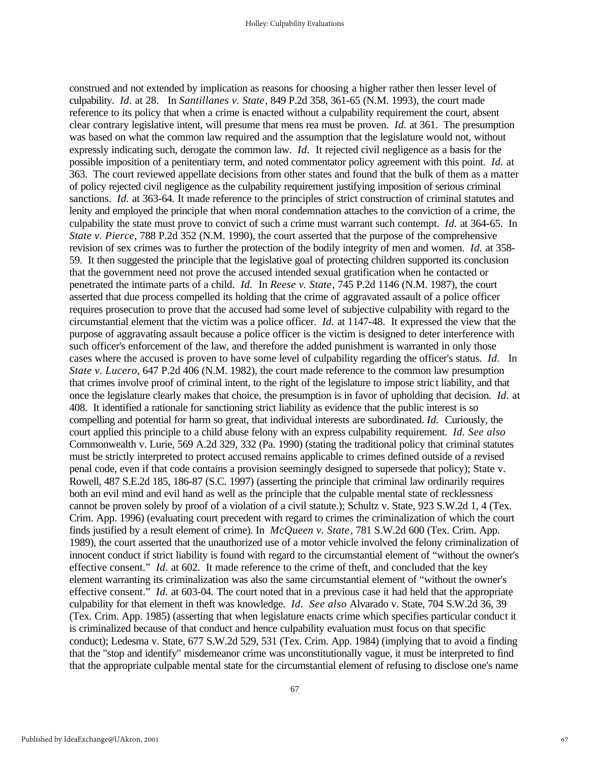construed and not extended by implication as reasons for choosing a higher rather then lesser level of culpability. *Id.* at 28. In *Santillanes v. State*, 849 P.2d 358, 361-65 (N.M. 1993), the court made reference to its policy that when a crime is enacted without a culpability requirement the court, absent clear contrary legislative intent, will presume that mens rea must be proven. *Id.* at 361. The presumption was based on what the common law required and the assumption that the legislature would not, without expressly indicating such, derogate the common law. *Id.* It rejected civil negligence as a basis for the possible imposition of a penitentiary term, and noted commentator policy agreement with this point. *Id.* at 363. The court reviewed appellate decisions from other states and found that the bulk of them as a matter of policy rejected civil negligence as the culpability requirement justifying imposition of serious criminal sanctions. *Id.* at 363-64. It made reference to the principles of strict construction of criminal statutes and lenity and employed the principle that when moral condemnation attaches to the conviction of a crime, the culpability the state must prove to convict of such a crime must warrant such contempt. *Id.* at 364-65. In *State v. Pierce*, 788 P.2d 352 (N.M. 1990), the court asserted that the purpose of the comprehensive revision of sex crimes was to further the protection of the bodily integrity of men and women. *Id.* at 358-59. It then suggested the principle that the legislative goal of protecting children supported its conclusion that the government need not prove the accused intended sexual gratification when he contacted or penetrated the intimate parts of a child. *Id.* In *Reese v. State*, 745 P.2d 1146 (N.M. 1987), the court asserted that due process compelled its holding that the crime of aggravated assault of a police officer requires prosecution to prove that the accused had some level of subjective culpability with regard to the circumstantial element that the victim was a police officer. *Id.* at 1147-48. It expressed the view that the purpose of aggravating assault because a police officer is the victim is designed to deter interference with such officer's enforcement of the law, and therefore the added punishment is warranted in only those cases where the accused is proven to have some level of culpability regarding the officer's status. *Id.* In *State v. Lucero*, 647 P.2d 406 (N.M. 1982), the court made reference to the common law presumption that crimes involve proof of criminal intent, to the right of the legislature to impose strict liability, and that once the legislature clearly makes that choice, the presumption is in favor of upholding that decision. *Id.* at 408. It identified a rationale for sanctioning strict liability as evidence that the public interest is so compelling and potential for harm so great, that individual interests are subordinated. *Id.* Curiously, the court applied this principle to a child abuse felony with an express culpability requirement. *Id. See also* Commonwealth v. Lurie, 569 A.2d 329, 332 (Pa. 1990) (stating the traditional policy that criminal statutes must be strictly interpreted to protect accused remains applicable to crimes defined outside of a revised penal code, even if that code contains a provision seemingly designed to supersede that policy); State v. Rowell, 487 S.E.2d 185, 186-87 (S.C. 1997) (asserting the principle that criminal law ordinarily requires both an evil mind and evil hand as well as the principle that the culpable mental state of recklessness cannot be proven solely by proof of a violation of a civil statute.); Schultz v. State, 923 S.W.2d 1, 4 (Tex. Crim. App. 1996) (evaluating court precedent with regard to crimes the criminalization of which the court finds justified by a result element of crime). In *McQueen v. State*, 781 S.W.2d 600 (Tex. Crim. App. 1989), the court asserted that the unauthorized use of a motor vehicle involved the felony criminalization of innocent conduct if strict liability is found with regard to the circumstantial element of "without the owner's effective consent." *Id.* at 602. It made reference to the crime of theft, and concluded that the key element warranting its criminalization was also the same circumstantial element of "without the owner's effective consent." *Id.* at 603-04. The court noted that in a previous case it had held that the appropriate culpability for that element in theft was knowledge. *Id. See also* Alvarado v. State, 704 S.W.2d 36, 39 (Tex. Crim. App. 1985) (asserting that when legislature enacts crime which specifies particular conduct it is criminalized because of that conduct and hence culpability evaluation must focus on that specific conduct); Ledesma v. State, 677 S.W.2d 529, 531 (Tex. Crim. App. 1984) (implying that to avoid a finding that the "stop and identify" misdemeanor crime was unconstitutionally vague, it must be interpreted to find that the appropriate culpable mental state for the circumstantial element of refusing to disclose one's name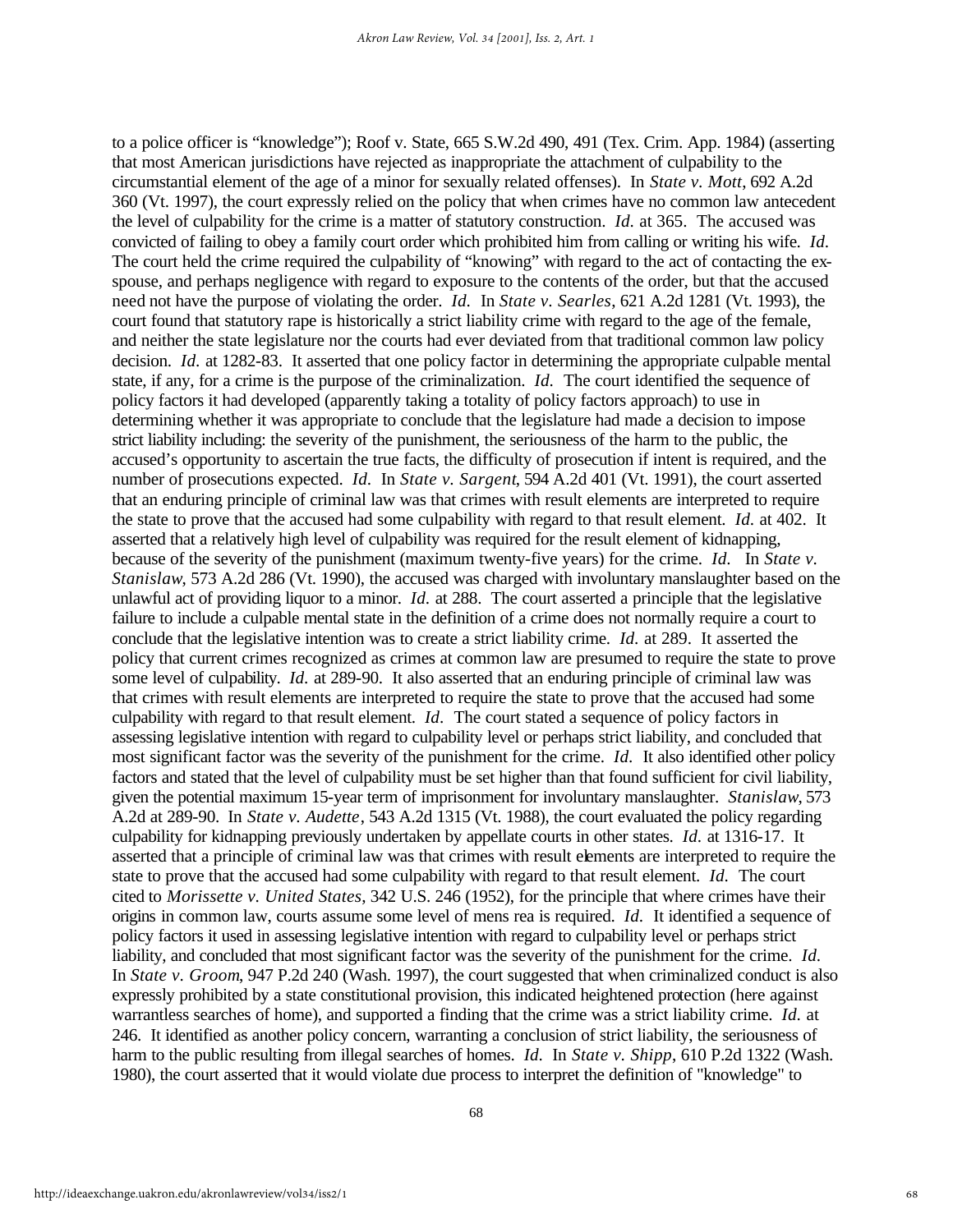to a police officer is "knowledge"); Roof v. State, 665 S.W.2d 490, 491 (Tex. Crim. App. 1984) (asserting that most American jurisdictions have rejected as inappropriate the attachment of culpability to the circumstantial element of the age of a minor for sexually related offenses). In *State v. Mott*, 692 A.2d 360 (Vt. 1997), the court expressly relied on the policy that when crimes have no common law antecedent the level of culpability for the crime is a matter of statutory construction. *Id.* at 365. The accused was convicted of failing to obey a family court order which prohibited him from calling or writing his wife. *Id.* The court held the crime required the culpability of "knowing" with regard to the act of contacting the ex-spouse, and perhaps negligence with regard to exposure to the contents of the order, but that the accused need not have the purpose of violating the order. *Id.* In *State v. Searles*, 621 A.2d 1281 (Vt. 1993), the court found that statutory rape is historically a strict liability crime with regard to the age of the female, and neither the state legislature nor the courts had ever deviated from that traditional common law policy decision. *Id.* at 1282-83. It asserted that one policy factor in determining the appropriate culpable mental state, if any, for a crime is the purpose of the criminalization. *Id.* The court identified the sequence of policy factors it had developed (apparently taking a totality of policy factors approach) to use in determining whether it was appropriate to conclude that the legislature had made a decision to impose strict liability including: the severity of the punishment, the seriousness of the harm to the public, the accused's opportunity to ascertain the true facts, the difficulty of prosecution if intent is required, and the number of prosecutions expected. *Id.* In *State v. Sargent*, 594 A.2d 401 (Vt. 1991), the court asserted that an enduring principle of criminal law was that crimes with result elements are interpreted to require the state to prove that the accused had some culpability with regard to that result element. *Id.* at 402. It asserted that a relatively high level of culpability was required for the result element of kidnapping, because of the severity of the punishment (maximum twenty-five years) for the crime. *Id.* In *State v. Stanislaw*, 573 A.2d 286 (Vt. 1990), the accused was charged with involuntary manslaughter based on the unlawful act of providing liquor to a minor. *Id.* at 288. The court asserted a principle that the legislative failure to include a culpable mental state in the definition of a crime does not normally require a court to conclude that the legislative intention was to create a strict liability crime. *Id.* at 289. It asserted the policy that current crimes recognized as crimes at common law are presumed to require the state to prove some level of culpability. *Id.* at 289-90. It also asserted that an enduring principle of criminal law was that crimes with result elements are interpreted to require the state to prove that the accused had some culpability with regard to that result element. *Id.* The court stated a sequence of policy factors in assessing legislative intention with regard to culpability level or perhaps strict liability, and concluded that most significant factor was the severity of the punishment for the crime. *Id.* It also identified other policy factors and stated that the level of culpability must be set higher than that found sufficient for civil liability, given the potential maximum 15-year term of imprisonment for involuntary manslaughter. *Stanislaw*, 573 A.2d at 289-90. In *State v. Audette*, 543 A.2d 1315 (Vt. 1988), the court evaluated the policy regarding culpability for kidnapping previously undertaken by appellate courts in other states. *Id.* at 1316-17. It asserted that a principle of criminal law was that crimes with result elements are interpreted to require the state to prove that the accused had some culpability with regard to that result element. *Id.* The court cited to *Morissette v. United States*, 342 U.S. 246 (1952), for the principle that where crimes have their origins in common law, courts assume some level of mens rea is required. *Id.* It identified a sequence of policy factors it used in assessing legislative intention with regard to culpability level or perhaps strict liability, and concluded that most significant factor was the severity of the punishment for the crime. *Id.* In *State v. Groom*, 947 P.2d 240 (Wash. 1997), the court suggested that when criminalized conduct is also expressly prohibited by a state constitutional provision, this indicated heightened protection (here against warrantless searches of home), and supported a finding that the crime was a strict liability crime. *Id.* at 246. It identified as another policy concern, warranting a conclusion of strict liability, the seriousness of harm to the public resulting from illegal searches of homes. *Id.* In *State v. Shipp*, 610 P.2d 1322 (Wash. 1980), the court asserted that it would violate due process to interpret the definition of "knowledge" to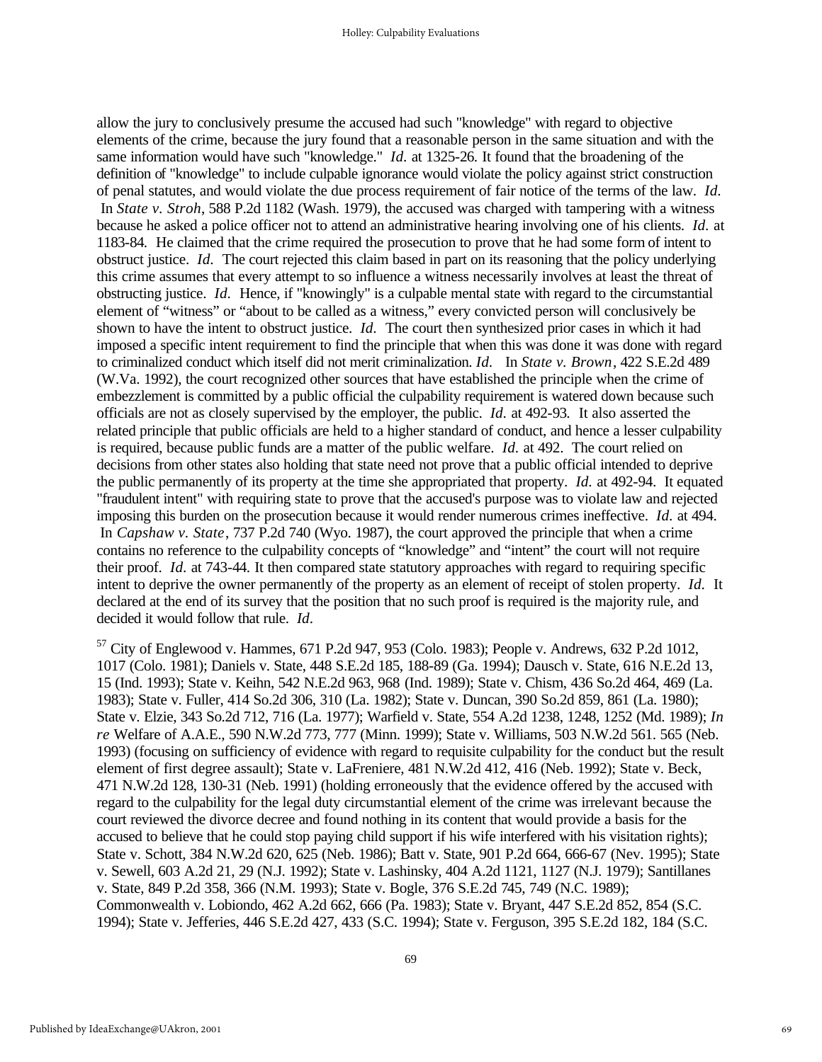allow the jury to conclusively presume the accused had such "knowledge" with regard to objective elements of the crime, because the jury found that a reasonable person in the same situation and with the same information would have such "knowledge." *Id.* at 1325-26. It found that the broadening of the definition of "knowledge" to include culpable ignorance would violate the policy against strict construction of penal statutes, and would violate the due process requirement of fair notice of the terms of the law. *Id.* In *State v. Stroh*, 588 P.2d 1182 (Wash. 1979), the accused was charged with tampering with a witness because he asked a police officer not to attend an administrative hearing involving one of his clients. *Id.* at 1183-84. He claimed that the crime required the prosecution to prove that he had some form of intent to obstruct justice. *Id.* The court rejected this claim based in part on its reasoning that the policy underlying this crime assumes that every attempt to so influence a witness necessarily involves at least the threat of obstructing justice. *Id.* Hence, if "knowingly" is a culpable mental state with regard to the circumstantial element of "witness" or "about to be called as a witness," every convicted person will conclusively be shown to have the intent to obstruct justice. *Id.* The court then synthesized prior cases in which it had imposed a specific intent requirement to find the principle that when this was done it was done with regard to criminalized conduct which itself did not merit criminalization. *Id.* In *State v. Brown*, 422 S.E.2d 489 (W.Va. 1992), the court recognized other sources that have established the principle when the crime of embezzlement is committed by a public official the culpability requirement is watered down because such officials are not as closely supervised by the employer, the public. *Id.* at 492-93. It also asserted the related principle that public officials are held to a higher standard of conduct, and hence a lesser culpability is required, because public funds are a matter of the public welfare. *Id.* at 492. The court relied on decisions from other states also holding that state need not prove that a public official intended to deprive the public permanently of its property at the time she appropriated that property. *Id.* at 492-94. It equated "fraudulent intent" with requiring state to prove that the accused's purpose was to violate law and rejected imposing this burden on the prosecution because it would render numerous crimes ineffective. *Id.* at 494. In *Capshaw v. State*, 737 P.2d 740 (Wyo. 1987), the court approved the principle that when a crime contains no reference to the culpability concepts of "knowledge" and "intent" the court will not require their proof. *Id.* at 743-44. It then compared state statutory approaches with regard to requiring specific intent to deprive the owner permanently of the property as an element of receipt of stolen property. *Id.* It declared at the end of its survey that the position that no such proof is required is the majority rule, and decided it would follow that rule. *Id.*

[57] City of Englewood v. Hammes, 671 P.2d 947, 953 (Colo. 1983); People v. Andrews, 632 P.2d 1012, 1017 (Colo. 1981); Daniels v. State, 448 S.E.2d 185, 188-89 (Ga. 1994); Dausch v. State, 616 N.E.2d 13, 15 (Ind. 1993); State v. Keihn, 542 N.E.2d 963, 968 (Ind. 1989); State v. Chism, 436 So.2d 464, 469 (La. 1983); State v. Fuller, 414 So.2d 306, 310 (La. 1982); State v. Duncan, 390 So.2d 859, 861 (La. 1980); State v. Elzie, 343 So.2d 712, 716 (La. 1977); Warfield v. State, 554 A.2d 1238, 1248, 1252 (Md. 1989); *In re* Welfare of A.A.E., 590 N.W.2d 773, 777 (Minn. 1999); State v. Williams, 503 N.W.2d 561. 565 (Neb. 1993) (focusing on sufficiency of evidence with regard to requisite culpability for the conduct but the result element of first degree assault); State v. LaFreniere, 481 N.W.2d 412, 416 (Neb. 1992); State v. Beck, 471 N.W.2d 128, 130-31 (Neb. 1991) (holding erroneously that the evidence offered by the accused with regard to the culpability for the legal duty circumstantial element of the crime was irrelevant because the court reviewed the divorce decree and found nothing in its content that would provide a basis for the accused to believe that he could stop paying child support if his wife interfered with his visitation rights); State v. Schott, 384 N.W.2d 620, 625 (Neb. 1986); Batt v. State, 901 P.2d 664, 666-67 (Nev. 1995); State v. Sewell, 603 A.2d 21, 29 (N.J. 1992); State v. Lashinsky, 404 A.2d 1121, 1127 (N.J. 1979); Santillanes v. State, 849 P.2d 358, 366 (N.M. 1993); State v. Bogle, 376 S.E.2d 745, 749 (N.C. 1989); Commonwealth v. Lobiondo, 462 A.2d 662, 666 (Pa. 1983); State v. Bryant, 447 S.E.2d 852, 854 (S.C. 1994); State v. Jefferies, 446 S.E.2d 427, 433 (S.C. 1994); State v. Ferguson, 395 S.E.2d 182, 184 (S.C.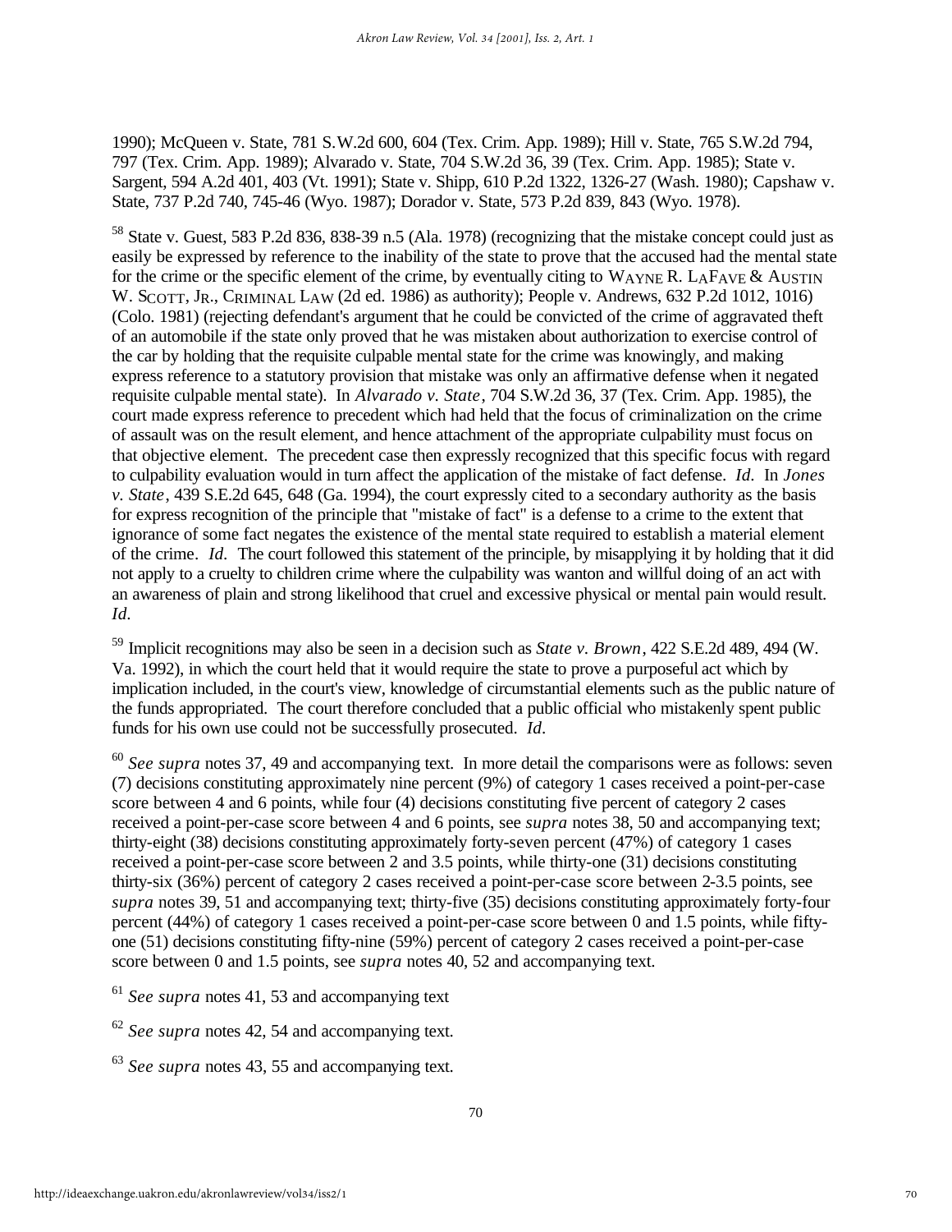1990); McQueen v. State, 781 S.W.2d 600, 604 (Tex. Crim. App. 1989); Hill v. State, 765 S.W.2d 794, 797 (Tex. Crim. App. 1989); Alvarado v. State, 704 S.W.2d 36, 39 (Tex. Crim. App. 1985); State v. Sargent, 594 A.2d 401, 403 (Vt. 1991); State v. Shipp, 610 P.2d 1322, 1326-27 (Wash. 1980); Capshaw v. State, 737 P.2d 740, 745-46 (Wyo. 1987); Dorador v. State, 573 P.2d 839, 843 (Wyo. 1978).

[58] State v. Guest, 583 P.2d 836, 838-39 n.5 (Ala. 1978) (recognizing that the mistake concept could just as easily be expressed by reference to the inability of the state to prove that the accused had the mental state for the crime or the specific element of the crime, by eventually citing to WAYNE R. LAFAVE & AUSTIN W. SCOTT, JR., CRIMINAL LAW (2d ed. 1986) as authority); People v. Andrews, 632 P.2d 1012, 1016) (Colo. 1981) (rejecting defendant's argument that he could be convicted of the crime of aggravated theft of an automobile if the state only proved that he was mistaken about authorization to exercise control of the car by holding that the requisite culpable mental state for the crime was knowingly, and making express reference to a statutory provision that mistake was only an affirmative defense when it negated requisite culpable mental state). In *Alvarado v. State*, 704 S.W.2d 36, 37 (Tex. Crim. App. 1985), the court made express reference to precedent which had held that the focus of criminalization on the crime of assault was on the result element, and hence attachment of the appropriate culpability must focus on that objective element. The precedent case then expressly recognized that this specific focus with regard to culpability evaluation would in turn affect the application of the mistake of fact defense. *Id.* In *Jones v. State*, 439 S.E.2d 645, 648 (Ga. 1994), the court expressly cited to a secondary authority as the basis for express recognition of the principle that "mistake of fact" is a defense to a crime to the extent that ignorance of some fact negates the existence of the mental state required to establish a material element of the crime. *Id.* The court followed this statement of the principle, by misapplying it by holding that it did not apply to a cruelty to children crime where the culpability was wanton and willful doing of an act with an awareness of plain and strong likelihood that cruel and excessive physical or mental pain would result. *Id.*

[59] Implicit recognitions may also be seen in a decision such as *State v. Brown*, 422 S.E.2d 489, 494 (W. Va. 1992), in which the court held that it would require the state to prove a purposeful act which by implication included, in the court's view, knowledge of circumstantial elements such as the public nature of the funds appropriated. The court therefore concluded that a public official who mistakenly spent public funds for his own use could not be successfully prosecuted. *Id.*

[60] *See supra* notes 37, 49 and accompanying text. In more detail the comparisons were as follows: seven (7) decisions constituting approximately nine percent (9%) of category 1 cases received a point-per-case score between 4 and 6 points, while four (4) decisions constituting five percent of category 2 cases received a point-per-case score between 4 and 6 points, see *supra* notes 38, 50 and accompanying text; thirty-eight (38) decisions constituting approximately forty-seven percent (47%) of category 1 cases received a point-per-case score between 2 and 3.5 points, while thirty-one (31) decisions constituting thirty-six (36%) percent of category 2 cases received a point-per-case score between 2-3.5 points, see *supra* notes 39, 51 and accompanying text; thirty-five (35) decisions constituting approximately forty-four percent (44%) of category 1 cases received a point-per-case score between 0 and 1.5 points, while fifty-one (51) decisions constituting fifty-nine (59%) percent of category 2 cases received a point-per-case score between 0 and 1.5 points, see *supra* notes 40, 52 and accompanying text.

[61] *See supra* notes 41, 53 and accompanying text

[62] *See supra* notes 42, 54 and accompanying text.

[63] *See supra* notes 43, 55 and accompanying text.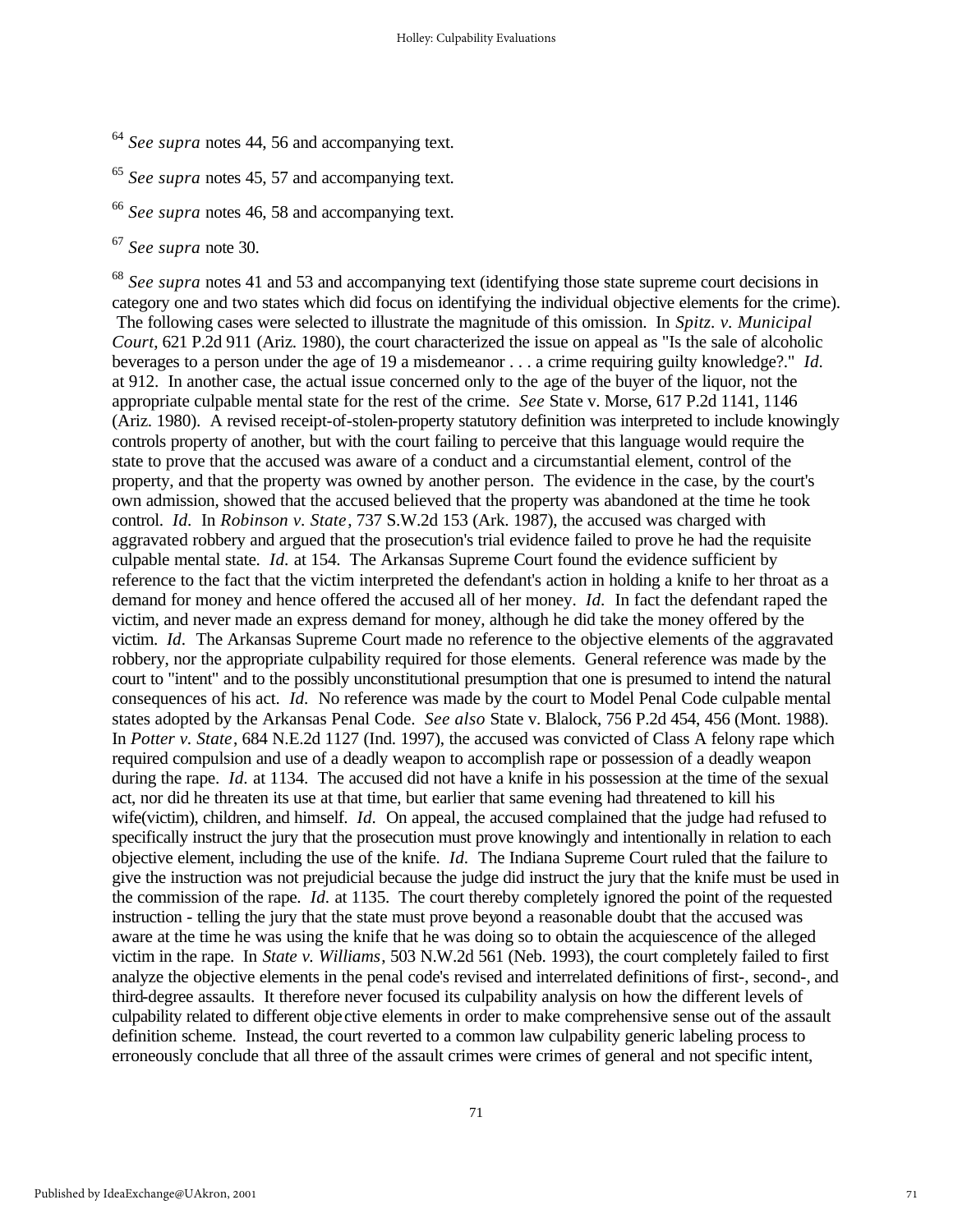[64] *See supra* notes 44, 56 and accompanying text.

[65] *See supra* notes 45, 57 and accompanying text.

[66] *See supra* notes 46, 58 and accompanying text.

[67] *See supra* note 30.

[68] *See supra* notes 41 and 53 and accompanying text (identifying those state supreme court decisions in category one and two states which did focus on identifying the individual objective elements for the crime). The following cases were selected to illustrate the magnitude of this omission. In *Spitz. v. Municipal Court*, 621 P.2d 911 (Ariz. 1980), the court characterized the issue on appeal as "Is the sale of alcoholic beverages to a person under the age of 19 a misdemeanor . . . a crime requiring guilty knowledge?." *Id.* at 912. In another case, the actual issue concerned only to the age of the buyer of the liquor, not the appropriate culpable mental state for the rest of the crime. *See* State v. Morse, 617 P.2d 1141, 1146 (Ariz. 1980). A revised receipt-of-stolen-property statutory definition was interpreted to include knowingly controls property of another, but with the court failing to perceive that this language would require the state to prove that the accused was aware of a conduct and a circumstantial element, control of the property, and that the property was owned by another person. The evidence in the case, by the court's own admission, showed that the accused believed that the property was abandoned at the time he took control. *Id.* In *Robinson v. State*, 737 S.W.2d 153 (Ark. 1987), the accused was charged with aggravated robbery and argued that the prosecution's trial evidence failed to prove he had the requisite culpable mental state. *Id.* at 154. The Arkansas Supreme Court found the evidence sufficient by reference to the fact that the victim interpreted the defendant's action in holding a knife to her throat as a demand for money and hence offered the accused all of her money. *Id.* In fact the defendant raped the victim, and never made an express demand for money, although he did take the money offered by the victim. *Id.* The Arkansas Supreme Court made no reference to the objective elements of the aggravated robbery, nor the appropriate culpability required for those elements. General reference was made by the court to "intent" and to the possibly unconstitutional presumption that one is presumed to intend the natural consequences of his act. *Id.* No reference was made by the court to Model Penal Code culpable mental states adopted by the Arkansas Penal Code. *See also* State v. Blalock, 756 P.2d 454, 456 (Mont. 1988). In *Potter v. State*, 684 N.E.2d 1127 (Ind. 1997), the accused was convicted of Class A felony rape which required compulsion and use of a deadly weapon to accomplish rape or possession of a deadly weapon during the rape. *Id.* at 1134. The accused did not have a knife in his possession at the time of the sexual act, nor did he threaten its use at that time, but earlier that same evening had threatened to kill his wife(victim), children, and himself. *Id.* On appeal, the accused complained that the judge had refused to specifically instruct the jury that the prosecution must prove knowingly and intentionally in relation to each objective element, including the use of the knife. *Id.* The Indiana Supreme Court ruled that the failure to give the instruction was not prejudicial because the judge did instruct the jury that the knife must be used in the commission of the rape. *Id.* at 1135. The court thereby completely ignored the point of the requested instruction - telling the jury that the state must prove beyond a reasonable doubt that the accused was aware at the time he was using the knife that he was doing so to obtain the acquiescence of the alleged victim in the rape. In *State v. Williams*, 503 N.W.2d 561 (Neb. 1993), the court completely failed to first analyze the objective elements in the penal code's revised and interrelated definitions of first-, second-, and third-degree assaults. It therefore never focused its culpability analysis on how the different levels of culpability related to different objective elements in order to make comprehensive sense out of the assault definition scheme. Instead, the court reverted to a common law culpability generic labeling process to erroneously conclude that all three of the assault crimes were crimes of general and not specific intent,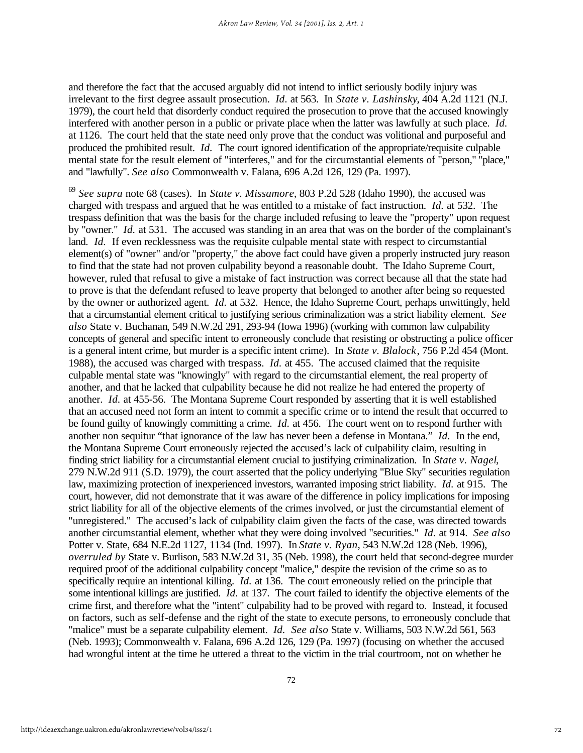and therefore the fact that the accused arguably did not intend to inflict seriously bodily injury was irrelevant to the first degree assault prosecution. *Id.* at 563. In *State v. Lashinsky*, 404 A.2d 1121 (N.J. 1979), the court held that disorderly conduct required the prosecution to prove that the accused knowingly interfered with another person in a public or private place when the latter was lawfully at such place. *Id.* at 1126. The court held that the state need only prove that the conduct was volitional and purposeful and produced the prohibited result. *Id.* The court ignored identification of the appropriate/requisite culpable mental state for the result element of "interferes," and for the circumstantial elements of "person," "place," and "lawfully". *See also* Commonwealth v. Falana, 696 A.2d 126, 129 (Pa. 1997).

[69] *See supra* note 68 (cases). In *State v. Missamore*, 803 P.2d 528 (Idaho 1990), the accused was charged with trespass and argued that he was entitled to a mistake of fact instruction. *Id.* at 532. The trespass definition that was the basis for the charge included refusing to leave the "property" upon request by "owner." *Id.* at 531. The accused was standing in an area that was on the border of the complainant's land. *Id.* If even recklessness was the requisite culpable mental state with respect to circumstantial element(s) of "owner" and/or "property," the above fact could have given a properly instructed jury reason to find that the state had not proven culpability beyond a reasonable doubt. The Idaho Supreme Court, however, ruled that refusal to give a mistake of fact instruction was correct because all that the state had to prove is that the defendant refused to leave property that belonged to another after being so requested by the owner or authorized agent. *Id.* at 532. Hence, the Idaho Supreme Court, perhaps unwittingly, held that a circumstantial element critical to justifying serious criminalization was a strict liability element. *See also* State v. Buchanan, 549 N.W.2d 291, 293-94 (Iowa 1996) (working with common law culpability concepts of general and specific intent to erroneously conclude that resisting or obstructing a police officer is a general intent crime, but murder is a specific intent crime). In *State v. Blalock*, 756 P.2d 454 (Mont. 1988), the accused was charged with trespass. *Id.* at 455. The accused claimed that the requisite culpable mental state was "knowingly" with regard to the circumstantial element, the real property of another, and that he lacked that culpability because he did not realize he had entered the property of another. *Id.* at 455-56. The Montana Supreme Court responded by asserting that it is well established that an accused need not form an intent to commit a specific crime or to intend the result that occurred to be found guilty of knowingly committing a crime. *Id.* at 456. The court went on to respond further with another non sequitur "that ignorance of the law has never been a defense in Montana." *Id.* In the end, the Montana Supreme Court erroneously rejected the accused's lack of culpability claim, resulting in finding strict liability for a circumstantial element crucial to justifying criminalization. In *State v. Nagel*, 279 N.W.2d 911 (S.D. 1979), the court asserted that the policy underlying "Blue Sky" securities regulation law, maximizing protection of inexperienced investors, warranted imposing strict liability. *Id.* at 915. The court, however, did not demonstrate that it was aware of the difference in policy implications for imposing strict liability for all of the objective elements of the crimes involved, or just the circumstantial element of "unregistered." The accused's lack of culpability claim given the facts of the case, was directed towards another circumstantial element, whether what they were doing involved "securities." *Id.* at 914. *See also* Potter v. State, 684 N.E.2d 1127, 1134 (Ind. 1997). In *State v. Ryan*, 543 N.W.2d 128 (Neb. 1996), *overruled by* State v. Burlison, 583 N.W.2d 31, 35 (Neb. 1998), the court held that second-degree murder required proof of the additional culpability concept "malice," despite the revision of the crime so as to specifically require an intentional killing. *Id.* at 136. The court erroneously relied on the principle that some intentional killings are justified. *Id.* at 137. The court failed to identify the objective elements of the crime first, and therefore what the "intent" culpability had to be proved with regard to. Instead, it focused on factors, such as self-defense and the right of the state to execute persons, to erroneously conclude that "malice" must be a separate culpability element. *Id.* *See also* State v. Williams, 503 N.W.2d 561, 563 (Neb. 1993); Commonwealth v. Falana, 696 A.2d 126, 129 (Pa. 1997) (focusing on whether the accused had wrongful intent at the time he uttered a threat to the victim in the trial courtroom, not on whether he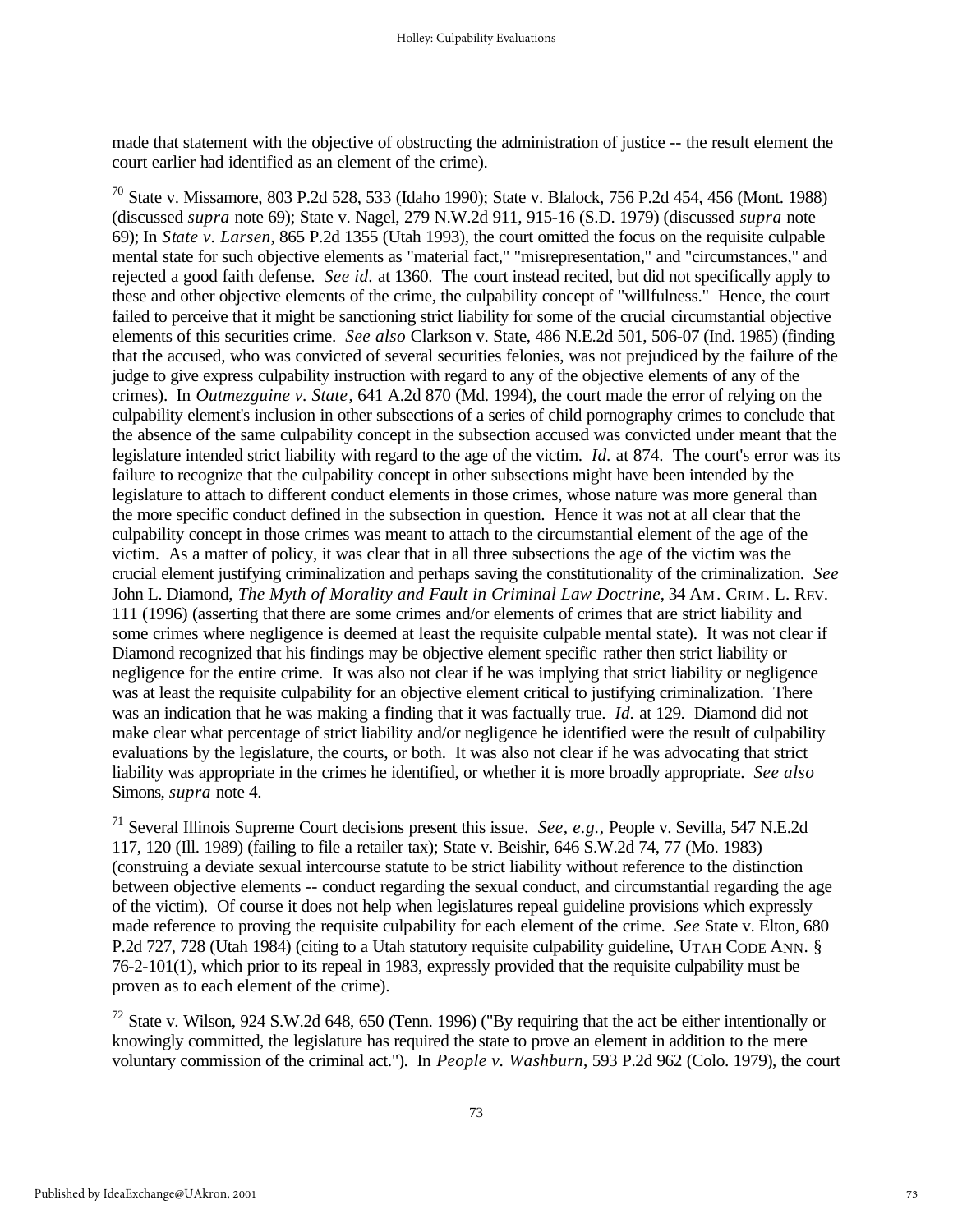made that statement with the objective of obstructing the administration of justice -- the result element the court earlier had identified as an element of the crime).

[70] State v. Missamore, 803 P.2d 528, 533 (Idaho 1990); State v. Blalock, 756 P.2d 454, 456 (Mont. 1988) (discussed *supra* note 69); State v. Nagel, 279 N.W.2d 911, 915-16 (S.D. 1979) (discussed *supra* note 69); In *State v. Larsen*, 865 P.2d 1355 (Utah 1993), the court omitted the focus on the requisite culpable mental state for such objective elements as "material fact," "misrepresentation," and "circumstances," and rejected a good faith defense. *See id*. at 1360. The court instead recited, but did not specifically apply to these and other objective elements of the crime, the culpability concept of "willfulness." Hence, the court failed to perceive that it might be sanctioning strict liability for some of the crucial circumstantial objective elements of this securities crime. *See also* Clarkson v. State, 486 N.E.2d 501, 506-07 (Ind. 1985) (finding that the accused, who was convicted of several securities felonies, was not prejudiced by the failure of the judge to give express culpability instruction with regard to any of the objective elements of any of the crimes). In *Outmezguine v. State*, 641 A.2d 870 (Md. 1994), the court made the error of relying on the culpability element's inclusion in other subsections of a series of child pornography crimes to conclude that the absence of the same culpability concept in the subsection accused was convicted under meant that the legislature intended strict liability with regard to the age of the victim. *Id*. at 874. The court's error was its failure to recognize that the culpability concept in other subsections might have been intended by the legislature to attach to different conduct elements in those crimes, whose nature was more general than the more specific conduct defined in the subsection in question. Hence it was not at all clear that the culpability concept in those crimes was meant to attach to the circumstantial element of the age of the victim. As a matter of policy, it was clear that in all three subsections the age of the victim was the crucial element justifying criminalization and perhaps saving the constitutionality of the criminalization. *See* John L. Diamond, *The Myth of Morality and Fault in Criminal Law Doctrine*, 34 AM. CRIM. L. REV. 111 (1996) (asserting that there are some crimes and/or elements of crimes that are strict liability and some crimes where negligence is deemed at least the requisite culpable mental state). It was not clear if Diamond recognized that his findings may be objective element specific rather then strict liability or negligence for the entire crime. It was also not clear if he was implying that strict liability or negligence was at least the requisite culpability for an objective element critical to justifying criminalization. There was an indication that he was making a finding that it was factually true. *Id*. at 129. Diamond did not make clear what percentage of strict liability and/or negligence he identified were the result of culpability evaluations by the legislature, the courts, or both. It was also not clear if he was advocating that strict liability was appropriate in the crimes he identified, or whether it is more broadly appropriate. *See also* Simons, *supra* note 4.

[71] Several Illinois Supreme Court decisions present this issue. *See, e.g.,* People v. Sevilla, 547 N.E.2d 117, 120 (Ill. 1989) (failing to file a retailer tax); State v. Beishir, 646 S.W.2d 74, 77 (Mo. 1983) (construing a deviate sexual intercourse statute to be strict liability without reference to the distinction between objective elements -- conduct regarding the sexual conduct, and circumstantial regarding the age of the victim). Of course it does not help when legislatures repeal guideline provisions which expressly made reference to proving the requisite culpability for each element of the crime. *See* State v. Elton, 680 P.2d 727, 728 (Utah 1984) (citing to a Utah statutory requisite culpability guideline, UTAH CODE ANN. § 76-2-101(1), which prior to its repeal in 1983, expressly provided that the requisite culpability must be proven as to each element of the crime).

[72] State v. Wilson, 924 S.W.2d 648, 650 (Tenn. 1996) ("By requiring that the act be either intentionally or knowingly committed, the legislature has required the state to prove an element in addition to the mere voluntary commission of the criminal act."). In *People v. Washburn*, 593 P.2d 962 (Colo. 1979), the court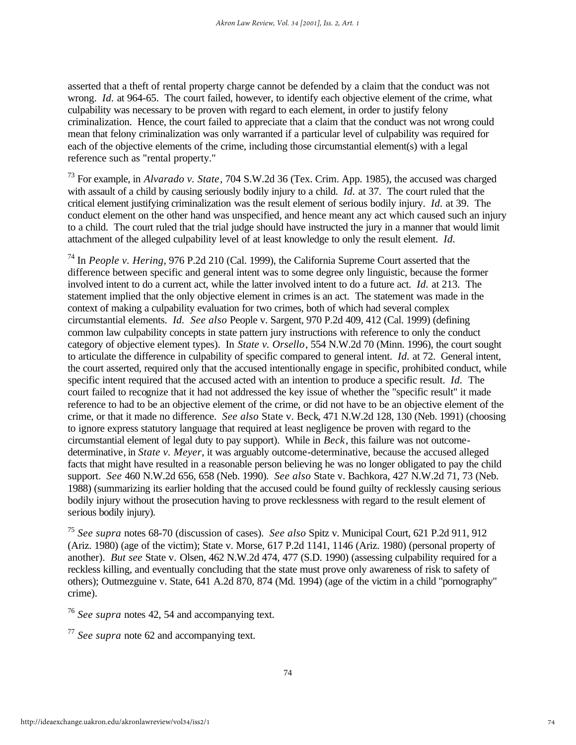asserted that a theft of rental property charge cannot be defended by a claim that the conduct was not wrong. *Id.* at 964-65. The court failed, however, to identify each objective element of the crime, what culpability was necessary to be proven with regard to each element, in order to justify felony criminalization. Hence, the court failed to appreciate that a claim that the conduct was not wrong could mean that felony criminalization was only warranted if a particular level of culpability was required for each of the objective elements of the crime, including those circumstantial element(s) with a legal reference such as "rental property."

[73] For example, in *Alvarado v. State*, 704 S.W.2d 36 (Tex. Crim. App. 1985), the accused was charged with assault of a child by causing seriously bodily injury to a child. *Id.* at 37. The court ruled that the critical element justifying criminalization was the result element of serious bodily injury. *Id.* at 39. The conduct element on the other hand was unspecified, and hence meant any act which caused such an injury to a child. The court ruled that the trial judge should have instructed the jury in a manner that would limit attachment of the alleged culpability level of at least knowledge to only the result element. *Id.*

[74] In *People v. Hering*, 976 P.2d 210 (Cal. 1999), the California Supreme Court asserted that the difference between specific and general intent was to some degree only linguistic, because the former involved intent to do a current act, while the latter involved intent to do a future act. *Id.* at 213. The statement implied that the only objective element in crimes is an act. The statement was made in the context of making a culpability evaluation for two crimes, both of which had several complex circumstantial elements. *Id. See also* People v. Sargent, 970 P.2d 409, 412 (Cal. 1999) (defining common law culpability concepts in state pattern jury instructions with reference to only the conduct category of objective element types). In *State v. Orsello*, 554 N.W.2d 70 (Minn. 1996), the court sought to articulate the difference in culpability of specific compared to general intent. *Id.* at 72. General intent, the court asserted, required only that the accused intentionally engage in specific, prohibited conduct, while specific intent required that the accused acted with an intention to produce a specific result. *Id.* The court failed to recognize that it had not addressed the key issue of whether the "specific result" it made reference to had to be an objective element of the crime, or did not have to be an objective element of the crime, or that it made no difference. *See also* State v. Beck, 471 N.W.2d 128, 130 (Neb. 1991) (choosing to ignore express statutory language that required at least negligence be proven with regard to the circumstantial element of legal duty to pay support). While in *Beck*, this failure was not outcome-determinative, in *State v. Meyer*, it was arguably outcome-determinative, because the accused alleged facts that might have resulted in a reasonable person believing he was no longer obligated to pay the child support. *See* 460 N.W.2d 656, 658 (Neb. 1990). *See also* State v. Bachkora, 427 N.W.2d 71, 73 (Neb. 1988) (summarizing its earlier holding that the accused could be found guilty of recklessly causing serious bodily injury without the prosecution having to prove recklessness with regard to the result element of serious bodily injury).

[75] *See supra* notes 68-70 (discussion of cases). *See also* Spitz v. Municipal Court, 621 P.2d 911, 912 (Ariz. 1980) (age of the victim); State v. Morse, 617 P.2d 1141, 1146 (Ariz. 1980) (personal property of another). *But see* State v. Olsen, 462 N.W.2d 474, 477 (S.D. 1990) (assessing culpability required for a reckless killing, and eventually concluding that the state must prove only awareness of risk to safety of others); Outmezguine v. State, 641 A.2d 870, 874 (Md. 1994) (age of the victim in a child "pornography" crime).

[76] *See supra* notes 42, 54 and accompanying text.

[77] *See supra* note 62 and accompanying text.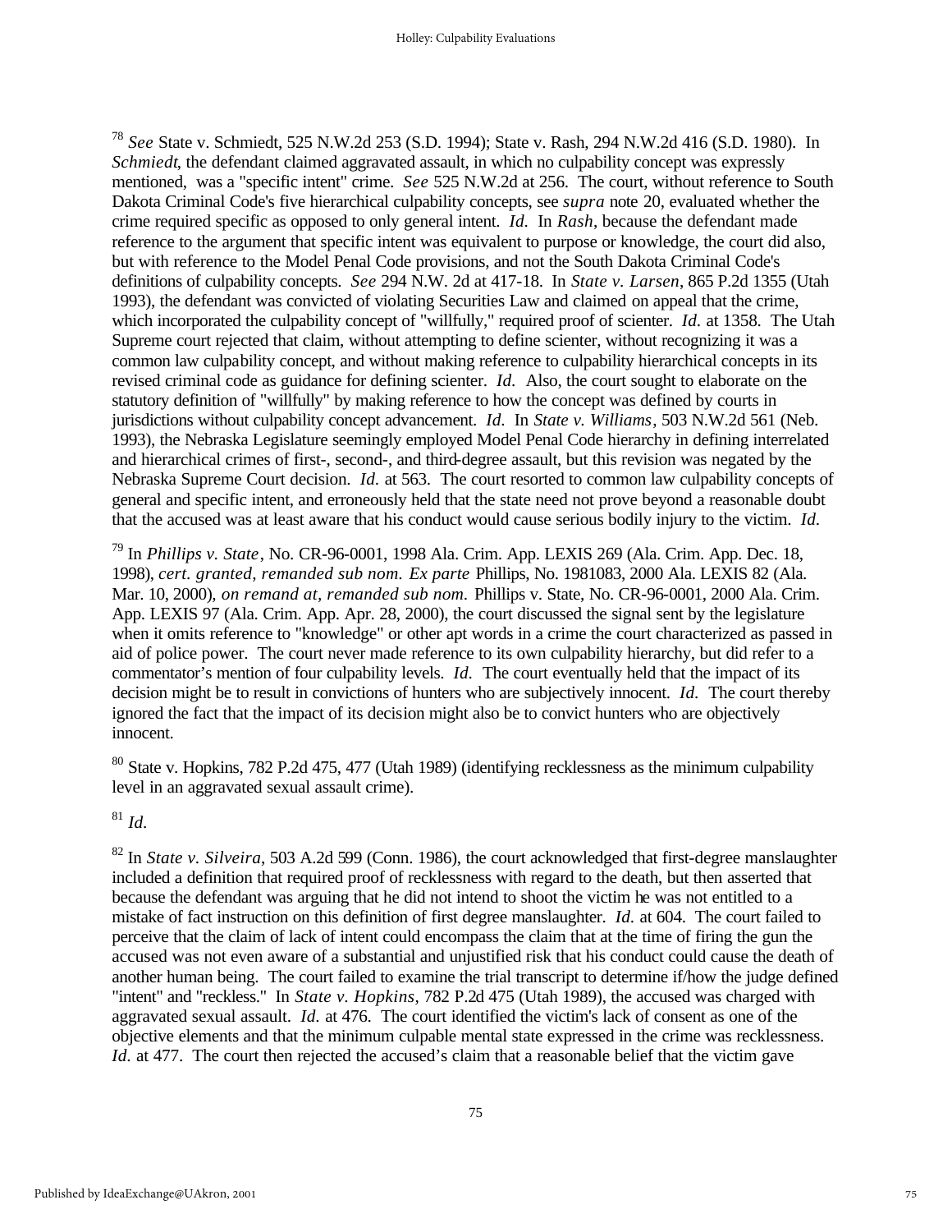[78] *See* State v. Schmiedt, 525 N.W.2d 253 (S.D. 1994); State v. Rash, 294 N.W.2d 416 (S.D. 1980). In *Schmiedt*, the defendant claimed aggravated assault, in which no culpability concept was expressly mentioned, was a "specific intent" crime. *See* 525 N.W.2d at 256. The court, without reference to South Dakota Criminal Code's five hierarchical culpability concepts, see *supra* note 20, evaluated whether the crime required specific as opposed to only general intent. *Id.* In *Rash*, because the defendant made reference to the argument that specific intent was equivalent to purpose or knowledge, the court did also, but with reference to the Model Penal Code provisions, and not the South Dakota Criminal Code's definitions of culpability concepts. *See* 294 N.W. 2d at 417-18. In *State v. Larsen*, 865 P.2d 1355 (Utah 1993), the defendant was convicted of violating Securities Law and claimed on appeal that the crime, which incorporated the culpability concept of "willfully," required proof of scienter. *Id.* at 1358. The Utah Supreme court rejected that claim, without attempting to define scienter, without recognizing it was a common law culpability concept, and without making reference to culpability hierarchical concepts in its revised criminal code as guidance for defining scienter. *Id.* Also, the court sought to elaborate on the statutory definition of "willfully" by making reference to how the concept was defined by courts in jurisdictions without culpability concept advancement. *Id.* In *State v. Williams*, 503 N.W.2d 561 (Neb. 1993), the Nebraska Legislature seemingly employed Model Penal Code hierarchy in defining interrelated and hierarchical crimes of first-, second-, and third-degree assault, but this revision was negated by the Nebraska Supreme Court decision. *Id.* at 563. The court resorted to common law culpability concepts of general and specific intent, and erroneously held that the state need not prove beyond a reasonable doubt that the accused was at least aware that his conduct would cause serious bodily injury to the victim. *Id.*

[79] In *Phillips v. State*, No. CR-96-0001, 1998 Ala. Crim. App. LEXIS 269 (Ala. Crim. App. Dec. 18, 1998), *cert. granted, remanded sub nom. Ex parte* Phillips, No. 1981083, 2000 Ala. LEXIS 82 (Ala. Mar. 10, 2000), *on remand at, remanded sub nom.* Phillips v. State, No. CR-96-0001, 2000 Ala. Crim. App. LEXIS 97 (Ala. Crim. App. Apr. 28, 2000), the court discussed the signal sent by the legislature when it omits reference to "knowledge" or other apt words in a crime the court characterized as passed in aid of police power. The court never made reference to its own culpability hierarchy, but did refer to a commentator's mention of four culpability levels. *Id.* The court eventually held that the impact of its decision might be to result in convictions of hunters who are subjectively innocent. *Id.* The court thereby ignored the fact that the impact of its decision might also be to convict hunters who are objectively innocent.

[80] State v. Hopkins, 782 P.2d 475, 477 (Utah 1989) (identifying recklessness as the minimum culpability level in an aggravated sexual assault crime).

[81] *Id.*

[82] In *State v. Silveira*, 503 A.2d 599 (Conn. 1986), the court acknowledged that first-degree manslaughter included a definition that required proof of recklessness with regard to the death, but then asserted that because the defendant was arguing that he did not intend to shoot the victim he was not entitled to a mistake of fact instruction on this definition of first degree manslaughter. *Id.* at 604. The court failed to perceive that the claim of lack of intent could encompass the claim that at the time of firing the gun the accused was not even aware of a substantial and unjustified risk that his conduct could cause the death of another human being. The court failed to examine the trial transcript to determine if/how the judge defined "intent" and "reckless." In *State v. Hopkins*, 782 P.2d 475 (Utah 1989), the accused was charged with aggravated sexual assault. *Id.* at 476. The court identified the victim's lack of consent as one of the objective elements and that the minimum culpable mental state expressed in the crime was recklessness. *Id.* at 477. The court then rejected the accused's claim that a reasonable belief that the victim gave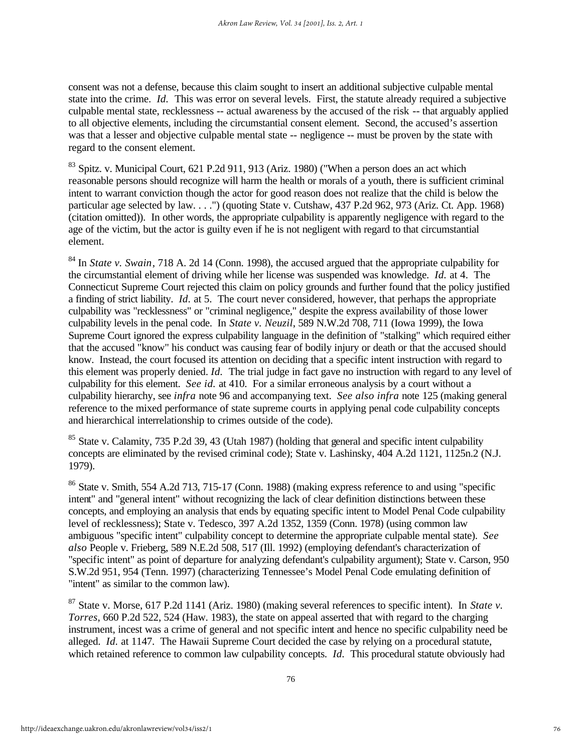consent was not a defense, because this claim sought to insert an additional subjective culpable mental state into the crime. *Id.* This was error on several levels. First, the statute already required a subjective culpable mental state, recklessness -- actual awareness by the accused of the risk -- that arguably applied to all objective elements, including the circumstantial consent element. Second, the accused's assertion was that a lesser and objective culpable mental state -- negligence -- must be proven by the state with regard to the consent element.

[83] Spitz. v. Municipal Court, 621 P.2d 911, 913 (Ariz. 1980) ("When a person does an act which reasonable persons should recognize will harm the health or morals of a youth, there is sufficient criminal intent to warrant conviction though the actor for good reason does not realize that the child is below the particular age selected by law. . . .") (quoting State v. Cutshaw, 437 P.2d 962, 973 (Ariz. Ct. App. 1968) (citation omitted)). In other words, the appropriate culpability is apparently negligence with regard to the age of the victim, but the actor is guilty even if he is not negligent with regard to that circumstantial element.

[84] In *State v. Swain*, 718 A. 2d 14 (Conn. 1998), the accused argued that the appropriate culpability for the circumstantial element of driving while her license was suspended was knowledge. *Id.* at 4. The Connecticut Supreme Court rejected this claim on policy grounds and further found that the policy justified a finding of strict liability. *Id.* at 5. The court never considered, however, that perhaps the appropriate culpability was "recklessness" or "criminal negligence," despite the express availability of those lower culpability levels in the penal code. In *State v. Neuzil*, 589 N.W.2d 708, 711 (Iowa 1999), the Iowa Supreme Court ignored the express culpability language in the definition of "stalking" which required either that the accused "know" his conduct was causing fear of bodily injury or death or that the accused should know. Instead, the court focused its attention on deciding that a specific intent instruction with regard to this element was properly denied. *Id.* The trial judge in fact gave no instruction with regard to any level of culpability for this element. *See id.* at 410. For a similar erroneous analysis by a court without a culpability hierarchy, see *infra* note 96 and accompanying text. *See also infra* note 125 (making general reference to the mixed performance of state supreme courts in applying penal code culpability concepts and hierarchical interrelationship to crimes outside of the code).

[85] State v. Calamity, 735 P.2d 39, 43 (Utah 1987) (holding that general and specific intent culpability concepts are eliminated by the revised criminal code); State v. Lashinsky, 404 A.2d 1121, 1125n.2 (N.J. 1979).

[86] State v. Smith, 554 A.2d 713, 715-17 (Conn. 1988) (making express reference to and using "specific intent" and "general intent" without recognizing the lack of clear definition distinctions between these concepts, and employing an analysis that ends by equating specific intent to Model Penal Code culpability level of recklessness); State v. Tedesco, 397 A.2d 1352, 1359 (Conn. 1978) (using common law ambiguous "specific intent" culpability concept to determine the appropriate culpable mental state). *See also* People v. Frieberg, 589 N.E.2d 508, 517 (Ill. 1992) (employing defendant's characterization of "specific intent" as point of departure for analyzing defendant's culpability argument); State v. Carson, 950 S.W.2d 951, 954 (Tenn. 1997) (characterizing Tennessee's Model Penal Code emulating definition of "intent" as similar to the common law).

[87] State v. Morse, 617 P.2d 1141 (Ariz. 1980) (making several references to specific intent). In *State v. Torres*, 660 P.2d 522, 524 (Haw. 1983), the state on appeal asserted that with regard to the charging instrument, incest was a crime of general and not specific intent and hence no specific culpability need be alleged. *Id.* at 1147. The Hawaii Supreme Court decided the case by relying on a procedural statute, which retained reference to common law culpability concepts. *Id.* This procedural statute obviously had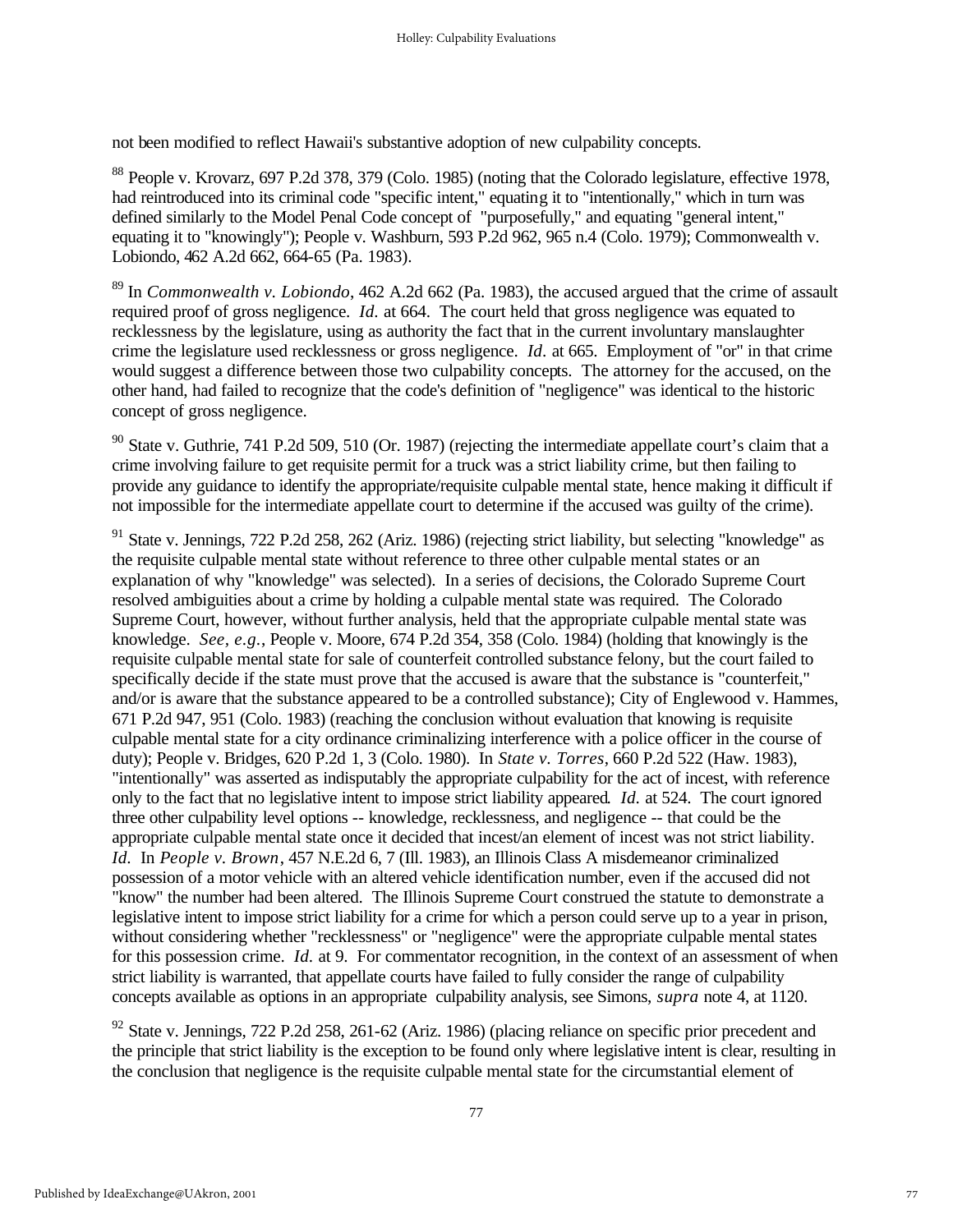not been modified to reflect Hawaii's substantive adoption of new culpability concepts.

[88] People v. Krovarz, 697 P.2d 378, 379 (Colo. 1985) (noting that the Colorado legislature, effective 1978, had reintroduced into its criminal code "specific intent," equating it to "intentionally," which in turn was defined similarly to the Model Penal Code concept of "purposefully," and equating "general intent," equating it to "knowingly"); People v. Washburn, 593 P.2d 962, 965 n.4 (Colo. 1979); Commonwealth v. Lobiondo, 462 A.2d 662, 664-65 (Pa. 1983).

[89] In *Commonwealth v. Lobiondo*, 462 A.2d 662 (Pa. 1983), the accused argued that the crime of assault required proof of gross negligence. *Id.* at 664. The court held that gross negligence was equated to recklessness by the legislature, using as authority the fact that in the current involuntary manslaughter crime the legislature used recklessness or gross negligence. *Id.* at 665. Employment of "or" in that crime would suggest a difference between those two culpability concepts. The attorney for the accused, on the other hand, had failed to recognize that the code's definition of "negligence" was identical to the historic concept of gross negligence.

[90] State v. Guthrie, 741 P.2d 509, 510 (Or. 1987) (rejecting the intermediate appellate court's claim that a crime involving failure to get requisite permit for a truck was a strict liability crime, but then failing to provide any guidance to identify the appropriate/requisite culpable mental state, hence making it difficult if not impossible for the intermediate appellate court to determine if the accused was guilty of the crime).

[91] State v. Jennings, 722 P.2d 258, 262 (Ariz. 1986) (rejecting strict liability, but selecting "knowledge" as the requisite culpable mental state without reference to three other culpable mental states or an explanation of why "knowledge" was selected). In a series of decisions, the Colorado Supreme Court resolved ambiguities about a crime by holding a culpable mental state was required. The Colorado Supreme Court, however, without further analysis, held that the appropriate culpable mental state was knowledge. *See, e.g.*, People v. Moore, 674 P.2d 354, 358 (Colo. 1984) (holding that knowingly is the requisite culpable mental state for sale of counterfeit controlled substance felony, but the court failed to specifically decide if the state must prove that the accused is aware that the substance is "counterfeit," and/or is aware that the substance appeared to be a controlled substance); City of Englewood v. Hammes, 671 P.2d 947, 951 (Colo. 1983) (reaching the conclusion without evaluation that knowing is requisite culpable mental state for a city ordinance criminalizing interference with a police officer in the course of duty); People v. Bridges, 620 P.2d 1, 3 (Colo. 1980). In *State v. Torres*, 660 P.2d 522 (Haw. 1983), "intentionally" was asserted as indisputably the appropriate culpability for the act of incest, with reference only to the fact that no legislative intent to impose strict liability appeared. *Id.* at 524. The court ignored three other culpability level options -- knowledge, recklessness, and negligence -- that could be the appropriate culpable mental state once it decided that incest/an element of incest was not strict liability. *Id.* In *People v. Brown*, 457 N.E.2d 6, 7 (Ill. 1983), an Illinois Class A misdemeanor criminalized possession of a motor vehicle with an altered vehicle identification number, even if the accused did not "know" the number had been altered. The Illinois Supreme Court construed the statute to demonstrate a legislative intent to impose strict liability for a crime for which a person could serve up to a year in prison, without considering whether "recklessness" or "negligence" were the appropriate culpable mental states for this possession crime. *Id.* at 9. For commentator recognition, in the context of an assessment of when strict liability is warranted, that appellate courts have failed to fully consider the range of culpability concepts available as options in an appropriate culpability analysis, see Simons, *supra* note 4, at 1120.

[92] State v. Jennings, 722 P.2d 258, 261-62 (Ariz. 1986) (placing reliance on specific prior precedent and the principle that strict liability is the exception to be found only where legislative intent is clear, resulting in the conclusion that negligence is the requisite culpable mental state for the circumstantial element of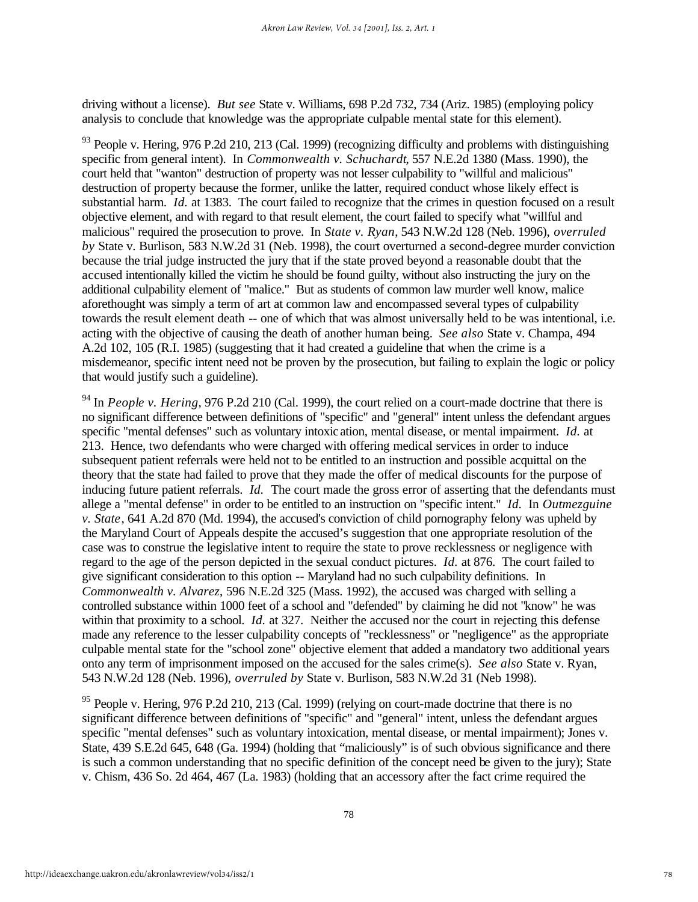driving without a license). *But see* State v. Williams, 698 P.2d 732, 734 (Ariz. 1985) (employing policy analysis to conclude that knowledge was the appropriate culpable mental state for this element).

[93] People v. Hering, 976 P.2d 210, 213 (Cal. 1999) (recognizing difficulty and problems with distinguishing specific from general intent). In *Commonwealth v. Schuchardt*, 557 N.E.2d 1380 (Mass. 1990), the court held that "wanton" destruction of property was not lesser culpability to "willful and malicious" destruction of property because the former, unlike the latter, required conduct whose likely effect is substantial harm. *Id.* at 1383. The court failed to recognize that the crimes in question focused on a result objective element, and with regard to that result element, the court failed to specify what "willful and malicious" required the prosecution to prove. In *State v. Ryan*, 543 N.W.2d 128 (Neb. 1996), *overruled by* State v. Burlison, 583 N.W.2d 31 (Neb. 1998), the court overturned a second-degree murder conviction because the trial judge instructed the jury that if the state proved beyond a reasonable doubt that the accused intentionally killed the victim he should be found guilty, without also instructing the jury on the additional culpability element of "malice." But as students of common law murder well know, malice aforethought was simply a term of art at common law and encompassed several types of culpability towards the result element death -- one of which that was almost universally held to be was intentional, i.e. acting with the objective of causing the death of another human being. *See also* State v. Champa, 494 A.2d 102, 105 (R.I. 1985) (suggesting that it had created a guideline that when the crime is a misdemeanor, specific intent need not be proven by the prosecution, but failing to explain the logic or policy that would justify such a guideline).

[94] In *People v. Hering*, 976 P.2d 210 (Cal. 1999), the court relied on a court-made doctrine that there is no significant difference between definitions of "specific" and "general" intent unless the defendant argues specific "mental defenses" such as voluntary intoxication, mental disease, or mental impairment. *Id.* at 213. Hence, two defendants who were charged with offering medical services in order to induce subsequent patient referrals were held not to be entitled to an instruction and possible acquittal on the theory that the state had failed to prove that they made the offer of medical discounts for the purpose of inducing future patient referrals. *Id.* The court made the gross error of asserting that the defendants must allege a "mental defense" in order to be entitled to an instruction on "specific intent." *Id.* In *Outmezguine v. State*, 641 A.2d 870 (Md. 1994), the accused's conviction of child pornography felony was upheld by the Maryland Court of Appeals despite the accused's suggestion that one appropriate resolution of the case was to construe the legislative intent to require the state to prove recklessness or negligence with regard to the age of the person depicted in the sexual conduct pictures. *Id.* at 876. The court failed to give significant consideration to this option -- Maryland had no such culpability definitions. In *Commonwealth v. Alvarez*, 596 N.E.2d 325 (Mass. 1992), the accused was charged with selling a controlled substance within 1000 feet of a school and "defended" by claiming he did not "know" he was within that proximity to a school. *Id.* at 327. Neither the accused nor the court in rejecting this defense made any reference to the lesser culpability concepts of "recklessness" or "negligence" as the appropriate culpable mental state for the "school zone" objective element that added a mandatory two additional years onto any term of imprisonment imposed on the accused for the sales crime(s). *See also* State v. Ryan, 543 N.W.2d 128 (Neb. 1996), *overruled by* State v. Burlison, 583 N.W.2d 31 (Neb 1998).

[95] People v. Hering, 976 P.2d 210, 213 (Cal. 1999) (relying on court-made doctrine that there is no significant difference between definitions of "specific" and "general" intent, unless the defendant argues specific "mental defenses" such as voluntary intoxication, mental disease, or mental impairment); Jones v. State, 439 S.E.2d 645, 648 (Ga. 1994) (holding that "maliciously" is of such obvious significance and there is such a common understanding that no specific definition of the concept need be given to the jury); State v. Chism, 436 So. 2d 464, 467 (La. 1983) (holding that an accessory after the fact crime required the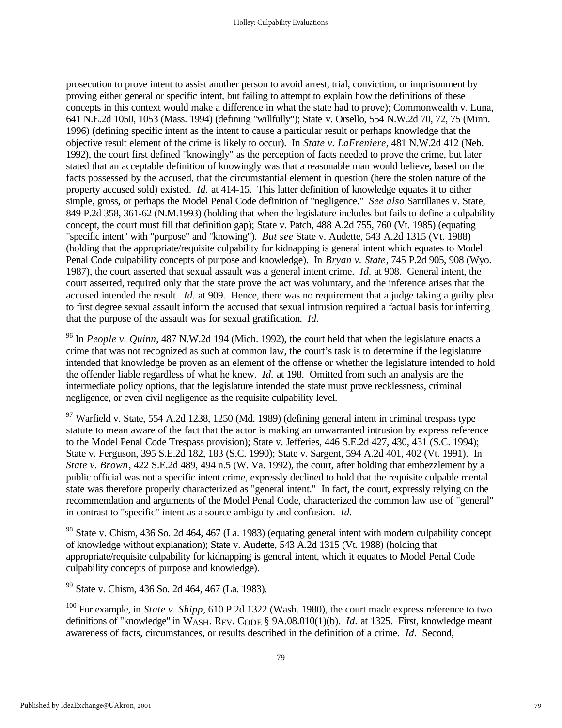prosecution to prove intent to assist another person to avoid arrest, trial, conviction, or imprisonment by proving either general or specific intent, but failing to attempt to explain how the definitions of these concepts in this context would make a difference in what the state had to prove); Commonwealth v. Luna, 641 N.E.2d 1050, 1053 (Mass. 1994) (defining "willfully"); State v. Orsello, 554 N.W.2d 70, 72, 75 (Minn. 1996) (defining specific intent as the intent to cause a particular result or perhaps knowledge that the objective result element of the crime is likely to occur). In *State v. LaFreniere*, 481 N.W.2d 412 (Neb. 1992), the court first defined "knowingly" as the perception of facts needed to prove the crime, but later stated that an acceptable definition of knowingly was that a reasonable man would believe, based on the facts possessed by the accused, that the circumstantial element in question (here the stolen nature of the property accused sold) existed. *Id.* at 414-15. This latter definition of knowledge equates it to either simple, gross, or perhaps the Model Penal Code definition of "negligence." *See also* Santillanes v. State, 849 P.2d 358, 361-62 (N.M.1993) (holding that when the legislature includes but fails to define a culpability concept, the court must fill that definition gap); State v. Patch, 488 A.2d 755, 760 (Vt. 1985) (equating "specific intent" with "purpose" and "knowing"). *But see* State v. Audette, 543 A.2d 1315 (Vt. 1988) (holding that the appropriate/requisite culpability for kidnapping is general intent which equates to Model Penal Code culpability concepts of purpose and knowledge). In *Bryan v. State*, 745 P.2d 905, 908 (Wyo. 1987), the court asserted that sexual assault was a general intent crime. *Id.* at 908. General intent, the court asserted, required only that the state prove the act was voluntary, and the inference arises that the accused intended the result. *Id.* at 909. Hence, there was no requirement that a judge taking a guilty plea to first degree sexual assault inform the accused that sexual intrusion required a factual basis for inferring that the purpose of the assault was for sexual gratification. *Id.*

[96] In *People v. Quinn*, 487 N.W.2d 194 (Mich. 1992), the court held that when the legislature enacts a crime that was not recognized as such at common law, the court's task is to determine if the legislature intended that knowledge be proven as an element of the offense or whether the legislature intended to hold the offender liable regardless of what he knew. *Id.* at 198. Omitted from such an analysis are the intermediate policy options, that the legislature intended the state must prove recklessness, criminal negligence, or even civil negligence as the requisite culpability level.

[97] Warfield v. State, 554 A.2d 1238, 1250 (Md. 1989) (defining general intent in criminal trespass type statute to mean aware of the fact that the actor is making an unwarranted intrusion by express reference to the Model Penal Code Trespass provision); State v. Jefferies, 446 S.E.2d 427, 430, 431 (S.C. 1994); State v. Ferguson, 395 S.E.2d 182, 183 (S.C. 1990); State v. Sargent, 594 A.2d 401, 402 (Vt. 1991). In *State v. Brown*, 422 S.E.2d 489, 494 n.5 (W. Va. 1992), the court, after holding that embezzlement by a public official was not a specific intent crime, expressly declined to hold that the requisite culpable mental state was therefore properly characterized as "general intent." In fact, the court, expressly relying on the recommendation and arguments of the Model Penal Code, characterized the common law use of "general" in contrast to "specific" intent as a source ambiguity and confusion. *Id.*

[98] State v. Chism, 436 So. 2d 464, 467 (La. 1983) (equating general intent with modern culpability concept of knowledge without explanation); State v. Audette, 543 A.2d 1315 (Vt. 1988) (holding that appropriate/requisite culpability for kidnapping is general intent, which it equates to Model Penal Code culpability concepts of purpose and knowledge).

[99] State v. Chism, 436 So. 2d 464, 467 (La. 1983).

[100] For example, in *State v. Shipp*, 610 P.2d 1322 (Wash. 1980), the court made express reference to two definitions of "knowledge" in WASH. REV. CODE § 9A.08.010(1)(b). *Id.* at 1325. First, knowledge meant awareness of facts, circumstances, or results described in the definition of a crime. *Id.* Second,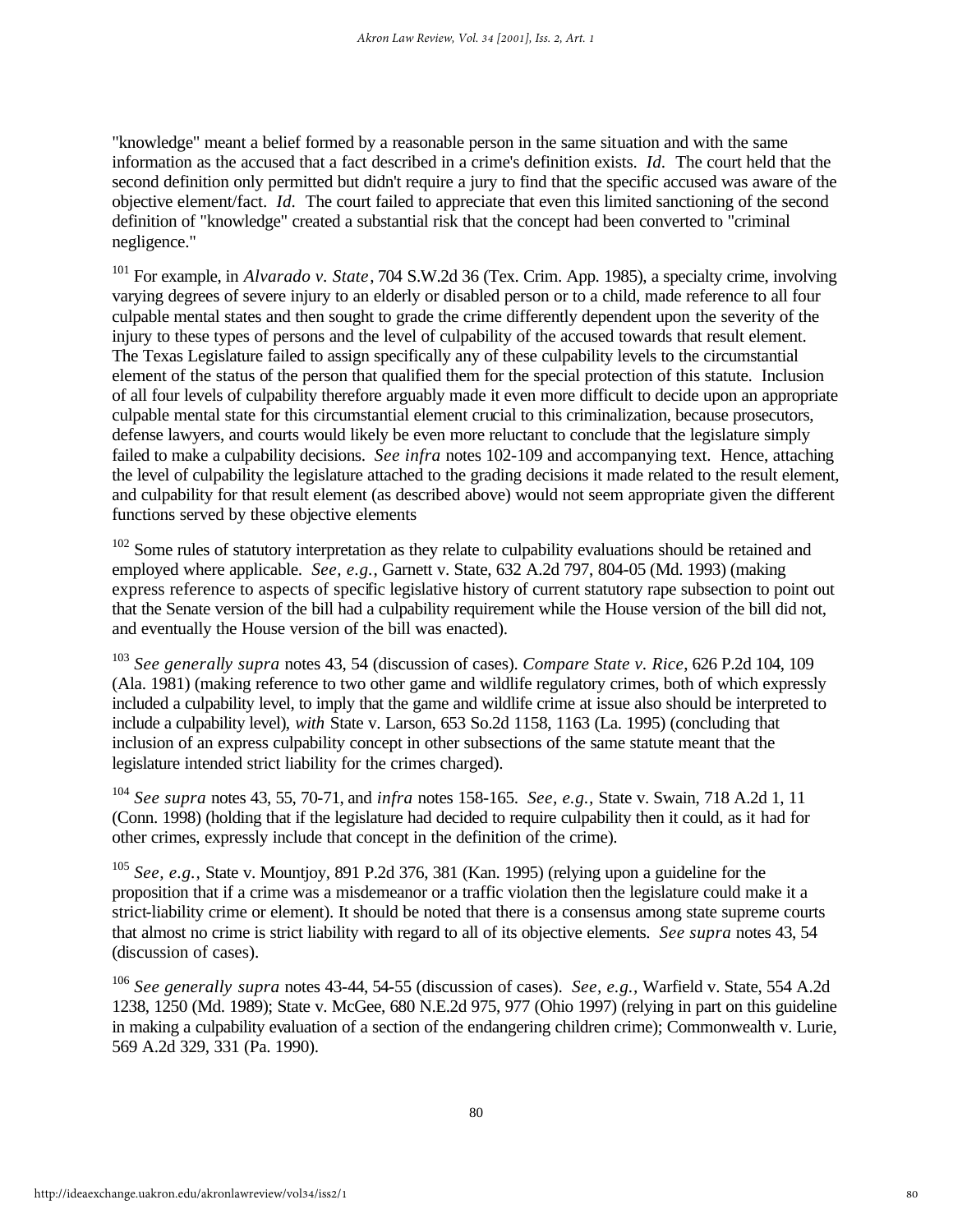"knowledge" meant a belief formed by a reasonable person in the same situation and with the same information as the accused that a fact described in a crime's definition exists. *Id.* The court held that the second definition only permitted but didn't require a jury to find that the specific accused was aware of the objective element/fact. *Id.* The court failed to appreciate that even this limited sanctioning of the second definition of "knowledge" created a substantial risk that the concept had been converted to "criminal negligence."

[101] For example, in *Alvarado v. State*, 704 S.W.2d 36 (Tex. Crim. App. 1985), a specialty crime, involving varying degrees of severe injury to an elderly or disabled person or to a child, made reference to all four culpable mental states and then sought to grade the crime differently dependent upon the severity of the injury to these types of persons and the level of culpability of the accused towards that result element. The Texas Legislature failed to assign specifically any of these culpability levels to the circumstantial element of the status of the person that qualified them for the special protection of this statute. Inclusion of all four levels of culpability therefore arguably made it even more difficult to decide upon an appropriate culpable mental state for this circumstantial element crucial to this criminalization, because prosecutors, defense lawyers, and courts would likely be even more reluctant to conclude that the legislature simply failed to make a culpability decisions. *See infra* notes 102-109 and accompanying text. Hence, attaching the level of culpability the legislature attached to the grading decisions it made related to the result element, and culpability for that result element (as described above) would not seem appropriate given the different functions served by these objective elements

[102] Some rules of statutory interpretation as they relate to culpability evaluations should be retained and employed where applicable. *See, e.g.,* Garnett v. State, 632 A.2d 797, 804-05 (Md. 1993) (making express reference to aspects of specific legislative history of current statutory rape subsection to point out that the Senate version of the bill had a culpability requirement while the House version of the bill did not, and eventually the House version of the bill was enacted).

[103] *See generally supra* notes 43, 54 (discussion of cases). *Compare State v. Rice*, 626 P.2d 104, 109 (Ala. 1981) (making reference to two other game and wildlife regulatory crimes, both of which expressly included a culpability level, to imply that the game and wildlife crime at issue also should be interpreted to include a culpability level), *with* State v. Larson, 653 So.2d 1158, 1163 (La. 1995) (concluding that inclusion of an express culpability concept in other subsections of the same statute meant that the legislature intended strict liability for the crimes charged).

[104] *See supra* notes 43, 55, 70-71, and *infra* notes 158-165. *See, e.g.,* State v. Swain, 718 A.2d 1, 11 (Conn. 1998) (holding that if the legislature had decided to require culpability then it could, as it had for other crimes, expressly include that concept in the definition of the crime).

[105] *See, e.g.,* State v. Mountjoy, 891 P.2d 376, 381 (Kan. 1995) (relying upon a guideline for the proposition that if a crime was a misdemeanor or a traffic violation then the legislature could make it a strict-liability crime or element). It should be noted that there is a consensus among state supreme courts that almost no crime is strict liability with regard to all of its objective elements. *See supra* notes 43, 54 (discussion of cases).

[106] *See generally supra* notes 43-44, 54-55 (discussion of cases). *See, e.g.,* Warfield v. State, 554 A.2d 1238, 1250 (Md. 1989); State v. McGee, 680 N.E.2d 975, 977 (Ohio 1997) (relying in part on this guideline in making a culpability evaluation of a section of the endangering children crime); Commonwealth v. Lurie, 569 A.2d 329, 331 (Pa. 1990).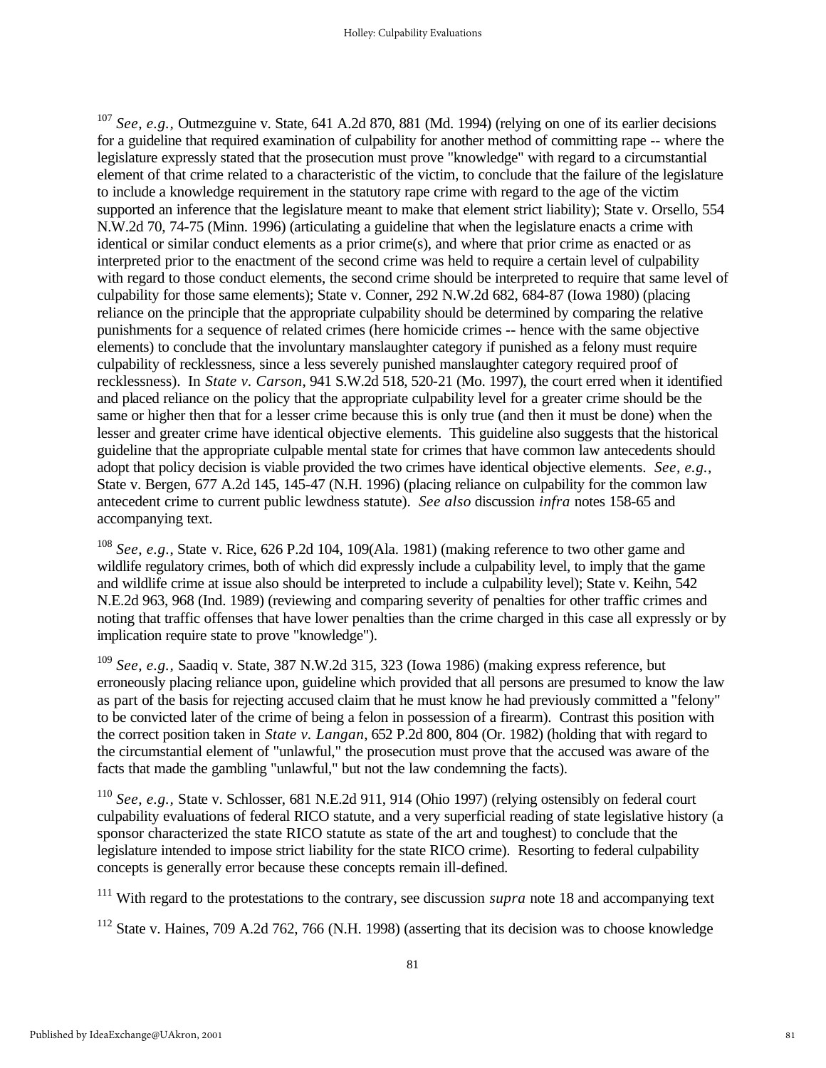[107] *See, e.g.,* Outmezguine v. State, 641 A.2d 870, 881 (Md. 1994) (relying on one of its earlier decisions for a guideline that required examination of culpability for another method of committing rape -- where the legislature expressly stated that the prosecution must prove "knowledge" with regard to a circumstantial element of that crime related to a characteristic of the victim, to conclude that the failure of the legislature to include a knowledge requirement in the statutory rape crime with regard to the age of the victim supported an inference that the legislature meant to make that element strict liability); State v. Orsello, 554 N.W.2d 70, 74-75 (Minn. 1996) (articulating a guideline that when the legislature enacts a crime with identical or similar conduct elements as a prior crime(s), and where that prior crime as enacted or as interpreted prior to the enactment of the second crime was held to require a certain level of culpability with regard to those conduct elements, the second crime should be interpreted to require that same level of culpability for those same elements); State v. Conner, 292 N.W.2d 682, 684-87 (Iowa 1980) (placing reliance on the principle that the appropriate culpability should be determined by comparing the relative punishments for a sequence of related crimes (here homicide crimes -- hence with the same objective elements) to conclude that the involuntary manslaughter category if punished as a felony must require culpability of recklessness, since a less severely punished manslaughter category required proof of recklessness). In *State v. Carson*, 941 S.W.2d 518, 520-21 (Mo. 1997), the court erred when it identified and placed reliance on the policy that the appropriate culpability level for a greater crime should be the same or higher then that for a lesser crime because this is only true (and then it must be done) when the lesser and greater crime have identical objective elements. This guideline also suggests that the historical guideline that the appropriate culpable mental state for crimes that have common law antecedents should adopt that policy decision is viable provided the two crimes have identical objective elements. *See, e.g.,* State v. Bergen, 677 A.2d 145, 145-47 (N.H. 1996) (placing reliance on culpability for the common law antecedent crime to current public lewdness statute). *See also* discussion *infra* notes 158-65 and accompanying text.

[108] *See, e.g.,* State v. Rice, 626 P.2d 104, 109(Ala. 1981) (making reference to two other game and wildlife regulatory crimes, both of which did expressly include a culpability level, to imply that the game and wildlife crime at issue also should be interpreted to include a culpability level); State v. Keihn, 542 N.E.2d 963, 968 (Ind. 1989) (reviewing and comparing severity of penalties for other traffic crimes and noting that traffic offenses that have lower penalties than the crime charged in this case all expressly or by implication require state to prove "knowledge").

[109] *See, e.g.,* Saadiq v. State, 387 N.W.2d 315, 323 (Iowa 1986) (making express reference, but erroneously placing reliance upon, guideline which provided that all persons are presumed to know the law as part of the basis for rejecting accused claim that he must know he had previously committed a "felony" to be convicted later of the crime of being a felon in possession of a firearm). Contrast this position with the correct position taken in *State v. Langan*, 652 P.2d 800, 804 (Or. 1982) (holding that with regard to the circumstantial element of "unlawful," the prosecution must prove that the accused was aware of the facts that made the gambling "unlawful," but not the law condemning the facts).

[110] *See, e.g.,* State v. Schlosser, 681 N.E.2d 911, 914 (Ohio 1997) (relying ostensibly on federal court culpability evaluations of federal RICO statute, and a very superficial reading of state legislative history (a sponsor characterized the state RICO statute as state of the art and toughest) to conclude that the legislature intended to impose strict liability for the state RICO crime). Resorting to federal culpability concepts is generally error because these concepts remain ill-defined.

[111] With regard to the protestations to the contrary, see discussion *supra* note 18 and accompanying text

[112] State v. Haines, 709 A.2d 762, 766 (N.H. 1998) (asserting that its decision was to choose knowledge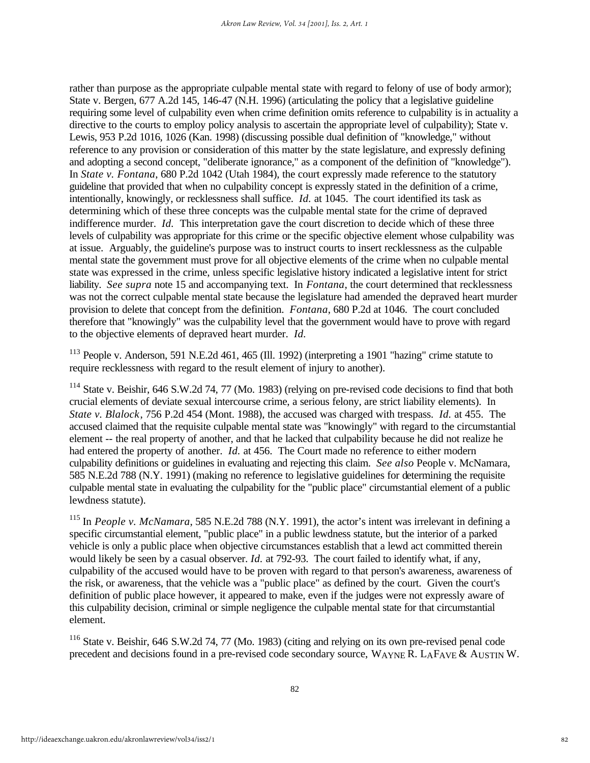rather than purpose as the appropriate culpable mental state with regard to felony of use of body armor); State v. Bergen, 677 A.2d 145, 146-47 (N.H. 1996) (articulating the policy that a legislative guideline requiring some level of culpability even when crime definition omits reference to culpability is in actuality a directive to the courts to employ policy analysis to ascertain the appropriate level of culpability); State v. Lewis, 953 P.2d 1016, 1026 (Kan. 1998) (discussing possible dual definition of "knowledge," without reference to any provision or consideration of this matter by the state legislature, and expressly defining and adopting a second concept, "deliberate ignorance," as a component of the definition of "knowledge"). In *State v. Fontana*, 680 P.2d 1042 (Utah 1984), the court expressly made reference to the statutory guideline that provided that when no culpability concept is expressly stated in the definition of a crime, intentionally, knowingly, or recklessness shall suffice. *Id.* at 1045. The court identified its task as determining which of these three concepts was the culpable mental state for the crime of depraved indifference murder. *Id.* This interpretation gave the court discretion to decide which of these three levels of culpability was appropriate for this crime or the specific objective element whose culpability was at issue. Arguably, the guideline's purpose was to instruct courts to insert recklessness as the culpable mental state the government must prove for all objective elements of the crime when no culpable mental state was expressed in the crime, unless specific legislative history indicated a legislative intent for strict liability. *See supra* note 15 and accompanying text. In *Fontana*, the court determined that recklessness was not the correct culpable mental state because the legislature had amended the depraved heart murder provision to delete that concept from the definition. *Fontana*, 680 P.2d at 1046. The court concluded therefore that "knowingly" was the culpability level that the government would have to prove with regard to the objective elements of depraved heart murder. *Id.*

[113] People v. Anderson, 591 N.E.2d 461, 465 (Ill. 1992) (interpreting a 1901 "hazing" crime statute to require recklessness with regard to the result element of injury to another).

[114] State v. Beishir, 646 S.W.2d 74, 77 (Mo. 1983) (relying on pre-revised code decisions to find that both crucial elements of deviate sexual intercourse crime, a serious felony, are strict liability elements). In *State v. Blalock*, 756 P.2d 454 (Mont. 1988), the accused was charged with trespass. *Id.* at 455. The accused claimed that the requisite culpable mental state was "knowingly" with regard to the circumstantial element -- the real property of another, and that he lacked that culpability because he did not realize he had entered the property of another. *Id.* at 456. The Court made no reference to either modern culpability definitions or guidelines in evaluating and rejecting this claim. *See also* People v. McNamara, 585 N.E.2d 788 (N.Y. 1991) (making no reference to legislative guidelines for determining the requisite culpable mental state in evaluating the culpability for the "public place" circumstantial element of a public lewdness statute).

[115] In *People v. McNamara*, 585 N.E.2d 788 (N.Y. 1991), the actor's intent was irrelevant in defining a specific circumstantial element, "public place" in a public lewdness statute, but the interior of a parked vehicle is only a public place when objective circumstances establish that a lewd act committed therein would likely be seen by a casual observer. *Id.* at 792-93. The court failed to identify what, if any, culpability of the accused would have to be proven with regard to that person's awareness, awareness of the risk, or awareness, that the vehicle was a "public place" as defined by the court. Given the court's definition of public place however, it appeared to make, even if the judges were not expressly aware of this culpability decision, criminal or simple negligence the culpable mental state for that circumstantial element.

[116] State v. Beishir, 646 S.W.2d 74, 77 (Mo. 1983) (citing and relying on its own pre-revised penal code precedent and decisions found in a pre-revised code secondary source, WAYNE R. LAFAVE & AUSTIN W.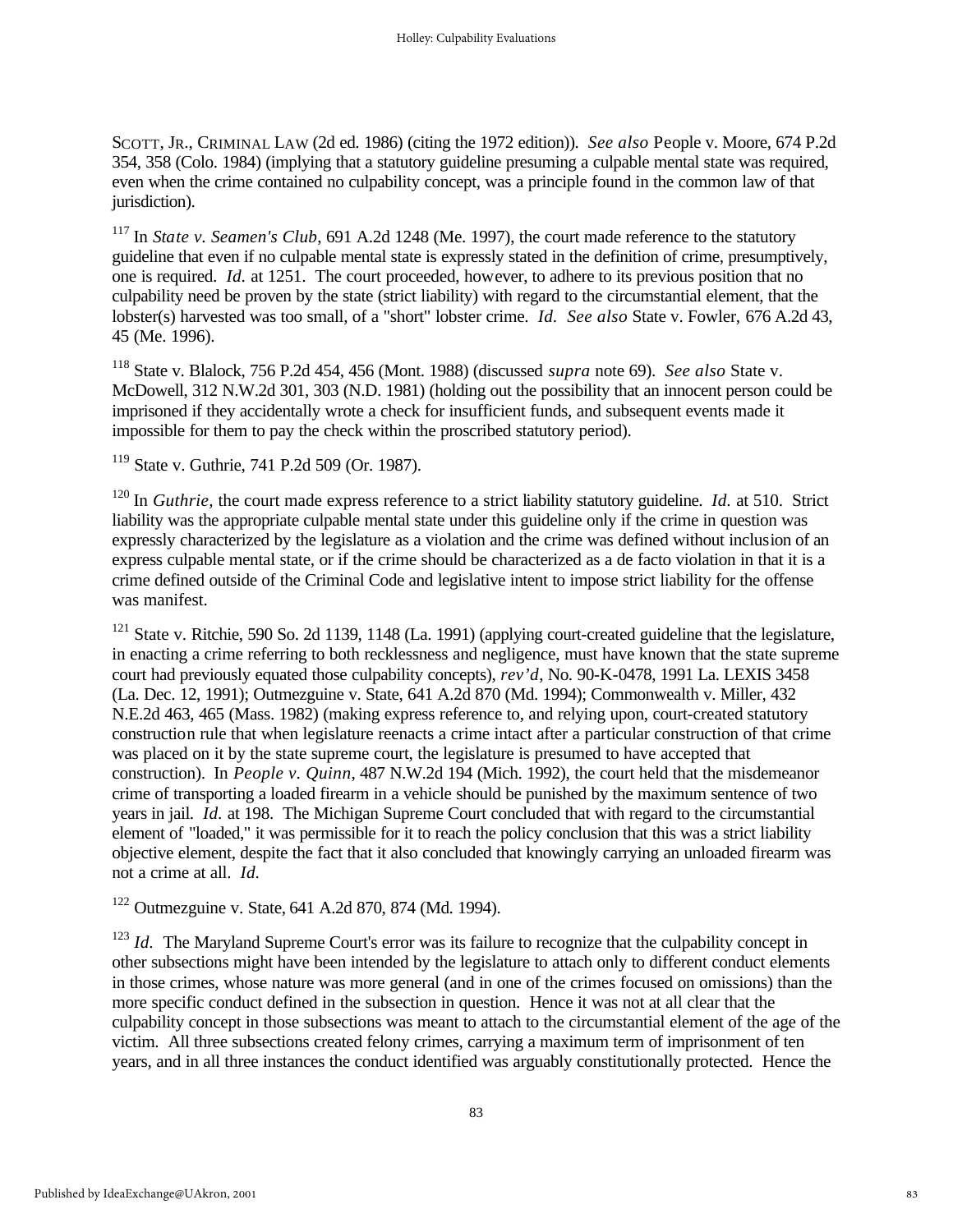SCOTT, JR., CRIMINAL LAW (2d ed. 1986) (citing the 1972 edition)). *See also* People v. Moore, 674 P.2d 354, 358 (Colo. 1984) (implying that a statutory guideline presuming a culpable mental state was required, even when the crime contained no culpability concept, was a principle found in the common law of that jurisdiction).

[117] In *State v. Seamen's Club*, 691 A.2d 1248 (Me. 1997), the court made reference to the statutory guideline that even if no culpable mental state is expressly stated in the definition of crime, presumptively, one is required. *Id.* at 1251. The court proceeded, however, to adhere to its previous position that no culpability need be proven by the state (strict liability) with regard to the circumstantial element, that the lobster(s) harvested was too small, of a "short" lobster crime. *Id.* *See also* State v. Fowler, 676 A.2d 43, 45 (Me. 1996).

[118] State v. Blalock, 756 P.2d 454, 456 (Mont. 1988) (discussed *supra* note 69). *See also* State v. McDowell, 312 N.W.2d 301, 303 (N.D. 1981) (holding out the possibility that an innocent person could be imprisoned if they accidentally wrote a check for insufficient funds, and subsequent events made it impossible for them to pay the check within the proscribed statutory period).

[119] State v. Guthrie, 741 P.2d 509 (Or. 1987).

[120] In *Guthrie*, the court made express reference to a strict liability statutory guideline. *Id.* at 510. Strict liability was the appropriate culpable mental state under this guideline only if the crime in question was expressly characterized by the legislature as a violation and the crime was defined without inclusion of an express culpable mental state, or if the crime should be characterized as a de facto violation in that it is a crime defined outside of the Criminal Code and legislative intent to impose strict liability for the offense was manifest.

[121] State v. Ritchie, 590 So. 2d 1139, 1148 (La. 1991) (applying court-created guideline that the legislature, in enacting a crime referring to both recklessness and negligence, must have known that the state supreme court had previously equated those culpability concepts), *rev'd*, No. 90-K-0478, 1991 La. LEXIS 3458 (La. Dec. 12, 1991); Outmezguine v. State, 641 A.2d 870 (Md. 1994); Commonwealth v. Miller, 432 N.E.2d 463, 465 (Mass. 1982) (making express reference to, and relying upon, court-created statutory construction rule that when legislature reenacts a crime intact after a particular construction of that crime was placed on it by the state supreme court, the legislature is presumed to have accepted that construction). In *People v. Quinn*, 487 N.W.2d 194 (Mich. 1992), the court held that the misdemeanor crime of transporting a loaded firearm in a vehicle should be punished by the maximum sentence of two years in jail. *Id.* at 198. The Michigan Supreme Court concluded that with regard to the circumstantial element of "loaded," it was permissible for it to reach the policy conclusion that this was a strict liability objective element, despite the fact that it also concluded that knowingly carrying an unloaded firearm was not a crime at all. *Id.*

[122] Outmezguine v. State, 641 A.2d 870, 874 (Md. 1994).

[123] *Id*. The Maryland Supreme Court's error was its failure to recognize that the culpability concept in other subsections might have been intended by the legislature to attach only to different conduct elements in those crimes, whose nature was more general (and in one of the crimes focused on omissions) than the more specific conduct defined in the subsection in question. Hence it was not at all clear that the culpability concept in those subsections was meant to attach to the circumstantial element of the age of the victim. All three subsections created felony crimes, carrying a maximum term of imprisonment of ten years, and in all three instances the conduct identified was arguably constitutionally protected. Hence the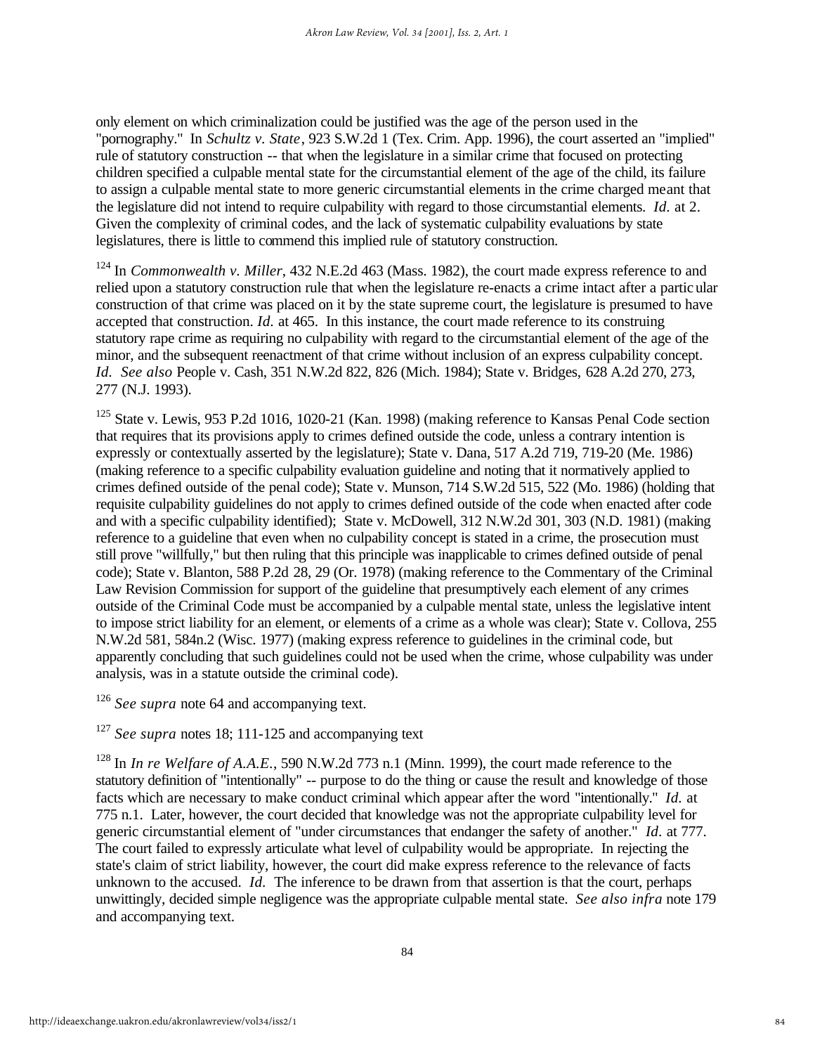only element on which criminalization could be justified was the age of the person used in the "pornography." In *Schultz v. State*, 923 S.W.2d 1 (Tex. Crim. App. 1996), the court asserted an "implied" rule of statutory construction -- that when the legislature in a similar crime that focused on protecting children specified a culpable mental state for the circumstantial element of the age of the child, its failure to assign a culpable mental state to more generic circumstantial elements in the crime charged meant that the legislature did not intend to require culpability with regard to those circumstantial elements. *Id.* at 2. Given the complexity of criminal codes, and the lack of systematic culpability evaluations by state legislatures, there is little to commend this implied rule of statutory construction.

[124] In *Commonwealth v. Miller*, 432 N.E.2d 463 (Mass. 1982), the court made express reference to and relied upon a statutory construction rule that when the legislature re-enacts a crime intact after a particular construction of that crime was placed on it by the state supreme court, the legislature is presumed to have accepted that construction. *Id.* at 465. In this instance, the court made reference to its construing statutory rape crime as requiring no culpability with regard to the circumstantial element of the age of the minor, and the subsequent reenactment of that crime without inclusion of an express culpability concept. *Id. See also* People v. Cash, 351 N.W.2d 822, 826 (Mich. 1984); State v. Bridges, 628 A.2d 270, 273, 277 (N.J. 1993).

[125] State v. Lewis, 953 P.2d 1016, 1020-21 (Kan. 1998) (making reference to Kansas Penal Code section that requires that its provisions apply to crimes defined outside the code, unless a contrary intention is expressly or contextually asserted by the legislature); State v. Dana, 517 A.2d 719, 719-20 (Me. 1986) (making reference to a specific culpability evaluation guideline and noting that it normatively applied to crimes defined outside of the penal code); State v. Munson, 714 S.W.2d 515, 522 (Mo. 1986) (holding that requisite culpability guidelines do not apply to crimes defined outside of the code when enacted after code and with a specific culpability identified); State v. McDowell, 312 N.W.2d 301, 303 (N.D. 1981) (making reference to a guideline that even when no culpability concept is stated in a crime, the prosecution must still prove "willfully," but then ruling that this principle was inapplicable to crimes defined outside of penal code); State v. Blanton, 588 P.2d 28, 29 (Or. 1978) (making reference to the Commentary of the Criminal Law Revision Commission for support of the guideline that presumptively each element of any crimes outside of the Criminal Code must be accompanied by a culpable mental state, unless the legislative intent to impose strict liability for an element, or elements of a crime as a whole was clear); State v. Collova, 255 N.W.2d 581, 584n.2 (Wisc. 1977) (making express reference to guidelines in the criminal code, but apparently concluding that such guidelines could not be used when the crime, whose culpability was under analysis, was in a statute outside the criminal code).

[126] *See supra* note 64 and accompanying text.

[127] *See supra* notes 18; 111-125 and accompanying text

[128] In *In re Welfare of A.A.E.*, 590 N.W.2d 773 n.1 (Minn. 1999), the court made reference to the statutory definition of "intentionally" -- purpose to do the thing or cause the result and knowledge of those facts which are necessary to make conduct criminal which appear after the word "intentionally." *Id.* at 775 n.1. Later, however, the court decided that knowledge was not the appropriate culpability level for generic circumstantial element of "under circumstances that endanger the safety of another." *Id.* at 777. The court failed to expressly articulate what level of culpability would be appropriate. In rejecting the state's claim of strict liability, however, the court did make express reference to the relevance of facts unknown to the accused. *Id.* The inference to be drawn from that assertion is that the court, perhaps unwittingly, decided simple negligence was the appropriate culpable mental state. *See also infra* note 179 and accompanying text.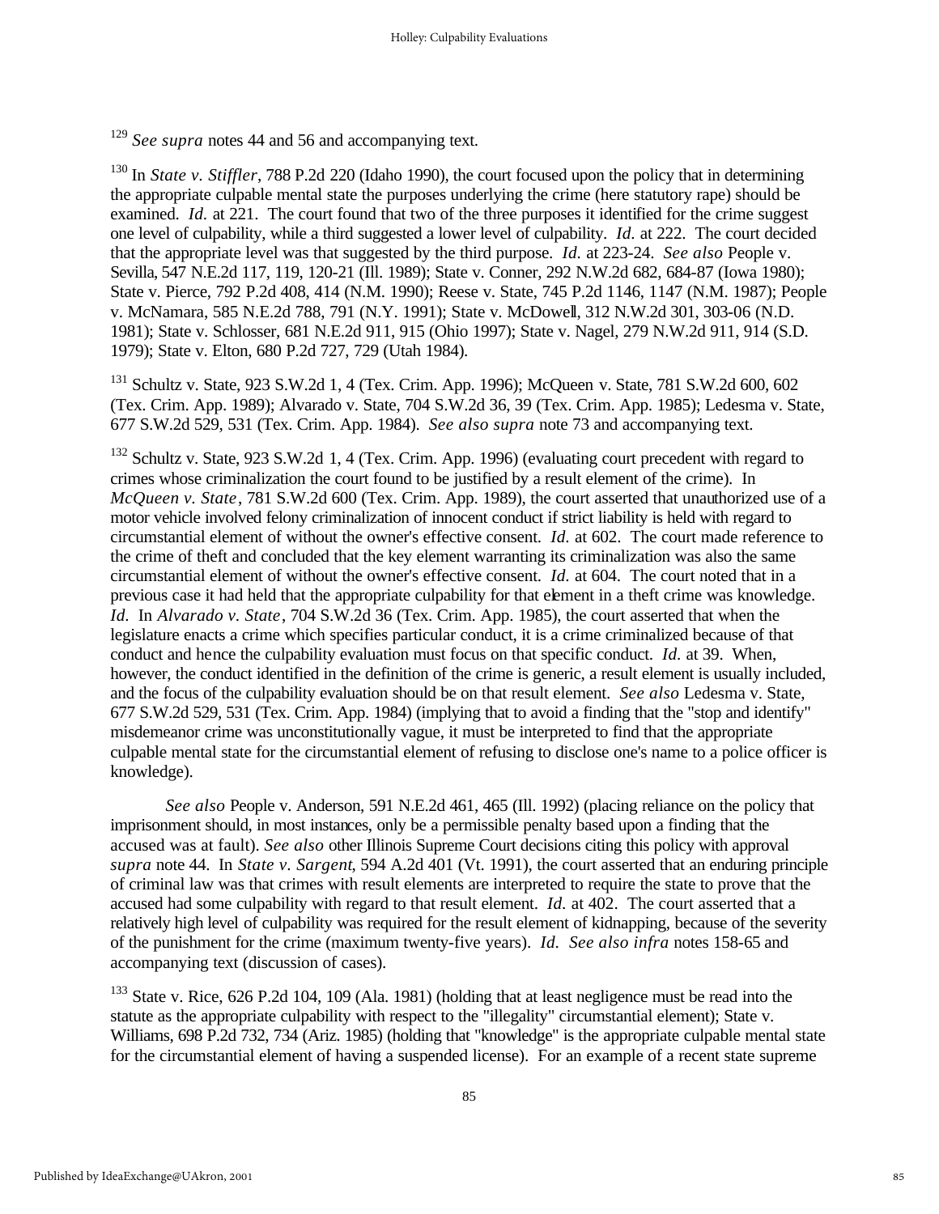[129] *See supra* notes 44 and 56 and accompanying text.

[130] In *State v. Stiffler*, 788 P.2d 220 (Idaho 1990), the court focused upon the policy that in determining the appropriate culpable mental state the purposes underlying the crime (here statutory rape) should be examined. *Id.* at 221. The court found that two of the three purposes it identified for the crime suggest one level of culpability, while a third suggested a lower level of culpability. *Id.* at 222. The court decided that the appropriate level was that suggested by the third purpose. *Id.* at 223-24. *See also* People v. Sevilla, 547 N.E.2d 117, 119, 120-21 (Ill. 1989); State v. Conner, 292 N.W.2d 682, 684-87 (Iowa 1980); State v. Pierce, 792 P.2d 408, 414 (N.M. 1990); Reese v. State, 745 P.2d 1146, 1147 (N.M. 1987); People v. McNamara, 585 N.E.2d 788, 791 (N.Y. 1991); State v. McDowell, 312 N.W.2d 301, 303-06 (N.D. 1981); State v. Schlosser, 681 N.E.2d 911, 915 (Ohio 1997); State v. Nagel, 279 N.W.2d 911, 914 (S.D. 1979); State v. Elton, 680 P.2d 727, 729 (Utah 1984).

[131] Schultz v. State, 923 S.W.2d 1, 4 (Tex. Crim. App. 1996); McQueen v. State, 781 S.W.2d 600, 602 (Tex. Crim. App. 1989); Alvarado v. State, 704 S.W.2d 36, 39 (Tex. Crim. App. 1985); Ledesma v. State, 677 S.W.2d 529, 531 (Tex. Crim. App. 1984). *See also supra* note 73 and accompanying text.

[132] Schultz v. State, 923 S.W.2d 1, 4 (Tex. Crim. App. 1996) (evaluating court precedent with regard to crimes whose criminalization the court found to be justified by a result element of the crime). In *McQueen v. State*, 781 S.W.2d 600 (Tex. Crim. App. 1989), the court asserted that unauthorized use of a motor vehicle involved felony criminalization of innocent conduct if strict liability is held with regard to circumstantial element of without the owner's effective consent. *Id.* at 602. The court made reference to the crime of theft and concluded that the key element warranting its criminalization was also the same circumstantial element of without the owner's effective consent. *Id.* at 604. The court noted that in a previous case it had held that the appropriate culpability for that element in a theft crime was knowledge. *Id.* In *Alvarado v. State*, 704 S.W.2d 36 (Tex. Crim. App. 1985), the court asserted that when the legislature enacts a crime which specifies particular conduct, it is a crime criminalized because of that conduct and hence the culpability evaluation must focus on that specific conduct. *Id.* at 39. When, however, the conduct identified in the definition of the crime is generic, a result element is usually included, and the focus of the culpability evaluation should be on that result element. *See also* Ledesma v. State, 677 S.W.2d 529, 531 (Tex. Crim. App. 1984) (implying that to avoid a finding that the "stop and identify" misdemeanor crime was unconstitutionally vague, it must be interpreted to find that the appropriate culpable mental state for the circumstantial element of refusing to disclose one's name to a police officer is knowledge).

*See also* People v. Anderson, 591 N.E.2d 461, 465 (Ill. 1992) (placing reliance on the policy that imprisonment should, in most instances, only be a permissible penalty based upon a finding that the accused was at fault). *See also* other Illinois Supreme Court decisions citing this policy with approval *supra* note 44. In *State v. Sargent*, 594 A.2d 401 (Vt. 1991), the court asserted that an enduring principle of criminal law was that crimes with result elements are interpreted to require the state to prove that the accused had some culpability with regard to that result element. *Id.* at 402. The court asserted that a relatively high level of culpability was required for the result element of kidnapping, because of the severity of the punishment for the crime (maximum twenty-five years). *Id.* *See also infra* notes 158-65 and accompanying text (discussion of cases).

[133] State v. Rice, 626 P.2d 104, 109 (Ala. 1981) (holding that at least negligence must be read into the statute as the appropriate culpability with respect to the "illegality" circumstantial element); State v. Williams, 698 P.2d 732, 734 (Ariz. 1985) (holding that "knowledge" is the appropriate culpable mental state for the circumstantial element of having a suspended license). For an example of a recent state supreme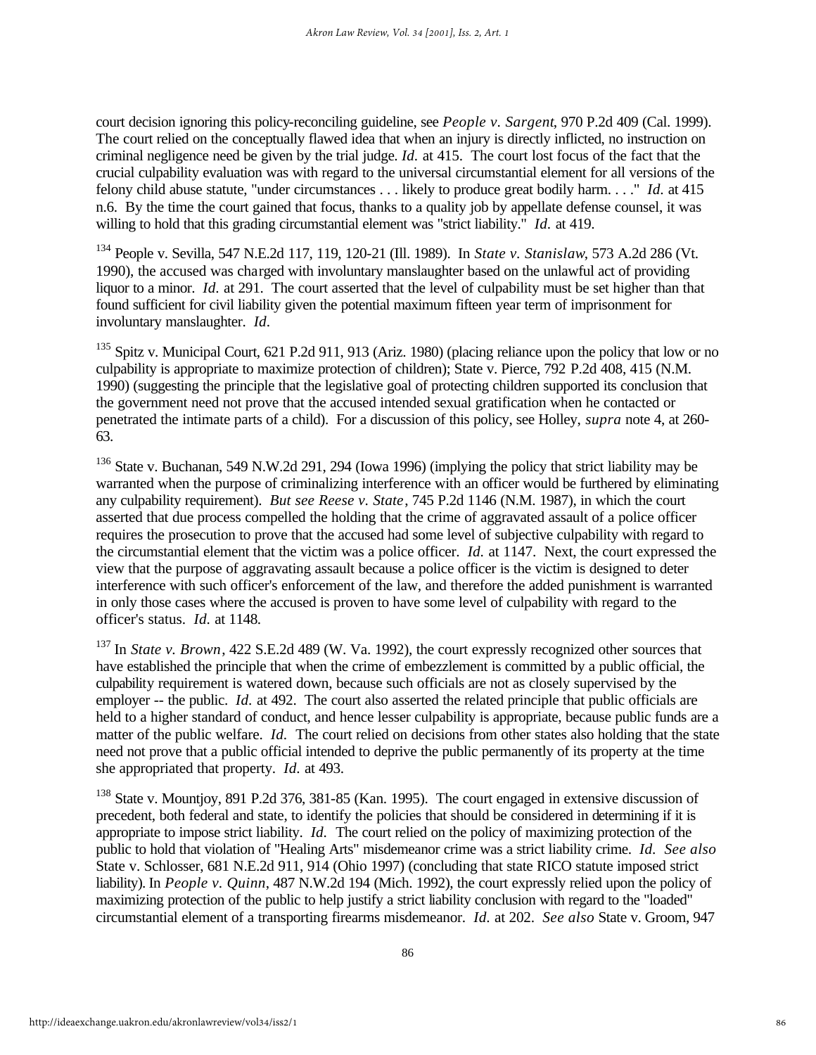court decision ignoring this policy-reconciling guideline, see *People v. Sargent*, 970 P.2d 409 (Cal. 1999). The court relied on the conceptually flawed idea that when an injury is directly inflicted, no instruction on criminal negligence need be given by the trial judge. *Id.* at 415. The court lost focus of the fact that the crucial culpability evaluation was with regard to the universal circumstantial element for all versions of the felony child abuse statute, "under circumstances . . . likely to produce great bodily harm. . . ." *Id.* at 415 n.6. By the time the court gained that focus, thanks to a quality job by appellate defense counsel, it was willing to hold that this grading circumstantial element was "strict liability." *Id.* at 419.

[134] People v. Sevilla, 547 N.E.2d 117, 119, 120-21 (Ill. 1989). In *State v. Stanislaw*, 573 A.2d 286 (Vt. 1990), the accused was charged with involuntary manslaughter based on the unlawful act of providing liquor to a minor. *Id.* at 291. The court asserted that the level of culpability must be set higher than that found sufficient for civil liability given the potential maximum fifteen year term of imprisonment for involuntary manslaughter. *Id.*

[135] Spitz v. Municipal Court, 621 P.2d 911, 913 (Ariz. 1980) (placing reliance upon the policy that low or no culpability is appropriate to maximize protection of children); State v. Pierce, 792 P.2d 408, 415 (N.M. 1990) (suggesting the principle that the legislative goal of protecting children supported its conclusion that the government need not prove that the accused intended sexual gratification when he contacted or penetrated the intimate parts of a child). For a discussion of this policy, see Holley, *supra* note 4, at 260-63.

[136] State v. Buchanan, 549 N.W.2d 291, 294 (Iowa 1996) (implying the policy that strict liability may be warranted when the purpose of criminalizing interference with an officer would be furthered by eliminating any culpability requirement). *But see Reese v. State*, 745 P.2d 1146 (N.M. 1987), in which the court asserted that due process compelled the holding that the crime of aggravated assault of a police officer requires the prosecution to prove that the accused had some level of subjective culpability with regard to the circumstantial element that the victim was a police officer. *Id.* at 1147. Next, the court expressed the view that the purpose of aggravating assault because a police officer is the victim is designed to deter interference with such officer's enforcement of the law, and therefore the added punishment is warranted in only those cases where the accused is proven to have some level of culpability with regard to the officer's status. *Id.* at 1148.

[137] In *State v. Brown*, 422 S.E.2d 489 (W. Va. 1992), the court expressly recognized other sources that have established the principle that when the crime of embezzlement is committed by a public official, the culpability requirement is watered down, because such officials are not as closely supervised by the employer -- the public. *Id.* at 492. The court also asserted the related principle that public officials are held to a higher standard of conduct, and hence lesser culpability is appropriate, because public funds are a matter of the public welfare. *Id.* The court relied on decisions from other states also holding that the state need not prove that a public official intended to deprive the public permanently of its property at the time she appropriated that property. *Id.* at 493.

[138] State v. Mountjoy, 891 P.2d 376, 381-85 (Kan. 1995). The court engaged in extensive discussion of precedent, both federal and state, to identify the policies that should be considered in determining if it is appropriate to impose strict liability. *Id.* The court relied on the policy of maximizing protection of the public to hold that violation of "Healing Arts" misdemeanor crime was a strict liability crime. *Id. See also* State v. Schlosser, 681 N.E.2d 911, 914 (Ohio 1997) (concluding that state RICO statute imposed strict liability). In *People v. Quinn*, 487 N.W.2d 194 (Mich. 1992), the court expressly relied upon the policy of maximizing protection of the public to help justify a strict liability conclusion with regard to the "loaded" circumstantial element of a transporting firearms misdemeanor. *Id.* at 202. *See also* State v. Groom, 947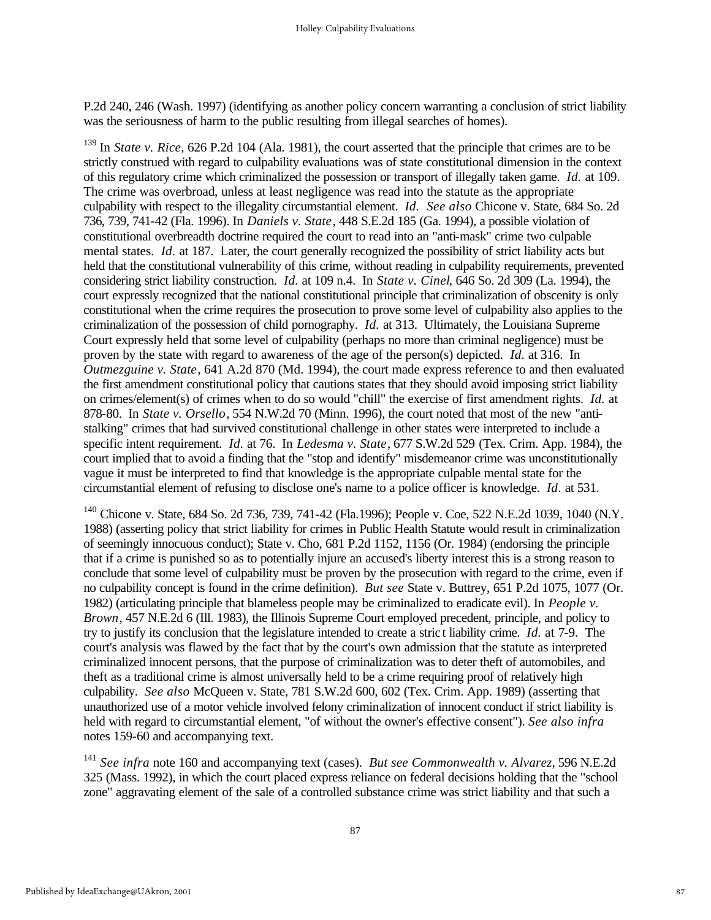P.2d 240, 246 (Wash. 1997) (identifying as another policy concern warranting a conclusion of strict liability was the seriousness of harm to the public resulting from illegal searches of homes).

[139] In *State v. Rice*, 626 P.2d 104 (Ala. 1981), the court asserted that the principle that crimes are to be strictly construed with regard to culpability evaluations was of state constitutional dimension in the context of this regulatory crime which criminalized the possession or transport of illegally taken game. *Id.* at 109. The crime was overbroad, unless at least negligence was read into the statute as the appropriate culpability with respect to the illegality circumstantial element. *Id.* *See also* Chicone v. State, 684 So. 2d 736, 739, 741-42 (Fla. 1996). In *Daniels v. State*, 448 S.E.2d 185 (Ga. 1994), a possible violation of constitutional overbreadth doctrine required the court to read into an "anti-mask" crime two culpable mental states. *Id.* at 187. Later, the court generally recognized the possibility of strict liability acts but held that the constitutional vulnerability of this crime, without reading in culpability requirements, prevented considering strict liability construction. *Id.* at 109 n.4. In *State v. Cinel*, 646 So. 2d 309 (La. 1994), the court expressly recognized that the national constitutional principle that criminalization of obscenity is only constitutional when the crime requires the prosecution to prove some level of culpability also applies to the criminalization of the possession of child pornography. *Id.* at 313. Ultimately, the Louisiana Supreme Court expressly held that some level of culpability (perhaps no more than criminal negligence) must be proven by the state with regard to awareness of the age of the person(s) depicted. *Id.* at 316. In *Outmezguine v. State*, 641 A.2d 870 (Md. 1994), the court made express reference to and then evaluated the first amendment constitutional policy that cautions states that they should avoid imposing strict liability on crimes/element(s) of crimes when to do so would "chill" the exercise of first amendment rights. *Id.* at 878-80. In *State v. Orsello*, 554 N.W.2d 70 (Minn. 1996), the court noted that most of the new "anti-stalking" crimes that had survived constitutional challenge in other states were interpreted to include a specific intent requirement. *Id.* at 76. In *Ledesma v. State*, 677 S.W.2d 529 (Tex. Crim. App. 1984), the court implied that to avoid a finding that the "stop and identify" misdemeanor crime was unconstitutionally vague it must be interpreted to find that knowledge is the appropriate culpable mental state for the circumstantial element of refusing to disclose one's name to a police officer is knowledge. *Id.* at 531.

[140] Chicone v. State, 684 So. 2d 736, 739, 741-42 (Fla.1996); People v. Coe, 522 N.E.2d 1039, 1040 (N.Y. 1988) (asserting policy that strict liability for crimes in Public Health Statute would result in criminalization of seemingly innocuous conduct); State v. Cho, 681 P.2d 1152, 1156 (Or. 1984) (endorsing the principle that if a crime is punished so as to potentially injure an accused's liberty interest this is a strong reason to conclude that some level of culpability must be proven by the prosecution with regard to the crime, even if no culpability concept is found in the crime definition). *But see* State v. Buttrey, 651 P.2d 1075, 1077 (Or. 1982) (articulating principle that blameless people may be criminalized to eradicate evil). In *People v. Brown*, 457 N.E.2d 6 (Ill. 1983), the Illinois Supreme Court employed precedent, principle, and policy to try to justify its conclusion that the legislature intended to create a strict liability crime. *Id.* at 7-9. The court's analysis was flawed by the fact that by the court's own admission that the statute as interpreted criminalized innocent persons, that the purpose of criminalization was to deter theft of automobiles, and theft as a traditional crime is almost universally held to be a crime requiring proof of relatively high culpability. *See also* McQueen v. State, 781 S.W.2d 600, 602 (Tex. Crim. App. 1989) (asserting that unauthorized use of a motor vehicle involved felony criminalization of innocent conduct if strict liability is held with regard to circumstantial element, "of without the owner's effective consent"). *See also infra* notes 159-60 and accompanying text.

[141] *See infra* note 160 and accompanying text (cases). *But see Commonwealth v. Alvarez*, 596 N.E.2d 325 (Mass. 1992), in which the court placed express reliance on federal decisions holding that the "school zone" aggravating element of the sale of a controlled substance crime was strict liability and that such a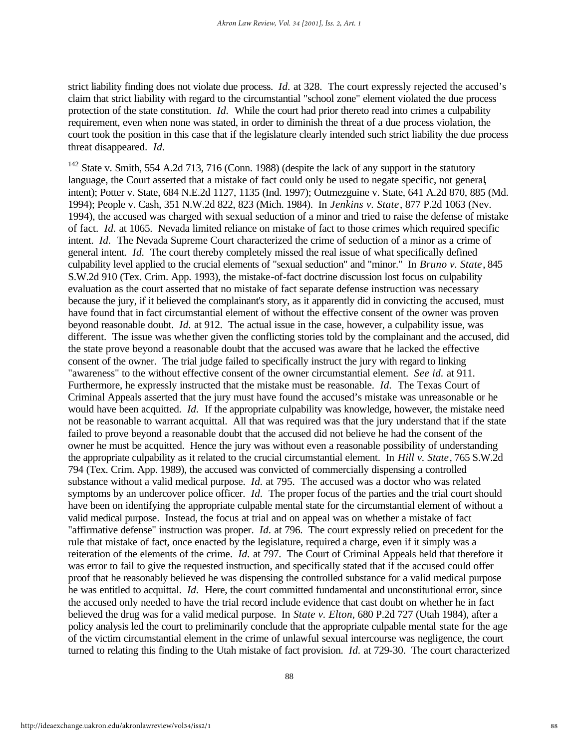strict liability finding does not violate due process. *Id.* at 328. The court expressly rejected the accused's claim that strict liability with regard to the circumstantial "school zone" element violated the due process protection of the state constitution. *Id.* While the court had prior thereto read into crimes a culpability requirement, even when none was stated, in order to diminish the threat of a due process violation, the court took the position in this case that if the legislature clearly intended such strict liability the due process threat disappeared. *Id.*

[142] State v. Smith, 554 A.2d 713, 716 (Conn. 1988) (despite the lack of any support in the statutory language, the Court asserted that a mistake of fact could only be used to negate specific, not general, intent); Potter v. State, 684 N.E.2d 1127, 1135 (Ind. 1997); Outmezguine v. State, 641 A.2d 870, 885 (Md. 1994); People v. Cash, 351 N.W.2d 822, 823 (Mich. 1984). In *Jenkins v. State*, 877 P.2d 1063 (Nev. 1994), the accused was charged with sexual seduction of a minor and tried to raise the defense of mistake of fact. *Id.* at 1065. Nevada limited reliance on mistake of fact to those crimes which required specific intent. *Id.* The Nevada Supreme Court characterized the crime of seduction of a minor as a crime of general intent. *Id.* The court thereby completely missed the real issue of what specifically defined culpability level applied to the crucial elements of "sexual seduction" and "minor." In *Bruno v. State*, 845 S.W.2d 910 (Tex. Crim. App. 1993), the mistake-of-fact doctrine discussion lost focus on culpability evaluation as the court asserted that no mistake of fact separate defense instruction was necessary because the jury, if it believed the complainant's story, as it apparently did in convicting the accused, must have found that in fact circumstantial element of without the effective consent of the owner was proven beyond reasonable doubt. *Id.* at 912. The actual issue in the case, however, a culpability issue, was different. The issue was whether given the conflicting stories told by the complainant and the accused, did the state prove beyond a reasonable doubt that the accused was aware that he lacked the effective consent of the owner. The trial judge failed to specifically instruct the jury with regard to linking "awareness" to the without effective consent of the owner circumstantial element. *See id.* at 911. Furthermore, he expressly instructed that the mistake must be reasonable. *Id.* The Texas Court of Criminal Appeals asserted that the jury must have found the accused's mistake was unreasonable or he would have been acquitted. *Id.* If the appropriate culpability was knowledge, however, the mistake need not be reasonable to warrant acquittal. All that was required was that the jury understand that if the state failed to prove beyond a reasonable doubt that the accused did not believe he had the consent of the owner he must be acquitted. Hence the jury was without even a reasonable possibility of understanding the appropriate culpability as it related to the crucial circumstantial element. In *Hill v. State*, 765 S.W.2d 794 (Tex. Crim. App. 1989), the accused was convicted of commercially dispensing a controlled substance without a valid medical purpose. *Id.* at 795. The accused was a doctor who was related symptoms by an undercover police officer. *Id.* The proper focus of the parties and the trial court should have been on identifying the appropriate culpable mental state for the circumstantial element of without a valid medical purpose. Instead, the focus at trial and on appeal was on whether a mistake of fact "affirmative defense" instruction was proper. *Id.* at 796. The court expressly relied on precedent for the rule that mistake of fact, once enacted by the legislature, required a charge, even if it simply was a reiteration of the elements of the crime. *Id.* at 797. The Court of Criminal Appeals held that therefore it was error to fail to give the requested instruction, and specifically stated that if the accused could offer proof that he reasonably believed he was dispensing the controlled substance for a valid medical purpose he was entitled to acquittal. *Id.* Here, the court committed fundamental and unconstitutional error, since the accused only needed to have the trial record include evidence that cast doubt on whether he in fact believed the drug was for a valid medical purpose. In *State v. Elton*, 680 P.2d 727 (Utah 1984), after a policy analysis led the court to preliminarily conclude that the appropriate culpable mental state for the age of the victim circumstantial element in the crime of unlawful sexual intercourse was negligence, the court turned to relating this finding to the Utah mistake of fact provision. *Id.* at 729-30. The court characterized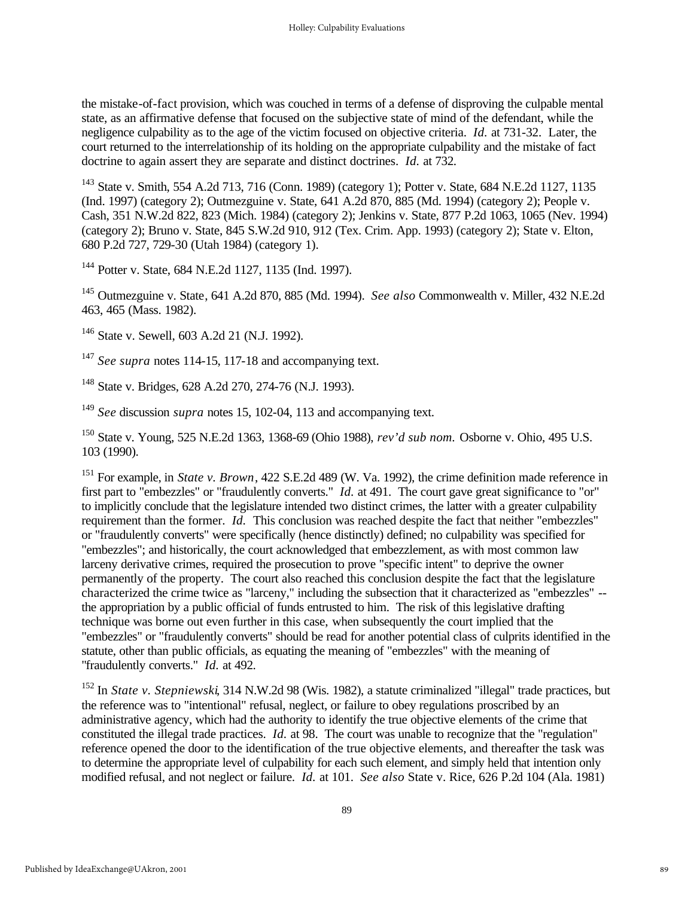the mistake-of-fact provision, which was couched in terms of a defense of disproving the culpable mental state, as an affirmative defense that focused on the subjective state of mind of the defendant, while the negligence culpability as to the age of the victim focused on objective criteria. *Id.* at 731-32. Later, the court returned to the interrelationship of its holding on the appropriate culpability and the mistake of fact doctrine to again assert they are separate and distinct doctrines. *Id.* at 732.

[143] State v. Smith, 554 A.2d 713, 716 (Conn. 1989) (category 1); Potter v. State, 684 N.E.2d 1127, 1135 (Ind. 1997) (category 2); Outmezguine v. State, 641 A.2d 870, 885 (Md. 1994) (category 2); People v. Cash, 351 N.W.2d 822, 823 (Mich. 1984) (category 2); Jenkins v. State, 877 P.2d 1063, 1065 (Nev. 1994) (category 2); Bruno v. State, 845 S.W.2d 910, 912 (Tex. Crim. App. 1993) (category 2); State v. Elton, 680 P.2d 727, 729-30 (Utah 1984) (category 1).

[144] Potter v. State, 684 N.E.2d 1127, 1135 (Ind. 1997).

[145] Outmezguine v. State, 641 A.2d 870, 885 (Md. 1994). *See also* Commonwealth v. Miller, 432 N.E.2d 463, 465 (Mass. 1982).

[146] State v. Sewell, 603 A.2d 21 (N.J. 1992).

[147] *See supra* notes 114-15, 117-18 and accompanying text.

[148] State v. Bridges, 628 A.2d 270, 274-76 (N.J. 1993).

[149] *See* discussion *supra* notes 15, 102-04, 113 and accompanying text.

[150] State v. Young, 525 N.E.2d 1363, 1368-69 (Ohio 1988), *rev'd sub nom.* Osborne v. Ohio, 495 U.S. 103 (1990).

[151] For example, in *State v. Brown*, 422 S.E.2d 489 (W. Va. 1992), the crime definition made reference in first part to "embezzles" or "fraudulently converts." *Id.* at 491. The court gave great significance to "or" to implicitly conclude that the legislature intended two distinct crimes, the latter with a greater culpability requirement than the former. *Id.* This conclusion was reached despite the fact that neither "embezzles" or "fraudulently converts" were specifically (hence distinctly) defined; no culpability was specified for "embezzles"; and historically, the court acknowledged that embezzlement, as with most common law larceny derivative crimes, required the prosecution to prove "specific intent" to deprive the owner permanently of the property. The court also reached this conclusion despite the fact that the legislature characterized the crime twice as "larceny," including the subsection that it characterized as "embezzles" -- the appropriation by a public official of funds entrusted to him. The risk of this legislative drafting technique was borne out even further in this case, when subsequently the court implied that the "embezzles" or "fraudulently converts" should be read for another potential class of culprits identified in the statute, other than public officials, as equating the meaning of "embezzles" with the meaning of "fraudulently converts." *Id.* at 492.

[152] In *State v. Stepniewski*, 314 N.W.2d 98 (Wis. 1982), a statute criminalized "illegal" trade practices, but the reference was to "intentional" refusal, neglect, or failure to obey regulations proscribed by an administrative agency, which had the authority to identify the true objective elements of the crime that constituted the illegal trade practices. *Id.* at 98. The court was unable to recognize that the "regulation" reference opened the door to the identification of the true objective elements, and thereafter the task was to determine the appropriate level of culpability for each such element, and simply held that intention only modified refusal, and not neglect or failure. *Id.* at 101. *See also* State v. Rice, 626 P.2d 104 (Ala. 1981)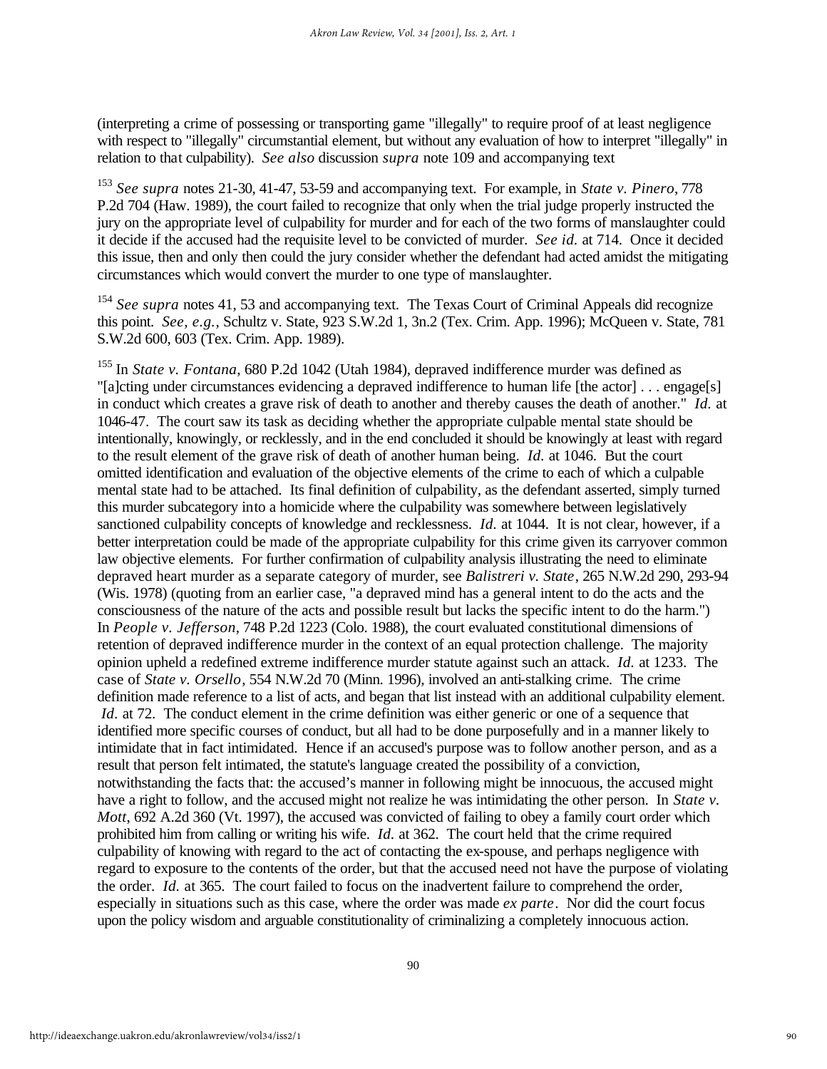(interpreting a crime of possessing or transporting game "illegally" to require proof of at least negligence with respect to "illegally" circumstantial element, but without any evaluation of how to interpret "illegally" in relation to that culpability). *See also* discussion *supra* note 109 and accompanying text

[153] *See supra* notes 21-30, 41-47, 53-59 and accompanying text. For example, in *State v. Pinero*, 778 P.2d 704 (Haw. 1989), the court failed to recognize that only when the trial judge properly instructed the jury on the appropriate level of culpability for murder and for each of the two forms of manslaughter could it decide if the accused had the requisite level to be convicted of murder. *See id.* at 714. Once it decided this issue, then and only then could the jury consider whether the defendant had acted amidst the mitigating circumstances which would convert the murder to one type of manslaughter.

[154] *See supra* notes 41, 53 and accompanying text. The Texas Court of Criminal Appeals did recognize this point. *See, e.g.*, Schultz v. State, 923 S.W.2d 1, 3n.2 (Tex. Crim. App. 1996); McQueen v. State, 781 S.W.2d 600, 603 (Tex. Crim. App. 1989).

[155] In *State v. Fontana*, 680 P.2d 1042 (Utah 1984), depraved indifference murder was defined as "[a]cting under circumstances evidencing a depraved indifference to human life [the actor] . . . engage[s] in conduct which creates a grave risk of death to another and thereby causes the death of another." *Id.* at 1046-47. The court saw its task as deciding whether the appropriate culpable mental state should be intentionally, knowingly, or recklessly, and in the end concluded it should be knowingly at least with regard to the result element of the grave risk of death of another human being. *Id.* at 1046. But the court omitted identification and evaluation of the objective elements of the crime to each of which a culpable mental state had to be attached. Its final definition of culpability, as the defendant asserted, simply turned this murder subcategory into a homicide where the culpability was somewhere between legislatively sanctioned culpability concepts of knowledge and recklessness. *Id.* at 1044. It is not clear, however, if a better interpretation could be made of the appropriate culpability for this crime given its carryover common law objective elements. For further confirmation of culpability analysis illustrating the need to eliminate depraved heart murder as a separate category of murder, see *Balistreri v. State*, 265 N.W.2d 290, 293-94 (Wis. 1978) (quoting from an earlier case, "a depraved mind has a general intent to do the acts and the consciousness of the nature of the acts and possible result but lacks the specific intent to do the harm.") In *People v. Jefferson*, 748 P.2d 1223 (Colo. 1988), the court evaluated constitutional dimensions of retention of depraved indifference murder in the context of an equal protection challenge. The majority opinion upheld a redefined extreme indifference murder statute against such an attack. *Id.* at 1233. The case of *State v. Orsello*, 554 N.W.2d 70 (Minn. 1996), involved an anti-stalking crime. The crime definition made reference to a list of acts, and began that list instead with an additional culpability element. *Id.* at 72. The conduct element in the crime definition was either generic or one of a sequence that identified more specific courses of conduct, but all had to be done purposefully and in a manner likely to intimidate that in fact intimidated. Hence if an accused's purpose was to follow another person, and as a result that person felt intimated, the statute's language created the possibility of a conviction, notwithstanding the facts that: the accused's manner in following might be innocuous, the accused might have a right to follow, and the accused might not realize he was intimidating the other person. In *State v. Mott*, 692 A.2d 360 (Vt. 1997), the accused was convicted of failing to obey a family court order which prohibited him from calling or writing his wife. *Id.* at 362. The court held that the crime required culpability of knowing with regard to the act of contacting the ex-spouse, and perhaps negligence with regard to exposure to the contents of the order, but that the accused need not have the purpose of violating the order. *Id.* at 365. The court failed to focus on the inadvertent failure to comprehend the order, especially in situations such as this case, where the order was made *ex parte*. Nor did the court focus upon the policy wisdom and arguable constitutionality of criminalizing a completely innocuous action.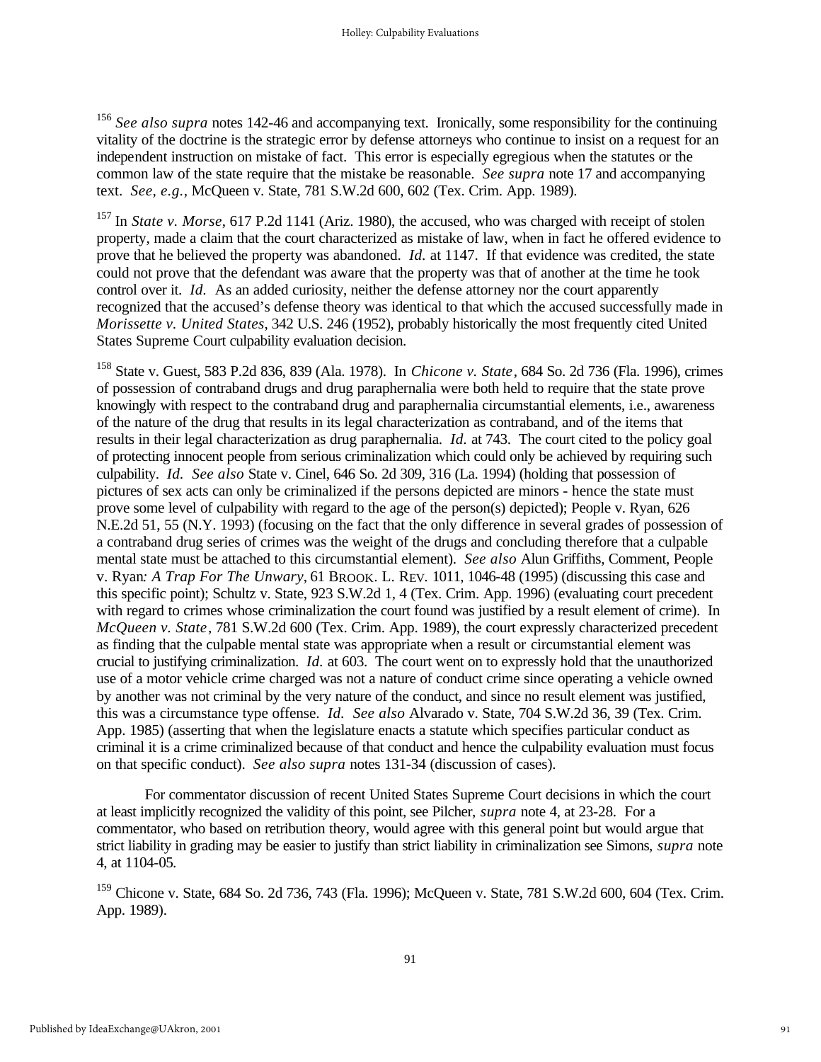[156] *See also supra* notes 142-46 and accompanying text. Ironically, some responsibility for the continuing vitality of the doctrine is the strategic error by defense attorneys who continue to insist on a request for an independent instruction on mistake of fact. This error is especially egregious when the statutes or the common law of the state require that the mistake be reasonable. *See supra* note 17 and accompanying text. *See, e.g.*, McQueen v. State, 781 S.W.2d 600, 602 (Tex. Crim. App. 1989).

[157] In *State v. Morse*, 617 P.2d 1141 (Ariz. 1980), the accused, who was charged with receipt of stolen property, made a claim that the court characterized as mistake of law, when in fact he offered evidence to prove that he believed the property was abandoned. *Id.* at 1147. If that evidence was credited, the state could not prove that the defendant was aware that the property was that of another at the time he took control over it. *Id.* As an added curiosity, neither the defense attorney nor the court apparently recognized that the accused's defense theory was identical to that which the accused successfully made in *Morissette v. United States*, 342 U.S. 246 (1952), probably historically the most frequently cited United States Supreme Court culpability evaluation decision.

[158] State v. Guest, 583 P.2d 836, 839 (Ala. 1978). In *Chicone v. State*, 684 So. 2d 736 (Fla. 1996), crimes of possession of contraband drugs and drug paraphernalia were both held to require that the state prove knowingly with respect to the contraband drug and paraphernalia circumstantial elements, i.e., awareness of the nature of the drug that results in its legal characterization as contraband, and of the items that results in their legal characterization as drug paraphernalia. *Id.* at 743. The court cited to the policy goal of protecting innocent people from serious criminalization which could only be achieved by requiring such culpability. *Id.* *See also* State v. Cinel, 646 So. 2d 309, 316 (La. 1994) (holding that possession of pictures of sex acts can only be criminalized if the persons depicted are minors - hence the state must prove some level of culpability with regard to the age of the person(s) depicted); People v. Ryan, 626 N.E.2d 51, 55 (N.Y. 1993) (focusing on the fact that the only difference in several grades of possession of a contraband drug series of crimes was the weight of the drugs and concluding therefore that a culpable mental state must be attached to this circumstantial element). *See also* Alun Griffiths, Comment, People v. Ryan*: A Trap For The Unwary*, 61 BROOK. L. REV. 1011, 1046-48 (1995) (discussing this case and this specific point); Schultz v. State, 923 S.W.2d 1, 4 (Tex. Crim. App. 1996) (evaluating court precedent with regard to crimes whose criminalization the court found was justified by a result element of crime). In *McQueen v. State*, 781 S.W.2d 600 (Tex. Crim. App. 1989), the court expressly characterized precedent as finding that the culpable mental state was appropriate when a result or circumstantial element was crucial to justifying criminalization. *Id.* at 603. The court went on to expressly hold that the unauthorized use of a motor vehicle crime charged was not a nature of conduct crime since operating a vehicle owned by another was not criminal by the very nature of the conduct, and since no result element was justified, this was a circumstance type offense. *Id.* *See also* Alvarado v. State, 704 S.W.2d 36, 39 (Tex. Crim. App. 1985) (asserting that when the legislature enacts a statute which specifies particular conduct as criminal it is a crime criminalized because of that conduct and hence the culpability evaluation must focus on that specific conduct). *See also supra* notes 131-34 (discussion of cases).

For commentator discussion of recent United States Supreme Court decisions in which the court at least implicitly recognized the validity of this point, see Pilcher, *supra* note 4, at 23-28. For a commentator, who based on retribution theory, would agree with this general point but would argue that strict liability in grading may be easier to justify than strict liability in criminalization see Simons, *supra* note 4, at 1104-05.

[159] Chicone v. State, 684 So. 2d 736, 743 (Fla. 1996); McQueen v. State, 781 S.W.2d 600, 604 (Tex. Crim. App. 1989).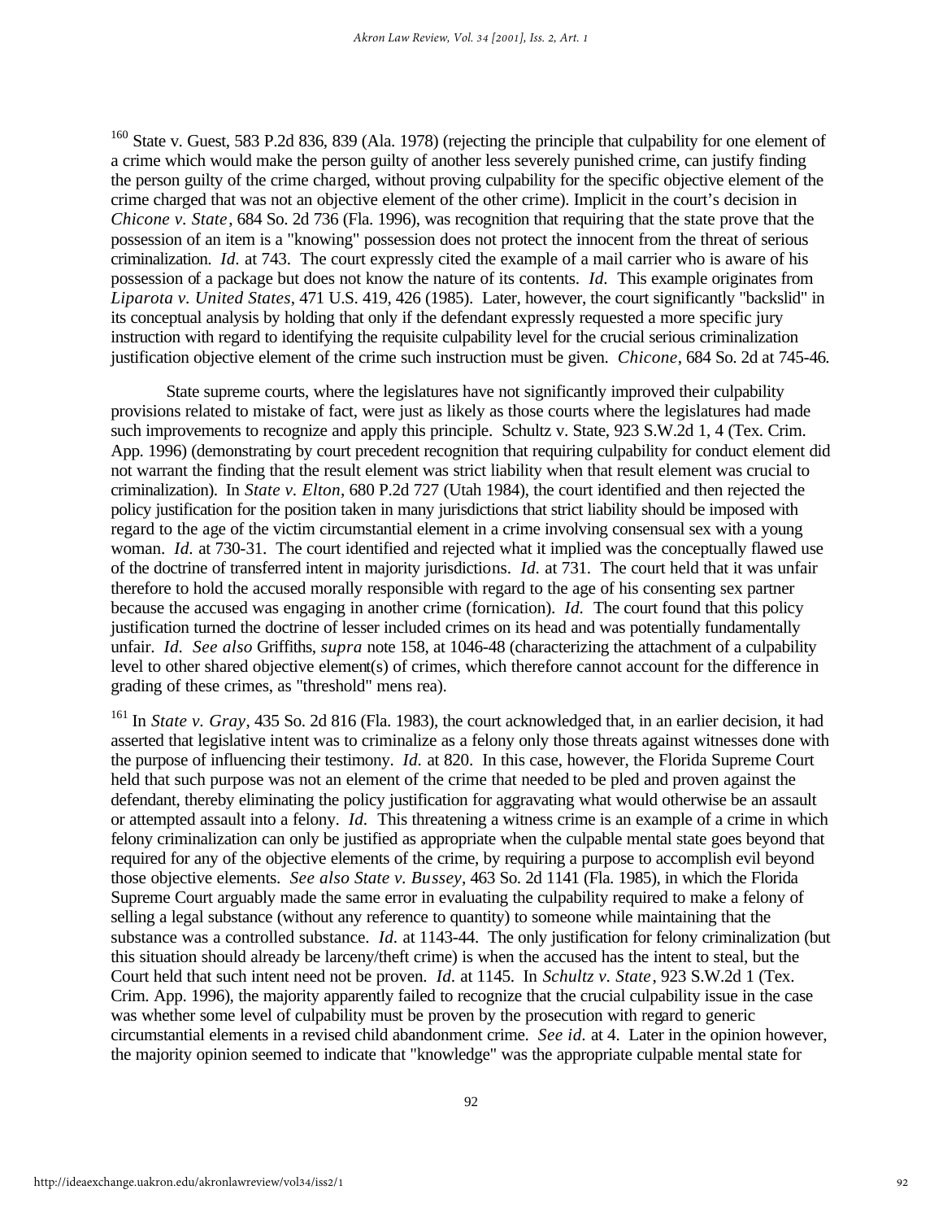[160] State v. Guest, 583 P.2d 836, 839 (Ala. 1978) (rejecting the principle that culpability for one element of a crime which would make the person guilty of another less severely punished crime, can justify finding the person guilty of the crime charged, without proving culpability for the specific objective element of the crime charged that was not an objective element of the other crime). Implicit in the court's decision in *Chicone v. State*, 684 So. 2d 736 (Fla. 1996), was recognition that requiring that the state prove that the possession of an item is a "knowing" possession does not protect the innocent from the threat of serious criminalization. *Id.* at 743. The court expressly cited the example of a mail carrier who is aware of his possession of a package but does not know the nature of its contents. *Id.* This example originates from *Liparota v. United States*, 471 U.S. 419, 426 (1985). Later, however, the court significantly "backslid" in its conceptual analysis by holding that only if the defendant expressly requested a more specific jury instruction with regard to identifying the requisite culpability level for the crucial serious criminalization justification objective element of the crime such instruction must be given. *Chicone*, 684 So. 2d at 745-46.

State supreme courts, where the legislatures have not significantly improved their culpability provisions related to mistake of fact, were just as likely as those courts where the legislatures had made such improvements to recognize and apply this principle. Schultz v. State, 923 S.W.2d 1, 4 (Tex. Crim. App. 1996) (demonstrating by court precedent recognition that requiring culpability for conduct element did not warrant the finding that the result element was strict liability when that result element was crucial to criminalization). In *State v. Elton*, 680 P.2d 727 (Utah 1984), the court identified and then rejected the policy justification for the position taken in many jurisdictions that strict liability should be imposed with regard to the age of the victim circumstantial element in a crime involving consensual sex with a young woman. *Id.* at 730-31. The court identified and rejected what it implied was the conceptually flawed use of the doctrine of transferred intent in majority jurisdictions. *Id.* at 731. The court held that it was unfair therefore to hold the accused morally responsible with regard to the age of his consenting sex partner because the accused was engaging in another crime (fornication). *Id.* The court found that this policy justification turned the doctrine of lesser included crimes on its head and was potentially fundamentally unfair. *Id.* *See also* Griffiths, *supra* note 158, at 1046-48 (characterizing the attachment of a culpability level to other shared objective element(s) of crimes, which therefore cannot account for the difference in grading of these crimes, as "threshold" mens rea).

[161] In *State v. Gray*, 435 So. 2d 816 (Fla. 1983), the court acknowledged that, in an earlier decision, it had asserted that legislative intent was to criminalize as a felony only those threats against witnesses done with the purpose of influencing their testimony. *Id.* at 820. In this case, however, the Florida Supreme Court held that such purpose was not an element of the crime that needed to be pled and proven against the defendant, thereby eliminating the policy justification for aggravating what would otherwise be an assault or attempted assault into a felony. *Id.* This threatening a witness crime is an example of a crime in which felony criminalization can only be justified as appropriate when the culpable mental state goes beyond that required for any of the objective elements of the crime, by requiring a purpose to accomplish evil beyond those objective elements. *See also State v. Bussey*, 463 So. 2d 1141 (Fla. 1985), in which the Florida Supreme Court arguably made the same error in evaluating the culpability required to make a felony of selling a legal substance (without any reference to quantity) to someone while maintaining that the substance was a controlled substance. *Id.* at 1143-44. The only justification for felony criminalization (but this situation should already be larceny/theft crime) is when the accused has the intent to steal, but the Court held that such intent need not be proven. *Id.* at 1145. In *Schultz v. State*, 923 S.W.2d 1 (Tex. Crim. App. 1996), the majority apparently failed to recognize that the crucial culpability issue in the case was whether some level of culpability must be proven by the prosecution with regard to generic circumstantial elements in a revised child abandonment crime. *See id.* at 4. Later in the opinion however, the majority opinion seemed to indicate that "knowledge" was the appropriate culpable mental state for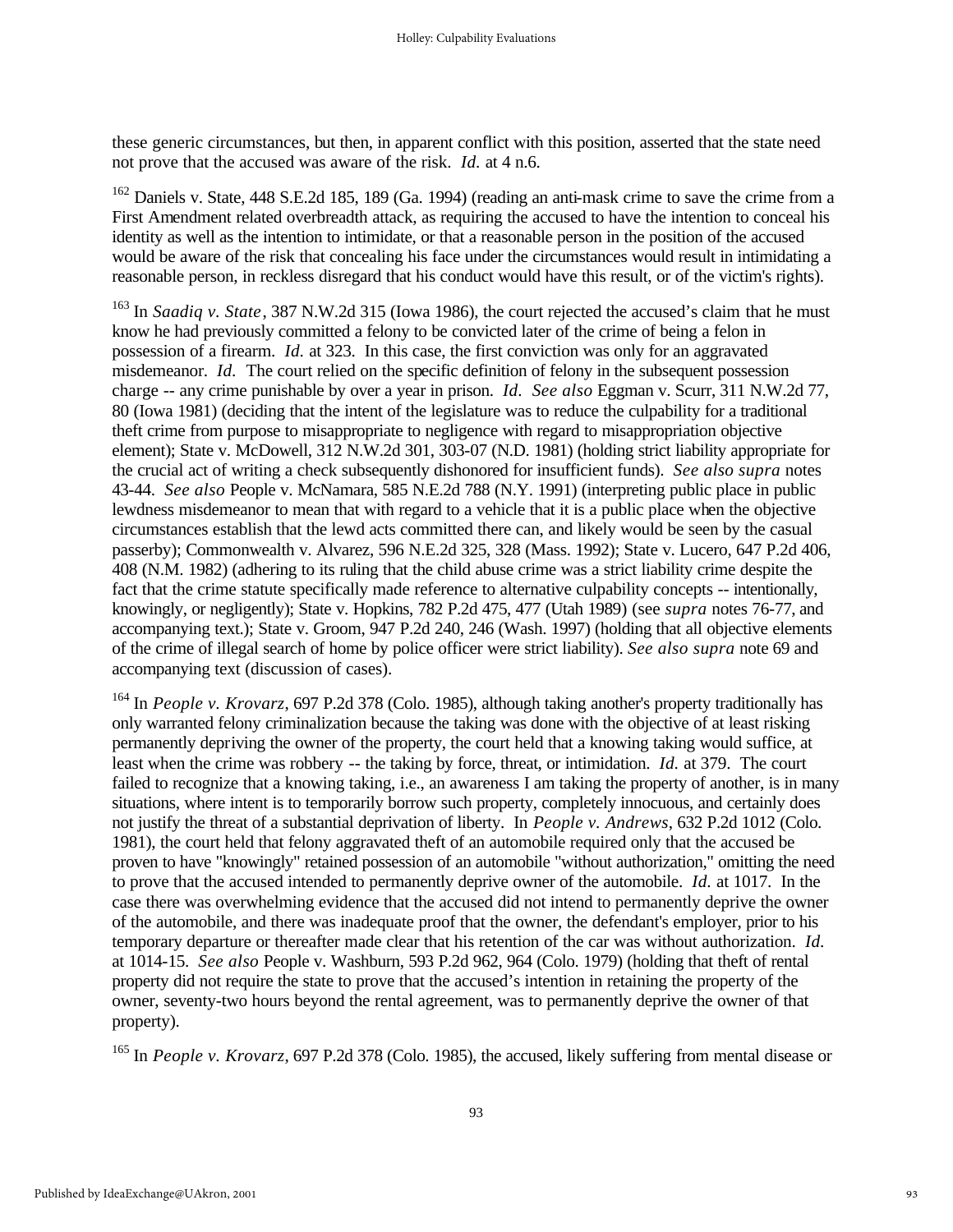these generic circumstances, but then, in apparent conflict with this position, asserted that the state need not prove that the accused was aware of the risk. *Id.* at 4 n.6.

[162] Daniels v. State, 448 S.E.2d 185, 189 (Ga. 1994) (reading an anti-mask crime to save the crime from a First Amendment related overbreadth attack, as requiring the accused to have the intention to conceal his identity as well as the intention to intimidate, or that a reasonable person in the position of the accused would be aware of the risk that concealing his face under the circumstances would result in intimidating a reasonable person, in reckless disregard that his conduct would have this result, or of the victim's rights).

[163] In *Saadiq v. State*, 387 N.W.2d 315 (Iowa 1986), the court rejected the accused's claim that he must know he had previously committed a felony to be convicted later of the crime of being a felon in possession of a firearm. *Id.* at 323. In this case, the first conviction was only for an aggravated misdemeanor. *Id.* The court relied on the specific definition of felony in the subsequent possession charge -- any crime punishable by over a year in prison. *Id. See also* Eggman v. Scurr, 311 N.W.2d 77, 80 (Iowa 1981) (deciding that the intent of the legislature was to reduce the culpability for a traditional theft crime from purpose to misappropriate to negligence with regard to misappropriation objective element); State v. McDowell, 312 N.W.2d 301, 303-07 (N.D. 1981) (holding strict liability appropriate for the crucial act of writing a check subsequently dishonored for insufficient funds). *See also supra* notes 43-44. *See also* People v. McNamara, 585 N.E.2d 788 (N.Y. 1991) (interpreting public place in public lewdness misdemeanor to mean that with regard to a vehicle that it is a public place when the objective circumstances establish that the lewd acts committed there can, and likely would be seen by the casual passerby); Commonwealth v. Alvarez, 596 N.E.2d 325, 328 (Mass. 1992); State v. Lucero, 647 P.2d 406, 408 (N.M. 1982) (adhering to its ruling that the child abuse crime was a strict liability crime despite the fact that the crime statute specifically made reference to alternative culpability concepts -- intentionally, knowingly, or negligently); State v. Hopkins, 782 P.2d 475, 477 (Utah 1989) (see *supra* notes 76-77, and accompanying text.); State v. Groom, 947 P.2d 240, 246 (Wash. 1997) (holding that all objective elements of the crime of illegal search of home by police officer were strict liability). *See also supra* note 69 and accompanying text (discussion of cases).

[164] In *People v. Krovarz*, 697 P.2d 378 (Colo. 1985), although taking another's property traditionally has only warranted felony criminalization because the taking was done with the objective of at least risking permanently depriving the owner of the property, the court held that a knowing taking would suffice, at least when the crime was robbery -- the taking by force, threat, or intimidation. *Id.* at 379. The court failed to recognize that a knowing taking, i.e., an awareness I am taking the property of another, is in many situations, where intent is to temporarily borrow such property, completely innocuous, and certainly does not justify the threat of a substantial deprivation of liberty. In *People v. Andrews*, 632 P.2d 1012 (Colo. 1981), the court held that felony aggravated theft of an automobile required only that the accused be proven to have "knowingly" retained possession of an automobile "without authorization," omitting the need to prove that the accused intended to permanently deprive owner of the automobile. *Id.* at 1017. In the case there was overwhelming evidence that the accused did not intend to permanently deprive the owner of the automobile, and there was inadequate proof that the owner, the defendant's employer, prior to his temporary departure or thereafter made clear that his retention of the car was without authorization. *Id.* at 1014-15. *See also* People v. Washburn, 593 P.2d 962, 964 (Colo. 1979) (holding that theft of rental property did not require the state to prove that the accused's intention in retaining the property of the owner, seventy-two hours beyond the rental agreement, was to permanently deprive the owner of that property).

[165] In *People v. Krovarz*, 697 P.2d 378 (Colo. 1985), the accused, likely suffering from mental disease or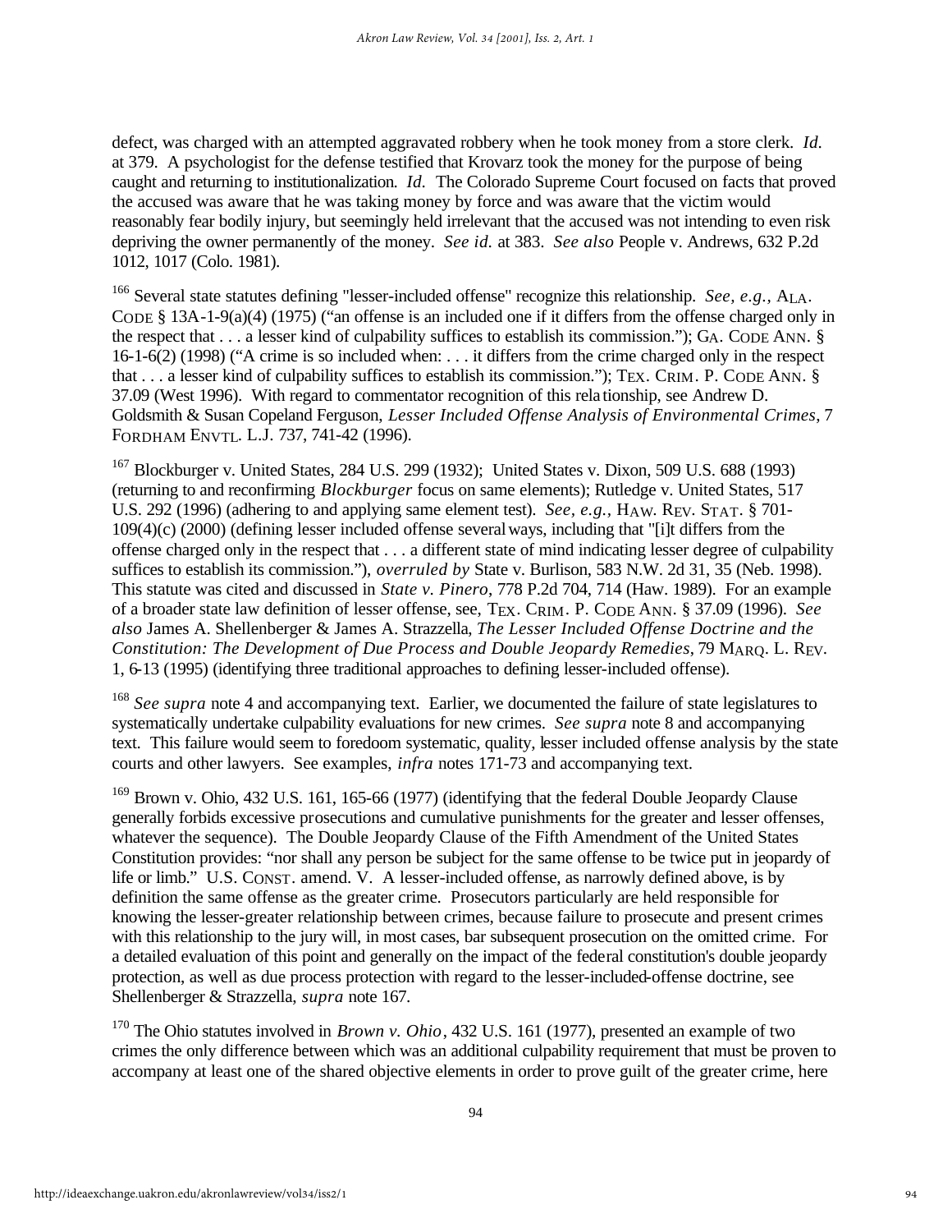defect, was charged with an attempted aggravated robbery when he took money from a store clerk. *Id.* at 379. A psychologist for the defense testified that Krovarz took the money for the purpose of being caught and returning to institutionalization. *Id.* The Colorado Supreme Court focused on facts that proved the accused was aware that he was taking money by force and was aware that the victim would reasonably fear bodily injury, but seemingly held irrelevant that the accused was not intending to even risk depriving the owner permanently of the money. *See id.* at 383. *See also* People v. Andrews, 632 P.2d 1012, 1017 (Colo. 1981).

[166] Several state statutes defining "lesser-included offense" recognize this relationship. *See, e.g.,* ALA. CODE § 13A-1-9(a)(4) (1975) ("an offense is an included one if it differs from the offense charged only in the respect that . . . a lesser kind of culpability suffices to establish its commission."); GA. CODE ANN. § 16-1-6(2) (1998) ("A crime is so included when: . . . it differs from the crime charged only in the respect that . . . a lesser kind of culpability suffices to establish its commission."); TEX. CRIM. P. CODE ANN. § 37.09 (West 1996). With regard to commentator recognition of this relationship, see Andrew D. Goldsmith & Susan Copeland Ferguson, *Lesser Included Offense Analysis of Environmental Crimes*, 7 FORDHAM ENVTL. L.J. 737, 741-42 (1996).

[167] Blockburger v. United States, 284 U.S. 299 (1932); United States v. Dixon, 509 U.S. 688 (1993) (returning to and reconfirming *Blockburger* focus on same elements); Rutledge v. United States, 517 U.S. 292 (1996) (adhering to and applying same element test). *See, e.g.,* HAW. REV. STAT. § 701-109(4)(c) (2000) (defining lesser included offense several ways, including that "[i]t differs from the offense charged only in the respect that . . . a different state of mind indicating lesser degree of culpability suffices to establish its commission."), *overruled by* State v. Burlison, 583 N.W. 2d 31, 35 (Neb. 1998). This statute was cited and discussed in *State v. Pinero*, 778 P.2d 704, 714 (Haw. 1989). For an example of a broader state law definition of lesser offense, see, TEX. CRIM. P. CODE ANN. § 37.09 (1996). *See also* James A. Shellenberger & James A. Strazzella, *The Lesser Included Offense Doctrine and the Constitution: The Development of Due Process and Double Jeopardy Remedies*, 79 MARQ. L. REV. 1, 6-13 (1995) (identifying three traditional approaches to defining lesser-included offense).

[168] *See supra* note 4 and accompanying text. Earlier, we documented the failure of state legislatures to systematically undertake culpability evaluations for new crimes. *See supra* note 8 and accompanying text. This failure would seem to foredoom systematic, quality, lesser included offense analysis by the state courts and other lawyers. See examples, *infra* notes 171-73 and accompanying text.

[169] Brown v. Ohio, 432 U.S. 161, 165-66 (1977) (identifying that the federal Double Jeopardy Clause generally forbids excessive prosecutions and cumulative punishments for the greater and lesser offenses, whatever the sequence). The Double Jeopardy Clause of the Fifth Amendment of the United States Constitution provides: "nor shall any person be subject for the same offense to be twice put in jeopardy of life or limb." U.S. CONST. amend. V. A lesser-included offense, as narrowly defined above, is by definition the same offense as the greater crime. Prosecutors particularly are held responsible for knowing the lesser-greater relationship between crimes, because failure to prosecute and present crimes with this relationship to the jury will, in most cases, bar subsequent prosecution on the omitted crime. For a detailed evaluation of this point and generally on the impact of the federal constitution's double jeopardy protection, as well as due process protection with regard to the lesser-included-offense doctrine, see Shellenberger & Strazzella, *supra* note 167.

[170] The Ohio statutes involved in *Brown v. Ohio*, 432 U.S. 161 (1977), presented an example of two crimes the only difference between which was an additional culpability requirement that must be proven to accompany at least one of the shared objective elements in order to prove guilt of the greater crime, here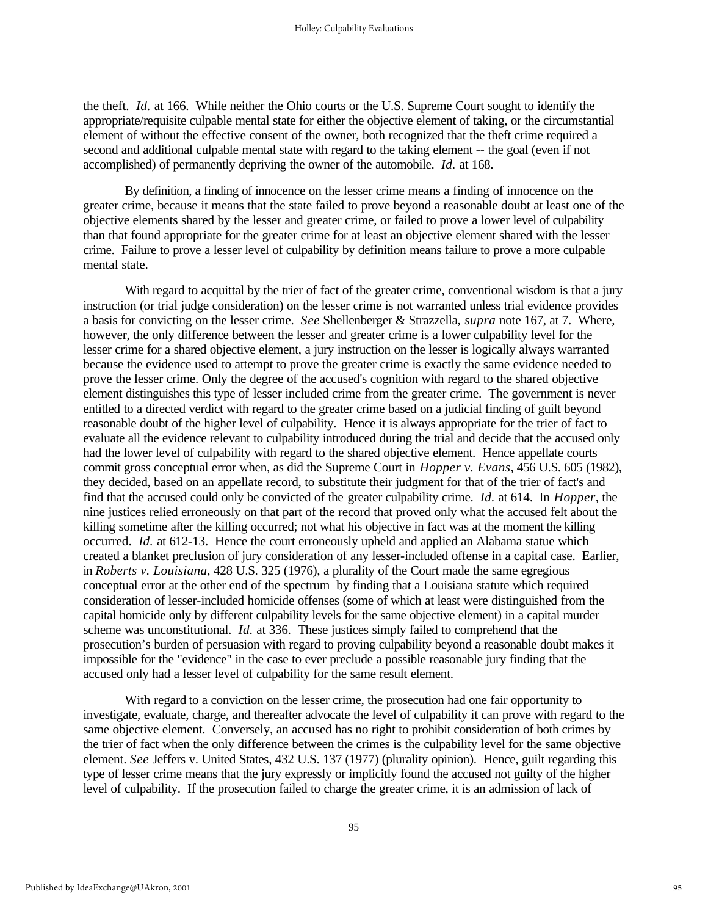the theft. *Id.* at 166. While neither the Ohio courts or the U.S. Supreme Court sought to identify the appropriate/requisite culpable mental state for either the objective element of taking, or the circumstantial element of without the effective consent of the owner, both recognized that the theft crime required a second and additional culpable mental state with regard to the taking element -- the goal (even if not accomplished) of permanently depriving the owner of the automobile. *Id.* at 168.

By definition, a finding of innocence on the lesser crime means a finding of innocence on the greater crime, because it means that the state failed to prove beyond a reasonable doubt at least one of the objective elements shared by the lesser and greater crime, or failed to prove a lower level of culpability than that found appropriate for the greater crime for at least an objective element shared with the lesser crime. Failure to prove a lesser level of culpability by definition means failure to prove a more culpable mental state.

With regard to acquittal by the trier of fact of the greater crime, conventional wisdom is that a jury instruction (or trial judge consideration) on the lesser crime is not warranted unless trial evidence provides a basis for convicting on the lesser crime. *See* Shellenberger & Strazzella, *supra* note 167, at 7. Where, however, the only difference between the lesser and greater crime is a lower culpability level for the lesser crime for a shared objective element, a jury instruction on the lesser is logically always warranted because the evidence used to attempt to prove the greater crime is exactly the same evidence needed to prove the lesser crime. Only the degree of the accused's cognition with regard to the shared objective element distinguishes this type of lesser included crime from the greater crime. The government is never entitled to a directed verdict with regard to the greater crime based on a judicial finding of guilt beyond reasonable doubt of the higher level of culpability. Hence it is always appropriate for the trier of fact to evaluate all the evidence relevant to culpability introduced during the trial and decide that the accused only had the lower level of culpability with regard to the shared objective element. Hence appellate courts commit gross conceptual error when, as did the Supreme Court in *Hopper v. Evans*, 456 U.S. 605 (1982), they decided, based on an appellate record, to substitute their judgment for that of the trier of fact's and find that the accused could only be convicted of the greater culpability crime. *Id.* at 614. In *Hopper*, the nine justices relied erroneously on that part of the record that proved only what the accused felt about the killing sometime after the killing occurred; not what his objective in fact was at the moment the killing occurred. *Id.* at 612-13. Hence the court erroneously upheld and applied an Alabama statue which created a blanket preclusion of jury consideration of any lesser-included offense in a capital case. Earlier, in *Roberts v. Louisiana*, 428 U.S. 325 (1976), a plurality of the Court made the same egregious conceptual error at the other end of the spectrum by finding that a Louisiana statute which required consideration of lesser-included homicide offenses (some of which at least were distinguished from the capital homicide only by different culpability levels for the same objective element) in a capital murder scheme was unconstitutional. *Id.* at 336. These justices simply failed to comprehend that the prosecution's burden of persuasion with regard to proving culpability beyond a reasonable doubt makes it impossible for the "evidence" in the case to ever preclude a possible reasonable jury finding that the accused only had a lesser level of culpability for the same result element.

With regard to a conviction on the lesser crime, the prosecution had one fair opportunity to investigate, evaluate, charge, and thereafter advocate the level of culpability it can prove with regard to the same objective element. Conversely, an accused has no right to prohibit consideration of both crimes by the trier of fact when the only difference between the crimes is the culpability level for the same objective element. *See* Jeffers v. United States, 432 U.S. 137 (1977) (plurality opinion). Hence, guilt regarding this type of lesser crime means that the jury expressly or implicitly found the accused not guilty of the higher level of culpability. If the prosecution failed to charge the greater crime, it is an admission of lack of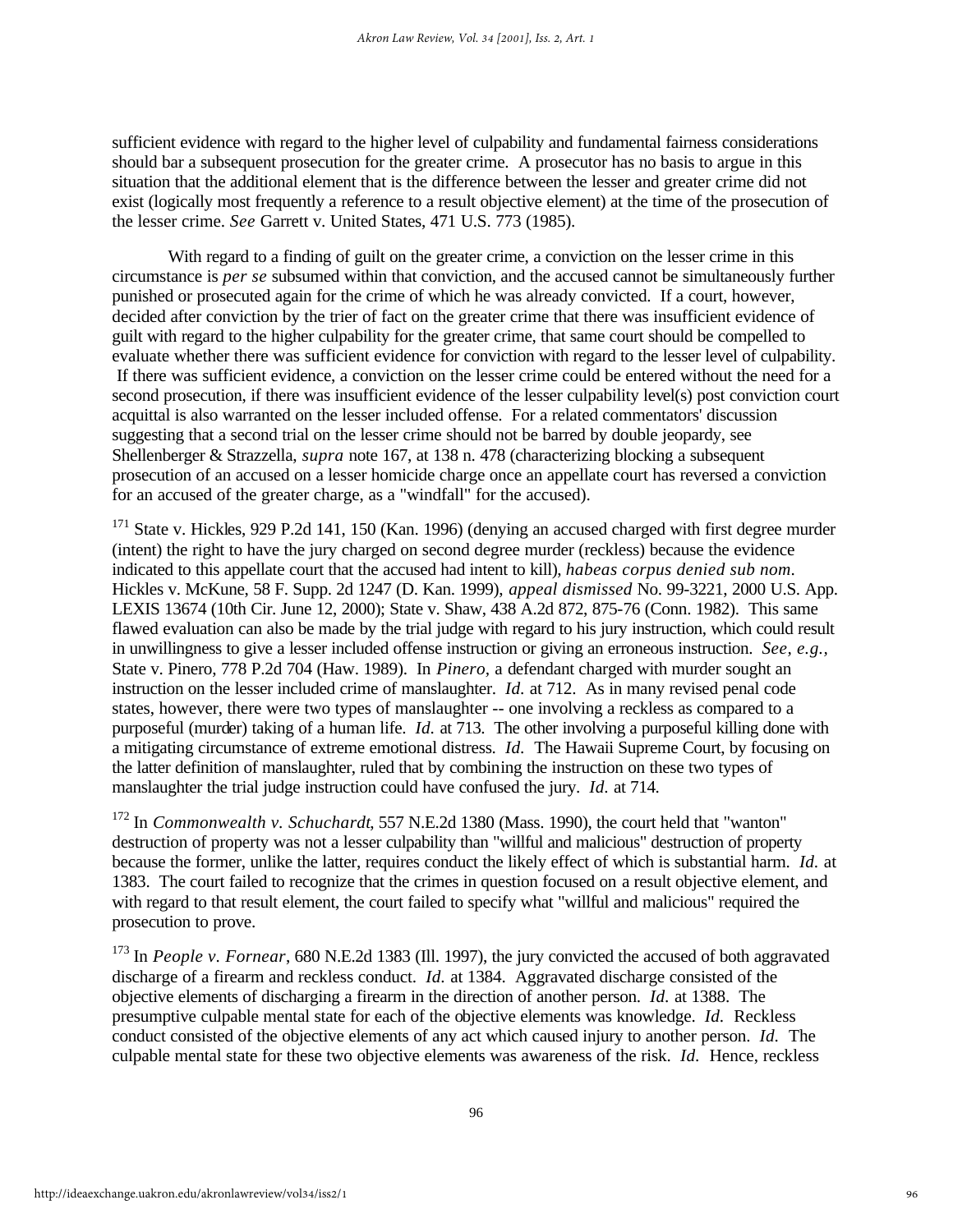sufficient evidence with regard to the higher level of culpability and fundamental fairness considerations should bar a subsequent prosecution for the greater crime. A prosecutor has no basis to argue in this situation that the additional element that is the difference between the lesser and greater crime did not exist (logically most frequently a reference to a result objective element) at the time of the prosecution of the lesser crime. *See* Garrett v. United States, 471 U.S. 773 (1985).

With regard to a finding of guilt on the greater crime, a conviction on the lesser crime in this circumstance is *per se* subsumed within that conviction, and the accused cannot be simultaneously further punished or prosecuted again for the crime of which he was already convicted. If a court, however, decided after conviction by the trier of fact on the greater crime that there was insufficient evidence of guilt with regard to the higher culpability for the greater crime, that same court should be compelled to evaluate whether there was sufficient evidence for conviction with regard to the lesser level of culpability. If there was sufficient evidence, a conviction on the lesser crime could be entered without the need for a second prosecution, if there was insufficient evidence of the lesser culpability level(s) post conviction court acquittal is also warranted on the lesser included offense. For a related commentators' discussion suggesting that a second trial on the lesser crime should not be barred by double jeopardy, see Shellenberger & Strazzella, *supra* note 167, at 138 n. 478 (characterizing blocking a subsequent prosecution of an accused on a lesser homicide charge once an appellate court has reversed a conviction for an accused of the greater charge, as a "windfall" for the accused).

[171] State v. Hickles, 929 P.2d 141, 150 (Kan. 1996) (denying an accused charged with first degree murder (intent) the right to have the jury charged on second degree murder (reckless) because the evidence indicated to this appellate court that the accused had intent to kill), *habeas corpus denied sub nom.* Hickles v. McKune, 58 F. Supp. 2d 1247 (D. Kan. 1999), *appeal dismissed* No. 99-3221, 2000 U.S. App. LEXIS 13674 (10th Cir. June 12, 2000); State v. Shaw, 438 A.2d 872, 875-76 (Conn. 1982). This same flawed evaluation can also be made by the trial judge with regard to his jury instruction, which could result in unwillingness to give a lesser included offense instruction or giving an erroneous instruction. *See, e.g.,* State v. Pinero, 778 P.2d 704 (Haw. 1989). In *Pinero,* a defendant charged with murder sought an instruction on the lesser included crime of manslaughter. *Id.* at 712. As in many revised penal code states, however, there were two types of manslaughter -- one involving a reckless as compared to a purposeful (murder) taking of a human life. *Id.* at 713. The other involving a purposeful killing done with a mitigating circumstance of extreme emotional distress. *Id.* The Hawaii Supreme Court, by focusing on the latter definition of manslaughter, ruled that by combining the instruction on these two types of manslaughter the trial judge instruction could have confused the jury. *Id.* at 714.

[172] In *Commonwealth v. Schuchardt*, 557 N.E.2d 1380 (Mass. 1990), the court held that "wanton" destruction of property was not a lesser culpability than "willful and malicious" destruction of property because the former, unlike the latter, requires conduct the likely effect of which is substantial harm. *Id.* at 1383. The court failed to recognize that the crimes in question focused on a result objective element, and with regard to that result element, the court failed to specify what "willful and malicious" required the prosecution to prove.

[173] In *People v. Fornear*, 680 N.E.2d 1383 (Ill. 1997), the jury convicted the accused of both aggravated discharge of a firearm and reckless conduct. *Id.* at 1384. Aggravated discharge consisted of the objective elements of discharging a firearm in the direction of another person. *Id.* at 1388. The presumptive culpable mental state for each of the objective elements was knowledge. *Id.* Reckless conduct consisted of the objective elements of any act which caused injury to another person. *Id.* The culpable mental state for these two objective elements was awareness of the risk. *Id.* Hence, reckless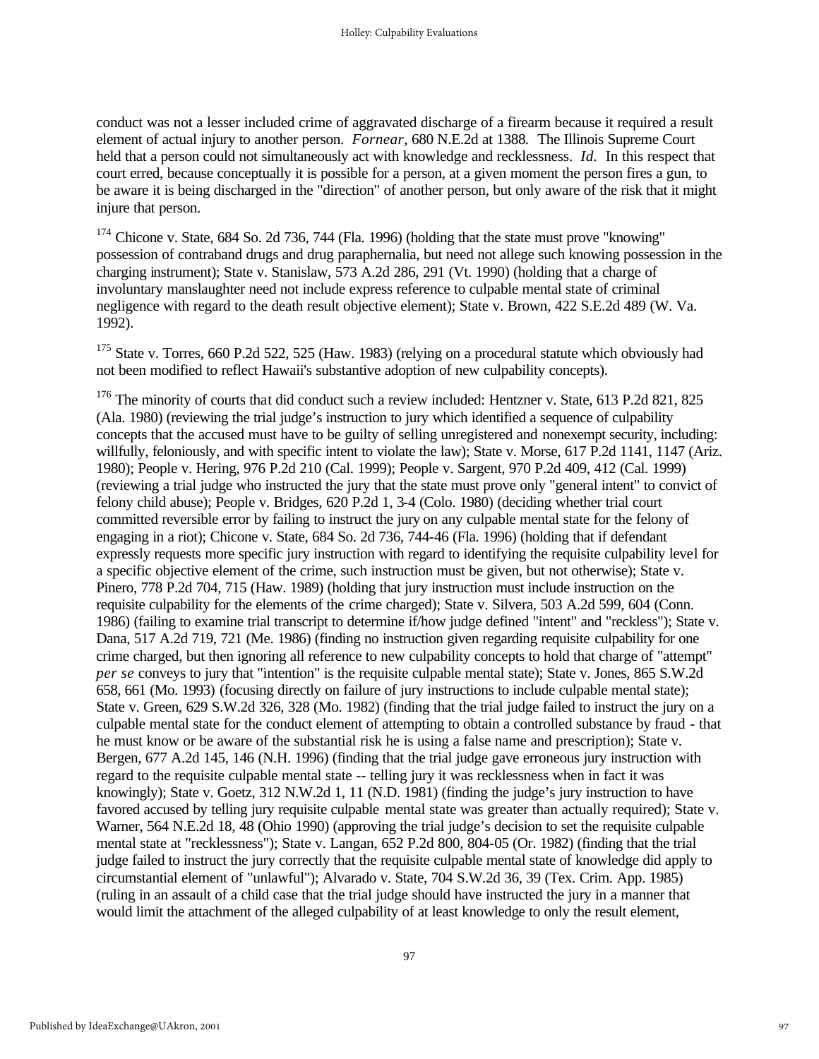conduct was not a lesser included crime of aggravated discharge of a firearm because it required a result element of actual injury to another person. *Fornear*, 680 N.E.2d at 1388. The Illinois Supreme Court held that a person could not simultaneously act with knowledge and recklessness. *Id.* In this respect that court erred, because conceptually it is possible for a person, at a given moment the person fires a gun, to be aware it is being discharged in the "direction" of another person, but only aware of the risk that it might injure that person.

[174] Chicone v. State, 684 So. 2d 736, 744 (Fla. 1996) (holding that the state must prove "knowing" possession of contraband drugs and drug paraphernalia, but need not allege such knowing possession in the charging instrument); State v. Stanislaw, 573 A.2d 286, 291 (Vt. 1990) (holding that a charge of involuntary manslaughter need not include express reference to culpable mental state of criminal negligence with regard to the death result objective element); State v. Brown, 422 S.E.2d 489 (W. Va. 1992).

[175] State v. Torres, 660 P.2d 522, 525 (Haw. 1983) (relying on a procedural statute which obviously had not been modified to reflect Hawaii's substantive adoption of new culpability concepts).

[176] The minority of courts that did conduct such a review included: Hentzner v. State, 613 P.2d 821, 825 (Ala. 1980) (reviewing the trial judge's instruction to jury which identified a sequence of culpability concepts that the accused must have to be guilty of selling unregistered and nonexempt security, including: willfully, feloniously, and with specific intent to violate the law); State v. Morse, 617 P.2d 1141, 1147 (Ariz. 1980); People v. Hering, 976 P.2d 210 (Cal. 1999); People v. Sargent, 970 P.2d 409, 412 (Cal. 1999) (reviewing a trial judge who instructed the jury that the state must prove only "general intent" to convict of felony child abuse); People v. Bridges, 620 P.2d 1, 3-4 (Colo. 1980) (deciding whether trial court committed reversible error by failing to instruct the jury on any culpable mental state for the felony of engaging in a riot); Chicone v. State, 684 So. 2d 736, 744-46 (Fla. 1996) (holding that if defendant expressly requests more specific jury instruction with regard to identifying the requisite culpability level for a specific objective element of the crime, such instruction must be given, but not otherwise); State v. Pinero, 778 P.2d 704, 715 (Haw. 1989) (holding that jury instruction must include instruction on the requisite culpability for the elements of the crime charged); State v. Silvera, 503 A.2d 599, 604 (Conn. 1986) (failing to examine trial transcript to determine if/how judge defined "intent" and "reckless"); State v. Dana, 517 A.2d 719, 721 (Me. 1986) (finding no instruction given regarding requisite culpability for one crime charged, but then ignoring all reference to new culpability concepts to hold that charge of "attempt" *per se* conveys to jury that "intention" is the requisite culpable mental state); State v. Jones, 865 S.W.2d 658, 661 (Mo. 1993) (focusing directly on failure of jury instructions to include culpable mental state); State v. Green, 629 S.W.2d 326, 328 (Mo. 1982) (finding that the trial judge failed to instruct the jury on a culpable mental state for the conduct element of attempting to obtain a controlled substance by fraud - that he must know or be aware of the substantial risk he is using a false name and prescription); State v. Bergen, 677 A.2d 145, 146 (N.H. 1996) (finding that the trial judge gave erroneous jury instruction with regard to the requisite culpable mental state -- telling jury it was recklessness when in fact it was knowingly); State v. Goetz, 312 N.W.2d 1, 11 (N.D. 1981) (finding the judge's jury instruction to have favored accused by telling jury requisite culpable mental state was greater than actually required); State v. Warner, 564 N.E.2d 18, 48 (Ohio 1990) (approving the trial judge's decision to set the requisite culpable mental state at "recklessness"); State v. Langan, 652 P.2d 800, 804-05 (Or. 1982) (finding that the trial judge failed to instruct the jury correctly that the requisite culpable mental state of knowledge did apply to circumstantial element of "unlawful"); Alvarado v. State, 704 S.W.2d 36, 39 (Tex. Crim. App. 1985) (ruling in an assault of a child case that the trial judge should have instructed the jury in a manner that would limit the attachment of the alleged culpability of at least knowledge to only the result element,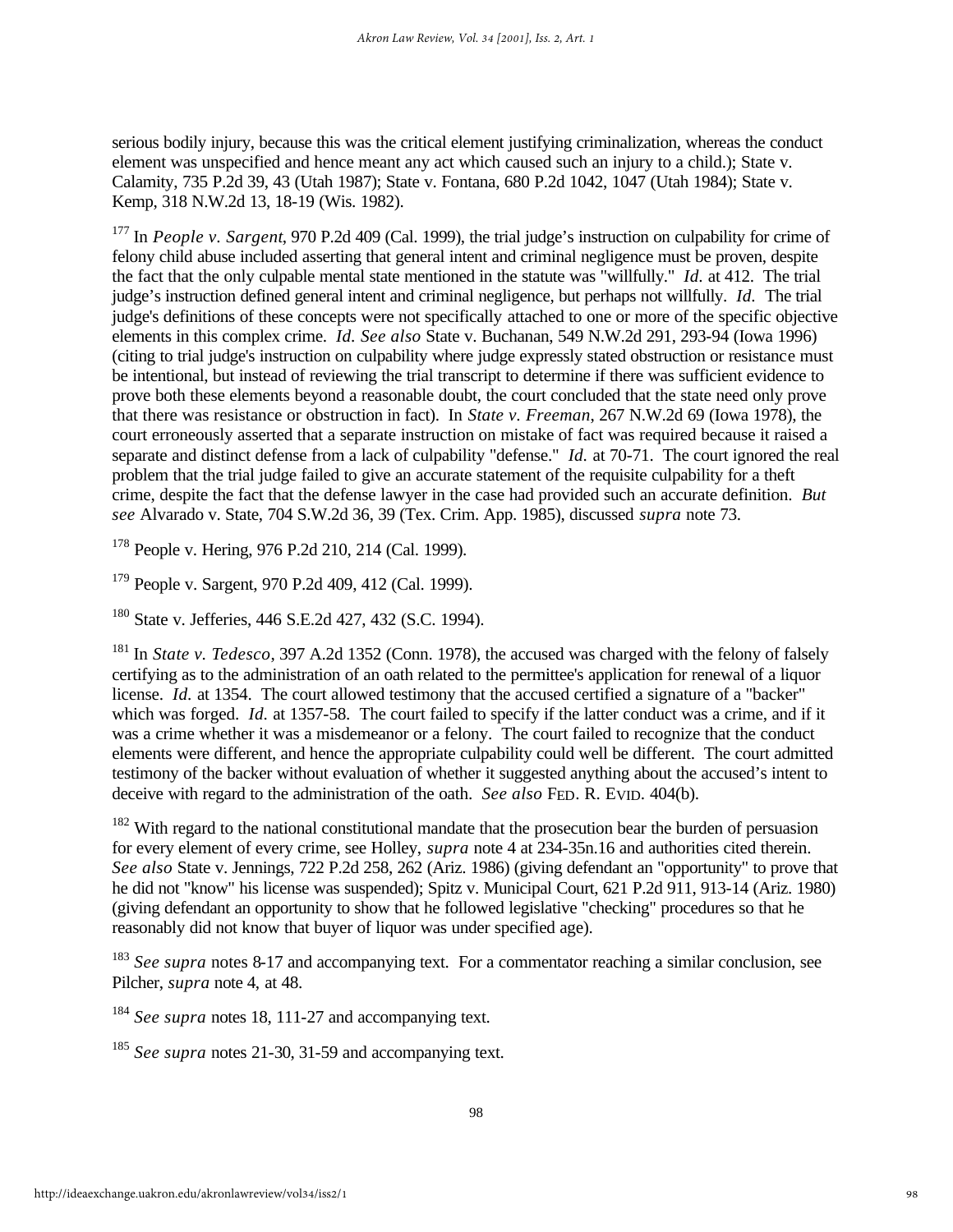serious bodily injury, because this was the critical element justifying criminalization, whereas the conduct element was unspecified and hence meant any act which caused such an injury to a child.); State v. Calamity, 735 P.2d 39, 43 (Utah 1987); State v. Fontana, 680 P.2d 1042, 1047 (Utah 1984); State v. Kemp, 318 N.W.2d 13, 18-19 (Wis. 1982).

[177] In *People v. Sargent*, 970 P.2d 409 (Cal. 1999), the trial judge's instruction on culpability for crime of felony child abuse included asserting that general intent and criminal negligence must be proven, despite the fact that the only culpable mental state mentioned in the statute was "willfully." *Id.* at 412. The trial judge's instruction defined general intent and criminal negligence, but perhaps not willfully. *Id.* The trial judge's definitions of these concepts were not specifically attached to one or more of the specific objective elements in this complex crime. *Id. See also* State v. Buchanan, 549 N.W.2d 291, 293-94 (Iowa 1996) (citing to trial judge's instruction on culpability where judge expressly stated obstruction or resistance must be intentional, but instead of reviewing the trial transcript to determine if there was sufficient evidence to prove both these elements beyond a reasonable doubt, the court concluded that the state need only prove that there was resistance or obstruction in fact). In *State v. Freeman*, 267 N.W.2d 69 (Iowa 1978), the court erroneously asserted that a separate instruction on mistake of fact was required because it raised a separate and distinct defense from a lack of culpability "defense." *Id.* at 70-71. The court ignored the real problem that the trial judge failed to give an accurate statement of the requisite culpability for a theft crime, despite the fact that the defense lawyer in the case had provided such an accurate definition. *But see* Alvarado v. State, 704 S.W.2d 36, 39 (Tex. Crim. App. 1985), discussed *supra* note 73.

[178] People v. Hering, 976 P.2d 210, 214 (Cal. 1999).

[179] People v. Sargent, 970 P.2d 409, 412 (Cal. 1999).

[180] State v. Jefferies, 446 S.E.2d 427, 432 (S.C. 1994).

[181] In *State v. Tedesco*, 397 A.2d 1352 (Conn. 1978), the accused was charged with the felony of falsely certifying as to the administration of an oath related to the permittee's application for renewal of a liquor license. *Id.* at 1354. The court allowed testimony that the accused certified a signature of a "backer" which was forged. *Id.* at 1357-58. The court failed to specify if the latter conduct was a crime, and if it was a crime whether it was a misdemeanor or a felony. The court failed to recognize that the conduct elements were different, and hence the appropriate culpability could well be different. The court admitted testimony of the backer without evaluation of whether it suggested anything about the accused's intent to deceive with regard to the administration of the oath. *See also* FED. R. EVID. 404(b).

[182] With regard to the national constitutional mandate that the prosecution bear the burden of persuasion for every element of every crime, see Holley, *supra* note 4 at 234-35n.16 and authorities cited therein. *See also* State v. Jennings, 722 P.2d 258, 262 (Ariz. 1986) (giving defendant an "opportunity" to prove that he did not "know" his license was suspended); Spitz v. Municipal Court, 621 P.2d 911, 913-14 (Ariz. 1980) (giving defendant an opportunity to show that he followed legislative "checking" procedures so that he reasonably did not know that buyer of liquor was under specified age).

[183] *See supra* notes 8-17 and accompanying text. For a commentator reaching a similar conclusion, see Pilcher, *supra* note 4, at 48.

[184] *See supra* notes 18, 111-27 and accompanying text.

[185] *See supra* notes 21-30, 31-59 and accompanying text.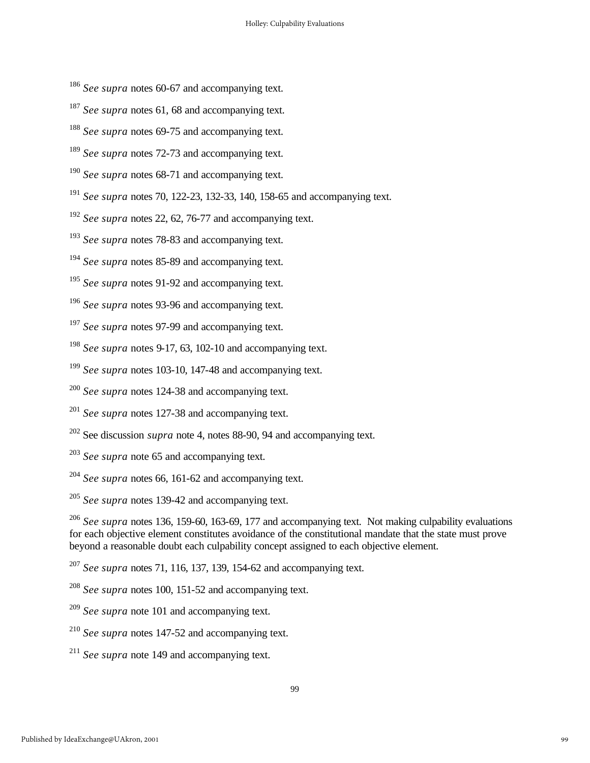[186] *See supra* notes 60-67 and accompanying text.

[187] *See supra* notes 61, 68 and accompanying text.

[188] *See supra* notes 69-75 and accompanying text.

[189] *See supra* notes 72-73 and accompanying text.

[190] *See supra* notes 68-71 and accompanying text.

[191] *See supra* notes 70, 122-23, 132-33, 140, 158-65 and accompanying text.

[192] *See supra* notes 22, 62, 76-77 and accompanying text.

[193] *See supra* notes 78-83 and accompanying text.

[194] *See supra* notes 85-89 and accompanying text.

[195] *See supra* notes 91-92 and accompanying text.

[196] *See supra* notes 93-96 and accompanying text.

[197] *See supra* notes 97-99 and accompanying text.

[198] *See supra* notes 9-17, 63, 102-10 and accompanying text.

[199] *See supra* notes 103-10, 147-48 and accompanying text.

[200] *See supra* notes 124-38 and accompanying text.

[201] *See supra* notes 127-38 and accompanying text.

[202] See discussion *supra* note 4, notes 88-90, 94 and accompanying text.

[203] *See supra* note 65 and accompanying text.

[204] *See supra* notes 66, 161-62 and accompanying text.

[205] *See supra* notes 139-42 and accompanying text.

[206] *See supra* notes 136, 159-60, 163-69, 177 and accompanying text. Not making culpability evaluations for each objective element constitutes avoidance of the constitutional mandate that the state must prove beyond a reasonable doubt each culpability concept assigned to each objective element.

[207] *See supra* notes 71, 116, 137, 139, 154-62 and accompanying text.

[208] *See supra* notes 100, 151-52 and accompanying text.

[209] *See supra* note 101 and accompanying text.

[210] *See supra* notes 147-52 and accompanying text.

[211] *See supra* note 149 and accompanying text.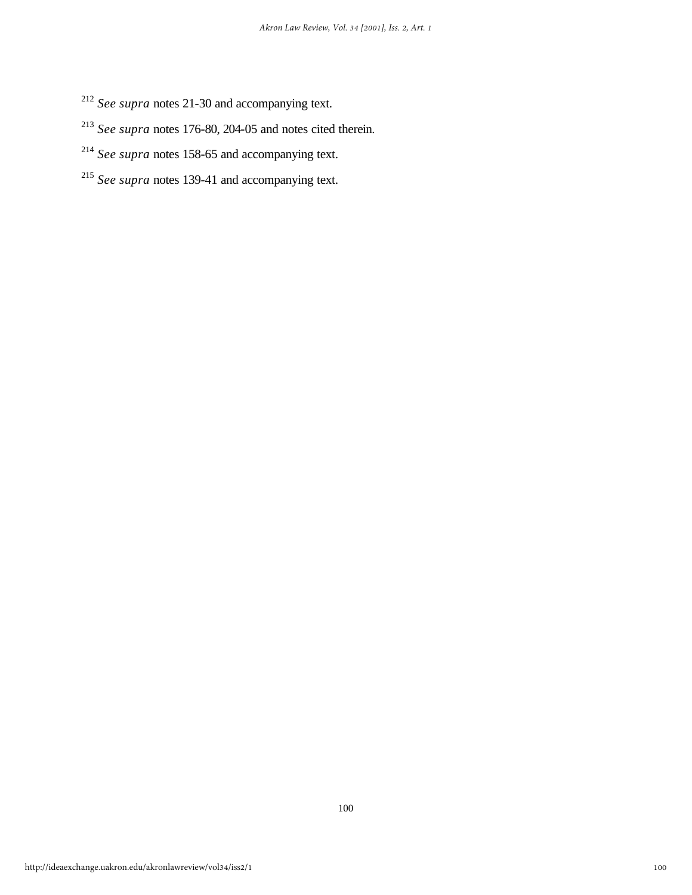[212] *See supra* notes 21-30 and accompanying text.

[213] *See supra* notes 176-80, 204-05 and notes cited therein.

[214] *See supra* notes 158-65 and accompanying text.

[215] *See supra* notes 139-41 and accompanying text.